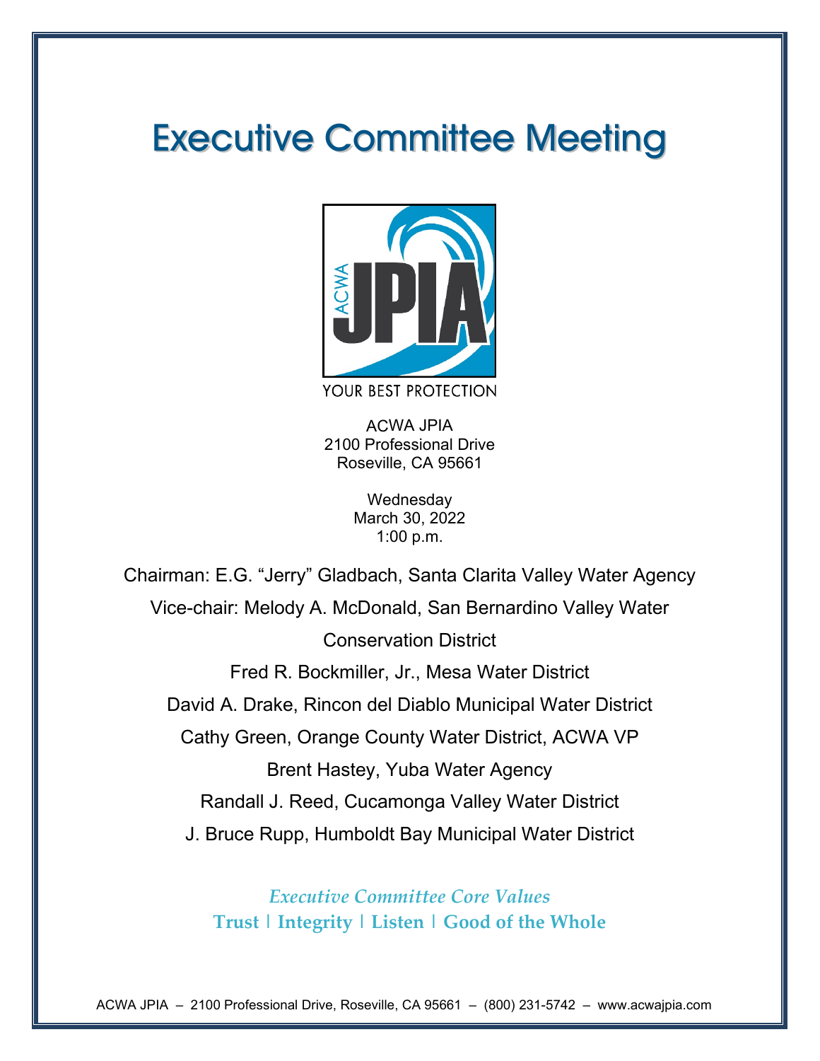# Executive Committee Meeting

YOUR BEST PROTECTION

ACWA JPIA
2100 Professional Drive
Roseville, CA 95661

Wednesday
March 30, 2022
1:00 p.m.

Chairman: E.G. "Jerry" Gladbach, Santa Clarita Valley Water Agency

Vice-chair: Melody A. McDonald, San Bernardino Valley Water Conservation District

Fred R. Bockmiller, Jr., Mesa Water District

David A. Drake, Rincon del Diablo Municipal Water District

Cathy Green, Orange County Water District, ACWA VP

Brent Hastey, Yuba Water Agency

Randall J. Reed, Cucamonga Valley Water District

J. Bruce Rupp, Humboldt Bay Municipal Water District

*Executive Committee Core Values*

**Trust | Integrity | Listen | Good of the Whole**

ACWA JPIA – 2100 Professional Drive, Roseville, CA 95661 – (800) 231-5742 – www.acwajpia.com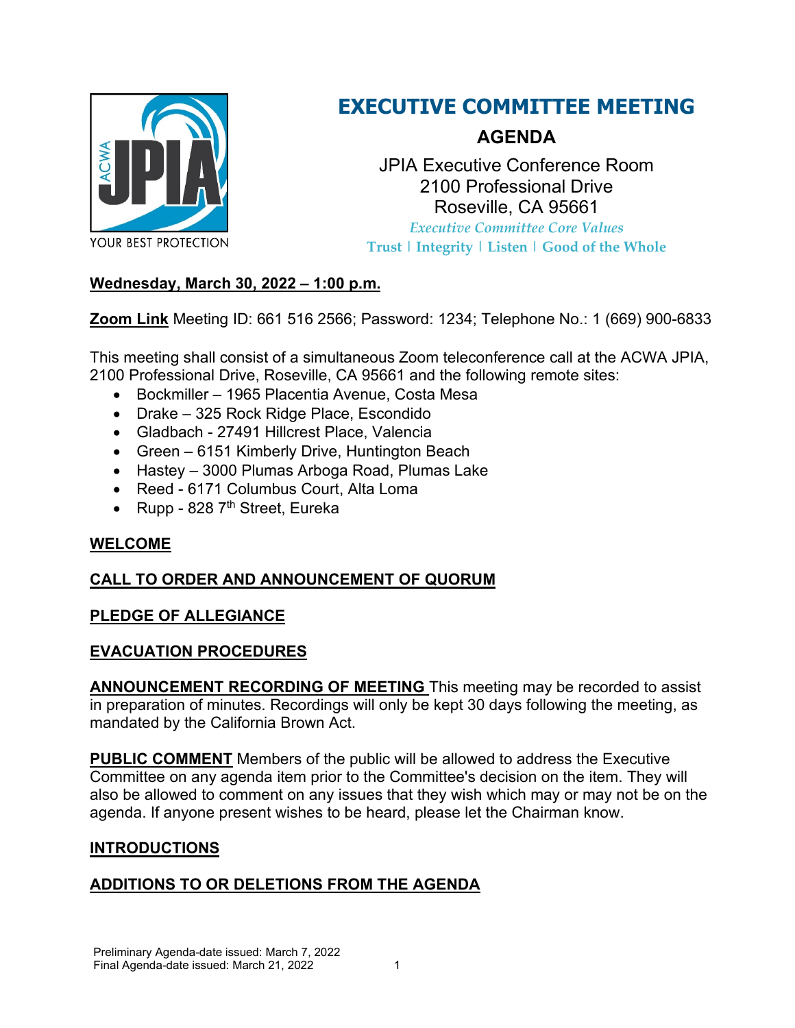# EXECUTIVE COMMITTEE MEETING

## AGENDA

JPIA Executive Conference Room
2100 Professional Drive
Roseville, CA 95661

*Executive Committee Core Values*
**Trust | Integrity | Listen | Good of the Whole**

YOUR BEST PROTECTION

**Wednesday, March 30, 2022 – 1:00 p.m.**

**Zoom Link** Meeting ID: 661 516 2566; Password: 1234; Telephone No.: 1 (669) 900-6833

This meeting shall consist of a simultaneous Zoom teleconference call at the ACWA JPIA, 2100 Professional Drive, Roseville, CA 95661 and the following remote sites:

- Bockmiller – 1965 Placentia Avenue, Costa Mesa
- Drake – 325 Rock Ridge Place, Escondido
- Gladbach - 27491 Hillcrest Place, Valencia
- Green – 6151 Kimberly Drive, Huntington Beach
- Hastey – 3000 Plumas Arboga Road, Plumas Lake
- Reed - 6171 Columbus Court, Alta Loma
- Rupp - 828 7th Street, Eureka

**WELCOME**

**CALL TO ORDER AND ANNOUNCEMENT OF QUORUM**

**PLEDGE OF ALLEGIANCE**

**EVACUATION PROCEDURES**

**ANNOUNCEMENT RECORDING OF MEETING** This meeting may be recorded to assist in preparation of minutes. Recordings will only be kept 30 days following the meeting, as mandated by the California Brown Act.

**PUBLIC COMMENT** Members of the public will be allowed to address the Executive Committee on any agenda item prior to the Committee's decision on the item. They will also be allowed to comment on any issues that they wish which may or may not be on the agenda. If anyone present wishes to be heard, please let the Chairman know.

**INTRODUCTIONS**

**ADDITIONS TO OR DELETIONS FROM THE AGENDA**

Preliminary Agenda-date issued: March 7, 2022
Final Agenda-date issued: March 21, 2022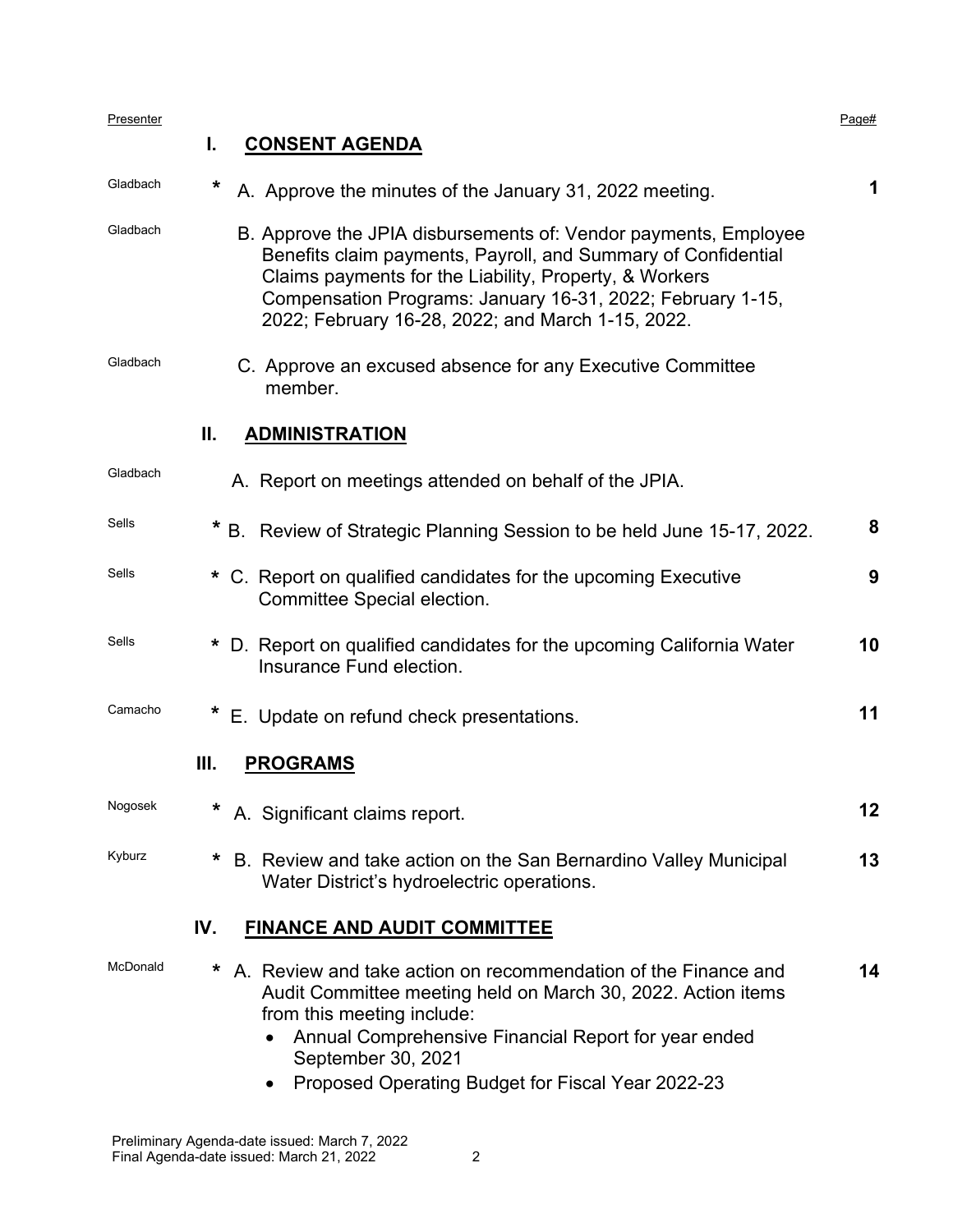| Presenter | | Page# |
|---|---|---|
| | **I. CONSENT AGENDA** | |
| Gladbach | * A. Approve the minutes of the January 31, 2022 meeting. | **1** |
| Gladbach | B. Approve the JPIA disbursements of: Vendor payments, Employee Benefits claim payments, Payroll, and Summary of Confidential Claims payments for the Liability, Property, & Workers Compensation Programs: January 16-31, 2022; February 1-15, 2022; February 16-28, 2022; and March 1-15, 2022. | |
| Gladbach | C. Approve an excused absence for any Executive Committee member. | |
| | **II. ADMINISTRATION** | |
| Gladbach | A. Report on meetings attended on behalf of the JPIA. | |
| Sells | * B. Review of Strategic Planning Session to be held June 15-17, 2022. | **8** |
| Sells | * C. Report on qualified candidates for the upcoming Executive Committee Special election. | **9** |
| Sells | * D. Report on qualified candidates for the upcoming California Water Insurance Fund election. | **10** |
| Camacho | * E. Update on refund check presentations. | **11** |
| | **III. PROGRAMS** | |
| Nogosek | * A. Significant claims report. | **12** |
| Kyburz | * B. Review and take action on the San Bernardino Valley Municipal Water District's hydroelectric operations. | **13** |
| | **IV. FINANCE AND AUDIT COMMITTEE** | |
| McDonald | * A. Review and take action on recommendation of the Finance and Audit Committee meeting held on March 30, 2022. Action items from this meeting include:<br>• Annual Comprehensive Financial Report for year ended September 30, 2021<br>• Proposed Operating Budget for Fiscal Year 2022-23 | **14** |

Preliminary Agenda-date issued: March 7, 2022
Final Agenda-date issued: March 21, 2022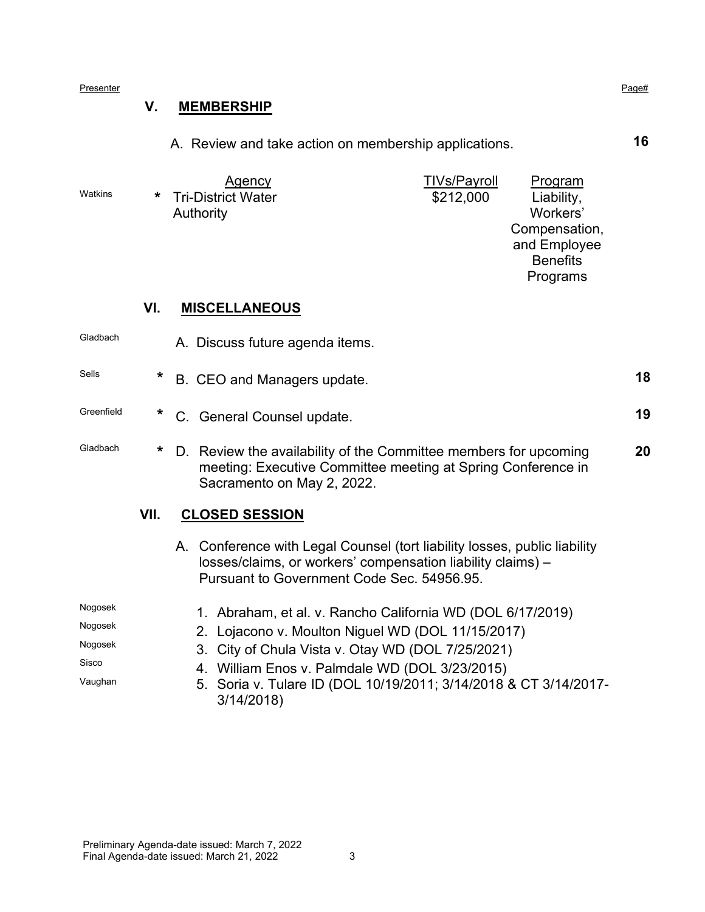| Presenter | | | Page# |
|---|---|---|---|

## V. MEMBERSHIP

A. Review and take action on membership applications. **16**

| Presenter | | Agency | TIVs/Payroll | Program |
|---|---|---|---|---|
| Watkins | * | Tri-District Water Authority | $212,000 | Liability, Workers' Compensation, and Employee Benefits Programs |

## VI. MISCELLANEOUS

| Presenter | | Item | Page# |
|---|---|---|---|
| Gladbach | | A. Discuss future agenda items. | |
| Sells | * | B. CEO and Managers update. | **18** |
| Greenfield | * | C. General Counsel update. | **19** |
| Gladbach | * | D. Review the availability of the Committee members for upcoming meeting: Executive Committee meeting at Spring Conference in Sacramento on May 2, 2022. | **20** |

## VII. CLOSED SESSION

A. Conference with Legal Counsel (tort liability losses, public liability losses/claims, or workers' compensation liability claims) – Pursuant to Government Code Sec. 54956.95.

| Presenter | Item |
|---|---|
| Nogosek | 1. Abraham, et al. v. Rancho California WD (DOL 6/17/2019) |
| Nogosek | 2. Lojacono v. Moulton Niguel WD (DOL 11/15/2017) |
| Nogosek | 3. City of Chula Vista v. Otay WD (DOL 7/25/2021) |
| Sisco | 4. William Enos v. Palmdale WD (DOL 3/23/2015) |
| Vaughan | 5. Soria v. Tulare ID (DOL 10/19/2011; 3/14/2018 & CT 3/14/2017-3/14/2018) |

Preliminary Agenda-date issued: March 7, 2022
Final Agenda-date issued: March 21, 2022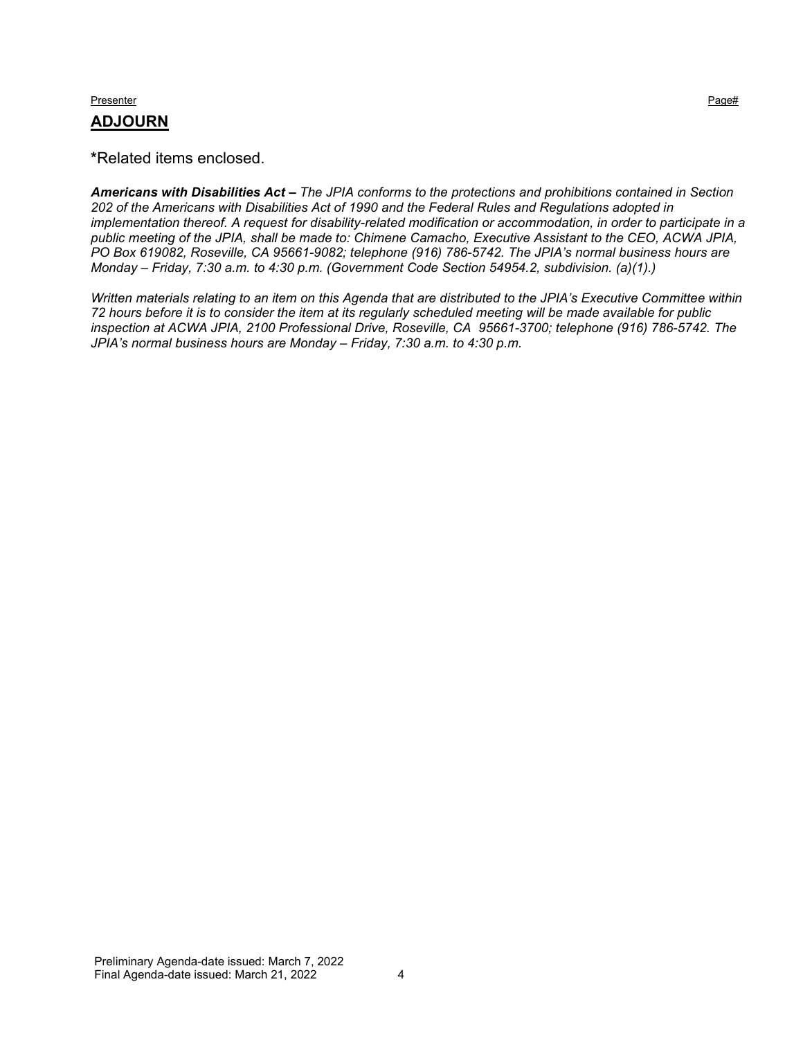Presenter Page#

## ADJOURN

**\***Related items enclosed.

***Americans with Disabilities Act –*** *The JPIA conforms to the protections and prohibitions contained in Section 202 of the Americans with Disabilities Act of 1990 and the Federal Rules and Regulations adopted in implementation thereof. A request for disability-related modification or accommodation, in order to participate in a public meeting of the JPIA, shall be made to: Chimene Camacho, Executive Assistant to the CEO, ACWA JPIA, PO Box 619082, Roseville, CA 95661-9082; telephone (916) 786-5742. The JPIA's normal business hours are Monday – Friday, 7:30 a.m. to 4:30 p.m. (Government Code Section 54954.2, subdivision. (a)(1).)*

*Written materials relating to an item on this Agenda that are distributed to the JPIA's Executive Committee within 72 hours before it is to consider the item at its regularly scheduled meeting will be made available for public inspection at ACWA JPIA, 2100 Professional Drive, Roseville, CA 95661-3700; telephone (916) 786-5742. The JPIA's normal business hours are Monday – Friday, 7:30 a.m. to 4:30 p.m.*

Preliminary Agenda-date issued: March 7, 2022
Final Agenda-date issued: March 21, 2022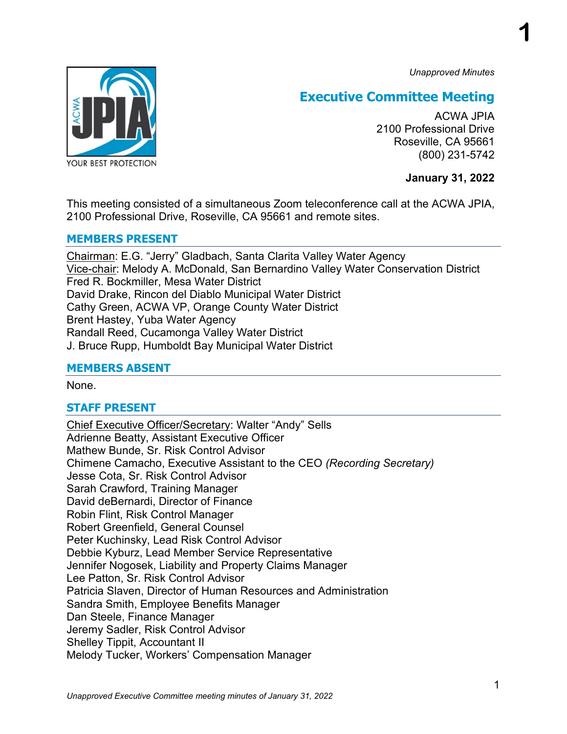*Unapproved Minutes*

# Executive Committee Meeting

ACWA JPIA
2100 Professional Drive
Roseville, CA 95661
(800) 231-5742

**January 31, 2022**

This meeting consisted of a simultaneous Zoom teleconference call at the ACWA JPIA, 2100 Professional Drive, Roseville, CA 95661 and remote sites.

## MEMBERS PRESENT

Chairman: E.G. “Jerry” Gladbach, Santa Clarita Valley Water Agency
Vice-chair: Melody A. McDonald, San Bernardino Valley Water Conservation District
Fred R. Bockmiller, Mesa Water District
David Drake, Rincon del Diablo Municipal Water District
Cathy Green, ACWA VP, Orange County Water District
Brent Hastey, Yuba Water Agency
Randall Reed, Cucamonga Valley Water District
J. Bruce Rupp, Humboldt Bay Municipal Water District

## MEMBERS ABSENT

None.

## STAFF PRESENT

Chief Executive Officer/Secretary: Walter “Andy” Sells
Adrienne Beatty, Assistant Executive Officer
Mathew Bunde, Sr. Risk Control Advisor
Chimene Camacho, Executive Assistant to the CEO *(Recording Secretary)*
Jesse Cota, Sr. Risk Control Advisor
Sarah Crawford, Training Manager
David deBernardi, Director of Finance
Robin Flint, Risk Control Manager
Robert Greenfield, General Counsel
Peter Kuchinsky, Lead Risk Control Advisor
Debbie Kyburz, Lead Member Service Representative
Jennifer Nogosek, Liability and Property Claims Manager
Lee Patton, Sr. Risk Control Advisor
Patricia Slaven, Director of Human Resources and Administration
Sandra Smith, Employee Benefits Manager
Dan Steele, Finance Manager
Jeremy Sadler, Risk Control Advisor
Shelley Tippit, Accountant II
Melody Tucker, Workers’ Compensation Manager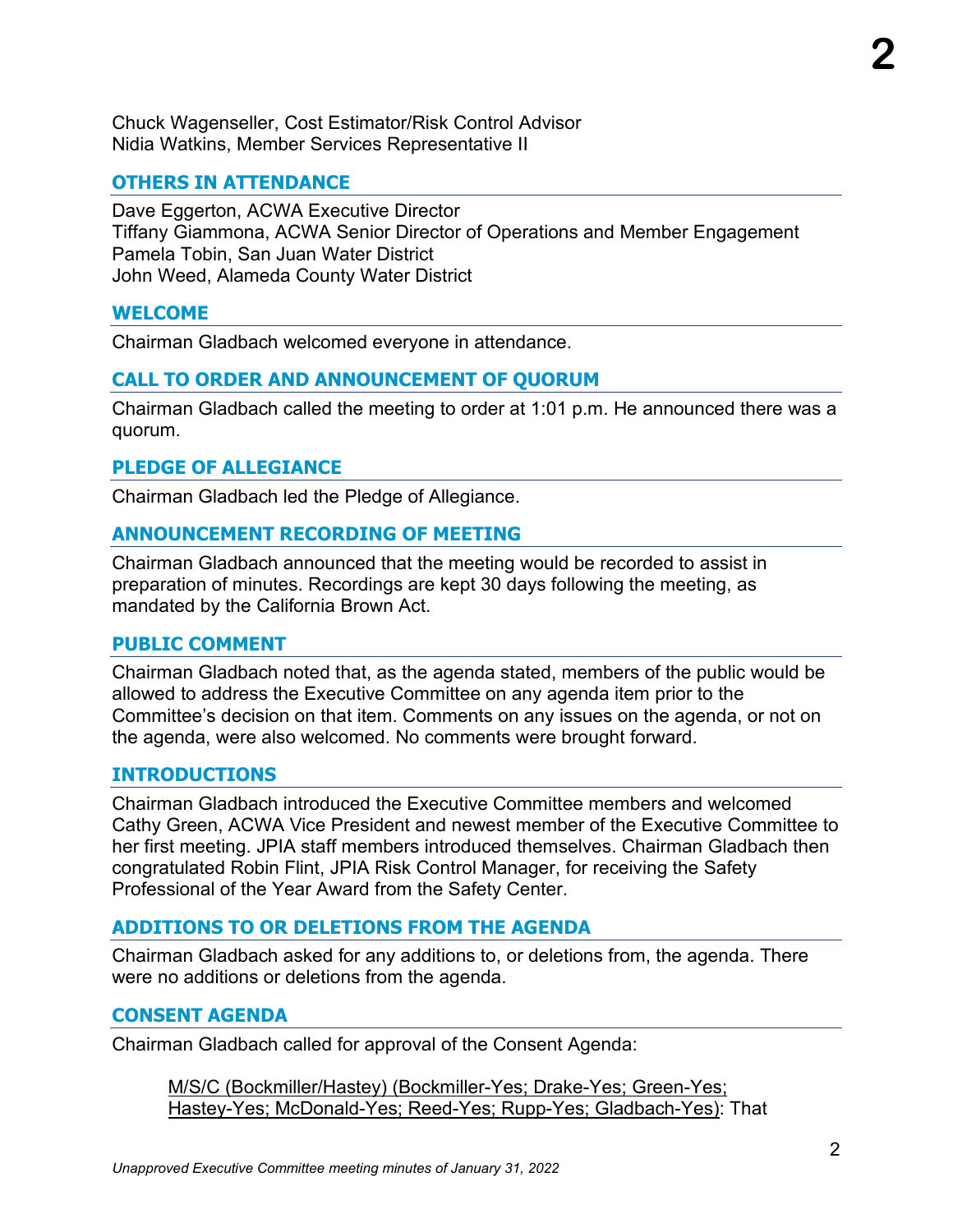Chuck Wagenseller, Cost Estimator/Risk Control Advisor
Nidia Watkins, Member Services Representative II

## OTHERS IN ATTENDANCE

Dave Eggerton, ACWA Executive Director
Tiffany Giammona, ACWA Senior Director of Operations and Member Engagement
Pamela Tobin, San Juan Water District
John Weed, Alameda County Water District

## WELCOME

Chairman Gladbach welcomed everyone in attendance.

## CALL TO ORDER AND ANNOUNCEMENT OF QUORUM

Chairman Gladbach called the meeting to order at 1:01 p.m. He announced there was a quorum.

## PLEDGE OF ALLEGIANCE

Chairman Gladbach led the Pledge of Allegiance.

## ANNOUNCEMENT RECORDING OF MEETING

Chairman Gladbach announced that the meeting would be recorded to assist in preparation of minutes. Recordings are kept 30 days following the meeting, as mandated by the California Brown Act.

## PUBLIC COMMENT

Chairman Gladbach noted that, as the agenda stated, members of the public would be allowed to address the Executive Committee on any agenda item prior to the Committee's decision on that item. Comments on any issues on the agenda, or not on the agenda, were also welcomed. No comments were brought forward.

## INTRODUCTIONS

Chairman Gladbach introduced the Executive Committee members and welcomed Cathy Green, ACWA Vice President and newest member of the Executive Committee to her first meeting. JPIA staff members introduced themselves. Chairman Gladbach then congratulated Robin Flint, JPIA Risk Control Manager, for receiving the Safety Professional of the Year Award from the Safety Center.

## ADDITIONS TO OR DELETIONS FROM THE AGENDA

Chairman Gladbach asked for any additions to, or deletions from, the agenda. There were no additions or deletions from the agenda.

## CONSENT AGENDA

Chairman Gladbach called for approval of the Consent Agenda:

> M/S/C (Bockmiller/Hastey) (Bockmiller-Yes; Drake-Yes; Green-Yes; Hastey-Yes; McDonald-Yes; Reed-Yes; Rupp-Yes; Gladbach-Yes): That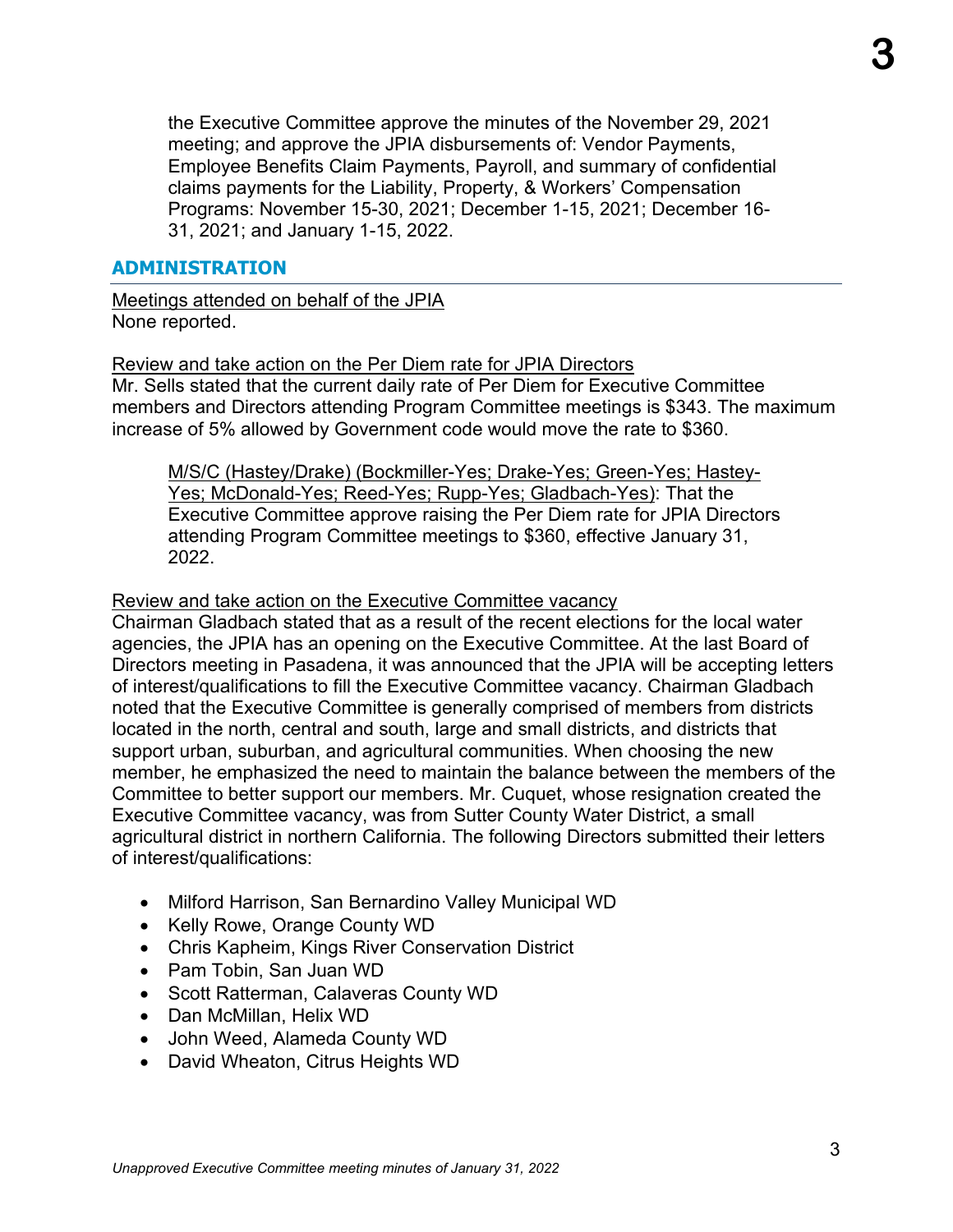the Executive Committee approve the minutes of the November 29, 2021 meeting; and approve the JPIA disbursements of: Vendor Payments, Employee Benefits Claim Payments, Payroll, and summary of confidential claims payments for the Liability, Property, & Workers' Compensation Programs: November 15-30, 2021; December 1-15, 2021; December 16-31, 2021; and January 1-15, 2022.

## ADMINISTRATION

Meetings attended on behalf of the JPIA
None reported.

Review and take action on the Per Diem rate for JPIA Directors
Mr. Sells stated that the current daily rate of Per Diem for Executive Committee members and Directors attending Program Committee meetings is $343. The maximum increase of 5% allowed by Government code would move the rate to $360.

M/S/C (Hastey/Drake) (Bockmiller-Yes; Drake-Yes; Green-Yes; Hastey-Yes; McDonald-Yes; Reed-Yes; Rupp-Yes; Gladbach-Yes): That the Executive Committee approve raising the Per Diem rate for JPIA Directors attending Program Committee meetings to $360, effective January 31, 2022.

Review and take action on the Executive Committee vacancy
Chairman Gladbach stated that as a result of the recent elections for the local water agencies, the JPIA has an opening on the Executive Committee. At the last Board of Directors meeting in Pasadena, it was announced that the JPIA will be accepting letters of interest/qualifications to fill the Executive Committee vacancy. Chairman Gladbach noted that the Executive Committee is generally comprised of members from districts located in the north, central and south, large and small districts, and districts that support urban, suburban, and agricultural communities. When choosing the new member, he emphasized the need to maintain the balance between the members of the Committee to better support our members. Mr. Cuquet, whose resignation created the Executive Committee vacancy, was from Sutter County Water District, a small agricultural district in northern California. The following Directors submitted their letters of interest/qualifications:

- Milford Harrison, San Bernardino Valley Municipal WD
- Kelly Rowe, Orange County WD
- Chris Kapheim, Kings River Conservation District
- Pam Tobin, San Juan WD
- Scott Ratterman, Calaveras County WD
- Dan McMillan, Helix WD
- John Weed, Alameda County WD
- David Wheaton, Citrus Heights WD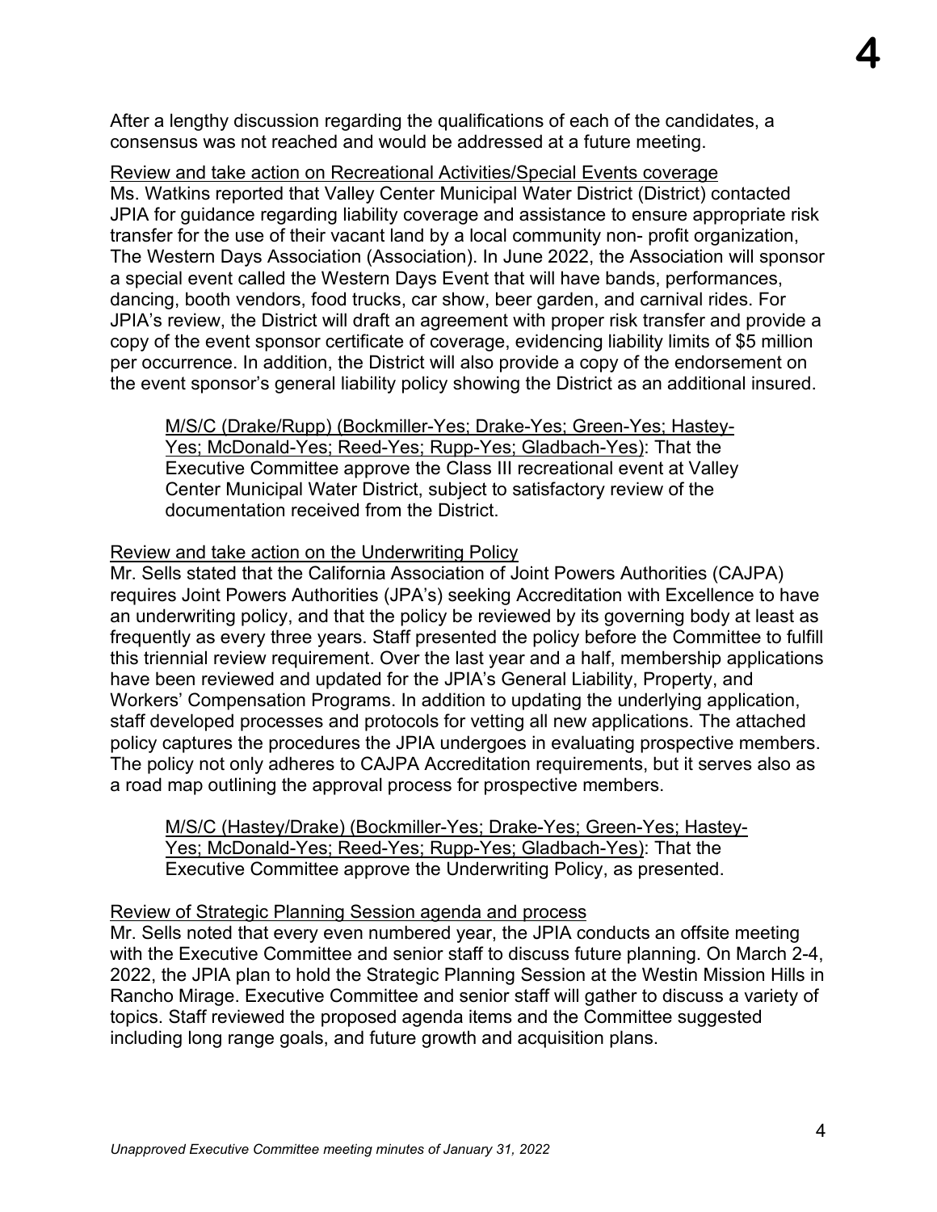After a lengthy discussion regarding the qualifications of each of the candidates, a consensus was not reached and would be addressed at a future meeting.

Review and take action on Recreational Activities/Special Events coverage

Ms. Watkins reported that Valley Center Municipal Water District (District) contacted JPIA for guidance regarding liability coverage and assistance to ensure appropriate risk transfer for the use of their vacant land by a local community non- profit organization, The Western Days Association (Association). In June 2022, the Association will sponsor a special event called the Western Days Event that will have bands, performances, dancing, booth vendors, food trucks, car show, beer garden, and carnival rides. For JPIA's review, the District will draft an agreement with proper risk transfer and provide a copy of the event sponsor certificate of coverage, evidencing liability limits of $5 million per occurrence. In addition, the District will also provide a copy of the endorsement on the event sponsor's general liability policy showing the District as an additional insured.

> M/S/C (Drake/Rupp) (Bockmiller-Yes; Drake-Yes; Green-Yes; Hastey-Yes; McDonald-Yes; Reed-Yes; Rupp-Yes; Gladbach-Yes): That the Executive Committee approve the Class III recreational event at Valley Center Municipal Water District, subject to satisfactory review of the documentation received from the District.

Review and take action on the Underwriting Policy

Mr. Sells stated that the California Association of Joint Powers Authorities (CAJPA) requires Joint Powers Authorities (JPA's) seeking Accreditation with Excellence to have an underwriting policy, and that the policy be reviewed by its governing body at least as frequently as every three years. Staff presented the policy before the Committee to fulfill this triennial review requirement. Over the last year and a half, membership applications have been reviewed and updated for the JPIA's General Liability, Property, and Workers' Compensation Programs. In addition to updating the underlying application, staff developed processes and protocols for vetting all new applications. The attached policy captures the procedures the JPIA undergoes in evaluating prospective members. The policy not only adheres to CAJPA Accreditation requirements, but it serves also as a road map outlining the approval process for prospective members.

> M/S/C (Hastey/Drake) (Bockmiller-Yes; Drake-Yes; Green-Yes; Hastey-Yes; McDonald-Yes; Reed-Yes; Rupp-Yes; Gladbach-Yes): That the Executive Committee approve the Underwriting Policy, as presented.

Review of Strategic Planning Session agenda and process

Mr. Sells noted that every even numbered year, the JPIA conducts an offsite meeting with the Executive Committee and senior staff to discuss future planning. On March 2-4, 2022, the JPIA plan to hold the Strategic Planning Session at the Westin Mission Hills in Rancho Mirage. Executive Committee and senior staff will gather to discuss a variety of topics. Staff reviewed the proposed agenda items and the Committee suggested including long range goals, and future growth and acquisition plans.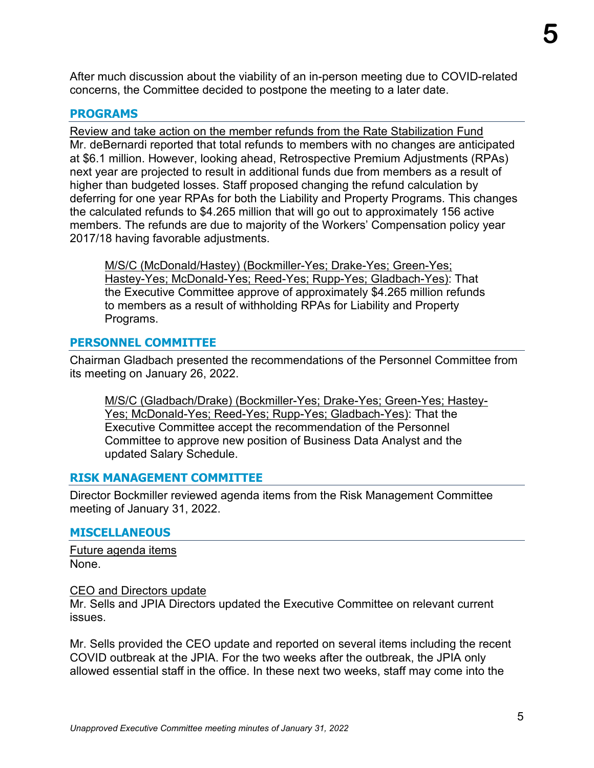After much discussion about the viability of an in-person meeting due to COVID-related concerns, the Committee decided to postpone the meeting to a later date.

## PROGRAMS

Review and take action on the member refunds from the Rate Stabilization Fund

Mr. deBernardi reported that total refunds to members with no changes are anticipated at $6.1 million. However, looking ahead, Retrospective Premium Adjustments (RPAs) next year are projected to result in additional funds due from members as a result of higher than budgeted losses. Staff proposed changing the refund calculation by deferring for one year RPAs for both the Liability and Property Programs. This changes the calculated refunds to $4.265 million that will go out to approximately 156 active members. The refunds are due to majority of the Workers' Compensation policy year 2017/18 having favorable adjustments.

> M/S/C (McDonald/Hastey) (Bockmiller-Yes; Drake-Yes; Green-Yes; Hastey-Yes; McDonald-Yes; Reed-Yes; Rupp-Yes; Gladbach-Yes): That the Executive Committee approve of approximately $4.265 million refunds to members as a result of withholding RPAs for Liability and Property Programs.

## PERSONNEL COMMITTEE

Chairman Gladbach presented the recommendations of the Personnel Committee from its meeting on January 26, 2022.

> M/S/C (Gladbach/Drake) (Bockmiller-Yes; Drake-Yes; Green-Yes; Hastey-Yes; McDonald-Yes; Reed-Yes; Rupp-Yes; Gladbach-Yes): That the Executive Committee accept the recommendation of the Personnel Committee to approve new position of Business Data Analyst and the updated Salary Schedule.

## RISK MANAGEMENT COMMITTEE

Director Bockmiller reviewed agenda items from the Risk Management Committee meeting of January 31, 2022.

## MISCELLANEOUS

Future agenda items

None.

CEO and Directors update

Mr. Sells and JPIA Directors updated the Executive Committee on relevant current issues.

Mr. Sells provided the CEO update and reported on several items including the recent COVID outbreak at the JPIA. For the two weeks after the outbreak, the JPIA only allowed essential staff in the office. In these next two weeks, staff may come into the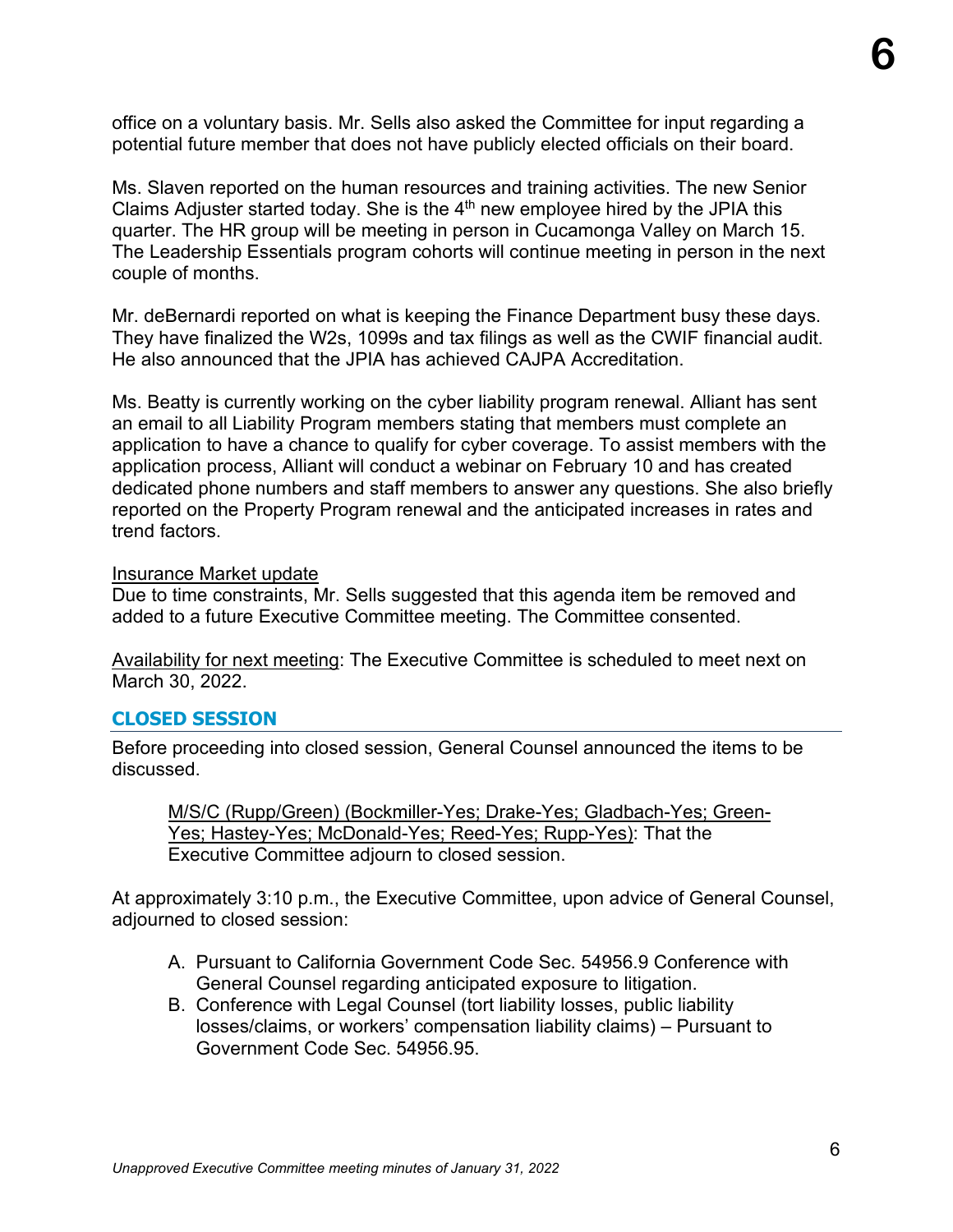office on a voluntary basis. Mr. Sells also asked the Committee for input regarding a potential future member that does not have publicly elected officials on their board.

Ms. Slaven reported on the human resources and training activities. The new Senior Claims Adjuster started today. She is the 4th new employee hired by the JPIA this quarter. The HR group will be meeting in person in Cucamonga Valley on March 15. The Leadership Essentials program cohorts will continue meeting in person in the next couple of months.

Mr. deBernardi reported on what is keeping the Finance Department busy these days. They have finalized the W2s, 1099s and tax filings as well as the CWIF financial audit. He also announced that the JPIA has achieved CAJPA Accreditation.

Ms. Beatty is currently working on the cyber liability program renewal. Alliant has sent an email to all Liability Program members stating that members must complete an application to have a chance to qualify for cyber coverage. To assist members with the application process, Alliant will conduct a webinar on February 10 and has created dedicated phone numbers and staff members to answer any questions. She also briefly reported on the Property Program renewal and the anticipated increases in rates and trend factors.

Insurance Market update
Due to time constraints, Mr. Sells suggested that this agenda item be removed and added to a future Executive Committee meeting. The Committee consented.

Availability for next meeting: The Executive Committee is scheduled to meet next on March 30, 2022.

## CLOSED SESSION

Before proceeding into closed session, General Counsel announced the items to be discussed.

> M/S/C (Rupp/Green) (Bockmiller-Yes; Drake-Yes; Gladbach-Yes; Green-Yes; Hastey-Yes; McDonald-Yes; Reed-Yes; Rupp-Yes): That the Executive Committee adjourn to closed session.

At approximately 3:10 p.m., the Executive Committee, upon advice of General Counsel, adjourned to closed session:

A. Pursuant to California Government Code Sec. 54956.9 Conference with General Counsel regarding anticipated exposure to litigation.
B. Conference with Legal Counsel (tort liability losses, public liability losses/claims, or workers' compensation liability claims) – Pursuant to Government Code Sec. 54956.95.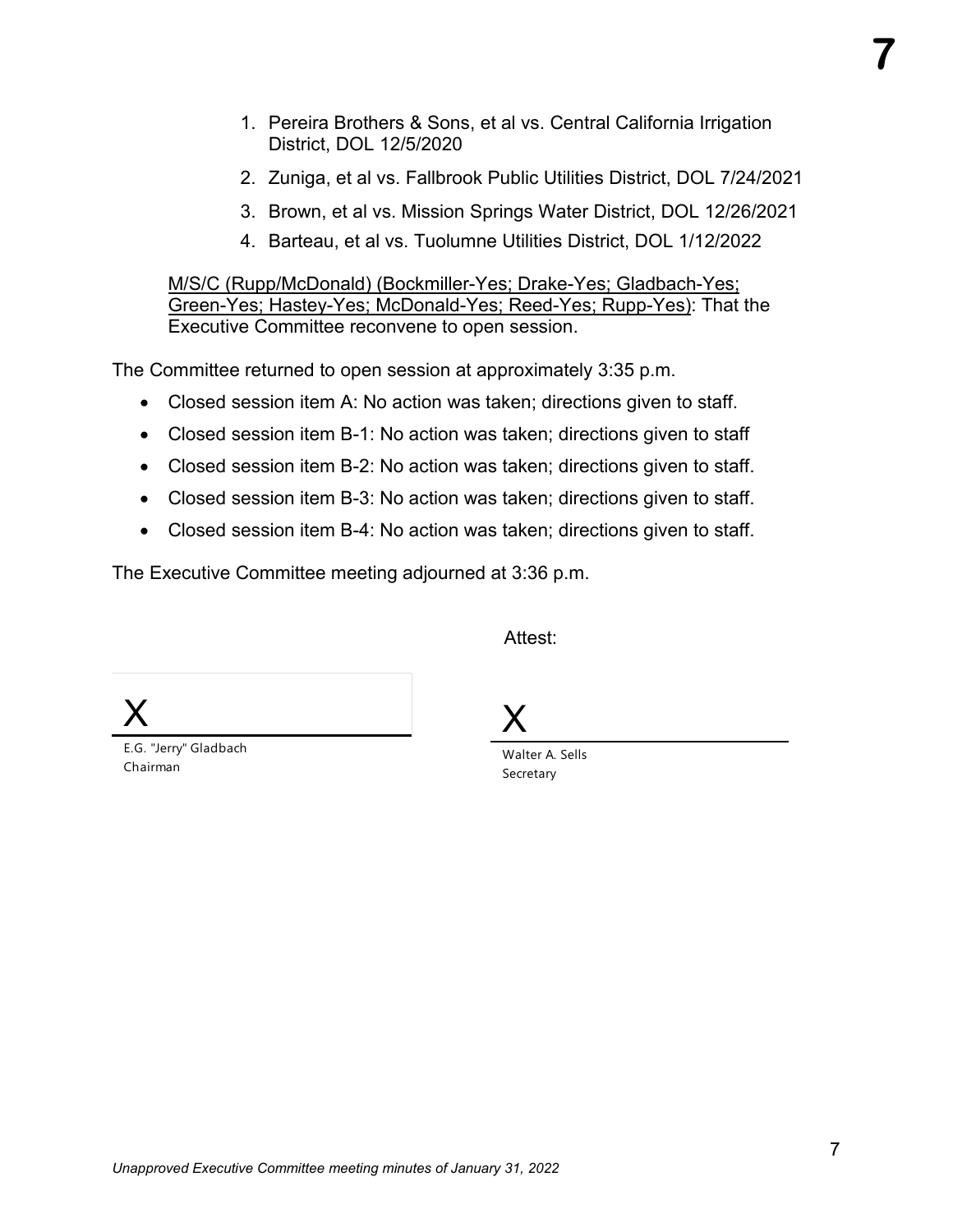1. Pereira Brothers & Sons, et al vs. Central California Irrigation District, DOL 12/5/2020
2. Zuniga, et al vs. Fallbrook Public Utilities District, DOL 7/24/2021
3. Brown, et al vs. Mission Springs Water District, DOL 12/26/2021
4. Barteau, et al vs. Tuolumne Utilities District, DOL 1/12/2022

M/S/C (Rupp/McDonald) (Bockmiller-Yes; Drake-Yes; Gladbach-Yes; Green-Yes; Hastey-Yes; McDonald-Yes; Reed-Yes; Rupp-Yes): That the Executive Committee reconvene to open session.

The Committee returned to open session at approximately 3:35 p.m.

- Closed session item A: No action was taken; directions given to staff.
- Closed session item B-1: No action was taken; directions given to staff
- Closed session item B-2: No action was taken; directions given to staff.
- Closed session item B-3: No action was taken; directions given to staff.
- Closed session item B-4: No action was taken; directions given to staff.

The Executive Committee meeting adjourned at 3:36 p.m.

Attest:

X

E.G. "Jerry" Gladbach
Chairman

X

Walter A. Sells
Secretary

*Unapproved Executive Committee meeting minutes of January 31, 2022*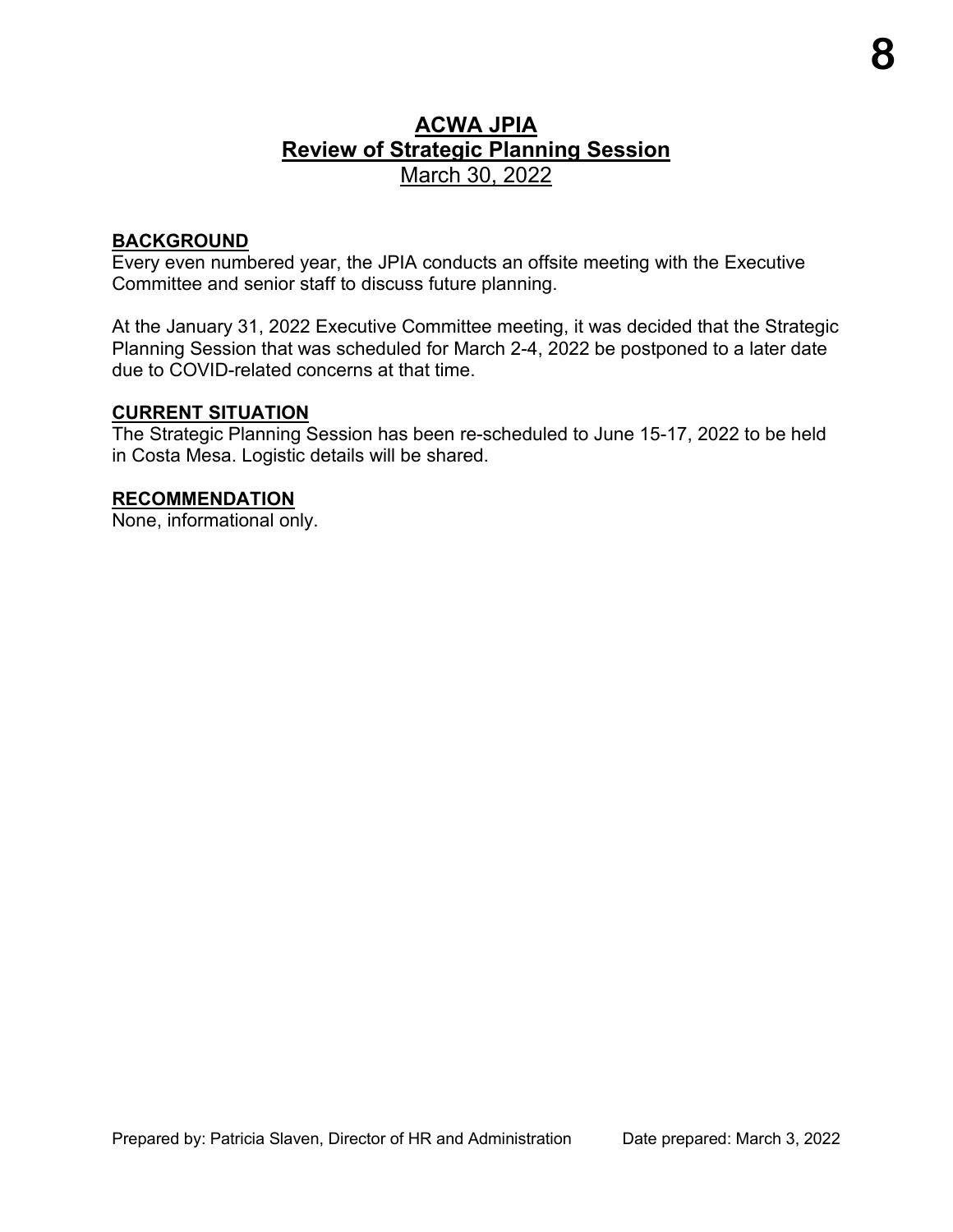# 8

## ACWA JPIA
## Review of Strategic Planning Session
March 30, 2022

**BACKGROUND**

Every even numbered year, the JPIA conducts an offsite meeting with the Executive Committee and senior staff to discuss future planning.

At the January 31, 2022 Executive Committee meeting, it was decided that the Strategic Planning Session that was scheduled for March 2-4, 2022 be postponed to a later date due to COVID-related concerns at that time.

**CURRENT SITUATION**

The Strategic Planning Session has been re-scheduled to June 15-17, 2022 to be held in Costa Mesa. Logistic details will be shared.

**RECOMMENDATION**

None, informational only.

Prepared by: Patricia Slaven, Director of HR and Administration    Date prepared: March 3, 2022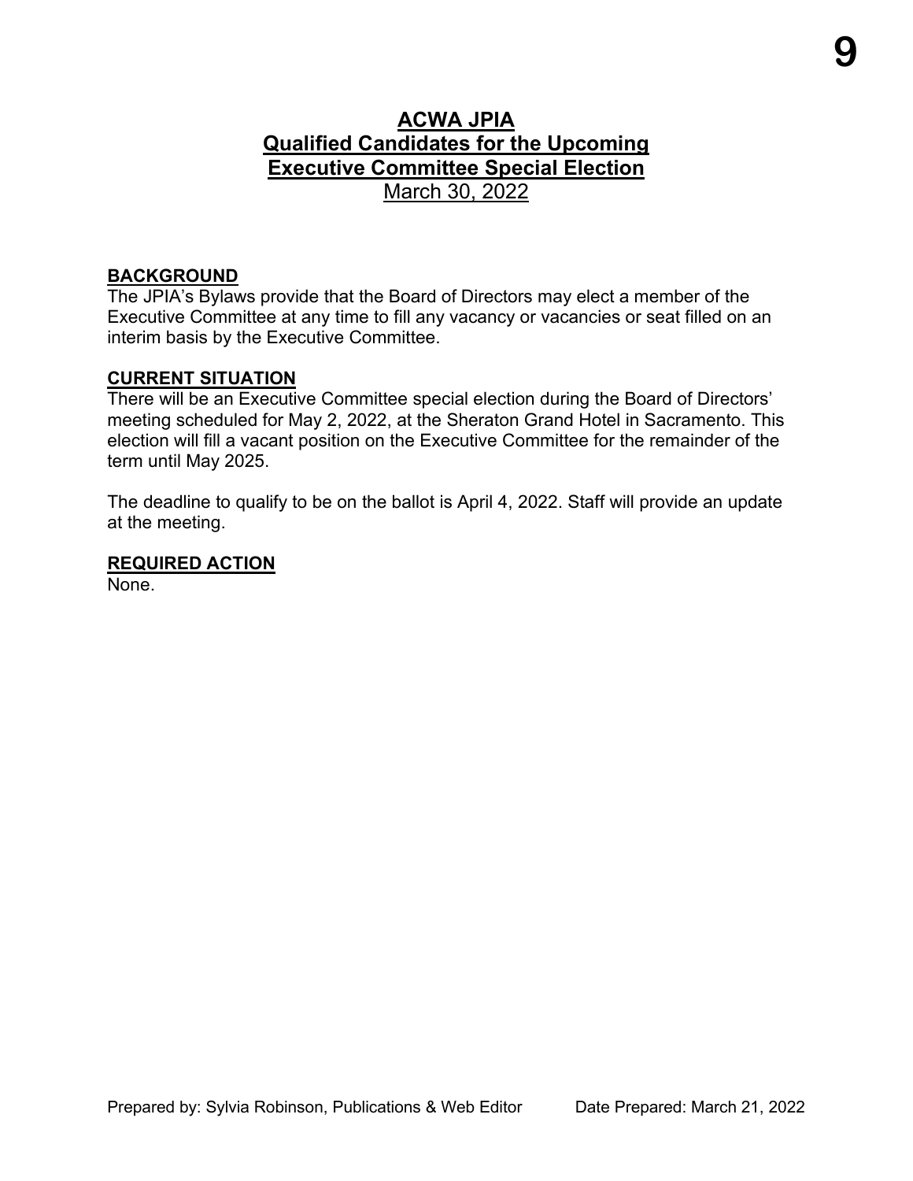# ACWA JPIA
## Qualified Candidates for the Upcoming Executive Committee Special Election
March 30, 2022

**BACKGROUND**

The JPIA's Bylaws provide that the Board of Directors may elect a member of the Executive Committee at any time to fill any vacancy or vacancies or seat filled on an interim basis by the Executive Committee.

**CURRENT SITUATION**

There will be an Executive Committee special election during the Board of Directors' meeting scheduled for May 2, 2022, at the Sheraton Grand Hotel in Sacramento. This election will fill a vacant position on the Executive Committee for the remainder of the term until May 2025.

The deadline to qualify to be on the ballot is April 4, 2022. Staff will provide an update at the meeting.

**REQUIRED ACTION**

None.

Prepared by: Sylvia Robinson, Publications & Web Editor Date Prepared: March 21, 2022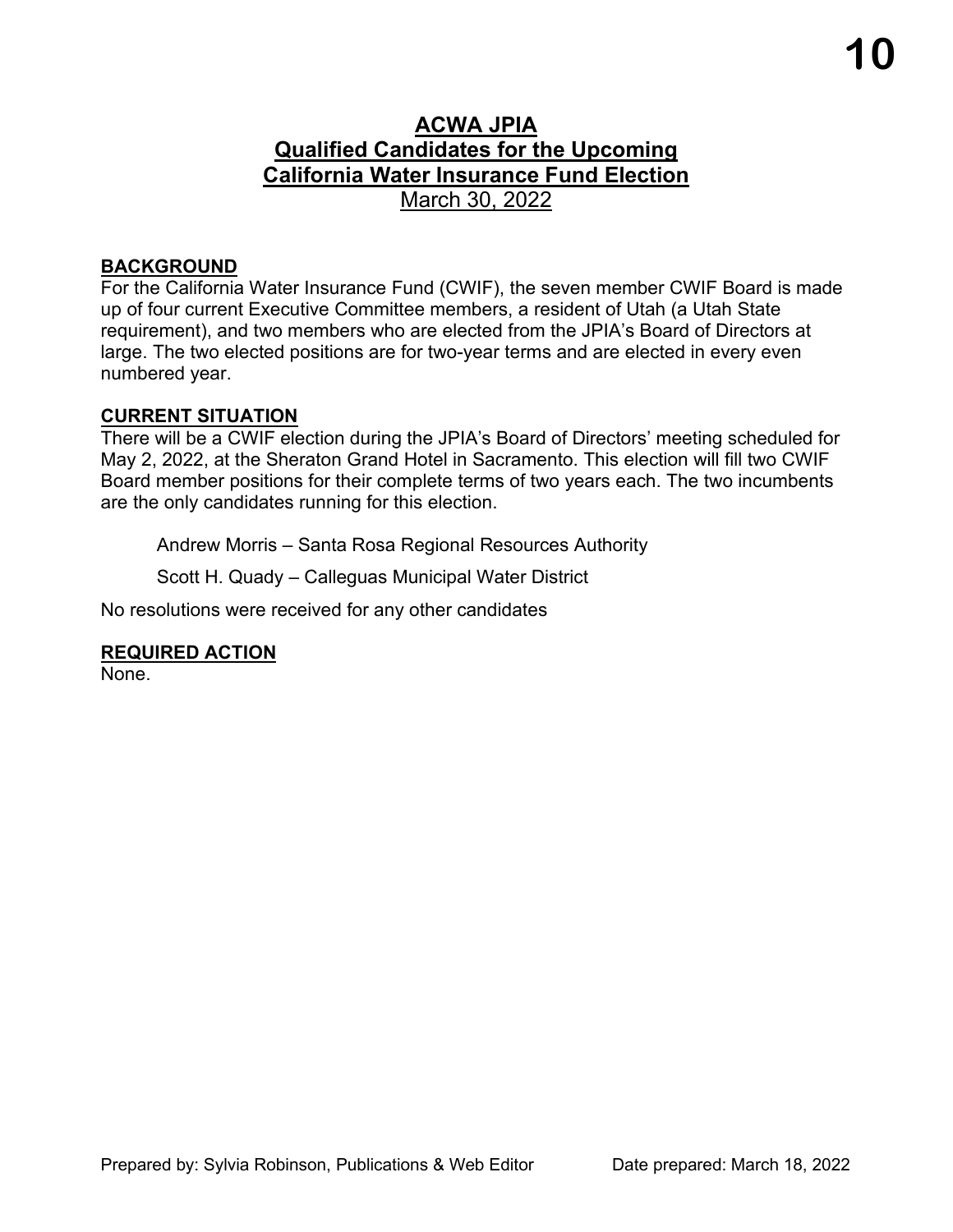# ACWA JPIA
## Qualified Candidates for the Upcoming California Water Insurance Fund Election
March 30, 2022

**BACKGROUND**

For the California Water Insurance Fund (CWIF), the seven member CWIF Board is made up of four current Executive Committee members, a resident of Utah (a Utah State requirement), and two members who are elected from the JPIA's Board of Directors at large. The two elected positions are for two-year terms and are elected in every even numbered year.

**CURRENT SITUATION**

There will be a CWIF election during the JPIA's Board of Directors' meeting scheduled for May 2, 2022, at the Sheraton Grand Hotel in Sacramento. This election will fill two CWIF Board member positions for their complete terms of two years each. The two incumbents are the only candidates running for this election.

Andrew Morris – Santa Rosa Regional Resources Authority

Scott H. Quady – Calleguas Municipal Water District

No resolutions were received for any other candidates

**REQUIRED ACTION**

None.

Prepared by: Sylvia Robinson, Publications & Web Editor    Date prepared: March 18, 2022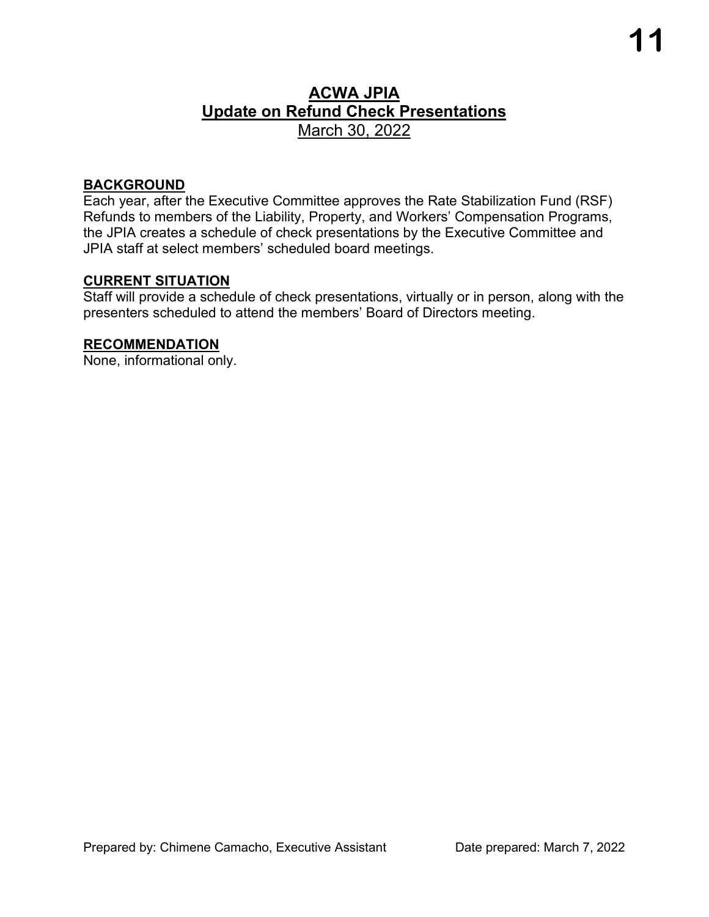# ACWA JPIA
## Update on Refund Check Presentations
March 30, 2022

**BACKGROUND**

Each year, after the Executive Committee approves the Rate Stabilization Fund (RSF) Refunds to members of the Liability, Property, and Workers' Compensation Programs, the JPIA creates a schedule of check presentations by the Executive Committee and JPIA staff at select members' scheduled board meetings.

**CURRENT SITUATION**

Staff will provide a schedule of check presentations, virtually or in person, along with the presenters scheduled to attend the members' Board of Directors meeting.

**RECOMMENDATION**

None, informational only.

Prepared by: Chimene Camacho, Executive Assistant    Date prepared: March 7, 2022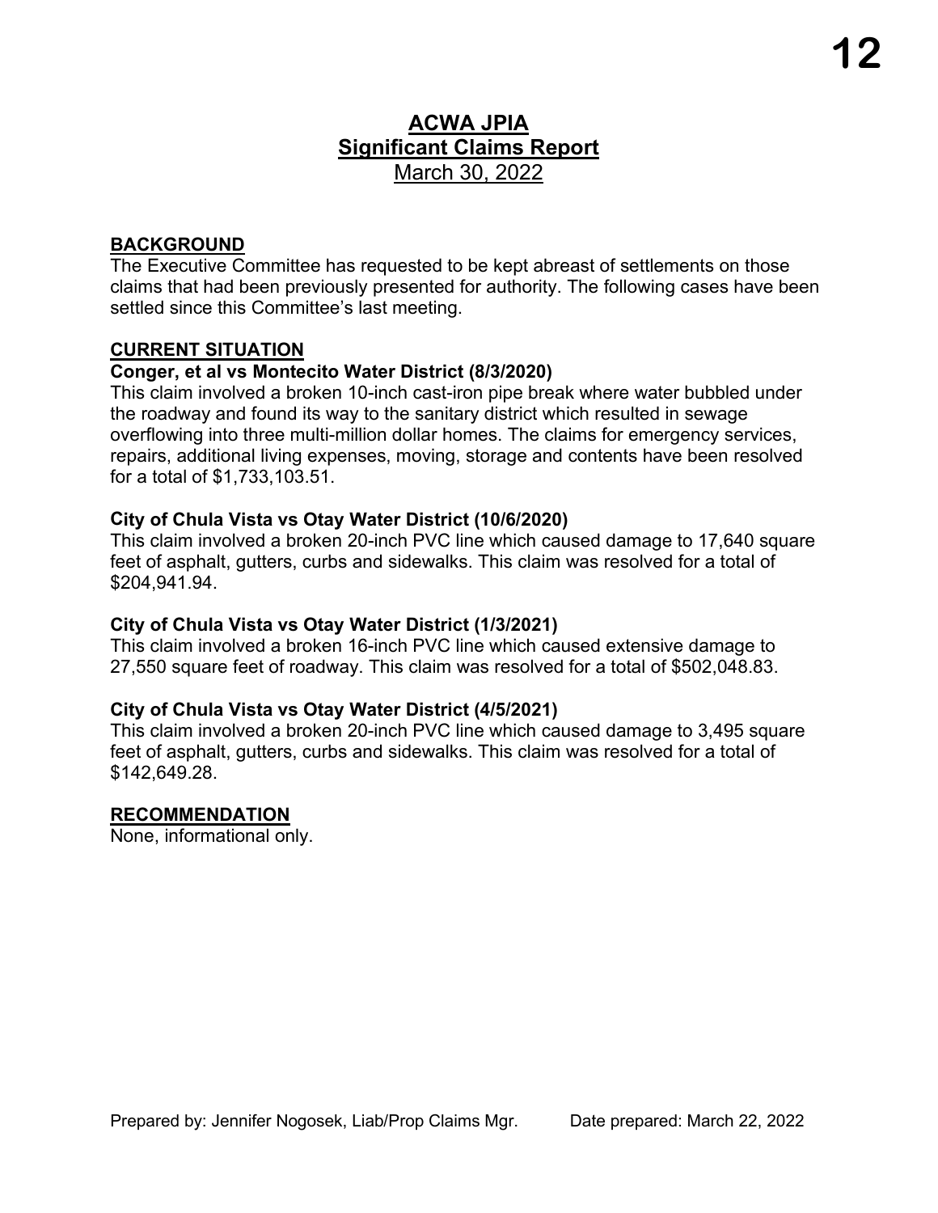# ACWA JPIA
## Significant Claims Report
March 30, 2022

### BACKGROUND

The Executive Committee has requested to be kept abreast of settlements on those claims that had been previously presented for authority. The following cases have been settled since this Committee's last meeting.

### CURRENT SITUATION

**Conger, et al vs Montecito Water District (8/3/2020)**

This claim involved a broken 10-inch cast-iron pipe break where water bubbled under the roadway and found its way to the sanitary district which resulted in sewage overflowing into three multi-million dollar homes. The claims for emergency services, repairs, additional living expenses, moving, storage and contents have been resolved for a total of $1,733,103.51.

**City of Chula Vista vs Otay Water District (10/6/2020)**

This claim involved a broken 20-inch PVC line which caused damage to 17,640 square feet of asphalt, gutters, curbs and sidewalks. This claim was resolved for a total of $204,941.94.

**City of Chula Vista vs Otay Water District (1/3/2021)**

This claim involved a broken 16-inch PVC line which caused extensive damage to 27,550 square feet of roadway. This claim was resolved for a total of $502,048.83.

**City of Chula Vista vs Otay Water District (4/5/2021)**

This claim involved a broken 20-inch PVC line which caused damage to 3,495 square feet of asphalt, gutters, curbs and sidewalks. This claim was resolved for a total of $142,649.28.

### RECOMMENDATION

None, informational only.

Prepared by: Jennifer Nogosek, Liab/Prop Claims Mgr. Date prepared: March 22, 2022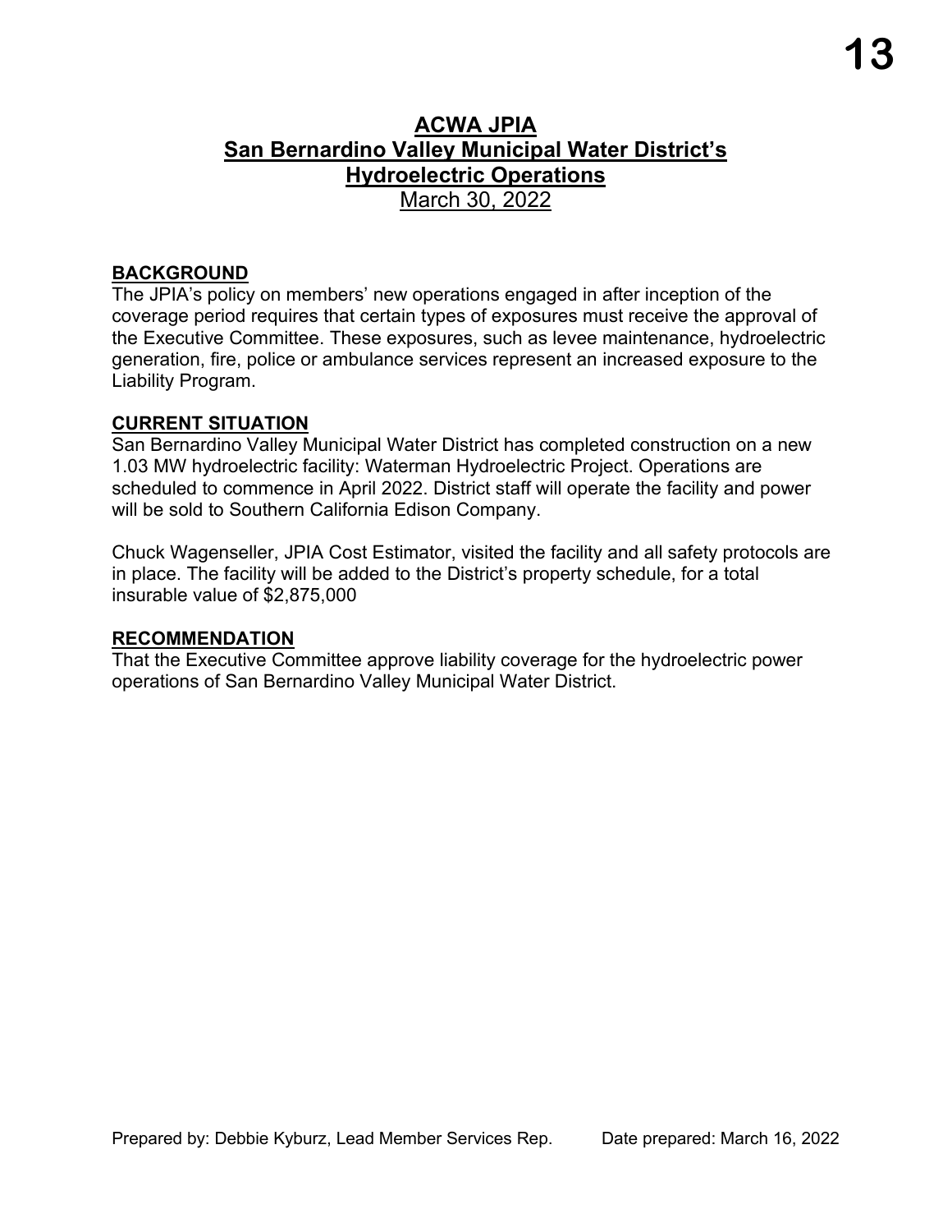# ACWA JPIA
# San Bernardino Valley Municipal Water District's
# Hydroelectric Operations

March 30, 2022

## BACKGROUND

The JPIA's policy on members' new operations engaged in after inception of the coverage period requires that certain types of exposures must receive the approval of the Executive Committee. These exposures, such as levee maintenance, hydroelectric generation, fire, police or ambulance services represent an increased exposure to the Liability Program.

## CURRENT SITUATION

San Bernardino Valley Municipal Water District has completed construction on a new 1.03 MW hydroelectric facility: Waterman Hydroelectric Project. Operations are scheduled to commence in April 2022. District staff will operate the facility and power will be sold to Southern California Edison Company.

Chuck Wagenseller, JPIA Cost Estimator, visited the facility and all safety protocols are in place. The facility will be added to the District's property schedule, for a total insurable value of $2,875,000

## RECOMMENDATION

That the Executive Committee approve liability coverage for the hydroelectric power operations of San Bernardino Valley Municipal Water District.

Prepared by: Debbie Kyburz, Lead Member Services Rep. Date prepared: March 16, 2022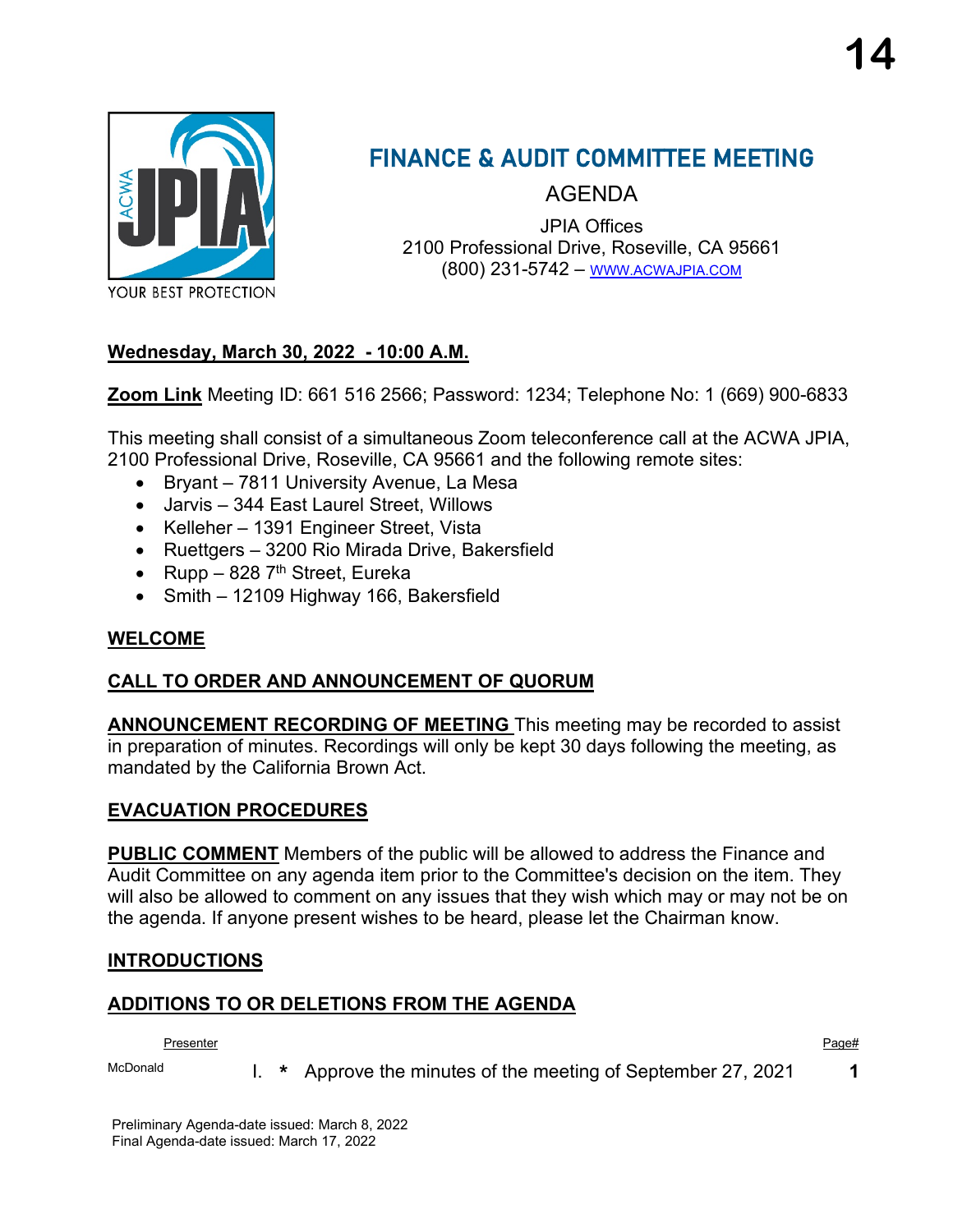14

# FINANCE & AUDIT COMMITTEE MEETING

## AGENDA

JPIA Offices
2100 Professional Drive, Roseville, CA 95661
(800) 231-5742 – WWW.ACWAJPIA.COM

**Wednesday, March 30, 2022 - 10:00 A.M.**

**Zoom Link** Meeting ID: 661 516 2566; Password: 1234; Telephone No: 1 (669) 900-6833

This meeting shall consist of a simultaneous Zoom teleconference call at the ACWA JPIA, 2100 Professional Drive, Roseville, CA 95661 and the following remote sites:

- Bryant – 7811 University Avenue, La Mesa
- Jarvis – 344 East Laurel Street, Willows
- Kelleher – 1391 Engineer Street, Vista
- Ruettgers – 3200 Rio Mirada Drive, Bakersfield
- Rupp – 828 7th Street, Eureka
- Smith – 12109 Highway 166, Bakersfield

**WELCOME**

**CALL TO ORDER AND ANNOUNCEMENT OF QUORUM**

**ANNOUNCEMENT RECORDING OF MEETING** This meeting may be recorded to assist in preparation of minutes. Recordings will only be kept 30 days following the meeting, as mandated by the California Brown Act.

**EVACUATION PROCEDURES**

**PUBLIC COMMENT** Members of the public will be allowed to address the Finance and Audit Committee on any agenda item prior to the Committee's decision on the item. They will also be allowed to comment on any issues that they wish which may or may not be on the agenda. If anyone present wishes to be heard, please let the Chairman know.

**INTRODUCTIONS**

**ADDITIONS TO OR DELETIONS FROM THE AGENDA**

| Presenter | | | | Page# |
|---|---|---|---|---|
| McDonald | I. | * | Approve the minutes of the meeting of September 27, 2021 | **1** |

Preliminary Agenda-date issued: March 8, 2022
Final Agenda-date issued: March 17, 2022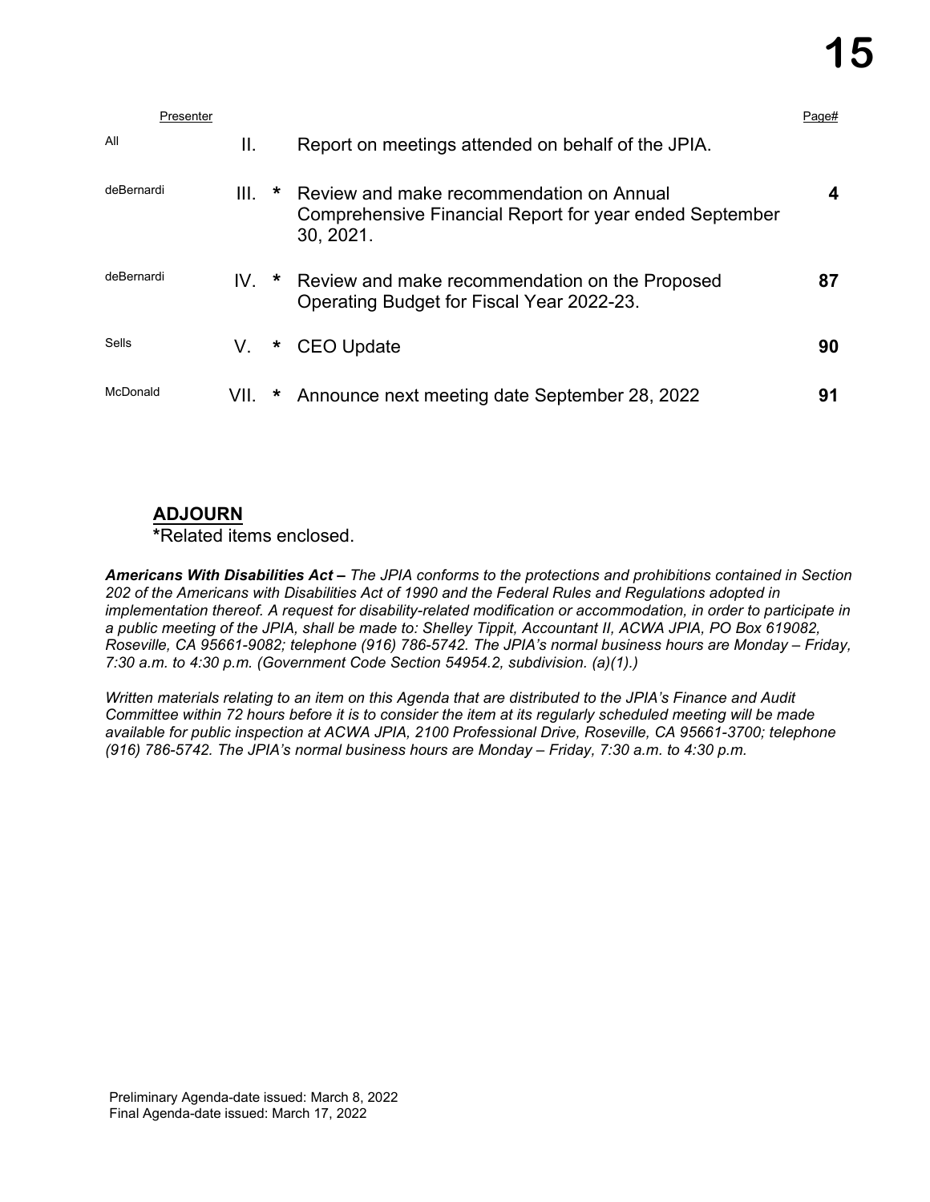| Presenter | | | | Page# |
|---|---|---|---|---|
| All | II. | | Report on meetings attended on behalf of the JPIA. | |
| deBernardi | III. | * | Review and make recommendation on Annual Comprehensive Financial Report for year ended September 30, 2021. | **4** |
| deBernardi | IV. | * | Review and make recommendation on the Proposed Operating Budget for Fiscal Year 2022-23. | **87** |
| Sells | V. | * | CEO Update | **90** |
| McDonald | VII. | * | Announce next meeting date September 28, 2022 | **91** |

**ADJOURN**

*Related items enclosed.

***Americans With Disabilities Act –*** *The JPIA conforms to the protections and prohibitions contained in Section 202 of the Americans with Disabilities Act of 1990 and the Federal Rules and Regulations adopted in implementation thereof. A request for disability-related modification or accommodation, in order to participate in a public meeting of the JPIA, shall be made to: Shelley Tippit, Accountant II, ACWA JPIA, PO Box 619082, Roseville, CA 95661-9082; telephone (916) 786-5742. The JPIA's normal business hours are Monday – Friday, 7:30 a.m. to 4:30 p.m. (Government Code Section 54954.2, subdivision. (a)(1).)*

*Written materials relating to an item on this Agenda that are distributed to the JPIA's Finance and Audit Committee within 72 hours before it is to consider the item at its regularly scheduled meeting will be made available for public inspection at ACWA JPIA, 2100 Professional Drive, Roseville, CA 95661-3700; telephone (916) 786-5742. The JPIA's normal business hours are Monday – Friday, 7:30 a.m. to 4:30 p.m.*

Preliminary Agenda-date issued: March 8, 2022
Final Agenda-date issued: March 17, 2022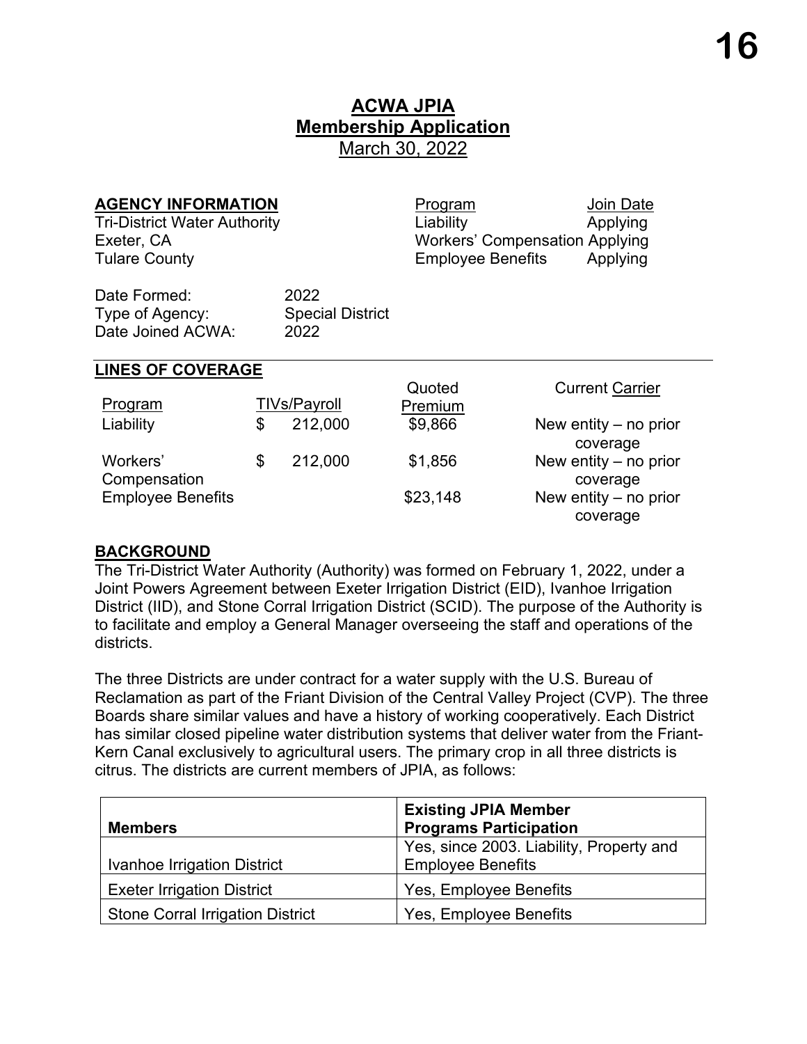# ACWA JPIA
## Membership Application
March 30, 2022

**AGENCY INFORMATION**

Tri-District Water Authority
Exeter, CA
Tulare County

| Program | Join Date |
|---|---|
| Liability | Applying |
| Workers' Compensation | Applying |
| Employee Benefits | Applying |

Date Formed: 2022
Type of Agency: Special District
Date Joined ACWA: 2022

**LINES OF COVERAGE**

| Program | TIVs/Payroll | Quoted Premium | Current Carrier |
|---|---|---|---|
| Liability | $ 212,000 | $9,866 | New entity – no prior coverage |
| Workers' Compensation | $ 212,000 | $1,856 | New entity – no prior coverage |
| Employee Benefits | | $23,148 | New entity – no prior coverage |

**BACKGROUND**

The Tri-District Water Authority (Authority) was formed on February 1, 2022, under a Joint Powers Agreement between Exeter Irrigation District (EID), Ivanhoe Irrigation District (IID), and Stone Corral Irrigation District (SCID). The purpose of the Authority is to facilitate and employ a General Manager overseeing the staff and operations of the districts.

The three Districts are under contract for a water supply with the U.S. Bureau of Reclamation as part of the Friant Division of the Central Valley Project (CVP). The three Boards share similar values and have a history of working cooperatively. Each District has similar closed pipeline water distribution systems that deliver water from the Friant-Kern Canal exclusively to agricultural users. The primary crop in all three districts is citrus. The districts are current members of JPIA, as follows:

| Members | Existing JPIA Member Programs Participation |
|---|---|
| Ivanhoe Irrigation District | Yes, since 2003. Liability, Property and Employee Benefits |
| Exeter Irrigation District | Yes, Employee Benefits |
| Stone Corral Irrigation District | Yes, Employee Benefits |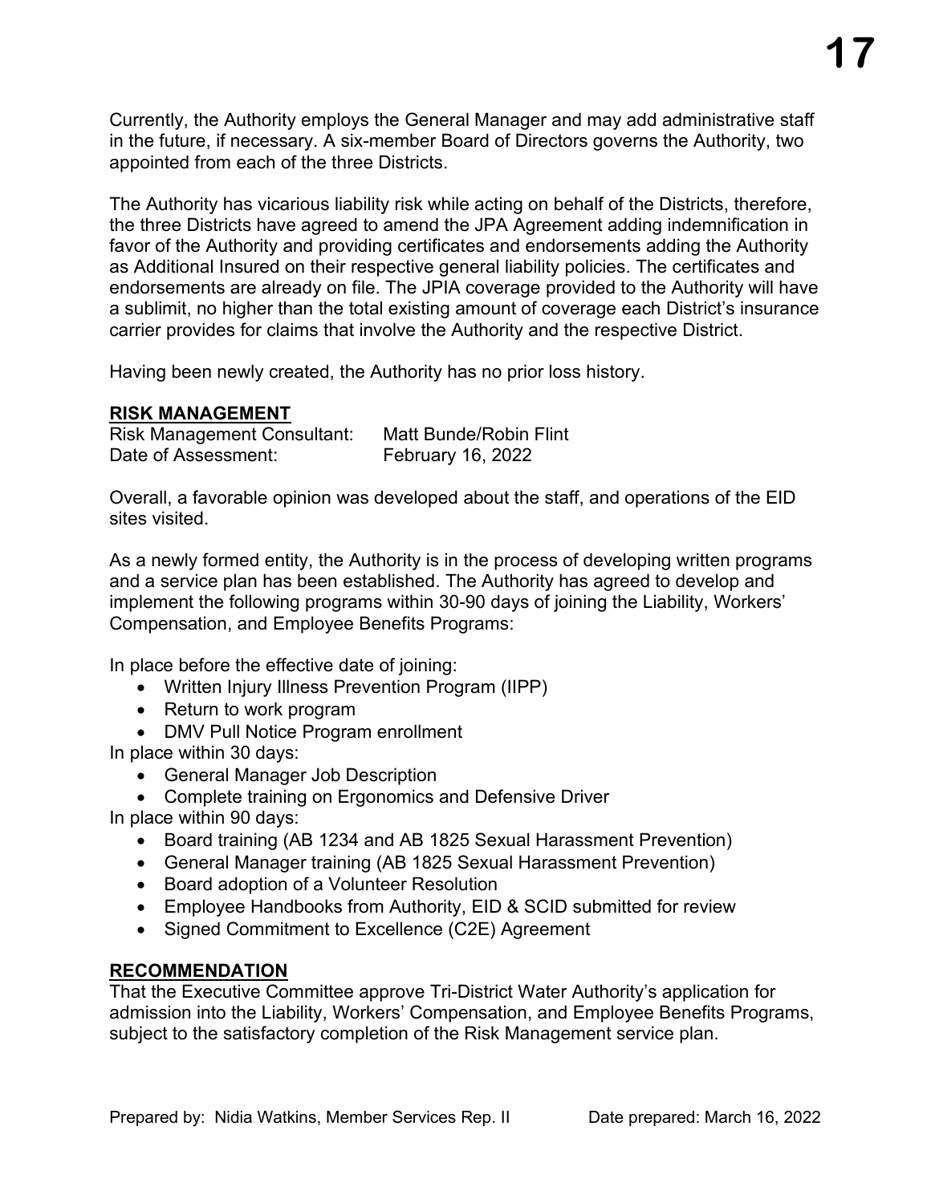Currently, the Authority employs the General Manager and may add administrative staff in the future, if necessary. A six-member Board of Directors governs the Authority, two appointed from each of the three Districts.

The Authority has vicarious liability risk while acting on behalf of the Districts, therefore, the three Districts have agreed to amend the JPA Agreement adding indemnification in favor of the Authority and providing certificates and endorsements adding the Authority as Additional Insured on their respective general liability policies. The certificates and endorsements are already on file. The JPIA coverage provided to the Authority will have a sublimit, no higher than the total existing amount of coverage each District's insurance carrier provides for claims that involve the Authority and the respective District.

Having been newly created, the Authority has no prior loss history.

**RISK MANAGEMENT**

Risk Management Consultant: Matt Bunde/Robin Flint
Date of Assessment: February 16, 2022

Overall, a favorable opinion was developed about the staff, and operations of the EID sites visited.

As a newly formed entity, the Authority is in the process of developing written programs and a service plan has been established. The Authority has agreed to develop and implement the following programs within 30-90 days of joining the Liability, Workers' Compensation, and Employee Benefits Programs:

In place before the effective date of joining:

- Written Injury Illness Prevention Program (IIPP)
- Return to work program
- DMV Pull Notice Program enrollment

In place within 30 days:

- General Manager Job Description
- Complete training on Ergonomics and Defensive Driver

In place within 90 days:

- Board training (AB 1234 and AB 1825 Sexual Harassment Prevention)
- General Manager training (AB 1825 Sexual Harassment Prevention)
- Board adoption of a Volunteer Resolution
- Employee Handbooks from Authority, EID & SCID submitted for review
- Signed Commitment to Excellence (C2E) Agreement

**RECOMMENDATION**

That the Executive Committee approve Tri-District Water Authority's application for admission into the Liability, Workers' Compensation, and Employee Benefits Programs, subject to the satisfactory completion of the Risk Management service plan.

Prepared by: Nidia Watkins, Member Services Rep. II Date prepared: March 16, 2022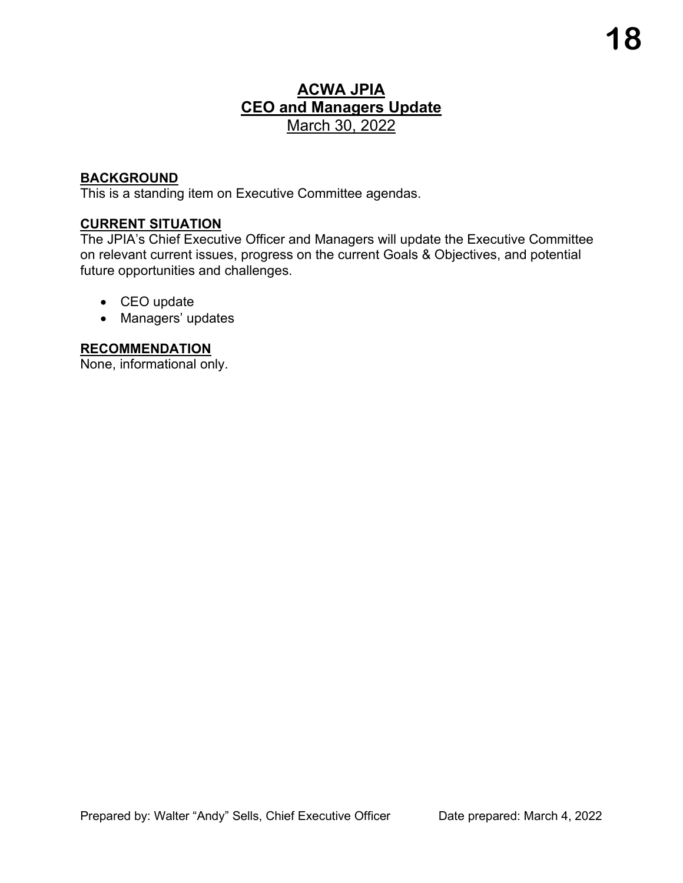# ACWA JPIA
## CEO and Managers Update
March 30, 2022

**BACKGROUND**
This is a standing item on Executive Committee agendas.

**CURRENT SITUATION**
The JPIA's Chief Executive Officer and Managers will update the Executive Committee on relevant current issues, progress on the current Goals & Objectives, and potential future opportunities and challenges.

- CEO update
- Managers' updates

**RECOMMENDATION**
None, informational only.

Prepared by: Walter "Andy" Sells, Chief Executive Officer    Date prepared: March 4, 2022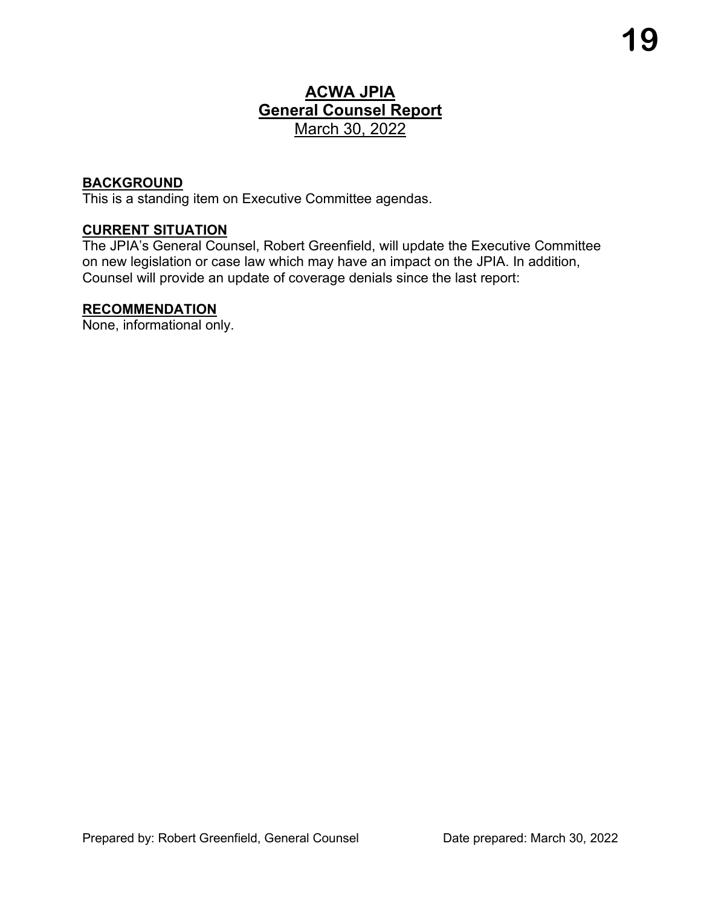# ACWA JPIA
# General Counsel Report
March 30, 2022

**BACKGROUND**
This is a standing item on Executive Committee agendas.

**CURRENT SITUATION**
The JPIA's General Counsel, Robert Greenfield, will update the Executive Committee on new legislation or case law which may have an impact on the JPIA. In addition, Counsel will provide an update of coverage denials since the last report:

**RECOMMENDATION**
None, informational only.

Prepared by: Robert Greenfield, General Counsel Date prepared: March 30, 2022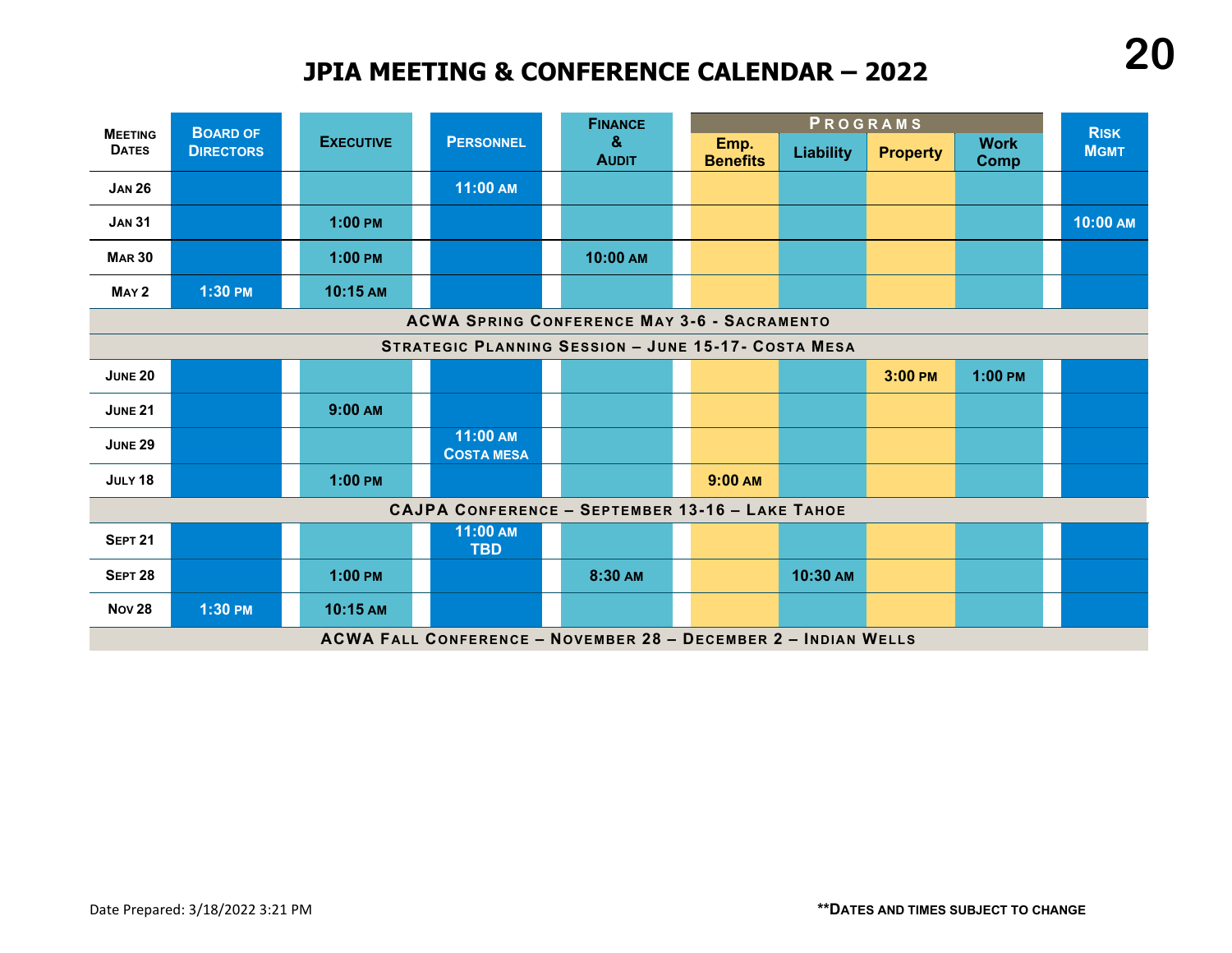# JPIA MEETING & CONFERENCE CALENDAR – 2022

| Meeting Dates | Board of Directors | Executive | Personnel | Finance & Audit | Programs | | | | Risk Mgmt |
|---|---|---|---|---|---|---|---|---|---|
| | | | | | Emp. Benefits | Liability | Property | Work Comp | |
| Jan 26 | | | 11:00 AM | | | | | | |
| Jan 31 | | 1:00 PM | | | | | | | 10:00 AM |
| Mar 30 | | 1:00 PM | | 10:00 AM | | | | | |
| May 2 | 1:30 PM | 10:15 AM | | | | | | | |
| ACWA Spring Conference May 3-6 - Sacramento | | | | | | | | | |
| Strategic Planning Session – June 15-17- Costa Mesa | | | | | | | | | |
| June 20 | | | | | | | 3:00 PM | 1:00 PM | |
| June 21 | | 9:00 AM | | | | | | | |
| June 29 | | | 11:00 AM Costa Mesa | | | | | | |
| July 18 | | 1:00 PM | | | 9:00 AM | | | | |
| CAJPA Conference – September 13-16 – Lake Tahoe | | | | | | | | | |
| Sept 21 | | | 11:00 AM TBD | | | | | | |
| Sept 28 | | 1:00 PM | | 8:30 AM | | 10:30 AM | | | |
| Nov 28 | 1:30 PM | 10:15 AM | | | | | | | |
| ACWA Fall Conference – November 28 – December 2 – Indian Wells | | | | | | | | | |

Date Prepared: 3/18/2022 3:21 PM

**Dates and times subject to change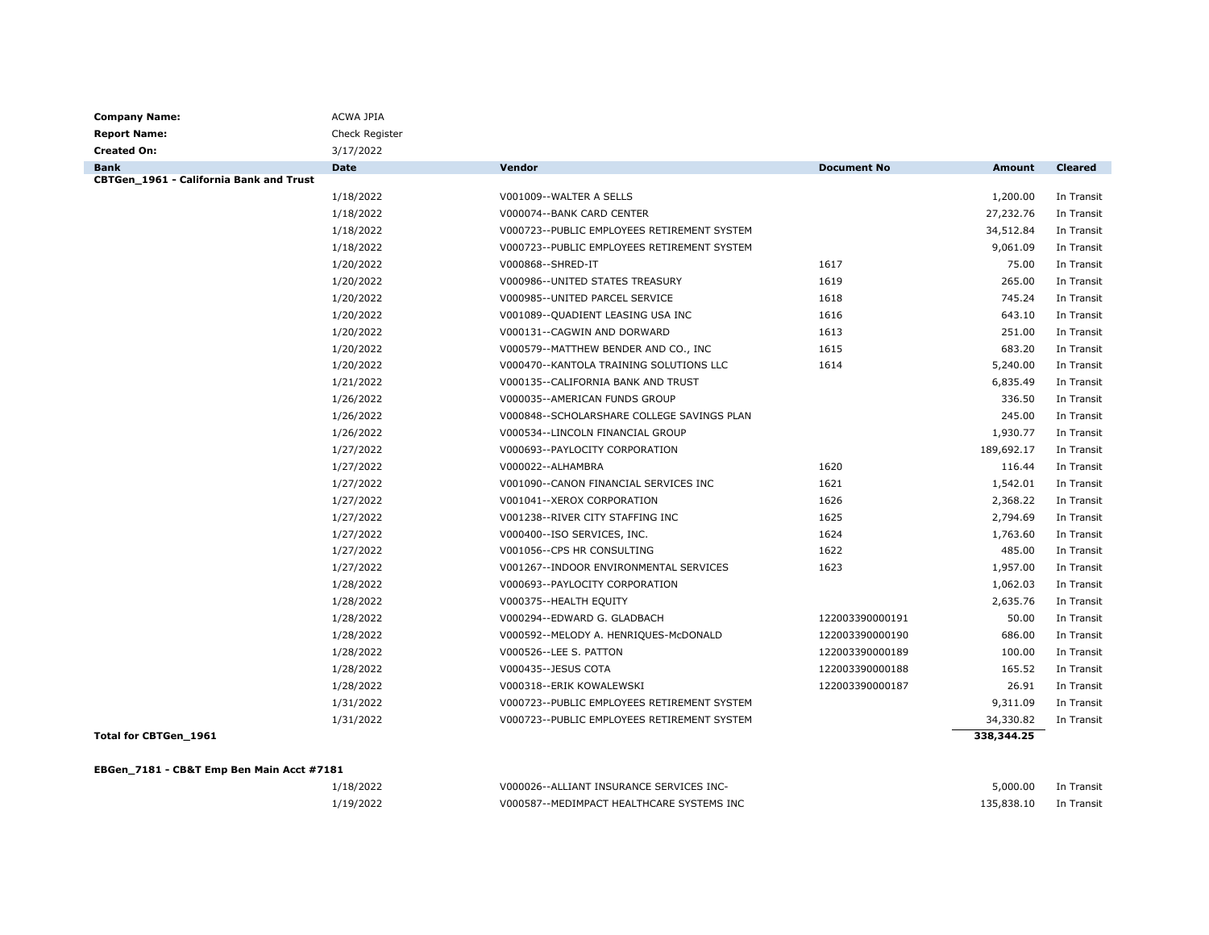| | |
|---|---|
| **Company Name:** | ACWA JPIA |
| **Report Name:** | Check Register |
| **Created On:** | 3/17/2022 |

| Bank | Date | Vendor | Document No | Amount | Cleared |
|---|---|---|---|---|---|
| **CBTGen_1961 - California Bank and Trust** | | | | | |
| | 1/18/2022 | V001009--WALTER A SELLS | | 1,200.00 | In Transit |
| | 1/18/2022 | V000074--BANK CARD CENTER | | 27,232.76 | In Transit |
| | 1/18/2022 | V000723--PUBLIC EMPLOYEES RETIREMENT SYSTEM | | 34,512.84 | In Transit |
| | 1/18/2022 | V000723--PUBLIC EMPLOYEES RETIREMENT SYSTEM | | 9,061.09 | In Transit |
| | 1/20/2022 | V000868--SHRED-IT | 1617 | 75.00 | In Transit |
| | 1/20/2022 | V000986--UNITED STATES TREASURY | 1619 | 265.00 | In Transit |
| | 1/20/2022 | V000985--UNITED PARCEL SERVICE | 1618 | 745.24 | In Transit |
| | 1/20/2022 | V001089--QUADIENT LEASING USA INC | 1616 | 643.10 | In Transit |
| | 1/20/2022 | V000131--CAGWIN AND DORWARD | 1613 | 251.00 | In Transit |
| | 1/20/2022 | V000579--MATTHEW BENDER AND CO., INC | 1615 | 683.20 | In Transit |
| | 1/20/2022 | V000470--KANTOLA TRAINING SOLUTIONS LLC | 1614 | 5,240.00 | In Transit |
| | 1/21/2022 | V000135--CALIFORNIA BANK AND TRUST | | 6,835.49 | In Transit |
| | 1/26/2022 | V000035--AMERICAN FUNDS GROUP | | 336.50 | In Transit |
| | 1/26/2022 | V000848--SCHOLARSHARE COLLEGE SAVINGS PLAN | | 245.00 | In Transit |
| | 1/26/2022 | V000534--LINCOLN FINANCIAL GROUP | | 1,930.77 | In Transit |
| | 1/27/2022 | V000693--PAYLOCITY CORPORATION | | 189,692.17 | In Transit |
| | 1/27/2022 | V000022--ALHAMBRA | 1620 | 116.44 | In Transit |
| | 1/27/2022 | V001090--CANON FINANCIAL SERVICES INC | 1621 | 1,542.01 | In Transit |
| | 1/27/2022 | V001041--XEROX CORPORATION | 1626 | 2,368.22 | In Transit |
| | 1/27/2022 | V001238--RIVER CITY STAFFING INC | 1625 | 2,794.69 | In Transit |
| | 1/27/2022 | V000400--ISO SERVICES, INC. | 1624 | 1,763.60 | In Transit |
| | 1/27/2022 | V001056--CPS HR CONSULTING | 1622 | 485.00 | In Transit |
| | 1/27/2022 | V001267--INDOOR ENVIRONMENTAL SERVICES | 1623 | 1,957.00 | In Transit |
| | 1/28/2022 | V000693--PAYLOCITY CORPORATION | | 1,062.03 | In Transit |
| | 1/28/2022 | V000375--HEALTH EQUITY | | 2,635.76 | In Transit |
| | 1/28/2022 | V000294--EDWARD G. GLADBACH | 122003390000191 | 50.00 | In Transit |
| | 1/28/2022 | V000592--MELODY A. HENRIQUES-McDONALD | 122003390000190 | 686.00 | In Transit |
| | 1/28/2022 | V000526--LEE S. PATTON | 122003390000189 | 100.00 | In Transit |
| | 1/28/2022 | V000435--JESUS COTA | 122003390000188 | 165.52 | In Transit |
| | 1/28/2022 | V000318--ERIK KOWALEWSKI | 122003390000187 | 26.91 | In Transit |
| | 1/31/2022 | V000723--PUBLIC EMPLOYEES RETIREMENT SYSTEM | | 9,311.09 | In Transit |
| | 1/31/2022 | V000723--PUBLIC EMPLOYEES RETIREMENT SYSTEM | | 34,330.82 | In Transit |
| **Total for CBTGen_1961** | | | | **338,344.25** | |
| | | | | | |
| **EBGen_7181 - CB&T Emp Ben Main Acct #7181** | | | | | |
| | 1/18/2022 | V000026--ALLIANT INSURANCE SERVICES INC- | | 5,000.00 | In Transit |
| | 1/19/2022 | V000587--MEDIMPACT HEALTHCARE SYSTEMS INC | | 135,838.10 | In Transit |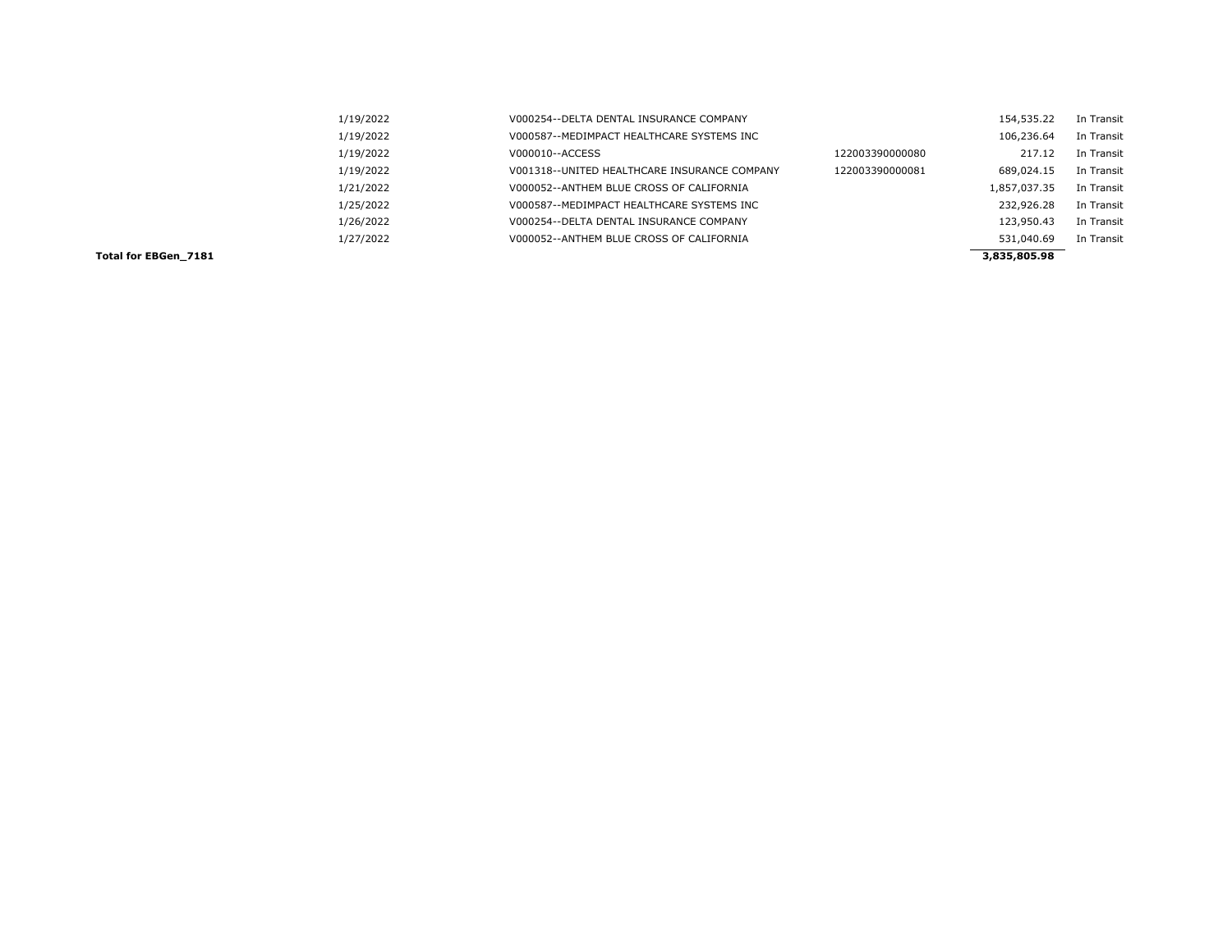| | Date | Vendor | Reference | Amount | Status |
|---|---|---|---|---|---|
| | 1/19/2022 | V000254--DELTA DENTAL INSURANCE COMPANY | | 154,535.22 | In Transit |
| | 1/19/2022 | V000587--MEDIMPACT HEALTHCARE SYSTEMS INC | | 106,236.64 | In Transit |
| | 1/19/2022 | V000010--ACCESS | 122003390000080 | 217.12 | In Transit |
| | 1/19/2022 | V001318--UNITED HEALTHCARE INSURANCE COMPANY | 122003390000081 | 689,024.15 | In Transit |
| | 1/21/2022 | V000052--ANTHEM BLUE CROSS OF CALIFORNIA | | 1,857,037.35 | In Transit |
| | 1/25/2022 | V000587--MEDIMPACT HEALTHCARE SYSTEMS INC | | 232,926.28 | In Transit |
| | 1/26/2022 | V000254--DELTA DENTAL INSURANCE COMPANY | | 123,950.43 | In Transit |
| | 1/27/2022 | V000052--ANTHEM BLUE CROSS OF CALIFORNIA | | 531,040.69 | In Transit |
| **Total for EBGen_7181** | | | | **3,835,805.98** | |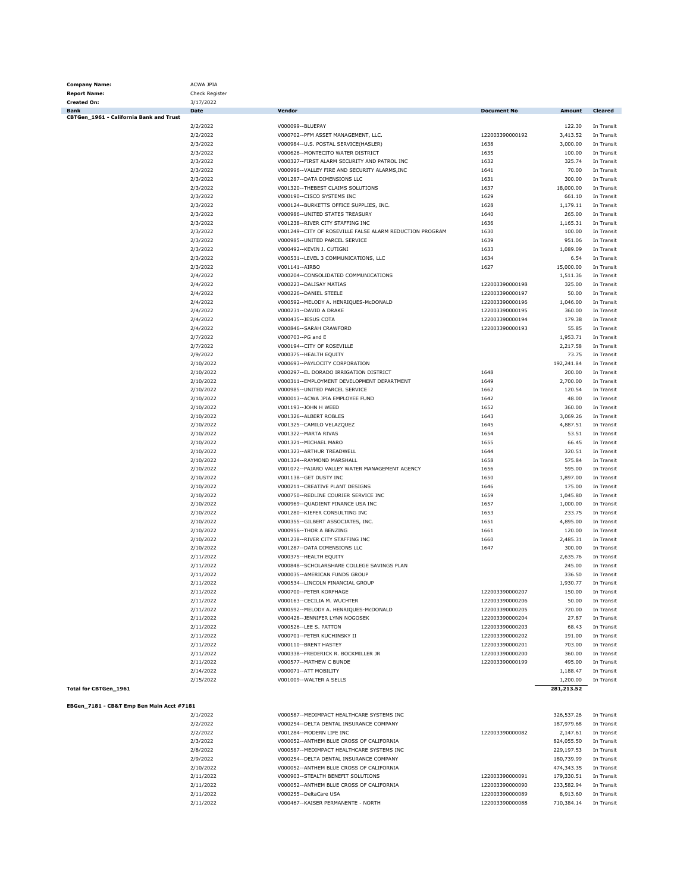| | |
|---|---|
| **Company Name:** | ACWA JPIA |
| **Report Name:** | Check Register |
| **Created On:** | 3/17/2022 |

| Bank | Date | Vendor | Document No | Amount | Cleared |
|---|---|---|---|---|---|
| **CBTGen_1961 - California Bank and Trust** | | | | | |
| | 2/2/2022 | V000099--BLUEPAY | | 122.30 | In Transit |
| | 2/2/2022 | V000702--PFM ASSET MANAGEMENT, LLC. | 122003390000192 | 3,413.52 | In Transit |
| | 2/3/2022 | V000984--U.S. POSTAL SERVICE(HASLER) | 1638 | 3,000.00 | In Transit |
| | 2/3/2022 | V000626--MONTECITO WATER DISTRICT | 1635 | 100.00 | In Transit |
| | 2/3/2022 | V000327--FIRST ALARM SECURITY AND PATROL INC | 1632 | 325.74 | In Transit |
| | 2/3/2022 | V000996--VALLEY FIRE AND SECURITY ALARMS,INC | 1641 | 70.00 | In Transit |
| | 2/3/2022 | V001287--DATA DIMENSIONS LLC | 1631 | 300.00 | In Transit |
| | 2/3/2022 | V001320--THEBEST CLAIMS SOLUTIONS | 1637 | 18,000.00 | In Transit |
| | 2/3/2022 | V000190--CISCO SYSTEMS INC | 1629 | 661.10 | In Transit |
| | 2/3/2022 | V000124--BURKETTS OFFICE SUPPLIES, INC. | 1628 | 1,179.11 | In Transit |
| | 2/3/2022 | V000986--UNITED STATES TREASURY | 1640 | 265.00 | In Transit |
| | 2/3/2022 | V001238--RIVER CITY STAFFING INC | 1636 | 1,165.31 | In Transit |
| | 2/3/2022 | V001249--CITY OF ROSEVILLE FALSE ALARM REDUCTION PROGRAM | 1630 | 100.00 | In Transit |
| | 2/3/2022 | V000985--UNITED PARCEL SERVICE | 1639 | 951.06 | In Transit |
| | 2/3/2022 | V000492--KEVIN J. CUTIGNI | 1633 | 1,089.09 | In Transit |
| | 2/3/2022 | V000531--LEVEL 3 COMMUNICATIONS, LLC | 1634 | 6.54 | In Transit |
| | 2/3/2022 | V001141--AIRBO | 1627 | 15,000.00 | In Transit |
| | 2/4/2022 | V000204--CONSOLIDATED COMMUNICATIONS | | 1,511.36 | In Transit |
| | 2/4/2022 | V000223--DALISAY MATIAS | 122003390000198 | 325.00 | In Transit |
| | 2/4/2022 | V000226--DANIEL STEELE | 122003390000197 | 50.00 | In Transit |
| | 2/4/2022 | V000592--MELODY A. HENRIQUES-McDONALD | 122003390000196 | 1,046.00 | In Transit |
| | 2/4/2022 | V000231--DAVID A DRAKE | 122003390000195 | 360.00 | In Transit |
| | 2/4/2022 | V000435--JESUS COTA | 122003390000194 | 179.38 | In Transit |
| | 2/4/2022 | V000846--SARAH CRAWFORD | 122003390000193 | 55.85 | In Transit |
| | 2/7/2022 | V000703--PG and E | | 1,953.71 | In Transit |
| | 2/7/2022 | V000194--CITY OF ROSEVILLE | | 2,217.58 | In Transit |
| | 2/9/2022 | V000375--HEALTH EQUITY | | 73.75 | In Transit |
| | 2/10/2022 | V000693--PAYLOCITY CORPORATION | | 192,241.84 | In Transit |
| | 2/10/2022 | V000297--EL DORADO IRRIGATION DISTRICT | 1648 | 200.00 | In Transit |
| | 2/10/2022 | V000311--EMPLOYMENT DEVELOPMENT DEPARTMENT | 1649 | 2,700.00 | In Transit |
| | 2/10/2022 | V000985--UNITED PARCEL SERVICE | 1662 | 120.54 | In Transit |
| | 2/10/2022 | V000013--ACWA JPIA EMPLOYEE FUND | 1642 | 48.00 | In Transit |
| | 2/10/2022 | V001193--JOHN H WEED | 1652 | 360.00 | In Transit |
| | 2/10/2022 | V001326--ALBERT ROBLES | 1643 | 3,069.26 | In Transit |
| | 2/10/2022 | V001325--CAMILO VELAZQUEZ | 1645 | 4,887.51 | In Transit |
| | 2/10/2022 | V001322--MARTA RIVAS | 1654 | 53.51 | In Transit |
| | 2/10/2022 | V001321--MICHAEL MARO | 1655 | 66.45 | In Transit |
| | 2/10/2022 | V001323--ARTHUR TREADWELL | 1644 | 320.51 | In Transit |
| | 2/10/2022 | V001324--RAYMOND MARSHALL | 1658 | 575.84 | In Transit |
| | 2/10/2022 | V001072--PAJARO VALLEY WATER MANAGEMENT AGENCY | 1656 | 595.00 | In Transit |
| | 2/10/2022 | V001138--GET DUSTY INC | 1650 | 1,897.00 | In Transit |
| | 2/10/2022 | V000211--CREATIVE PLANT DESIGNS | 1646 | 175.00 | In Transit |
| | 2/10/2022 | V000750--REDLINE COURIER SERVICE INC | 1659 | 1,045.80 | In Transit |
| | 2/10/2022 | V000969--QUADIENT FINANCE USA INC | 1657 | 1,000.00 | In Transit |
| | 2/10/2022 | V001280--KIEFER CONSULTING INC | 1653 | 233.75 | In Transit |
| | 2/10/2022 | V000355--GILBERT ASSOCIATES, INC. | 1651 | 4,895.00 | In Transit |
| | 2/10/2022 | V000956--THOR A BENZING | 1661 | 120.00 | In Transit |
| | 2/10/2022 | V001238--RIVER CITY STAFFING INC | 1660 | 2,485.31 | In Transit |
| | 2/10/2022 | V001287--DATA DIMENSIONS LLC | 1647 | 300.00 | In Transit |
| | 2/11/2022 | V000375--HEALTH EQUITY | | 2,635.76 | In Transit |
| | 2/11/2022 | V000848--SCHOLARSHARE COLLEGE SAVINGS PLAN | | 245.00 | In Transit |
| | 2/11/2022 | V000035--AMERICAN FUNDS GROUP | | 336.50 | In Transit |
| | 2/11/2022 | V000534--LINCOLN FINANCIAL GROUP | | 1,930.77 | In Transit |
| | 2/11/2022 | V000700--PETER KORFHAGE | 122003390000207 | 150.00 | In Transit |
| | 2/11/2022 | V000163--CECILIA M. WUCHTER | 122003390000206 | 50.00 | In Transit |
| | 2/11/2022 | V000592--MELODY A. HENRIQUES-McDONALD | 122003390000205 | 720.00 | In Transit |
| | 2/11/2022 | V000428--JENNIFER LYNN NOGOSEK | 122003390000204 | 27.87 | In Transit |
| | 2/11/2022 | V000526--LEE S. PATTON | 122003390000203 | 68.43 | In Transit |
| | 2/11/2022 | V000701--PETER KUCHINSKY II | 122003390000202 | 191.00 | In Transit |
| | 2/11/2022 | V000110--BRENT HASTEY | 122003390000201 | 703.00 | In Transit |
| | 2/11/2022 | V000338--FREDERICK R. BOCKMILLER JR | 122003390000200 | 360.00 | In Transit |
| | 2/11/2022 | V000577--MATHEW C BUNDE | 122003390000199 | 495.00 | In Transit |
| | 2/14/2022 | V000071--ATT MOBILITY | | 1,188.47 | In Transit |
| | 2/15/2022 | V001009--WALTER A SELLS | | 1,200.00 | In Transit |
| **Total for CBTGen_1961** | | | | **281,213.52** | |
| | | | | | |
| **EBGen_7181 - CB&T Emp Ben Main Acct #7181** | | | | | |
| | 2/1/2022 | V000587--MEDIMPACT HEALTHCARE SYSTEMS INC | | 326,537.26 | In Transit |
| | 2/2/2022 | V000254--DELTA DENTAL INSURANCE COMPANY | | 187,979.68 | In Transit |
| | 2/2/2022 | V001284--MODERN LIFE INC | 122003390000082 | 2,147.61 | In Transit |
| | 2/3/2022 | V000052--ANTHEM BLUE CROSS OF CALIFORNIA | | 824,055.50 | In Transit |
| | 2/8/2022 | V000587--MEDIMPACT HEALTHCARE SYSTEMS INC | | 229,197.53 | In Transit |
| | 2/9/2022 | V000254--DELTA DENTAL INSURANCE COMPANY | | 180,739.99 | In Transit |
| | 2/10/2022 | V000052--ANTHEM BLUE CROSS OF CALIFORNIA | | 474,343.35 | In Transit |
| | 2/11/2022 | V000903--STEALTH BENEFIT SOLUTIONS | 122003390000091 | 179,330.51 | In Transit |
| | 2/11/2022 | V000052--ANTHEM BLUE CROSS OF CALIFORNIA | 122003390000090 | 233,582.94 | In Transit |
| | 2/11/2022 | V000255--DeltaCare USA | 122003390000089 | 8,913.60 | In Transit |
| | 2/11/2022 | V000467--KAISER PERMANENTE - NORTH | 122003390000088 | 710,384.14 | In Transit |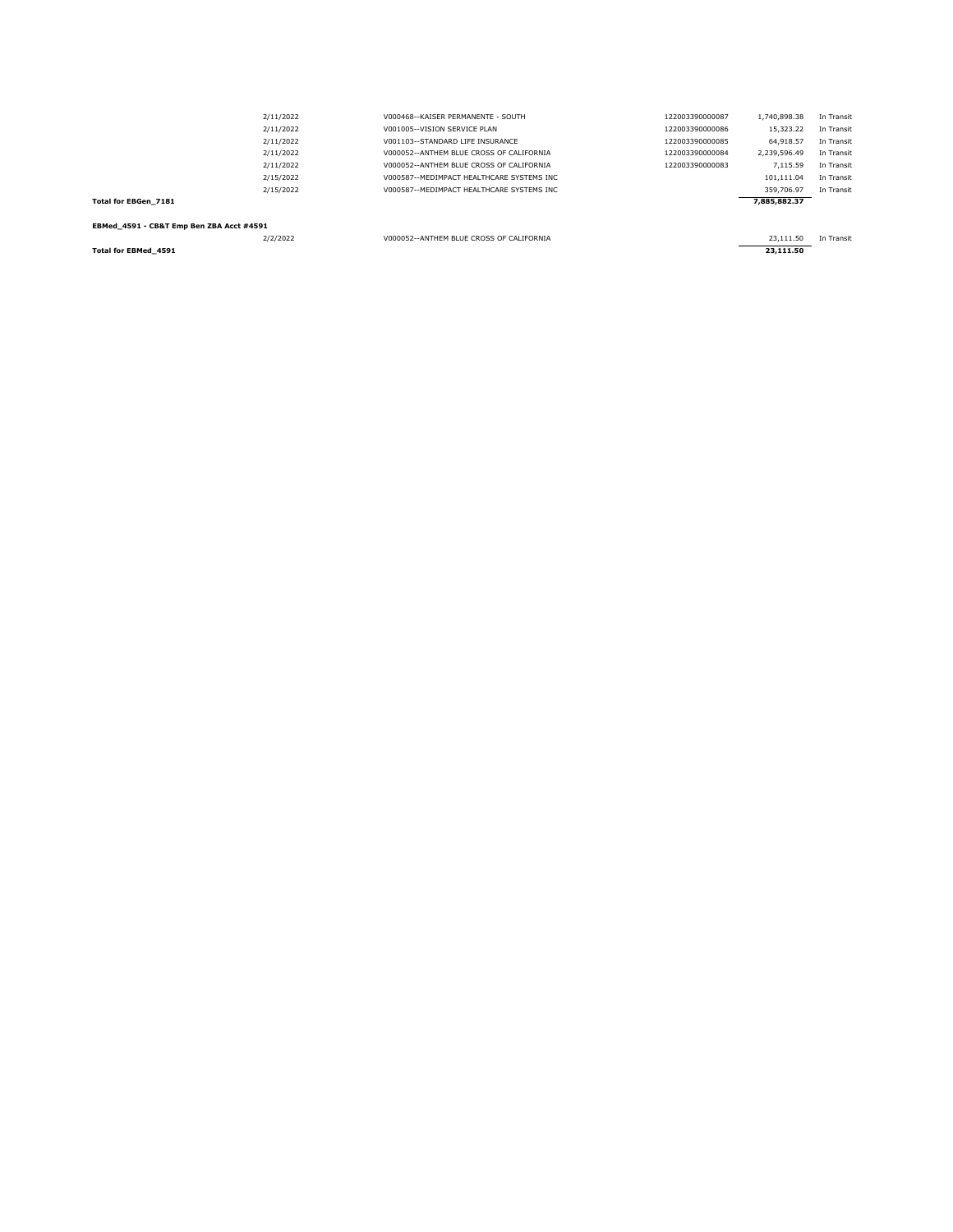| | Date | Vendor | Reference | Amount | Status |
|---|---|---|---|---|---|
| | 2/11/2022 | V000468--KAISER PERMANENTE - SOUTH | 122003390000087 | 1,740,898.38 | In Transit |
| | 2/11/2022 | V001005--VISION SERVICE PLAN | 122003390000086 | 15,323.22 | In Transit |
| | 2/11/2022 | V001103--STANDARD LIFE INSURANCE | 122003390000085 | 64,918.57 | In Transit |
| | 2/11/2022 | V000052--ANTHEM BLUE CROSS OF CALIFORNIA | 122003390000084 | 2,239,596.49 | In Transit |
| | 2/11/2022 | V000052--ANTHEM BLUE CROSS OF CALIFORNIA | 122003390000083 | 7,115.59 | In Transit |
| | 2/15/2022 | V000587--MEDIMPACT HEALTHCARE SYSTEMS INC | | 101,111.04 | In Transit |
| | 2/15/2022 | V000587--MEDIMPACT HEALTHCARE SYSTEMS INC | | 359,706.97 | In Transit |
| **Total for EBGen_7181** | | | | **7,885,882.37** | |
| | | | | | |
| **EBMed_4591 - CB&T Emp Ben ZBA Acct #4591** | | | | | |
| | 2/2/2022 | V000052--ANTHEM BLUE CROSS OF CALIFORNIA | | 23,111.50 | In Transit |
| **Total for EBMed_4591** | | | | **23,111.50** | |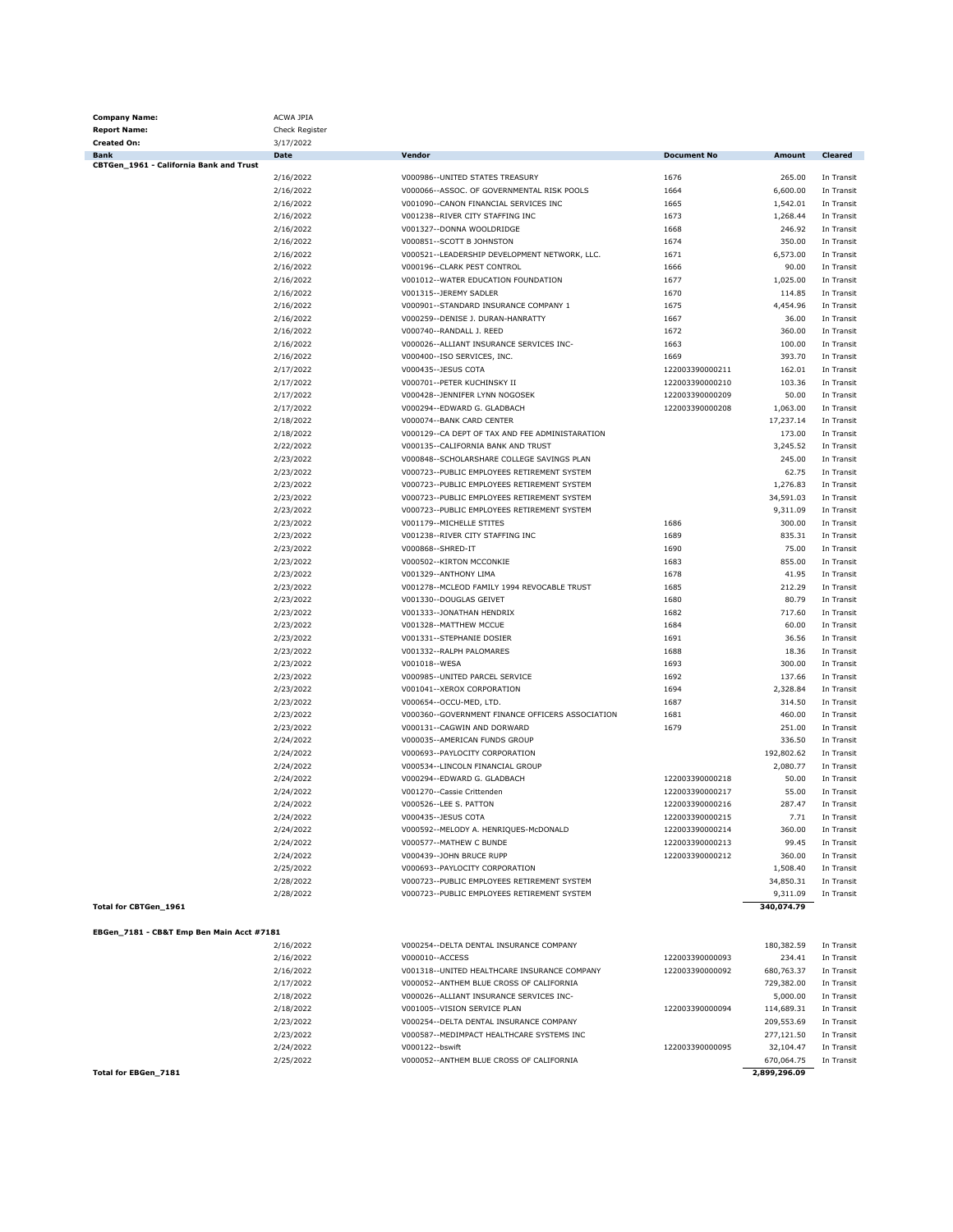**Company Name:** ACWA JPIA
**Report Name:** Check Register
**Created On:** 3/17/2022

| Bank | Date | Vendor | Document No | Amount | Cleared |
|---|---|---|---|---|---|
| **CBTGen_1961 - California Bank and Trust** | | | | | |
| | 2/16/2022 | V000986--UNITED STATES TREASURY | 1676 | 265.00 | In Transit |
| | 2/16/2022 | V000066--ASSOC. OF GOVERNMENTAL RISK POOLS | 1664 | 6,600.00 | In Transit |
| | 2/16/2022 | V001090--CANON FINANCIAL SERVICES INC | 1665 | 1,542.01 | In Transit |
| | 2/16/2022 | V001238--RIVER CITY STAFFING INC | 1673 | 1,268.44 | In Transit |
| | 2/16/2022 | V001327--DONNA WOOLDRIDGE | 1668 | 246.92 | In Transit |
| | 2/16/2022 | V000851--SCOTT B JOHNSTON | 1674 | 350.00 | In Transit |
| | 2/16/2022 | V000521--LEADERSHIP DEVELOPMENT NETWORK, LLC. | 1671 | 6,573.00 | In Transit |
| | 2/16/2022 | V000196--CLARK PEST CONTROL | 1666 | 90.00 | In Transit |
| | 2/16/2022 | V001012--WATER EDUCATION FOUNDATION | 1677 | 1,025.00 | In Transit |
| | 2/16/2022 | V001315--JEREMY SADLER | 1670 | 114.85 | In Transit |
| | 2/16/2022 | V000901--STANDARD INSURANCE COMPANY 1 | 1675 | 4,454.96 | In Transit |
| | 2/16/2022 | V000259--DENISE J. DURAN-HANRATTY | 1667 | 36.00 | In Transit |
| | 2/16/2022 | V000740--RANDALL J. REED | 1672 | 360.00 | In Transit |
| | 2/16/2022 | V000026--ALLIANT INSURANCE SERVICES INC- | 1663 | 100.00 | In Transit |
| | 2/16/2022 | V000400--ISO SERVICES, INC. | 1669 | 393.70 | In Transit |
| | 2/17/2022 | V000435--JESUS COTA | 122003390000211 | 162.01 | In Transit |
| | 2/17/2022 | V000701--PETER KUCHINSKY II | 122003390000210 | 103.36 | In Transit |
| | 2/17/2022 | V000428--JENNIFER LYNN NOGOSEK | 122003390000209 | 50.00 | In Transit |
| | 2/17/2022 | V000294--EDWARD G. GLADBACH | 122003390000208 | 1,063.00 | In Transit |
| | 2/18/2022 | V000074--BANK CARD CENTER | | 17,237.14 | In Transit |
| | 2/18/2022 | V000129--CA DEPT OF TAX AND FEE ADMINISTARATION | | 173.00 | In Transit |
| | 2/22/2022 | V000135--CALIFORNIA BANK AND TRUST | | 3,245.52 | In Transit |
| | 2/23/2022 | V000848--SCHOLARSHARE COLLEGE SAVINGS PLAN | | 245.00 | In Transit |
| | 2/23/2022 | V000723--PUBLIC EMPLOYEES RETIREMENT SYSTEM | | 62.75 | In Transit |
| | 2/23/2022 | V000723--PUBLIC EMPLOYEES RETIREMENT SYSTEM | | 1,276.83 | In Transit |
| | 2/23/2022 | V000723--PUBLIC EMPLOYEES RETIREMENT SYSTEM | | 34,591.03 | In Transit |
| | 2/23/2022 | V000723--PUBLIC EMPLOYEES RETIREMENT SYSTEM | | 9,311.09 | In Transit |
| | 2/23/2022 | V001179--MICHELLE STITES | 1686 | 300.00 | In Transit |
| | 2/23/2022 | V001238--RIVER CITY STAFFING INC | 1689 | 835.31 | In Transit |
| | 2/23/2022 | V000868--SHRED-IT | 1690 | 75.00 | In Transit |
| | 2/23/2022 | V000502--KIRTON MCCONKIE | 1683 | 855.00 | In Transit |
| | 2/23/2022 | V001329--ANTHONY LIMA | 1678 | 41.95 | In Transit |
| | 2/23/2022 | V001278--MCLEOD FAMILY 1994 REVOCABLE TRUST | 1685 | 212.29 | In Transit |
| | 2/23/2022 | V001330--DOUGLAS GEIVET | 1680 | 80.79 | In Transit |
| | 2/23/2022 | V001333--JONATHAN HENDRIX | 1682 | 717.60 | In Transit |
| | 2/23/2022 | V001328--MATTHEW MCCUE | 1684 | 60.00 | In Transit |
| | 2/23/2022 | V001331--STEPHANIE DOSIER | 1691 | 36.56 | In Transit |
| | 2/23/2022 | V001332--RALPH PALOMARES | 1688 | 18.36 | In Transit |
| | 2/23/2022 | V001018--WESA | 1693 | 300.00 | In Transit |
| | 2/23/2022 | V000985--UNITED PARCEL SERVICE | 1692 | 137.66 | In Transit |
| | 2/23/2022 | V001041--XEROX CORPORATION | 1694 | 2,328.84 | In Transit |
| | 2/23/2022 | V000654--OCCU-MED, LTD. | 1687 | 314.50 | In Transit |
| | 2/23/2022 | V000360--GOVERNMENT FINANCE OFFICERS ASSOCIATION | 1681 | 460.00 | In Transit |
| | 2/23/2022 | V000131--CAGWIN AND DORWARD | 1679 | 251.00 | In Transit |
| | 2/24/2022 | V000035--AMERICAN FUNDS GROUP | | 336.50 | In Transit |
| | 2/24/2022 | V000693--PAYLOCITY CORPORATION | | 192,802.62 | In Transit |
| | 2/24/2022 | V000534--LINCOLN FINANCIAL GROUP | | 2,080.77 | In Transit |
| | 2/24/2022 | V000294--EDWARD G. GLADBACH | 122003390000218 | 50.00 | In Transit |
| | 2/24/2022 | V001270--Cassie Crittenden | 122003390000217 | 55.00 | In Transit |
| | 2/24/2022 | V000526--LEE S. PATTON | 122003390000216 | 287.47 | In Transit |
| | 2/24/2022 | V000435--JESUS COTA | 122003390000215 | 7.71 | In Transit |
| | 2/24/2022 | V000592--MELODY A. HENRIQUES-McDONALD | 122003390000214 | 360.00 | In Transit |
| | 2/24/2022 | V000577--MATHEW C BUNDE | 122003390000213 | 99.45 | In Transit |
| | 2/24/2022 | V000439--JOHN BRUCE RUPP | 122003390000212 | 360.00 | In Transit |
| | 2/25/2022 | V000693--PAYLOCITY CORPORATION | | 1,508.40 | In Transit |
| | 2/28/2022 | V000723--PUBLIC EMPLOYEES RETIREMENT SYSTEM | | 34,850.31 | In Transit |
| | 2/28/2022 | V000723--PUBLIC EMPLOYEES RETIREMENT SYSTEM | | 9,311.09 | In Transit |
| **Total for CBTGen_1961** | | | | **340,074.79** | |
| **EBGen_7181 - CB&T Emp Ben Main Acct #7181** | | | | | |
| | 2/16/2022 | V000254--DELTA DENTAL INSURANCE COMPANY | | 180,382.59 | In Transit |
| | 2/16/2022 | V000010--ACCESS | 122003390000093 | 234.41 | In Transit |
| | 2/16/2022 | V001318--UNITED HEALTHCARE INSURANCE COMPANY | 122003390000092 | 680,763.37 | In Transit |
| | 2/17/2022 | V000052--ANTHEM BLUE CROSS OF CALIFORNIA | | 729,382.00 | In Transit |
| | 2/18/2022 | V000026--ALLIANT INSURANCE SERVICES INC- | | 5,000.00 | In Transit |
| | 2/18/2022 | V001005--VISION SERVICE PLAN | 122003390000094 | 114,689.31 | In Transit |
| | 2/23/2022 | V000254--DELTA DENTAL INSURANCE COMPANY | | 209,553.69 | In Transit |
| | 2/23/2022 | V000587--MEDIMPACT HEALTHCARE SYSTEMS INC | | 277,121.50 | In Transit |
| | 2/24/2022 | V000122--bswift | 122003390000095 | 32,104.47 | In Transit |
| | 2/25/2022 | V000052--ANTHEM BLUE CROSS OF CALIFORNIA | | 670,064.75 | In Transit |
| **Total for EBGen_7181** | | | | **2,899,296.09** | |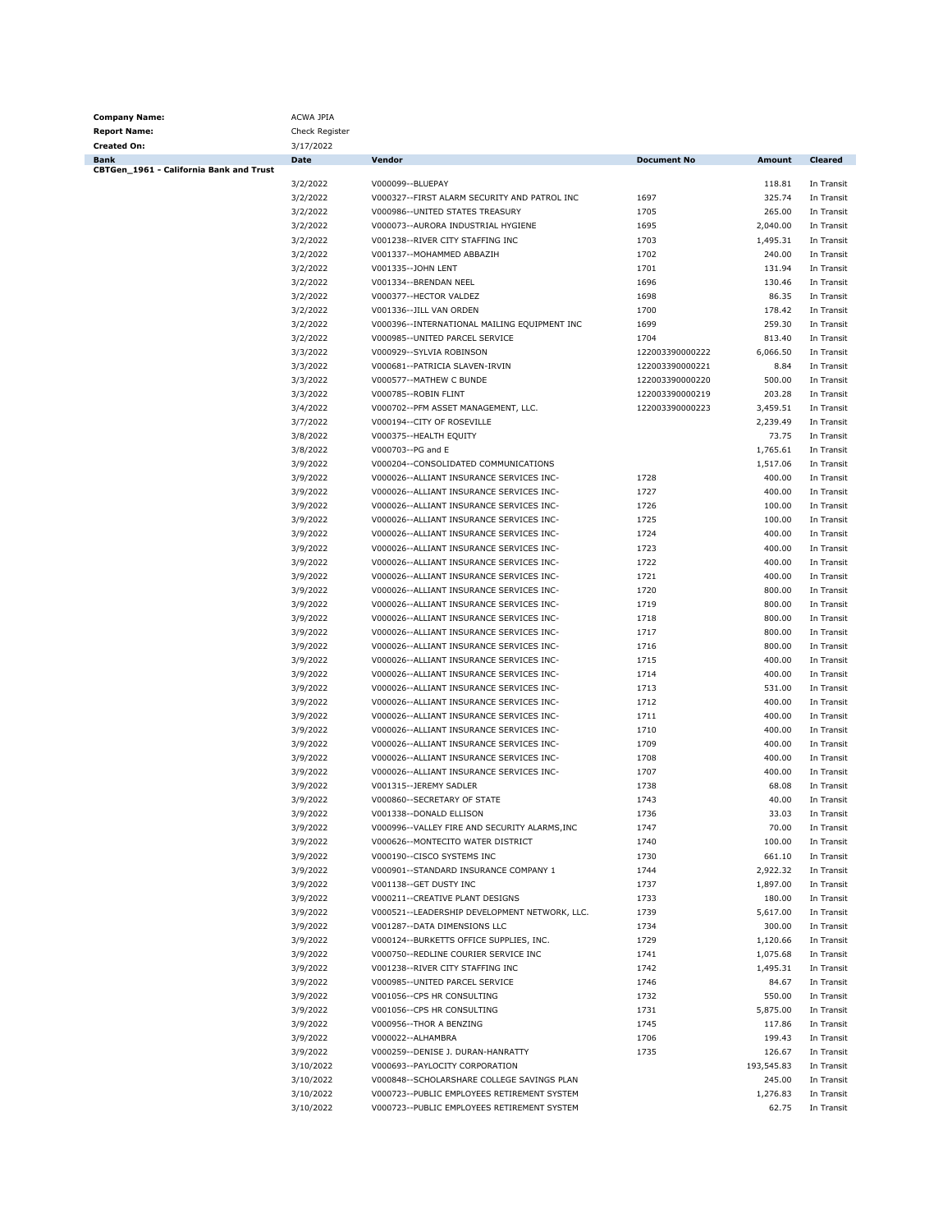**Company Name:** ACWA JPIA
**Report Name:** Check Register
**Created On:** 3/17/2022

| Bank | Date | Vendor | Document No | Amount | Cleared |
|---|---|---|---|---|---|
| CBTGen_1961 - California Bank and Trust | | | | | |
| | 3/2/2022 | V000099--BLUEPAY | | 118.81 | In Transit |
| | 3/2/2022 | V000327--FIRST ALARM SECURITY AND PATROL INC | 1697 | 325.74 | In Transit |
| | 3/2/2022 | V000986--UNITED STATES TREASURY | 1705 | 265.00 | In Transit |
| | 3/2/2022 | V000073--AURORA INDUSTRIAL HYGIENE | 1695 | 2,040.00 | In Transit |
| | 3/2/2022 | V001238--RIVER CITY STAFFING INC | 1703 | 1,495.31 | In Transit |
| | 3/2/2022 | V001337--MOHAMMED ABBAZIH | 1702 | 240.00 | In Transit |
| | 3/2/2022 | V001335--JOHN LENT | 1701 | 131.94 | In Transit |
| | 3/2/2022 | V001334--BRENDAN NEEL | 1696 | 130.46 | In Transit |
| | 3/2/2022 | V000377--HECTOR VALDEZ | 1698 | 86.35 | In Transit |
| | 3/2/2022 | V001336--JILL VAN ORDEN | 1700 | 178.42 | In Transit |
| | 3/2/2022 | V000396--INTERNATIONAL MAILING EQUIPMENT INC | 1699 | 259.30 | In Transit |
| | 3/2/2022 | V000985--UNITED PARCEL SERVICE | 1704 | 813.40 | In Transit |
| | 3/3/2022 | V000929--SYLVIA ROBINSON | 122003390000222 | 6,066.50 | In Transit |
| | 3/3/2022 | V000681--PATRICIA SLAVEN-IRVIN | 122003390000221 | 8.84 | In Transit |
| | 3/3/2022 | V000577--MATHEW C BUNDE | 122003390000220 | 500.00 | In Transit |
| | 3/3/2022 | V000785--ROBIN FLINT | 122003390000219 | 203.28 | In Transit |
| | 3/4/2022 | V000702--PFM ASSET MANAGEMENT, LLC. | 122003390000223 | 3,459.51 | In Transit |
| | 3/7/2022 | V000194--CITY OF ROSEVILLE | | 2,239.49 | In Transit |
| | 3/8/2022 | V000375--HEALTH EQUITY | | 73.75 | In Transit |
| | 3/8/2022 | V000703--PG and E | | 1,765.61 | In Transit |
| | 3/9/2022 | V000204--CONSOLIDATED COMMUNICATIONS | | 1,517.06 | In Transit |
| | 3/9/2022 | V000026--ALLIANT INSURANCE SERVICES INC- | 1728 | 400.00 | In Transit |
| | 3/9/2022 | V000026--ALLIANT INSURANCE SERVICES INC- | 1727 | 400.00 | In Transit |
| | 3/9/2022 | V000026--ALLIANT INSURANCE SERVICES INC- | 1726 | 100.00 | In Transit |
| | 3/9/2022 | V000026--ALLIANT INSURANCE SERVICES INC- | 1725 | 100.00 | In Transit |
| | 3/9/2022 | V000026--ALLIANT INSURANCE SERVICES INC- | 1724 | 400.00 | In Transit |
| | 3/9/2022 | V000026--ALLIANT INSURANCE SERVICES INC- | 1723 | 400.00 | In Transit |
| | 3/9/2022 | V000026--ALLIANT INSURANCE SERVICES INC- | 1722 | 400.00 | In Transit |
| | 3/9/2022 | V000026--ALLIANT INSURANCE SERVICES INC- | 1721 | 400.00 | In Transit |
| | 3/9/2022 | V000026--ALLIANT INSURANCE SERVICES INC- | 1720 | 800.00 | In Transit |
| | 3/9/2022 | V000026--ALLIANT INSURANCE SERVICES INC- | 1719 | 800.00 | In Transit |
| | 3/9/2022 | V000026--ALLIANT INSURANCE SERVICES INC- | 1718 | 800.00 | In Transit |
| | 3/9/2022 | V000026--ALLIANT INSURANCE SERVICES INC- | 1717 | 800.00 | In Transit |
| | 3/9/2022 | V000026--ALLIANT INSURANCE SERVICES INC- | 1716 | 800.00 | In Transit |
| | 3/9/2022 | V000026--ALLIANT INSURANCE SERVICES INC- | 1715 | 400.00 | In Transit |
| | 3/9/2022 | V000026--ALLIANT INSURANCE SERVICES INC- | 1714 | 400.00 | In Transit |
| | 3/9/2022 | V000026--ALLIANT INSURANCE SERVICES INC- | 1713 | 531.00 | In Transit |
| | 3/9/2022 | V000026--ALLIANT INSURANCE SERVICES INC- | 1712 | 400.00 | In Transit |
| | 3/9/2022 | V000026--ALLIANT INSURANCE SERVICES INC- | 1711 | 400.00 | In Transit |
| | 3/9/2022 | V000026--ALLIANT INSURANCE SERVICES INC- | 1710 | 400.00 | In Transit |
| | 3/9/2022 | V000026--ALLIANT INSURANCE SERVICES INC- | 1709 | 400.00 | In Transit |
| | 3/9/2022 | V000026--ALLIANT INSURANCE SERVICES INC- | 1708 | 400.00 | In Transit |
| | 3/9/2022 | V000026--ALLIANT INSURANCE SERVICES INC- | 1707 | 400.00 | In Transit |
| | 3/9/2022 | V001315--JEREMY SADLER | 1738 | 68.08 | In Transit |
| | 3/9/2022 | V000860--SECRETARY OF STATE | 1743 | 40.00 | In Transit |
| | 3/9/2022 | V001338--DONALD ELLISON | 1736 | 33.03 | In Transit |
| | 3/9/2022 | V000996--VALLEY FIRE AND SECURITY ALARMS,INC | 1747 | 70.00 | In Transit |
| | 3/9/2022 | V000626--MONTECITO WATER DISTRICT | 1740 | 100.00 | In Transit |
| | 3/9/2022 | V000190--CISCO SYSTEMS INC | 1730 | 661.10 | In Transit |
| | 3/9/2022 | V000901--STANDARD INSURANCE COMPANY 1 | 1744 | 2,922.32 | In Transit |
| | 3/9/2022 | V001138--GET DUSTY INC | 1737 | 1,897.00 | In Transit |
| | 3/9/2022 | V000211--CREATIVE PLANT DESIGNS | 1733 | 180.00 | In Transit |
| | 3/9/2022 | V000521--LEADERSHIP DEVELOPMENT NETWORK, LLC. | 1739 | 5,617.00 | In Transit |
| | 3/9/2022 | V001287--DATA DIMENSIONS LLC | 1734 | 300.00 | In Transit |
| | 3/9/2022 | V000124--BURKETTS OFFICE SUPPLIES, INC. | 1729 | 1,120.66 | In Transit |
| | 3/9/2022 | V000750--REDLINE COURIER SERVICE INC | 1741 | 1,075.68 | In Transit |
| | 3/9/2022 | V001238--RIVER CITY STAFFING INC | 1742 | 1,495.31 | In Transit |
| | 3/9/2022 | V000985--UNITED PARCEL SERVICE | 1746 | 84.67 | In Transit |
| | 3/9/2022 | V001056--CPS HR CONSULTING | 1732 | 550.00 | In Transit |
| | 3/9/2022 | V001056--CPS HR CONSULTING | 1731 | 5,875.00 | In Transit |
| | 3/9/2022 | V000956--THOR A BENZING | 1745 | 117.86 | In Transit |
| | 3/9/2022 | V000022--ALHAMBRA | 1706 | 199.43 | In Transit |
| | 3/9/2022 | V000259--DENISE J. DURAN-HANRATTY | 1735 | 126.67 | In Transit |
| | 3/10/2022 | V000693--PAYLOCITY CORPORATION | | 193,545.83 | In Transit |
| | 3/10/2022 | V000848--SCHOLARSHARE COLLEGE SAVINGS PLAN | | 245.00 | In Transit |
| | 3/10/2022 | V000723--PUBLIC EMPLOYEES RETIREMENT SYSTEM | | 1,276.83 | In Transit |
| | 3/10/2022 | V000723--PUBLIC EMPLOYEES RETIREMENT SYSTEM | | 62.75 | In Transit |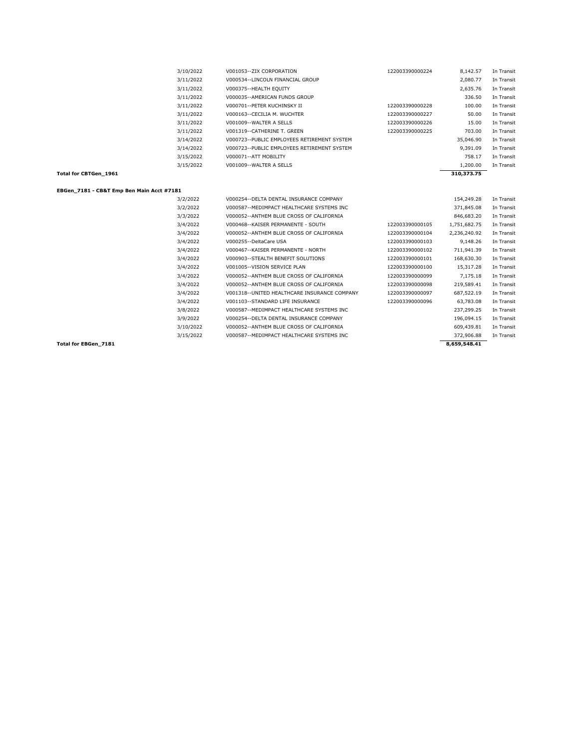| | Date | Vendor | Reference | Amount | Status |
|---|---|---|---|---|---|
| | 3/10/2022 | V001053--ZIX CORPORATION | 122003390000224 | 8,142.57 | In Transit |
| | 3/11/2022 | V000534--LINCOLN FINANCIAL GROUP | | 2,080.77 | In Transit |
| | 3/11/2022 | V000375--HEALTH EQUITY | | 2,635.76 | In Transit |
| | 3/11/2022 | V000035--AMERICAN FUNDS GROUP | | 336.50 | In Transit |
| | 3/11/2022 | V000701--PETER KUCHINSKY II | 122003390000228 | 100.00 | In Transit |
| | 3/11/2022 | V000163--CECILIA M. WUCHTER | 122003390000227 | 50.00 | In Transit |
| | 3/11/2022 | V001009--WALTER A SELLS | 122003390000226 | 15.00 | In Transit |
| | 3/11/2022 | V001319--CATHERINE T. GREEN | 122003390000225 | 703.00 | In Transit |
| | 3/14/2022 | V000723--PUBLIC EMPLOYEES RETIREMENT SYSTEM | | 35,046.90 | In Transit |
| | 3/14/2022 | V000723--PUBLIC EMPLOYEES RETIREMENT SYSTEM | | 9,391.09 | In Transit |
| | 3/15/2022 | V000071--ATT MOBILITY | | 758.17 | In Transit |
| | 3/15/2022 | V001009--WALTER A SELLS | | 1,200.00 | In Transit |
| **Total for CBTGen_1961** | | | | **310,373.75** | |

**EBGen_7181 - CB&T Emp Ben Main Acct #7181**

| | Date | Vendor | Reference | Amount | Status |
|---|---|---|---|---|---|
| | 3/2/2022 | V000254--DELTA DENTAL INSURANCE COMPANY | | 154,249.28 | In Transit |
| | 3/2/2022 | V000587--MEDIMPACT HEALTHCARE SYSTEMS INC | | 371,845.08 | In Transit |
| | 3/3/2022 | V000052--ANTHEM BLUE CROSS OF CALIFORNIA | | 846,683.20 | In Transit |
| | 3/4/2022 | V000468--KAISER PERMANENTE - SOUTH | 122003390000105 | 1,751,682.75 | In Transit |
| | 3/4/2022 | V000052--ANTHEM BLUE CROSS OF CALIFORNIA | 122003390000104 | 2,236,240.92 | In Transit |
| | 3/4/2022 | V000255--DeltaCare USA | 122003390000103 | 9,148.26 | In Transit |
| | 3/4/2022 | V000467--KAISER PERMANENTE - NORTH | 122003390000102 | 711,941.39 | In Transit |
| | 3/4/2022 | V000903--STEALTH BENEFIT SOLUTIONS | 122003390000101 | 168,630.30 | In Transit |
| | 3/4/2022 | V001005--VISION SERVICE PLAN | 122003390000100 | 15,317.28 | In Transit |
| | 3/4/2022 | V000052--ANTHEM BLUE CROSS OF CALIFORNIA | 122003390000099 | 7,175.18 | In Transit |
| | 3/4/2022 | V000052--ANTHEM BLUE CROSS OF CALIFORNIA | 122003390000098 | 219,589.41 | In Transit |
| | 3/4/2022 | V001318--UNITED HEALTHCARE INSURANCE COMPANY | 122003390000097 | 687,522.19 | In Transit |
| | 3/4/2022 | V001103--STANDARD LIFE INSURANCE | 122003390000096 | 63,783.08 | In Transit |
| | 3/8/2022 | V000587--MEDIMPACT HEALTHCARE SYSTEMS INC | | 237,299.25 | In Transit |
| | 3/9/2022 | V000254--DELTA DENTAL INSURANCE COMPANY | | 196,094.15 | In Transit |
| | 3/10/2022 | V000052--ANTHEM BLUE CROSS OF CALIFORNIA | | 609,439.81 | In Transit |
| | 3/15/2022 | V000587--MEDIMPACT HEALTHCARE SYSTEMS INC | | 372,906.88 | In Transit |
| **Total for EBGen_7181** | | | | **8,659,548.41** | |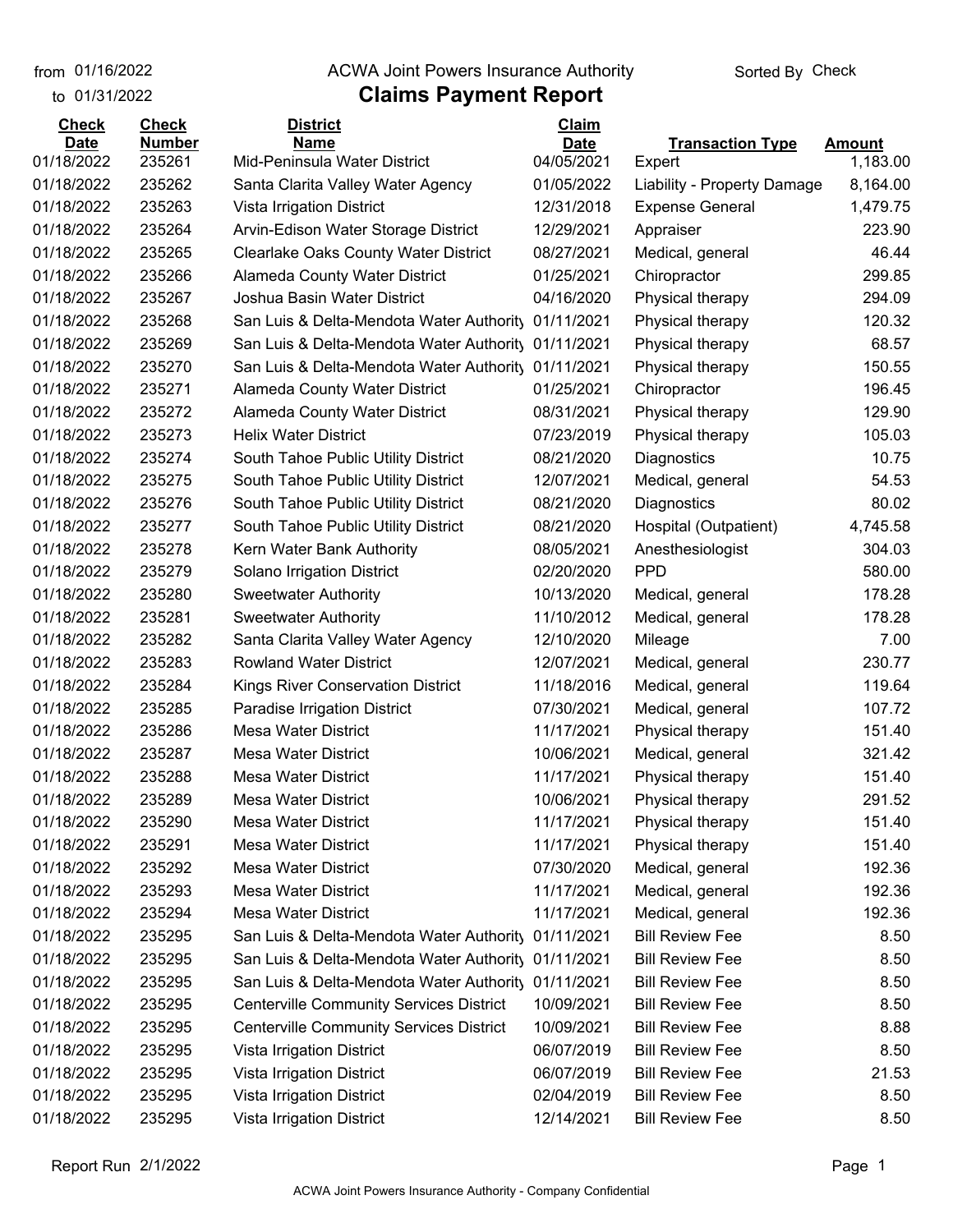from 01/16/2022 to 01/31/2022

ACWA Joint Powers Insurance Authority

# Claims Payment Report

Sorted By Check

| Check Date | Check Number | District Name | Claim Date | Transaction Type | Amount |
|---|---|---|---|---|---|
| 01/18/2022 | 235261 | Mid-Peninsula Water District | 04/05/2021 | Expert | 1,183.00 |
| 01/18/2022 | 235262 | Santa Clarita Valley Water Agency | 01/05/2022 | Liability - Property Damage | 8,164.00 |
| 01/18/2022 | 235263 | Vista Irrigation District | 12/31/2018 | Expense General | 1,479.75 |
| 01/18/2022 | 235264 | Arvin-Edison Water Storage District | 12/29/2021 | Appraiser | 223.90 |
| 01/18/2022 | 235265 | Clearlake Oaks County Water District | 08/27/2021 | Medical, general | 46.44 |
| 01/18/2022 | 235266 | Alameda County Water District | 01/25/2021 | Chiropractor | 299.85 |
| 01/18/2022 | 235267 | Joshua Basin Water District | 04/16/2020 | Physical therapy | 294.09 |
| 01/18/2022 | 235268 | San Luis & Delta-Mendota Water Authority | 01/11/2021 | Physical therapy | 120.32 |
| 01/18/2022 | 235269 | San Luis & Delta-Mendota Water Authority | 01/11/2021 | Physical therapy | 68.57 |
| 01/18/2022 | 235270 | San Luis & Delta-Mendota Water Authority | 01/11/2021 | Physical therapy | 150.55 |
| 01/18/2022 | 235271 | Alameda County Water District | 01/25/2021 | Chiropractor | 196.45 |
| 01/18/2022 | 235272 | Alameda County Water District | 08/31/2021 | Physical therapy | 129.90 |
| 01/18/2022 | 235273 | Helix Water District | 07/23/2019 | Physical therapy | 105.03 |
| 01/18/2022 | 235274 | South Tahoe Public Utility District | 08/21/2020 | Diagnostics | 10.75 |
| 01/18/2022 | 235275 | South Tahoe Public Utility District | 12/07/2021 | Medical, general | 54.53 |
| 01/18/2022 | 235276 | South Tahoe Public Utility District | 08/21/2020 | Diagnostics | 80.02 |
| 01/18/2022 | 235277 | South Tahoe Public Utility District | 08/21/2020 | Hospital (Outpatient) | 4,745.58 |
| 01/18/2022 | 235278 | Kern Water Bank Authority | 08/05/2021 | Anesthesiologist | 304.03 |
| 01/18/2022 | 235279 | Solano Irrigation District | 02/20/2020 | PPD | 580.00 |
| 01/18/2022 | 235280 | Sweetwater Authority | 10/13/2020 | Medical, general | 178.28 |
| 01/18/2022 | 235281 | Sweetwater Authority | 11/10/2012 | Medical, general | 178.28 |
| 01/18/2022 | 235282 | Santa Clarita Valley Water Agency | 12/10/2020 | Mileage | 7.00 |
| 01/18/2022 | 235283 | Rowland Water District | 12/07/2021 | Medical, general | 230.77 |
| 01/18/2022 | 235284 | Kings River Conservation District | 11/18/2016 | Medical, general | 119.64 |
| 01/18/2022 | 235285 | Paradise Irrigation District | 07/30/2021 | Medical, general | 107.72 |
| 01/18/2022 | 235286 | Mesa Water District | 11/17/2021 | Physical therapy | 151.40 |
| 01/18/2022 | 235287 | Mesa Water District | 10/06/2021 | Medical, general | 321.42 |
| 01/18/2022 | 235288 | Mesa Water District | 11/17/2021 | Physical therapy | 151.40 |
| 01/18/2022 | 235289 | Mesa Water District | 10/06/2021 | Physical therapy | 291.52 |
| 01/18/2022 | 235290 | Mesa Water District | 11/17/2021 | Physical therapy | 151.40 |
| 01/18/2022 | 235291 | Mesa Water District | 11/17/2021 | Physical therapy | 151.40 |
| 01/18/2022 | 235292 | Mesa Water District | 07/30/2020 | Medical, general | 192.36 |
| 01/18/2022 | 235293 | Mesa Water District | 11/17/2021 | Medical, general | 192.36 |
| 01/18/2022 | 235294 | Mesa Water District | 11/17/2021 | Medical, general | 192.36 |
| 01/18/2022 | 235295 | San Luis & Delta-Mendota Water Authority | 01/11/2021 | Bill Review Fee | 8.50 |
| 01/18/2022 | 235295 | San Luis & Delta-Mendota Water Authority | 01/11/2021 | Bill Review Fee | 8.50 |
| 01/18/2022 | 235295 | San Luis & Delta-Mendota Water Authority | 01/11/2021 | Bill Review Fee | 8.50 |
| 01/18/2022 | 235295 | Centerville Community Services District | 10/09/2021 | Bill Review Fee | 8.50 |
| 01/18/2022 | 235295 | Centerville Community Services District | 10/09/2021 | Bill Review Fee | 8.88 |
| 01/18/2022 | 235295 | Vista Irrigation District | 06/07/2019 | Bill Review Fee | 8.50 |
| 01/18/2022 | 235295 | Vista Irrigation District | 06/07/2019 | Bill Review Fee | 21.53 |
| 01/18/2022 | 235295 | Vista Irrigation District | 02/04/2019 | Bill Review Fee | 8.50 |
| 01/18/2022 | 235295 | Vista Irrigation District | 12/14/2021 | Bill Review Fee | 8.50 |

Report Run 2/1/2022

ACWA Joint Powers Insurance Authority - Company Confidential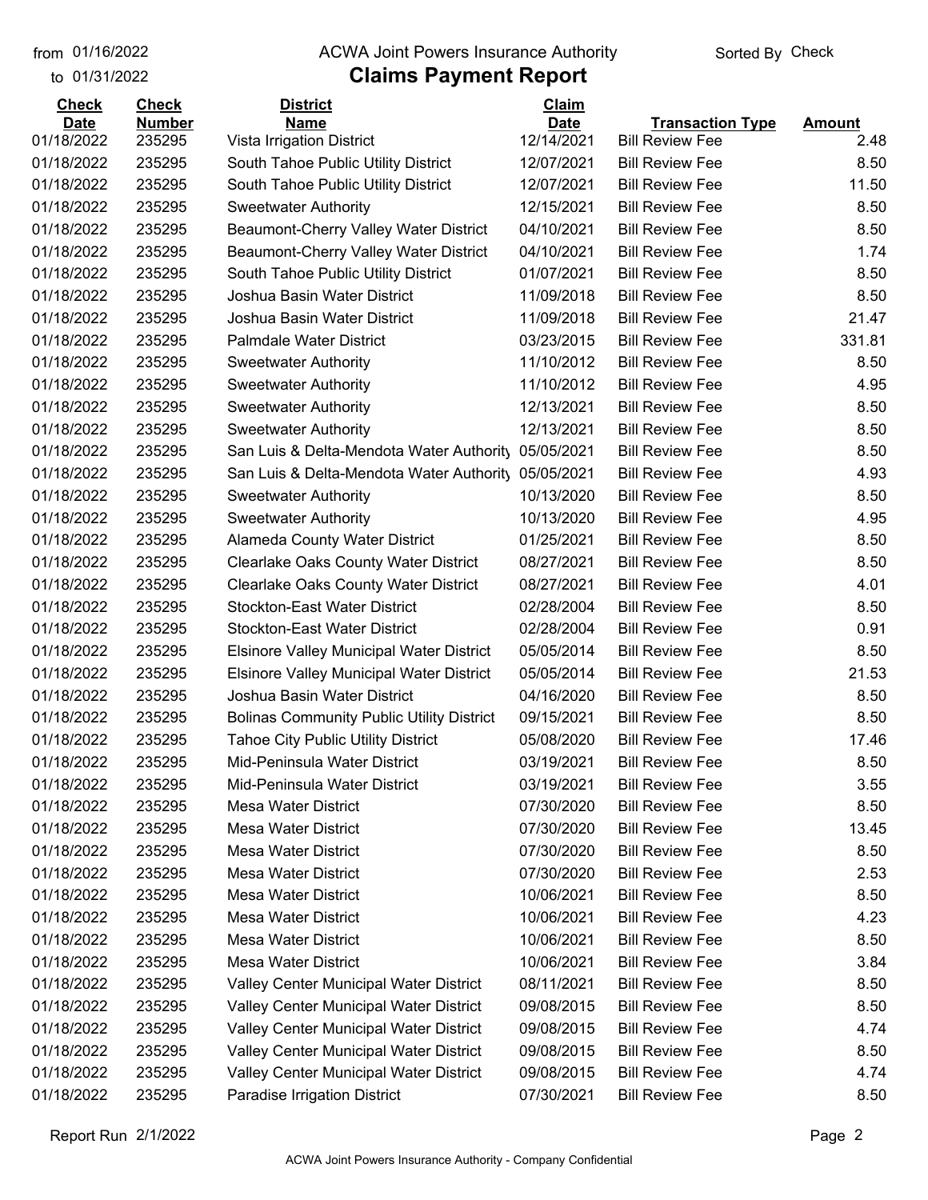from 01/16/2022 to 01/31/2022

# ACWA Joint Powers Insurance Authority

## Claims Payment Report

Sorted By Check

| Check Date | Check Number | District Name | Claim Date | Transaction Type | Amount |
|---|---|---|---|---|---|
| 01/18/2022 | 235295 | Vista Irrigation District | 12/14/2021 | Bill Review Fee | 2.48 |
| 01/18/2022 | 235295 | South Tahoe Public Utility District | 12/07/2021 | Bill Review Fee | 8.50 |
| 01/18/2022 | 235295 | South Tahoe Public Utility District | 12/07/2021 | Bill Review Fee | 11.50 |
| 01/18/2022 | 235295 | Sweetwater Authority | 12/15/2021 | Bill Review Fee | 8.50 |
| 01/18/2022 | 235295 | Beaumont-Cherry Valley Water District | 04/10/2021 | Bill Review Fee | 8.50 |
| 01/18/2022 | 235295 | Beaumont-Cherry Valley Water District | 04/10/2021 | Bill Review Fee | 1.74 |
| 01/18/2022 | 235295 | South Tahoe Public Utility District | 01/07/2021 | Bill Review Fee | 8.50 |
| 01/18/2022 | 235295 | Joshua Basin Water District | 11/09/2018 | Bill Review Fee | 8.50 |
| 01/18/2022 | 235295 | Joshua Basin Water District | 11/09/2018 | Bill Review Fee | 21.47 |
| 01/18/2022 | 235295 | Palmdale Water District | 03/23/2015 | Bill Review Fee | 331.81 |
| 01/18/2022 | 235295 | Sweetwater Authority | 11/10/2012 | Bill Review Fee | 8.50 |
| 01/18/2022 | 235295 | Sweetwater Authority | 11/10/2012 | Bill Review Fee | 4.95 |
| 01/18/2022 | 235295 | Sweetwater Authority | 12/13/2021 | Bill Review Fee | 8.50 |
| 01/18/2022 | 235295 | Sweetwater Authority | 12/13/2021 | Bill Review Fee | 8.50 |
| 01/18/2022 | 235295 | San Luis & Delta-Mendota Water Authority | 05/05/2021 | Bill Review Fee | 8.50 |
| 01/18/2022 | 235295 | San Luis & Delta-Mendota Water Authority | 05/05/2021 | Bill Review Fee | 4.93 |
| 01/18/2022 | 235295 | Sweetwater Authority | 10/13/2020 | Bill Review Fee | 8.50 |
| 01/18/2022 | 235295 | Sweetwater Authority | 10/13/2020 | Bill Review Fee | 4.95 |
| 01/18/2022 | 235295 | Alameda County Water District | 01/25/2021 | Bill Review Fee | 8.50 |
| 01/18/2022 | 235295 | Clearlake Oaks County Water District | 08/27/2021 | Bill Review Fee | 8.50 |
| 01/18/2022 | 235295 | Clearlake Oaks County Water District | 08/27/2021 | Bill Review Fee | 4.01 |
| 01/18/2022 | 235295 | Stockton-East Water District | 02/28/2004 | Bill Review Fee | 8.50 |
| 01/18/2022 | 235295 | Stockton-East Water District | 02/28/2004 | Bill Review Fee | 0.91 |
| 01/18/2022 | 235295 | Elsinore Valley Municipal Water District | 05/05/2014 | Bill Review Fee | 8.50 |
| 01/18/2022 | 235295 | Elsinore Valley Municipal Water District | 05/05/2014 | Bill Review Fee | 21.53 |
| 01/18/2022 | 235295 | Joshua Basin Water District | 04/16/2020 | Bill Review Fee | 8.50 |
| 01/18/2022 | 235295 | Bolinas Community Public Utility District | 09/15/2021 | Bill Review Fee | 8.50 |
| 01/18/2022 | 235295 | Tahoe City Public Utility District | 05/08/2020 | Bill Review Fee | 17.46 |
| 01/18/2022 | 235295 | Mid-Peninsula Water District | 03/19/2021 | Bill Review Fee | 8.50 |
| 01/18/2022 | 235295 | Mid-Peninsula Water District | 03/19/2021 | Bill Review Fee | 3.55 |
| 01/18/2022 | 235295 | Mesa Water District | 07/30/2020 | Bill Review Fee | 8.50 |
| 01/18/2022 | 235295 | Mesa Water District | 07/30/2020 | Bill Review Fee | 13.45 |
| 01/18/2022 | 235295 | Mesa Water District | 07/30/2020 | Bill Review Fee | 8.50 |
| 01/18/2022 | 235295 | Mesa Water District | 07/30/2020 | Bill Review Fee | 2.53 |
| 01/18/2022 | 235295 | Mesa Water District | 10/06/2021 | Bill Review Fee | 8.50 |
| 01/18/2022 | 235295 | Mesa Water District | 10/06/2021 | Bill Review Fee | 4.23 |
| 01/18/2022 | 235295 | Mesa Water District | 10/06/2021 | Bill Review Fee | 8.50 |
| 01/18/2022 | 235295 | Mesa Water District | 10/06/2021 | Bill Review Fee | 3.84 |
| 01/18/2022 | 235295 | Valley Center Municipal Water District | 08/11/2021 | Bill Review Fee | 8.50 |
| 01/18/2022 | 235295 | Valley Center Municipal Water District | 09/08/2015 | Bill Review Fee | 8.50 |
| 01/18/2022 | 235295 | Valley Center Municipal Water District | 09/08/2015 | Bill Review Fee | 4.74 |
| 01/18/2022 | 235295 | Valley Center Municipal Water District | 09/08/2015 | Bill Review Fee | 8.50 |
| 01/18/2022 | 235295 | Valley Center Municipal Water District | 09/08/2015 | Bill Review Fee | 4.74 |
| 01/18/2022 | 235295 | Paradise Irrigation District | 07/30/2021 | Bill Review Fee | 8.50 |

Report Run 2/1/2022

ACWA Joint Powers Insurance Authority - Company Confidential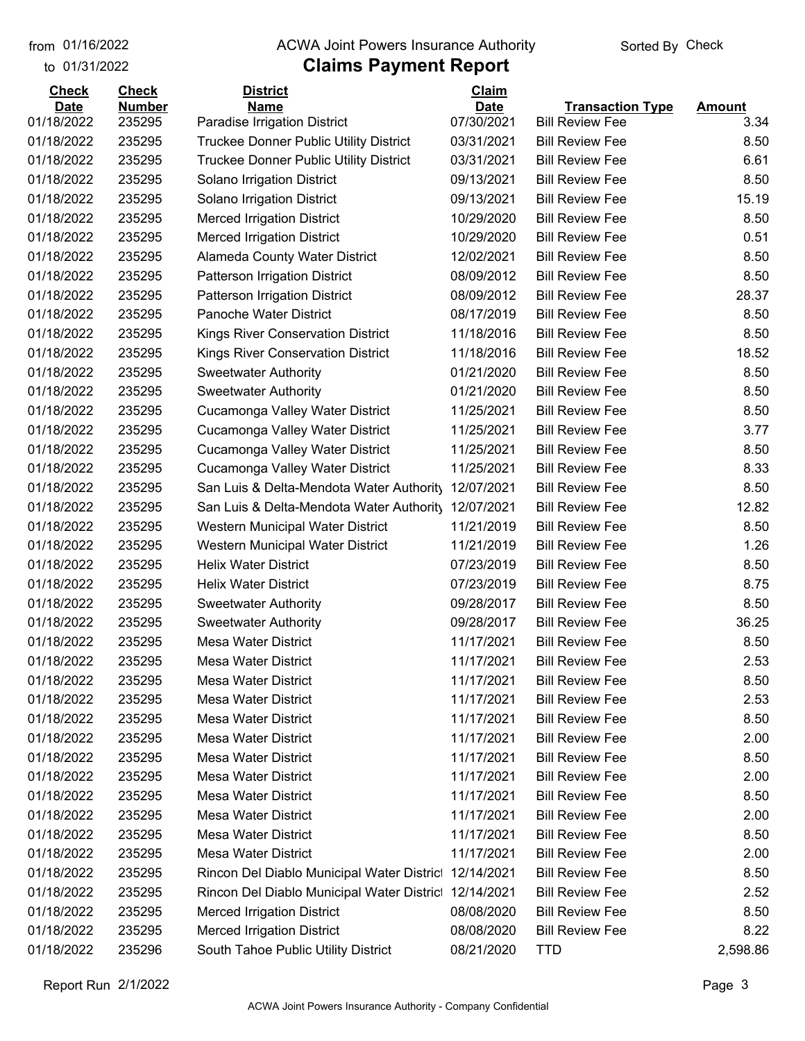from 01/16/2022
to 01/31/2022

# ACWA Joint Powers Insurance Authority

## Claims Payment Report

Sorted By Check

| Check Date | Check Number | District Name | Claim Date | Transaction Type | Amount |
|---|---|---|---|---|---|
| 01/18/2022 | 235295 | Paradise Irrigation District | 07/30/2021 | Bill Review Fee | 3.34 |
| 01/18/2022 | 235295 | Truckee Donner Public Utility District | 03/31/2021 | Bill Review Fee | 8.50 |
| 01/18/2022 | 235295 | Truckee Donner Public Utility District | 03/31/2021 | Bill Review Fee | 6.61 |
| 01/18/2022 | 235295 | Solano Irrigation District | 09/13/2021 | Bill Review Fee | 8.50 |
| 01/18/2022 | 235295 | Solano Irrigation District | 09/13/2021 | Bill Review Fee | 15.19 |
| 01/18/2022 | 235295 | Merced Irrigation District | 10/29/2020 | Bill Review Fee | 8.50 |
| 01/18/2022 | 235295 | Merced Irrigation District | 10/29/2020 | Bill Review Fee | 0.51 |
| 01/18/2022 | 235295 | Alameda County Water District | 12/02/2021 | Bill Review Fee | 8.50 |
| 01/18/2022 | 235295 | Patterson Irrigation District | 08/09/2012 | Bill Review Fee | 8.50 |
| 01/18/2022 | 235295 | Patterson Irrigation District | 08/09/2012 | Bill Review Fee | 28.37 |
| 01/18/2022 | 235295 | Panoche Water District | 08/17/2019 | Bill Review Fee | 8.50 |
| 01/18/2022 | 235295 | Kings River Conservation District | 11/18/2016 | Bill Review Fee | 8.50 |
| 01/18/2022 | 235295 | Kings River Conservation District | 11/18/2016 | Bill Review Fee | 18.52 |
| 01/18/2022 | 235295 | Sweetwater Authority | 01/21/2020 | Bill Review Fee | 8.50 |
| 01/18/2022 | 235295 | Sweetwater Authority | 01/21/2020 | Bill Review Fee | 8.50 |
| 01/18/2022 | 235295 | Cucamonga Valley Water District | 11/25/2021 | Bill Review Fee | 8.50 |
| 01/18/2022 | 235295 | Cucamonga Valley Water District | 11/25/2021 | Bill Review Fee | 3.77 |
| 01/18/2022 | 235295 | Cucamonga Valley Water District | 11/25/2021 | Bill Review Fee | 8.50 |
| 01/18/2022 | 235295 | Cucamonga Valley Water District | 11/25/2021 | Bill Review Fee | 8.33 |
| 01/18/2022 | 235295 | San Luis & Delta-Mendota Water Authority | 12/07/2021 | Bill Review Fee | 8.50 |
| 01/18/2022 | 235295 | San Luis & Delta-Mendota Water Authority | 12/07/2021 | Bill Review Fee | 12.82 |
| 01/18/2022 | 235295 | Western Municipal Water District | 11/21/2019 | Bill Review Fee | 8.50 |
| 01/18/2022 | 235295 | Western Municipal Water District | 11/21/2019 | Bill Review Fee | 1.26 |
| 01/18/2022 | 235295 | Helix Water District | 07/23/2019 | Bill Review Fee | 8.50 |
| 01/18/2022 | 235295 | Helix Water District | 07/23/2019 | Bill Review Fee | 8.75 |
| 01/18/2022 | 235295 | Sweetwater Authority | 09/28/2017 | Bill Review Fee | 8.50 |
| 01/18/2022 | 235295 | Sweetwater Authority | 09/28/2017 | Bill Review Fee | 36.25 |
| 01/18/2022 | 235295 | Mesa Water District | 11/17/2021 | Bill Review Fee | 8.50 |
| 01/18/2022 | 235295 | Mesa Water District | 11/17/2021 | Bill Review Fee | 2.53 |
| 01/18/2022 | 235295 | Mesa Water District | 11/17/2021 | Bill Review Fee | 8.50 |
| 01/18/2022 | 235295 | Mesa Water District | 11/17/2021 | Bill Review Fee | 2.53 |
| 01/18/2022 | 235295 | Mesa Water District | 11/17/2021 | Bill Review Fee | 8.50 |
| 01/18/2022 | 235295 | Mesa Water District | 11/17/2021 | Bill Review Fee | 2.00 |
| 01/18/2022 | 235295 | Mesa Water District | 11/17/2021 | Bill Review Fee | 8.50 |
| 01/18/2022 | 235295 | Mesa Water District | 11/17/2021 | Bill Review Fee | 2.00 |
| 01/18/2022 | 235295 | Mesa Water District | 11/17/2021 | Bill Review Fee | 8.50 |
| 01/18/2022 | 235295 | Mesa Water District | 11/17/2021 | Bill Review Fee | 2.00 |
| 01/18/2022 | 235295 | Mesa Water District | 11/17/2021 | Bill Review Fee | 8.50 |
| 01/18/2022 | 235295 | Mesa Water District | 11/17/2021 | Bill Review Fee | 2.00 |
| 01/18/2022 | 235295 | Rincon Del Diablo Municipal Water District | 12/14/2021 | Bill Review Fee | 8.50 |
| 01/18/2022 | 235295 | Rincon Del Diablo Municipal Water District | 12/14/2021 | Bill Review Fee | 2.52 |
| 01/18/2022 | 235295 | Merced Irrigation District | 08/08/2020 | Bill Review Fee | 8.50 |
| 01/18/2022 | 235295 | Merced Irrigation District | 08/08/2020 | Bill Review Fee | 8.22 |
| 01/18/2022 | 235296 | South Tahoe Public Utility District | 08/21/2020 | TTD | 2,598.86 |

Report Run 2/1/2022

ACWA Joint Powers Insurance Authority - Company Confidential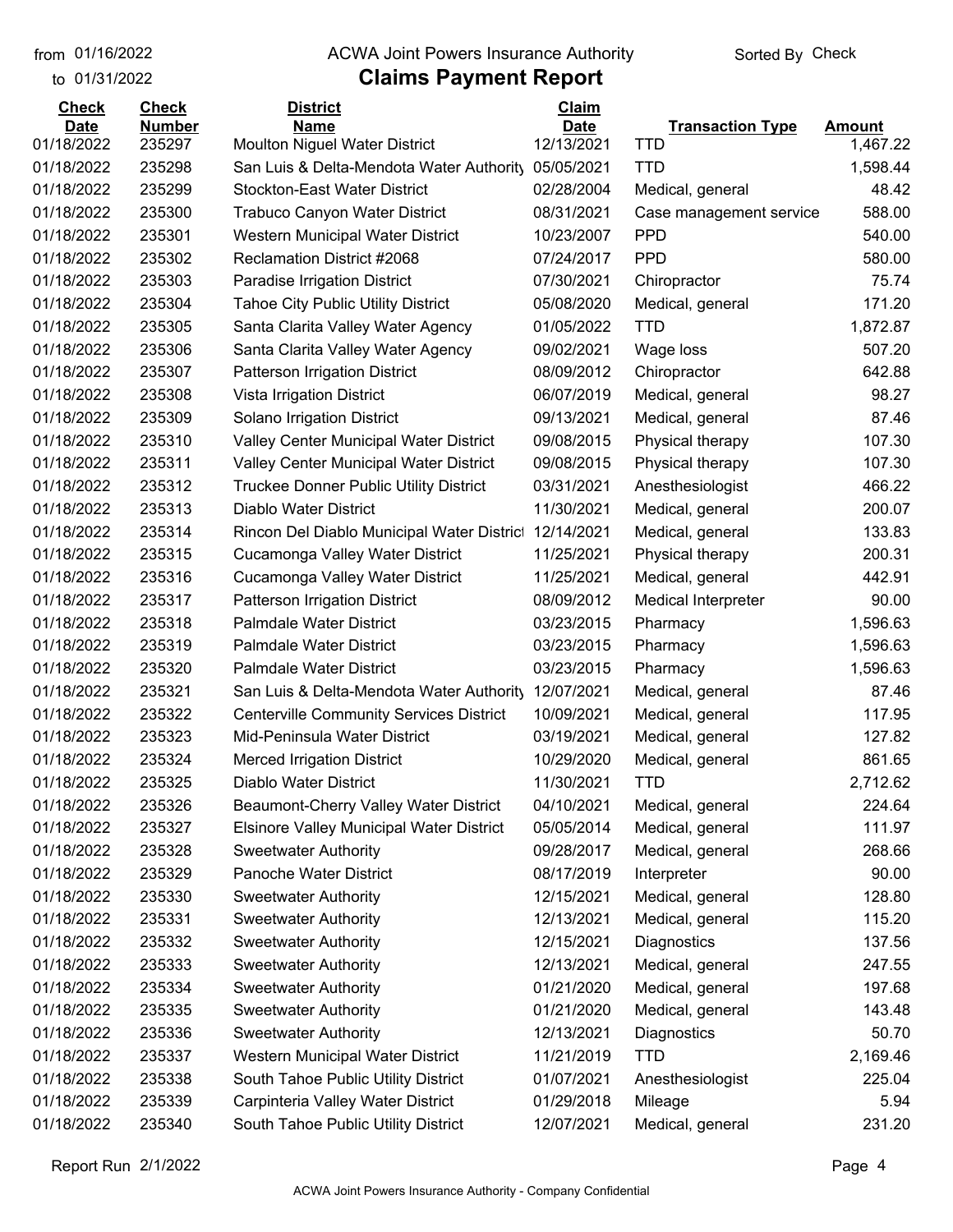from 01/16/2022 to 01/31/2022

ACWA Joint Powers Insurance Authority

# Claims Payment Report

Sorted By Check

| Check Date | Check Number | District Name | Claim Date | Transaction Type | Amount |
|---|---|---|---|---|---|
| 01/18/2022 | 235297 | Moulton Niguel Water District | 12/13/2021 | TTD | 1,467.22 |
| 01/18/2022 | 235298 | San Luis & Delta-Mendota Water Authority | 05/05/2021 | TTD | 1,598.44 |
| 01/18/2022 | 235299 | Stockton-East Water District | 02/28/2004 | Medical, general | 48.42 |
| 01/18/2022 | 235300 | Trabuco Canyon Water District | 08/31/2021 | Case management service | 588.00 |
| 01/18/2022 | 235301 | Western Municipal Water District | 10/23/2007 | PPD | 540.00 |
| 01/18/2022 | 235302 | Reclamation District #2068 | 07/24/2017 | PPD | 580.00 |
| 01/18/2022 | 235303 | Paradise Irrigation District | 07/30/2021 | Chiropractor | 75.74 |
| 01/18/2022 | 235304 | Tahoe City Public Utility District | 05/08/2020 | Medical, general | 171.20 |
| 01/18/2022 | 235305 | Santa Clarita Valley Water Agency | 01/05/2022 | TTD | 1,872.87 |
| 01/18/2022 | 235306 | Santa Clarita Valley Water Agency | 09/02/2021 | Wage loss | 507.20 |
| 01/18/2022 | 235307 | Patterson Irrigation District | 08/09/2012 | Chiropractor | 642.88 |
| 01/18/2022 | 235308 | Vista Irrigation District | 06/07/2019 | Medical, general | 98.27 |
| 01/18/2022 | 235309 | Solano Irrigation District | 09/13/2021 | Medical, general | 87.46 |
| 01/18/2022 | 235310 | Valley Center Municipal Water District | 09/08/2015 | Physical therapy | 107.30 |
| 01/18/2022 | 235311 | Valley Center Municipal Water District | 09/08/2015 | Physical therapy | 107.30 |
| 01/18/2022 | 235312 | Truckee Donner Public Utility District | 03/31/2021 | Anesthesiologist | 466.22 |
| 01/18/2022 | 235313 | Diablo Water District | 11/30/2021 | Medical, general | 200.07 |
| 01/18/2022 | 235314 | Rincon Del Diablo Municipal Water District | 12/14/2021 | Medical, general | 133.83 |
| 01/18/2022 | 235315 | Cucamonga Valley Water District | 11/25/2021 | Physical therapy | 200.31 |
| 01/18/2022 | 235316 | Cucamonga Valley Water District | 11/25/2021 | Medical, general | 442.91 |
| 01/18/2022 | 235317 | Patterson Irrigation District | 08/09/2012 | Medical Interpreter | 90.00 |
| 01/18/2022 | 235318 | Palmdale Water District | 03/23/2015 | Pharmacy | 1,596.63 |
| 01/18/2022 | 235319 | Palmdale Water District | 03/23/2015 | Pharmacy | 1,596.63 |
| 01/18/2022 | 235320 | Palmdale Water District | 03/23/2015 | Pharmacy | 1,596.63 |
| 01/18/2022 | 235321 | San Luis & Delta-Mendota Water Authority | 12/07/2021 | Medical, general | 87.46 |
| 01/18/2022 | 235322 | Centerville Community Services District | 10/09/2021 | Medical, general | 117.95 |
| 01/18/2022 | 235323 | Mid-Peninsula Water District | 03/19/2021 | Medical, general | 127.82 |
| 01/18/2022 | 235324 | Merced Irrigation District | 10/29/2020 | Medical, general | 861.65 |
| 01/18/2022 | 235325 | Diablo Water District | 11/30/2021 | TTD | 2,712.62 |
| 01/18/2022 | 235326 | Beaumont-Cherry Valley Water District | 04/10/2021 | Medical, general | 224.64 |
| 01/18/2022 | 235327 | Elsinore Valley Municipal Water District | 05/05/2014 | Medical, general | 111.97 |
| 01/18/2022 | 235328 | Sweetwater Authority | 09/28/2017 | Medical, general | 268.66 |
| 01/18/2022 | 235329 | Panoche Water District | 08/17/2019 | Interpreter | 90.00 |
| 01/18/2022 | 235330 | Sweetwater Authority | 12/15/2021 | Medical, general | 128.80 |
| 01/18/2022 | 235331 | Sweetwater Authority | 12/13/2021 | Medical, general | 115.20 |
| 01/18/2022 | 235332 | Sweetwater Authority | 12/15/2021 | Diagnostics | 137.56 |
| 01/18/2022 | 235333 | Sweetwater Authority | 12/13/2021 | Medical, general | 247.55 |
| 01/18/2022 | 235334 | Sweetwater Authority | 01/21/2020 | Medical, general | 197.68 |
| 01/18/2022 | 235335 | Sweetwater Authority | 01/21/2020 | Medical, general | 143.48 |
| 01/18/2022 | 235336 | Sweetwater Authority | 12/13/2021 | Diagnostics | 50.70 |
| 01/18/2022 | 235337 | Western Municipal Water District | 11/21/2019 | TTD | 2,169.46 |
| 01/18/2022 | 235338 | South Tahoe Public Utility District | 01/07/2021 | Anesthesiologist | 225.04 |
| 01/18/2022 | 235339 | Carpinteria Valley Water District | 01/29/2018 | Mileage | 5.94 |
| 01/18/2022 | 235340 | South Tahoe Public Utility District | 12/07/2021 | Medical, general | 231.20 |

Report Run 2/1/2022

ACWA Joint Powers Insurance Authority - Company Confidential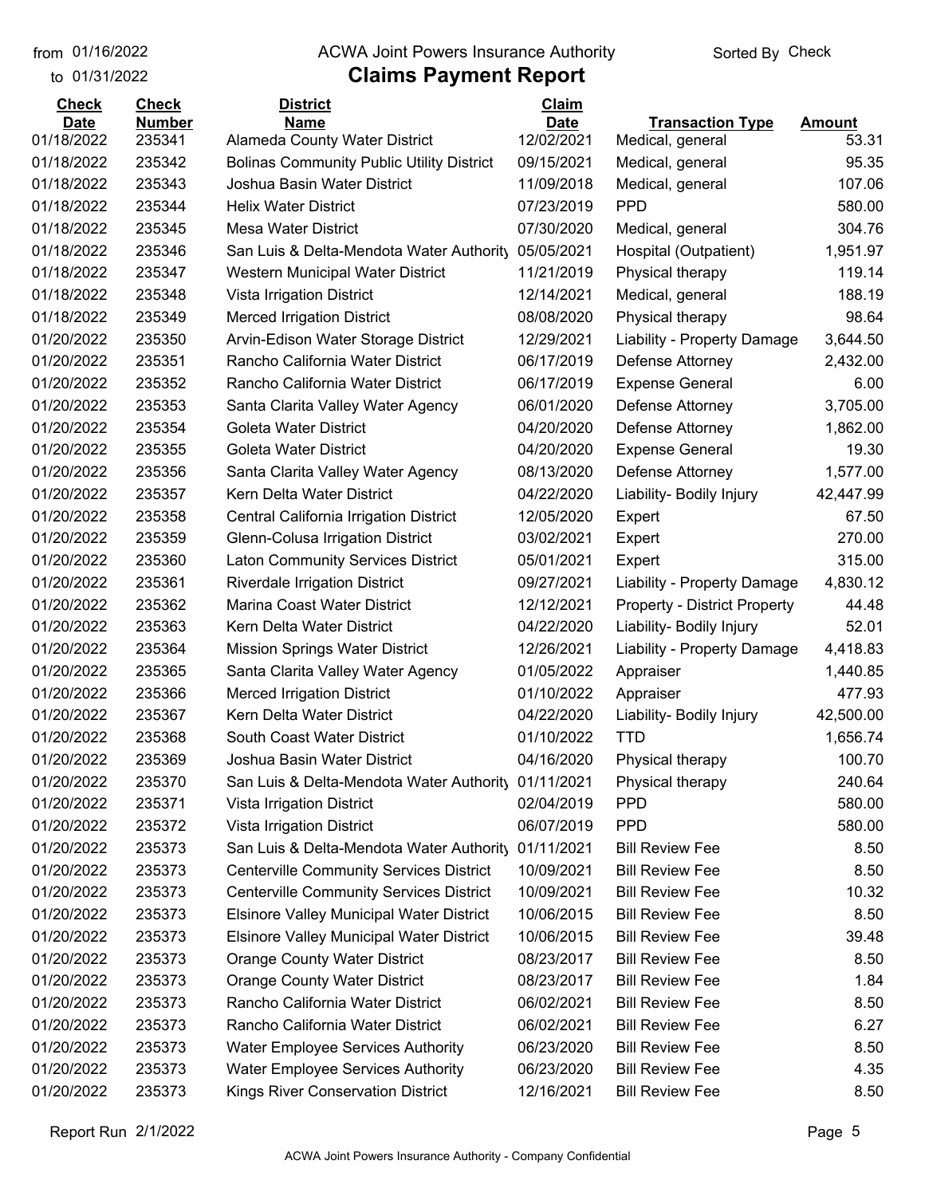from 01/16/2022
to 01/31/2022

ACWA Joint Powers Insurance Authority

# Claims Payment Report

Sorted By Check

| Check Date | Check Number | District Name | Claim Date | Transaction Type | Amount |
|---|---|---|---|---|---|
| 01/18/2022 | 235341 | Alameda County Water District | 12/02/2021 | Medical, general | 53.31 |
| 01/18/2022 | 235342 | Bolinas Community Public Utility District | 09/15/2021 | Medical, general | 95.35 |
| 01/18/2022 | 235343 | Joshua Basin Water District | 11/09/2018 | Medical, general | 107.06 |
| 01/18/2022 | 235344 | Helix Water District | 07/23/2019 | PPD | 580.00 |
| 01/18/2022 | 235345 | Mesa Water District | 07/30/2020 | Medical, general | 304.76 |
| 01/18/2022 | 235346 | San Luis & Delta-Mendota Water Authority | 05/05/2021 | Hospital (Outpatient) | 1,951.97 |
| 01/18/2022 | 235347 | Western Municipal Water District | 11/21/2019 | Physical therapy | 119.14 |
| 01/18/2022 | 235348 | Vista Irrigation District | 12/14/2021 | Medical, general | 188.19 |
| 01/18/2022 | 235349 | Merced Irrigation District | 08/08/2020 | Physical therapy | 98.64 |
| 01/20/2022 | 235350 | Arvin-Edison Water Storage District | 12/29/2021 | Liability - Property Damage | 3,644.50 |
| 01/20/2022 | 235351 | Rancho California Water District | 06/17/2019 | Defense Attorney | 2,432.00 |
| 01/20/2022 | 235352 | Rancho California Water District | 06/17/2019 | Expense General | 6.00 |
| 01/20/2022 | 235353 | Santa Clarita Valley Water Agency | 06/01/2020 | Defense Attorney | 3,705.00 |
| 01/20/2022 | 235354 | Goleta Water District | 04/20/2020 | Defense Attorney | 1,862.00 |
| 01/20/2022 | 235355 | Goleta Water District | 04/20/2020 | Expense General | 19.30 |
| 01/20/2022 | 235356 | Santa Clarita Valley Water Agency | 08/13/2020 | Defense Attorney | 1,577.00 |
| 01/20/2022 | 235357 | Kern Delta Water District | 04/22/2020 | Liability- Bodily Injury | 42,447.99 |
| 01/20/2022 | 235358 | Central California Irrigation District | 12/05/2020 | Expert | 67.50 |
| 01/20/2022 | 235359 | Glenn-Colusa Irrigation District | 03/02/2021 | Expert | 270.00 |
| 01/20/2022 | 235360 | Laton Community Services District | 05/01/2021 | Expert | 315.00 |
| 01/20/2022 | 235361 | Riverdale Irrigation District | 09/27/2021 | Liability - Property Damage | 4,830.12 |
| 01/20/2022 | 235362 | Marina Coast Water District | 12/12/2021 | Property - District Property | 44.48 |
| 01/20/2022 | 235363 | Kern Delta Water District | 04/22/2020 | Liability- Bodily Injury | 52.01 |
| 01/20/2022 | 235364 | Mission Springs Water District | 12/26/2021 | Liability - Property Damage | 4,418.83 |
| 01/20/2022 | 235365 | Santa Clarita Valley Water Agency | 01/05/2022 | Appraiser | 1,440.85 |
| 01/20/2022 | 235366 | Merced Irrigation District | 01/10/2022 | Appraiser | 477.93 |
| 01/20/2022 | 235367 | Kern Delta Water District | 04/22/2020 | Liability- Bodily Injury | 42,500.00 |
| 01/20/2022 | 235368 | South Coast Water District | 01/10/2022 | TTD | 1,656.74 |
| 01/20/2022 | 235369 | Joshua Basin Water District | 04/16/2020 | Physical therapy | 100.70 |
| 01/20/2022 | 235370 | San Luis & Delta-Mendota Water Authority | 01/11/2021 | Physical therapy | 240.64 |
| 01/20/2022 | 235371 | Vista Irrigation District | 02/04/2019 | PPD | 580.00 |
| 01/20/2022 | 235372 | Vista Irrigation District | 06/07/2019 | PPD | 580.00 |
| 01/20/2022 | 235373 | San Luis & Delta-Mendota Water Authority | 01/11/2021 | Bill Review Fee | 8.50 |
| 01/20/2022 | 235373 | Centerville Community Services District | 10/09/2021 | Bill Review Fee | 8.50 |
| 01/20/2022 | 235373 | Centerville Community Services District | 10/09/2021 | Bill Review Fee | 10.32 |
| 01/20/2022 | 235373 | Elsinore Valley Municipal Water District | 10/06/2015 | Bill Review Fee | 8.50 |
| 01/20/2022 | 235373 | Elsinore Valley Municipal Water District | 10/06/2015 | Bill Review Fee | 39.48 |
| 01/20/2022 | 235373 | Orange County Water District | 08/23/2017 | Bill Review Fee | 8.50 |
| 01/20/2022 | 235373 | Orange County Water District | 08/23/2017 | Bill Review Fee | 1.84 |
| 01/20/2022 | 235373 | Rancho California Water District | 06/02/2021 | Bill Review Fee | 8.50 |
| 01/20/2022 | 235373 | Rancho California Water District | 06/02/2021 | Bill Review Fee | 6.27 |
| 01/20/2022 | 235373 | Water Employee Services Authority | 06/23/2020 | Bill Review Fee | 8.50 |
| 01/20/2022 | 235373 | Water Employee Services Authority | 06/23/2020 | Bill Review Fee | 4.35 |
| 01/20/2022 | 235373 | Kings River Conservation District | 12/16/2021 | Bill Review Fee | 8.50 |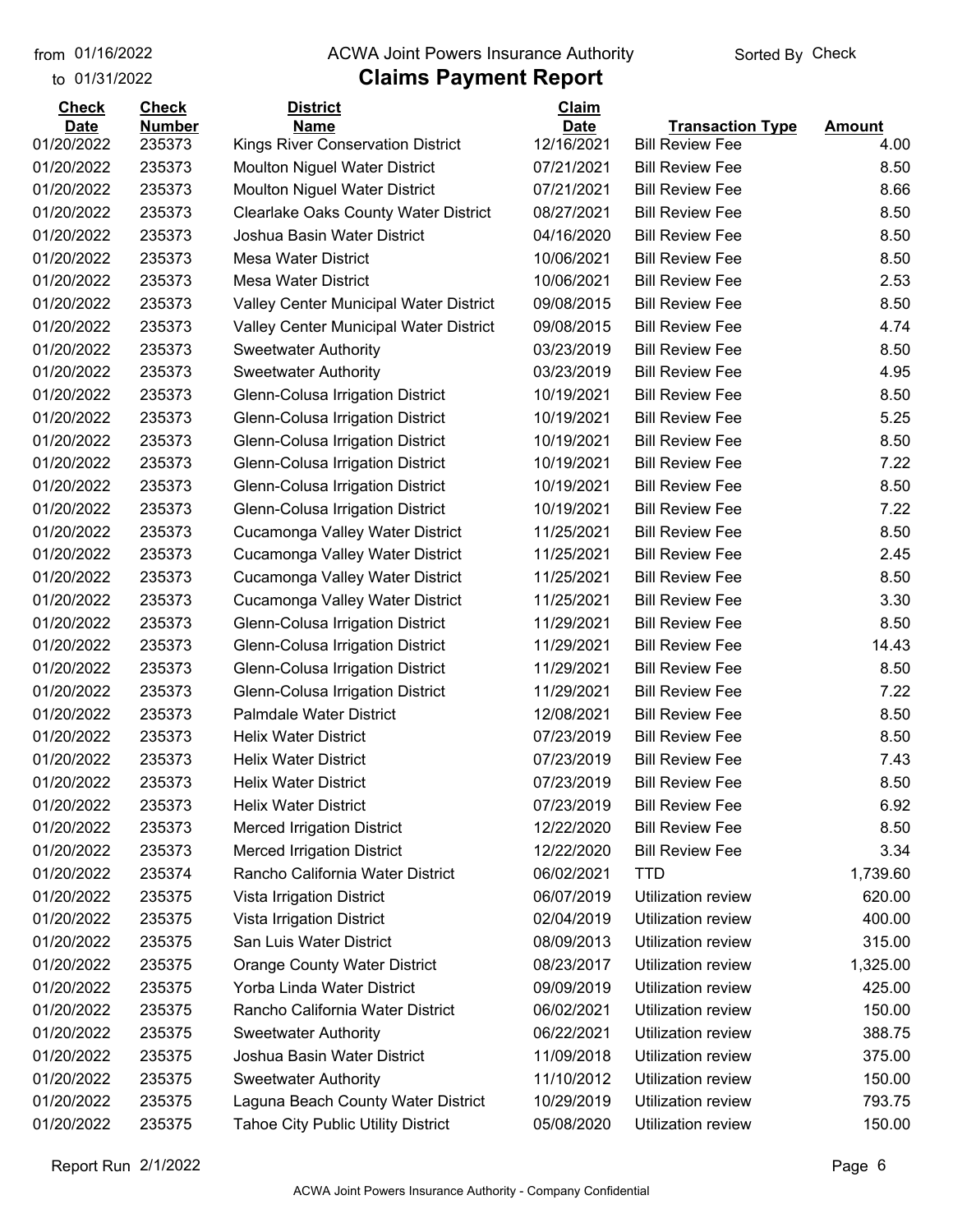from 01/16/2022 to 01/31/2022

ACWA Joint Powers Insurance Authority

# Claims Payment Report

Sorted By Check

| Check Date | Check Number | District Name | Claim Date | Transaction Type | Amount |
|---|---|---|---|---|---|
| 01/20/2022 | 235373 | Kings River Conservation District | 12/16/2021 | Bill Review Fee | 4.00 |
| 01/20/2022 | 235373 | Moulton Niguel Water District | 07/21/2021 | Bill Review Fee | 8.50 |
| 01/20/2022 | 235373 | Moulton Niguel Water District | 07/21/2021 | Bill Review Fee | 8.66 |
| 01/20/2022 | 235373 | Clearlake Oaks County Water District | 08/27/2021 | Bill Review Fee | 8.50 |
| 01/20/2022 | 235373 | Joshua Basin Water District | 04/16/2020 | Bill Review Fee | 8.50 |
| 01/20/2022 | 235373 | Mesa Water District | 10/06/2021 | Bill Review Fee | 8.50 |
| 01/20/2022 | 235373 | Mesa Water District | 10/06/2021 | Bill Review Fee | 2.53 |
| 01/20/2022 | 235373 | Valley Center Municipal Water District | 09/08/2015 | Bill Review Fee | 8.50 |
| 01/20/2022 | 235373 | Valley Center Municipal Water District | 09/08/2015 | Bill Review Fee | 4.74 |
| 01/20/2022 | 235373 | Sweetwater Authority | 03/23/2019 | Bill Review Fee | 8.50 |
| 01/20/2022 | 235373 | Sweetwater Authority | 03/23/2019 | Bill Review Fee | 4.95 |
| 01/20/2022 | 235373 | Glenn-Colusa Irrigation District | 10/19/2021 | Bill Review Fee | 8.50 |
| 01/20/2022 | 235373 | Glenn-Colusa Irrigation District | 10/19/2021 | Bill Review Fee | 5.25 |
| 01/20/2022 | 235373 | Glenn-Colusa Irrigation District | 10/19/2021 | Bill Review Fee | 8.50 |
| 01/20/2022 | 235373 | Glenn-Colusa Irrigation District | 10/19/2021 | Bill Review Fee | 7.22 |
| 01/20/2022 | 235373 | Glenn-Colusa Irrigation District | 10/19/2021 | Bill Review Fee | 8.50 |
| 01/20/2022 | 235373 | Glenn-Colusa Irrigation District | 10/19/2021 | Bill Review Fee | 7.22 |
| 01/20/2022 | 235373 | Cucamonga Valley Water District | 11/25/2021 | Bill Review Fee | 8.50 |
| 01/20/2022 | 235373 | Cucamonga Valley Water District | 11/25/2021 | Bill Review Fee | 2.45 |
| 01/20/2022 | 235373 | Cucamonga Valley Water District | 11/25/2021 | Bill Review Fee | 8.50 |
| 01/20/2022 | 235373 | Cucamonga Valley Water District | 11/25/2021 | Bill Review Fee | 3.30 |
| 01/20/2022 | 235373 | Glenn-Colusa Irrigation District | 11/29/2021 | Bill Review Fee | 8.50 |
| 01/20/2022 | 235373 | Glenn-Colusa Irrigation District | 11/29/2021 | Bill Review Fee | 14.43 |
| 01/20/2022 | 235373 | Glenn-Colusa Irrigation District | 11/29/2021 | Bill Review Fee | 8.50 |
| 01/20/2022 | 235373 | Glenn-Colusa Irrigation District | 11/29/2021 | Bill Review Fee | 7.22 |
| 01/20/2022 | 235373 | Palmdale Water District | 12/08/2021 | Bill Review Fee | 8.50 |
| 01/20/2022 | 235373 | Helix Water District | 07/23/2019 | Bill Review Fee | 8.50 |
| 01/20/2022 | 235373 | Helix Water District | 07/23/2019 | Bill Review Fee | 7.43 |
| 01/20/2022 | 235373 | Helix Water District | 07/23/2019 | Bill Review Fee | 8.50 |
| 01/20/2022 | 235373 | Helix Water District | 07/23/2019 | Bill Review Fee | 6.92 |
| 01/20/2022 | 235373 | Merced Irrigation District | 12/22/2020 | Bill Review Fee | 8.50 |
| 01/20/2022 | 235373 | Merced Irrigation District | 12/22/2020 | Bill Review Fee | 3.34 |
| 01/20/2022 | 235374 | Rancho California Water District | 06/02/2021 | TTD | 1,739.60 |
| 01/20/2022 | 235375 | Vista Irrigation District | 06/07/2019 | Utilization review | 620.00 |
| 01/20/2022 | 235375 | Vista Irrigation District | 02/04/2019 | Utilization review | 400.00 |
| 01/20/2022 | 235375 | San Luis Water District | 08/09/2013 | Utilization review | 315.00 |
| 01/20/2022 | 235375 | Orange County Water District | 08/23/2017 | Utilization review | 1,325.00 |
| 01/20/2022 | 235375 | Yorba Linda Water District | 09/09/2019 | Utilization review | 425.00 |
| 01/20/2022 | 235375 | Rancho California Water District | 06/02/2021 | Utilization review | 150.00 |
| 01/20/2022 | 235375 | Sweetwater Authority | 06/22/2021 | Utilization review | 388.75 |
| 01/20/2022 | 235375 | Joshua Basin Water District | 11/09/2018 | Utilization review | 375.00 |
| 01/20/2022 | 235375 | Sweetwater Authority | 11/10/2012 | Utilization review | 150.00 |
| 01/20/2022 | 235375 | Laguna Beach County Water District | 10/29/2019 | Utilization review | 793.75 |
| 01/20/2022 | 235375 | Tahoe City Public Utility District | 05/08/2020 | Utilization review | 150.00 |

Report Run 2/1/2022

ACWA Joint Powers Insurance Authority - Company Confidential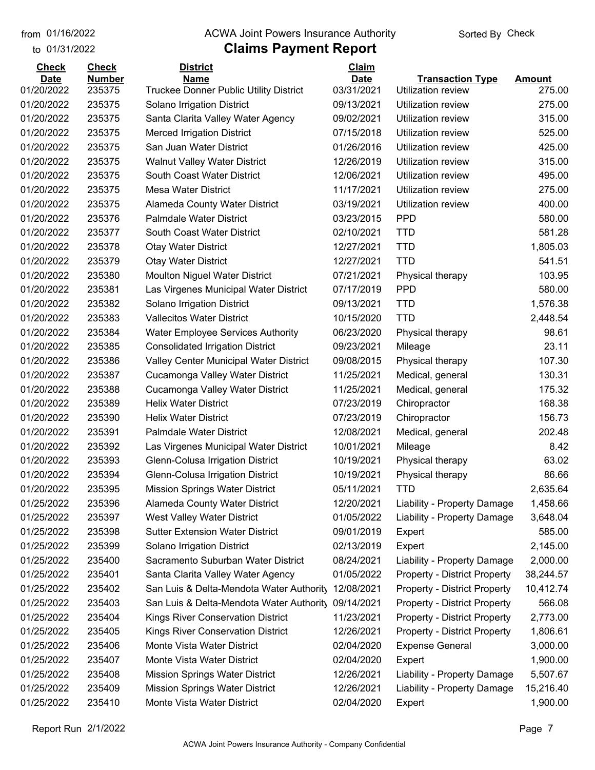from 01/16/2022 to 01/31/2022

ACWA Joint Powers Insurance Authority

# Claims Payment Report

Sorted By Check

| Check Date | Check Number | District Name | Claim Date | Transaction Type | Amount |
|---|---|---|---|---|---|
| 01/20/2022 | 235375 | Truckee Donner Public Utility District | 03/31/2021 | Utilization review | 275.00 |
| 01/20/2022 | 235375 | Solano Irrigation District | 09/13/2021 | Utilization review | 275.00 |
| 01/20/2022 | 235375 | Santa Clarita Valley Water Agency | 09/02/2021 | Utilization review | 315.00 |
| 01/20/2022 | 235375 | Merced Irrigation District | 07/15/2018 | Utilization review | 525.00 |
| 01/20/2022 | 235375 | San Juan Water District | 01/26/2016 | Utilization review | 425.00 |
| 01/20/2022 | 235375 | Walnut Valley Water District | 12/26/2019 | Utilization review | 315.00 |
| 01/20/2022 | 235375 | South Coast Water District | 12/06/2021 | Utilization review | 495.00 |
| 01/20/2022 | 235375 | Mesa Water District | 11/17/2021 | Utilization review | 275.00 |
| 01/20/2022 | 235375 | Alameda County Water District | 03/19/2021 | Utilization review | 400.00 |
| 01/20/2022 | 235376 | Palmdale Water District | 03/23/2015 | PPD | 580.00 |
| 01/20/2022 | 235377 | South Coast Water District | 02/10/2021 | TTD | 581.28 |
| 01/20/2022 | 235378 | Otay Water District | 12/27/2021 | TTD | 1,805.03 |
| 01/20/2022 | 235379 | Otay Water District | 12/27/2021 | TTD | 541.51 |
| 01/20/2022 | 235380 | Moulton Niguel Water District | 07/21/2021 | Physical therapy | 103.95 |
| 01/20/2022 | 235381 | Las Virgenes Municipal Water District | 07/17/2019 | PPD | 580.00 |
| 01/20/2022 | 235382 | Solano Irrigation District | 09/13/2021 | TTD | 1,576.38 |
| 01/20/2022 | 235383 | Vallecitos Water District | 10/15/2020 | TTD | 2,448.54 |
| 01/20/2022 | 235384 | Water Employee Services Authority | 06/23/2020 | Physical therapy | 98.61 |
| 01/20/2022 | 235385 | Consolidated Irrigation District | 09/23/2021 | Mileage | 23.11 |
| 01/20/2022 | 235386 | Valley Center Municipal Water District | 09/08/2015 | Physical therapy | 107.30 |
| 01/20/2022 | 235387 | Cucamonga Valley Water District | 11/25/2021 | Medical, general | 130.31 |
| 01/20/2022 | 235388 | Cucamonga Valley Water District | 11/25/2021 | Medical, general | 175.32 |
| 01/20/2022 | 235389 | Helix Water District | 07/23/2019 | Chiropractor | 168.38 |
| 01/20/2022 | 235390 | Helix Water District | 07/23/2019 | Chiropractor | 156.73 |
| 01/20/2022 | 235391 | Palmdale Water District | 12/08/2021 | Medical, general | 202.48 |
| 01/20/2022 | 235392 | Las Virgenes Municipal Water District | 10/01/2021 | Mileage | 8.42 |
| 01/20/2022 | 235393 | Glenn-Colusa Irrigation District | 10/19/2021 | Physical therapy | 63.02 |
| 01/20/2022 | 235394 | Glenn-Colusa Irrigation District | 10/19/2021 | Physical therapy | 86.66 |
| 01/20/2022 | 235395 | Mission Springs Water District | 05/11/2021 | TTD | 2,635.64 |
| 01/25/2022 | 235396 | Alameda County Water District | 12/20/2021 | Liability - Property Damage | 1,458.66 |
| 01/25/2022 | 235397 | West Valley Water District | 01/05/2022 | Liability - Property Damage | 3,648.04 |
| 01/25/2022 | 235398 | Sutter Extension Water District | 09/01/2019 | Expert | 585.00 |
| 01/25/2022 | 235399 | Solano Irrigation District | 02/13/2019 | Expert | 2,145.00 |
| 01/25/2022 | 235400 | Sacramento Suburban Water District | 08/24/2021 | Liability - Property Damage | 2,000.00 |
| 01/25/2022 | 235401 | Santa Clarita Valley Water Agency | 01/05/2022 | Property - District Property | 38,244.57 |
| 01/25/2022 | 235402 | San Luis & Delta-Mendota Water Authority | 12/08/2021 | Property - District Property | 10,412.74 |
| 01/25/2022 | 235403 | San Luis & Delta-Mendota Water Authority | 09/14/2021 | Property - District Property | 566.08 |
| 01/25/2022 | 235404 | Kings River Conservation District | 11/23/2021 | Property - District Property | 2,773.00 |
| 01/25/2022 | 235405 | Kings River Conservation District | 12/26/2021 | Property - District Property | 1,806.61 |
| 01/25/2022 | 235406 | Monte Vista Water District | 02/04/2020 | Expense General | 3,000.00 |
| 01/25/2022 | 235407 | Monte Vista Water District | 02/04/2020 | Expert | 1,900.00 |
| 01/25/2022 | 235408 | Mission Springs Water District | 12/26/2021 | Liability - Property Damage | 5,507.67 |
| 01/25/2022 | 235409 | Mission Springs Water District | 12/26/2021 | Liability - Property Damage | 15,216.40 |
| 01/25/2022 | 235410 | Monte Vista Water District | 02/04/2020 | Expert | 1,900.00 |

Report Run 2/1/2022

ACWA Joint Powers Insurance Authority - Company Confidential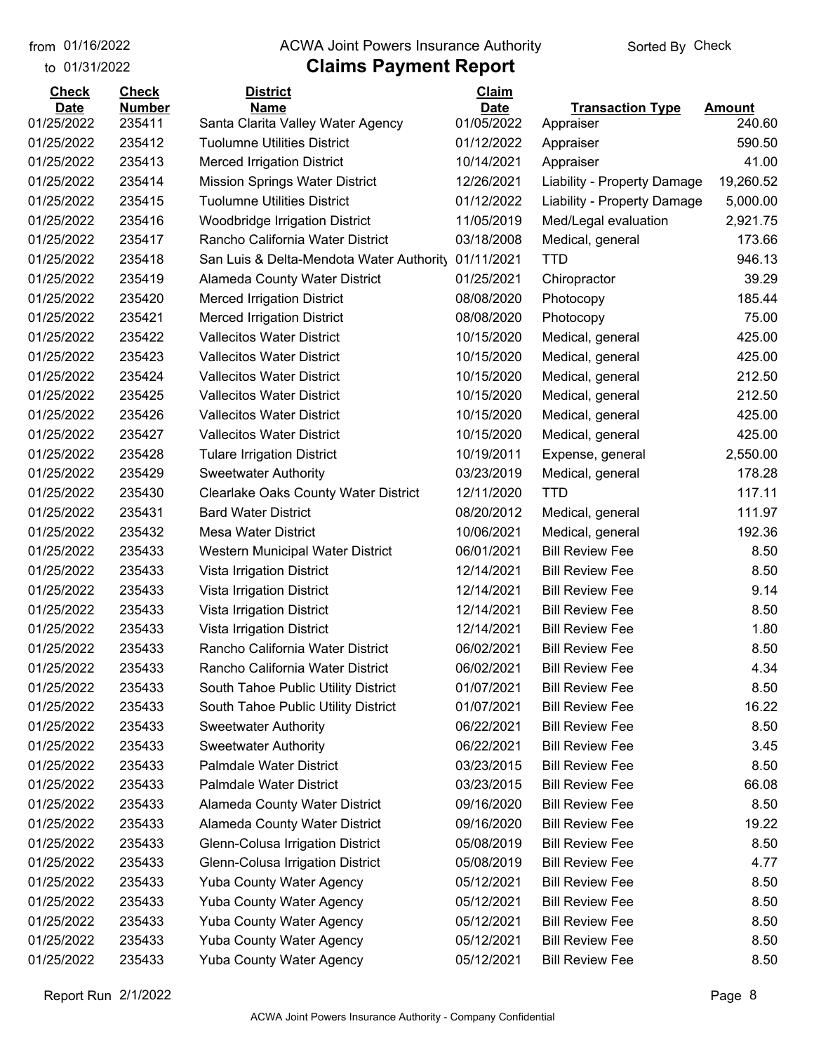from 01/16/2022 ACWA Joint Powers Insurance Authority Sorted By Check

to 01/31/2022

# Claims Payment Report

| Check Date | Check Number | District Name | Claim Date | Transaction Type | Amount |
|---|---|---|---|---|---|
| 01/25/2022 | 235411 | Santa Clarita Valley Water Agency | 01/05/2022 | Appraiser | 240.60 |
| 01/25/2022 | 235412 | Tuolumne Utilities District | 01/12/2022 | Appraiser | 590.50 |
| 01/25/2022 | 235413 | Merced Irrigation District | 10/14/2021 | Appraiser | 41.00 |
| 01/25/2022 | 235414 | Mission Springs Water District | 12/26/2021 | Liability - Property Damage | 19,260.52 |
| 01/25/2022 | 235415 | Tuolumne Utilities District | 01/12/2022 | Liability - Property Damage | 5,000.00 |
| 01/25/2022 | 235416 | Woodbridge Irrigation District | 11/05/2019 | Med/Legal evaluation | 2,921.75 |
| 01/25/2022 | 235417 | Rancho California Water District | 03/18/2008 | Medical, general | 173.66 |
| 01/25/2022 | 235418 | San Luis & Delta-Mendota Water Authority | 01/11/2021 | TTD | 946.13 |
| 01/25/2022 | 235419 | Alameda County Water District | 01/25/2021 | Chiropractor | 39.29 |
| 01/25/2022 | 235420 | Merced Irrigation District | 08/08/2020 | Photocopy | 185.44 |
| 01/25/2022 | 235421 | Merced Irrigation District | 08/08/2020 | Photocopy | 75.00 |
| 01/25/2022 | 235422 | Vallecitos Water District | 10/15/2020 | Medical, general | 425.00 |
| 01/25/2022 | 235423 | Vallecitos Water District | 10/15/2020 | Medical, general | 425.00 |
| 01/25/2022 | 235424 | Vallecitos Water District | 10/15/2020 | Medical, general | 212.50 |
| 01/25/2022 | 235425 | Vallecitos Water District | 10/15/2020 | Medical, general | 212.50 |
| 01/25/2022 | 235426 | Vallecitos Water District | 10/15/2020 | Medical, general | 425.00 |
| 01/25/2022 | 235427 | Vallecitos Water District | 10/15/2020 | Medical, general | 425.00 |
| 01/25/2022 | 235428 | Tulare Irrigation District | 10/19/2011 | Expense, general | 2,550.00 |
| 01/25/2022 | 235429 | Sweetwater Authority | 03/23/2019 | Medical, general | 178.28 |
| 01/25/2022 | 235430 | Clearlake Oaks County Water District | 12/11/2020 | TTD | 117.11 |
| 01/25/2022 | 235431 | Bard Water District | 08/20/2012 | Medical, general | 111.97 |
| 01/25/2022 | 235432 | Mesa Water District | 10/06/2021 | Medical, general | 192.36 |
| 01/25/2022 | 235433 | Western Municipal Water District | 06/01/2021 | Bill Review Fee | 8.50 |
| 01/25/2022 | 235433 | Vista Irrigation District | 12/14/2021 | Bill Review Fee | 8.50 |
| 01/25/2022 | 235433 | Vista Irrigation District | 12/14/2021 | Bill Review Fee | 9.14 |
| 01/25/2022 | 235433 | Vista Irrigation District | 12/14/2021 | Bill Review Fee | 8.50 |
| 01/25/2022 | 235433 | Vista Irrigation District | 12/14/2021 | Bill Review Fee | 1.80 |
| 01/25/2022 | 235433 | Rancho California Water District | 06/02/2021 | Bill Review Fee | 8.50 |
| 01/25/2022 | 235433 | Rancho California Water District | 06/02/2021 | Bill Review Fee | 4.34 |
| 01/25/2022 | 235433 | South Tahoe Public Utility District | 01/07/2021 | Bill Review Fee | 8.50 |
| 01/25/2022 | 235433 | South Tahoe Public Utility District | 01/07/2021 | Bill Review Fee | 16.22 |
| 01/25/2022 | 235433 | Sweetwater Authority | 06/22/2021 | Bill Review Fee | 8.50 |
| 01/25/2022 | 235433 | Sweetwater Authority | 06/22/2021 | Bill Review Fee | 3.45 |
| 01/25/2022 | 235433 | Palmdale Water District | 03/23/2015 | Bill Review Fee | 8.50 |
| 01/25/2022 | 235433 | Palmdale Water District | 03/23/2015 | Bill Review Fee | 66.08 |
| 01/25/2022 | 235433 | Alameda County Water District | 09/16/2020 | Bill Review Fee | 8.50 |
| 01/25/2022 | 235433 | Alameda County Water District | 09/16/2020 | Bill Review Fee | 19.22 |
| 01/25/2022 | 235433 | Glenn-Colusa Irrigation District | 05/08/2019 | Bill Review Fee | 8.50 |
| 01/25/2022 | 235433 | Glenn-Colusa Irrigation District | 05/08/2019 | Bill Review Fee | 4.77 |
| 01/25/2022 | 235433 | Yuba County Water Agency | 05/12/2021 | Bill Review Fee | 8.50 |
| 01/25/2022 | 235433 | Yuba County Water Agency | 05/12/2021 | Bill Review Fee | 8.50 |
| 01/25/2022 | 235433 | Yuba County Water Agency | 05/12/2021 | Bill Review Fee | 8.50 |
| 01/25/2022 | 235433 | Yuba County Water Agency | 05/12/2021 | Bill Review Fee | 8.50 |
| 01/25/2022 | 235433 | Yuba County Water Agency | 05/12/2021 | Bill Review Fee | 8.50 |

Report Run 2/1/2022

ACWA Joint Powers Insurance Authority - Company Confidential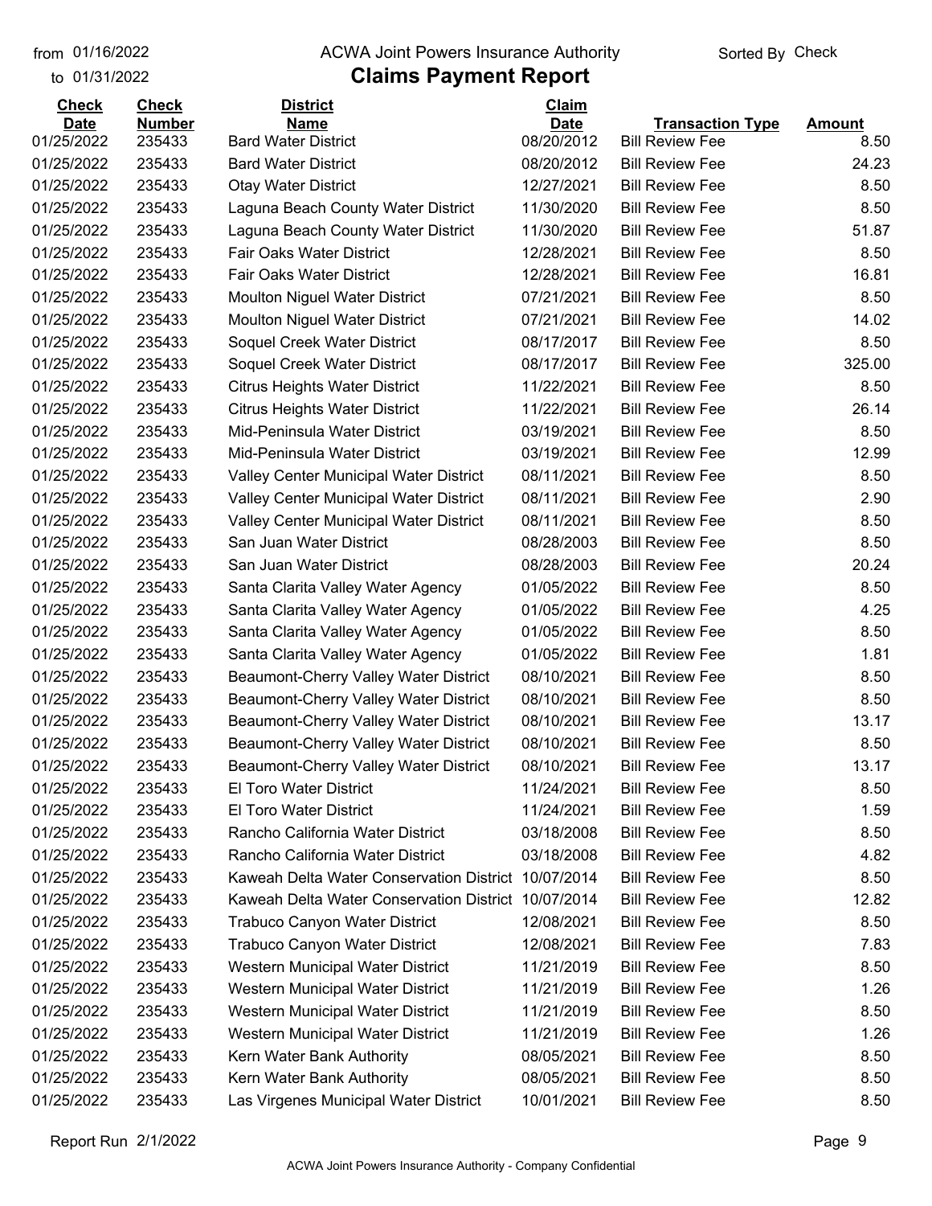from 01/16/2022
to 01/31/2022

# ACWA Joint Powers Insurance Authority

## Claims Payment Report

Sorted By Check

| Check Date | Check Number | District Name | Claim Date | Transaction Type | Amount |
|---|---|---|---|---|---|
| 01/25/2022 | 235433 | Bard Water District | 08/20/2012 | Bill Review Fee | 8.50 |
| 01/25/2022 | 235433 | Bard Water District | 08/20/2012 | Bill Review Fee | 24.23 |
| 01/25/2022 | 235433 | Otay Water District | 12/27/2021 | Bill Review Fee | 8.50 |
| 01/25/2022 | 235433 | Laguna Beach County Water District | 11/30/2020 | Bill Review Fee | 8.50 |
| 01/25/2022 | 235433 | Laguna Beach County Water District | 11/30/2020 | Bill Review Fee | 51.87 |
| 01/25/2022 | 235433 | Fair Oaks Water District | 12/28/2021 | Bill Review Fee | 8.50 |
| 01/25/2022 | 235433 | Fair Oaks Water District | 12/28/2021 | Bill Review Fee | 16.81 |
| 01/25/2022 | 235433 | Moulton Niguel Water District | 07/21/2021 | Bill Review Fee | 8.50 |
| 01/25/2022 | 235433 | Moulton Niguel Water District | 07/21/2021 | Bill Review Fee | 14.02 |
| 01/25/2022 | 235433 | Soquel Creek Water District | 08/17/2017 | Bill Review Fee | 8.50 |
| 01/25/2022 | 235433 | Soquel Creek Water District | 08/17/2017 | Bill Review Fee | 325.00 |
| 01/25/2022 | 235433 | Citrus Heights Water District | 11/22/2021 | Bill Review Fee | 8.50 |
| 01/25/2022 | 235433 | Citrus Heights Water District | 11/22/2021 | Bill Review Fee | 26.14 |
| 01/25/2022 | 235433 | Mid-Peninsula Water District | 03/19/2021 | Bill Review Fee | 8.50 |
| 01/25/2022 | 235433 | Mid-Peninsula Water District | 03/19/2021 | Bill Review Fee | 12.99 |
| 01/25/2022 | 235433 | Valley Center Municipal Water District | 08/11/2021 | Bill Review Fee | 8.50 |
| 01/25/2022 | 235433 | Valley Center Municipal Water District | 08/11/2021 | Bill Review Fee | 2.90 |
| 01/25/2022 | 235433 | Valley Center Municipal Water District | 08/11/2021 | Bill Review Fee | 8.50 |
| 01/25/2022 | 235433 | San Juan Water District | 08/28/2003 | Bill Review Fee | 8.50 |
| 01/25/2022 | 235433 | San Juan Water District | 08/28/2003 | Bill Review Fee | 20.24 |
| 01/25/2022 | 235433 | Santa Clarita Valley Water Agency | 01/05/2022 | Bill Review Fee | 8.50 |
| 01/25/2022 | 235433 | Santa Clarita Valley Water Agency | 01/05/2022 | Bill Review Fee | 4.25 |
| 01/25/2022 | 235433 | Santa Clarita Valley Water Agency | 01/05/2022 | Bill Review Fee | 8.50 |
| 01/25/2022 | 235433 | Santa Clarita Valley Water Agency | 01/05/2022 | Bill Review Fee | 1.81 |
| 01/25/2022 | 235433 | Beaumont-Cherry Valley Water District | 08/10/2021 | Bill Review Fee | 8.50 |
| 01/25/2022 | 235433 | Beaumont-Cherry Valley Water District | 08/10/2021 | Bill Review Fee | 8.50 |
| 01/25/2022 | 235433 | Beaumont-Cherry Valley Water District | 08/10/2021 | Bill Review Fee | 13.17 |
| 01/25/2022 | 235433 | Beaumont-Cherry Valley Water District | 08/10/2021 | Bill Review Fee | 8.50 |
| 01/25/2022 | 235433 | Beaumont-Cherry Valley Water District | 08/10/2021 | Bill Review Fee | 13.17 |
| 01/25/2022 | 235433 | El Toro Water District | 11/24/2021 | Bill Review Fee | 8.50 |
| 01/25/2022 | 235433 | El Toro Water District | 11/24/2021 | Bill Review Fee | 1.59 |
| 01/25/2022 | 235433 | Rancho California Water District | 03/18/2008 | Bill Review Fee | 8.50 |
| 01/25/2022 | 235433 | Rancho California Water District | 03/18/2008 | Bill Review Fee | 4.82 |
| 01/25/2022 | 235433 | Kaweah Delta Water Conservation District | 10/07/2014 | Bill Review Fee | 8.50 |
| 01/25/2022 | 235433 | Kaweah Delta Water Conservation District | 10/07/2014 | Bill Review Fee | 12.82 |
| 01/25/2022 | 235433 | Trabuco Canyon Water District | 12/08/2021 | Bill Review Fee | 8.50 |
| 01/25/2022 | 235433 | Trabuco Canyon Water District | 12/08/2021 | Bill Review Fee | 7.83 |
| 01/25/2022 | 235433 | Western Municipal Water District | 11/21/2019 | Bill Review Fee | 8.50 |
| 01/25/2022 | 235433 | Western Municipal Water District | 11/21/2019 | Bill Review Fee | 1.26 |
| 01/25/2022 | 235433 | Western Municipal Water District | 11/21/2019 | Bill Review Fee | 8.50 |
| 01/25/2022 | 235433 | Western Municipal Water District | 11/21/2019 | Bill Review Fee | 1.26 |
| 01/25/2022 | 235433 | Kern Water Bank Authority | 08/05/2021 | Bill Review Fee | 8.50 |
| 01/25/2022 | 235433 | Kern Water Bank Authority | 08/05/2021 | Bill Review Fee | 8.50 |
| 01/25/2022 | 235433 | Las Virgenes Municipal Water District | 10/01/2021 | Bill Review Fee | 8.50 |

Report Run 2/1/2022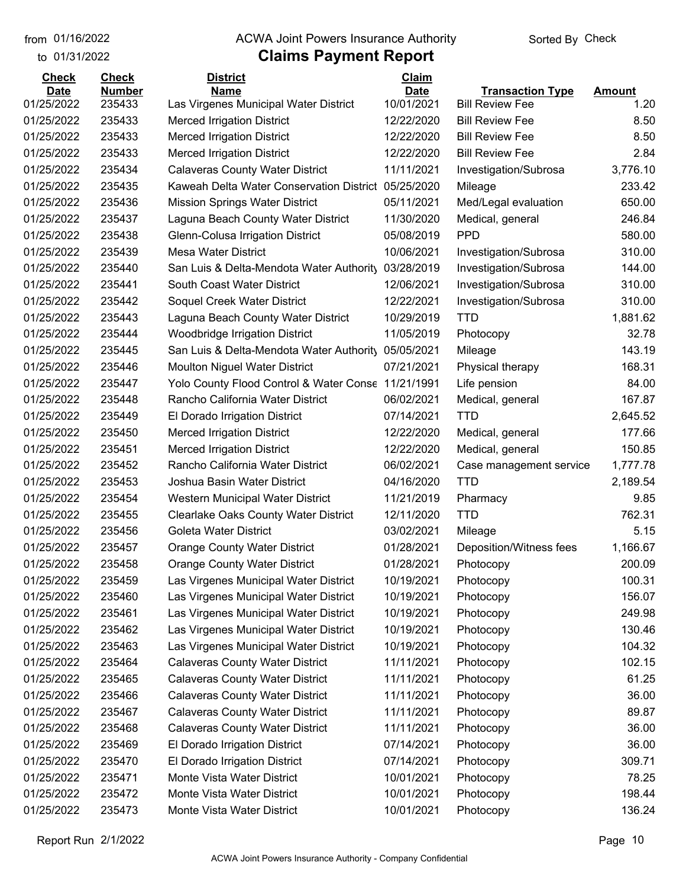from 01/16/2022
to 01/31/2022

ACWA Joint Powers Insurance Authority

# Claims Payment Report

Sorted By Check

| Check Date | Check Number | District Name | Claim Date | Transaction Type | Amount |
|---|---|---|---|---|---|
| 01/25/2022 | 235433 | Las Virgenes Municipal Water District | 10/01/2021 | Bill Review Fee | 1.20 |
| 01/25/2022 | 235433 | Merced Irrigation District | 12/22/2020 | Bill Review Fee | 8.50 |
| 01/25/2022 | 235433 | Merced Irrigation District | 12/22/2020 | Bill Review Fee | 8.50 |
| 01/25/2022 | 235433 | Merced Irrigation District | 12/22/2020 | Bill Review Fee | 2.84 |
| 01/25/2022 | 235434 | Calaveras County Water District | 11/11/2021 | Investigation/Subrosa | 3,776.10 |
| 01/25/2022 | 235435 | Kaweah Delta Water Conservation District | 05/25/2020 | Mileage | 233.42 |
| 01/25/2022 | 235436 | Mission Springs Water District | 05/11/2021 | Med/Legal evaluation | 650.00 |
| 01/25/2022 | 235437 | Laguna Beach County Water District | 11/30/2020 | Medical, general | 246.84 |
| 01/25/2022 | 235438 | Glenn-Colusa Irrigation District | 05/08/2019 | PPD | 580.00 |
| 01/25/2022 | 235439 | Mesa Water District | 10/06/2021 | Investigation/Subrosa | 310.00 |
| 01/25/2022 | 235440 | San Luis & Delta-Mendota Water Authority | 03/28/2019 | Investigation/Subrosa | 144.00 |
| 01/25/2022 | 235441 | South Coast Water District | 12/06/2021 | Investigation/Subrosa | 310.00 |
| 01/25/2022 | 235442 | Soquel Creek Water District | 12/22/2021 | Investigation/Subrosa | 310.00 |
| 01/25/2022 | 235443 | Laguna Beach County Water District | 10/29/2019 | TTD | 1,881.62 |
| 01/25/2022 | 235444 | Woodbridge Irrigation District | 11/05/2019 | Photocopy | 32.78 |
| 01/25/2022 | 235445 | San Luis & Delta-Mendota Water Authority | 05/05/2021 | Mileage | 143.19 |
| 01/25/2022 | 235446 | Moulton Niguel Water District | 07/21/2021 | Physical therapy | 168.31 |
| 01/25/2022 | 235447 | Yolo County Flood Control & Water Conse | 11/21/1991 | Life pension | 84.00 |
| 01/25/2022 | 235448 | Rancho California Water District | 06/02/2021 | Medical, general | 167.87 |
| 01/25/2022 | 235449 | El Dorado Irrigation District | 07/14/2021 | TTD | 2,645.52 |
| 01/25/2022 | 235450 | Merced Irrigation District | 12/22/2020 | Medical, general | 177.66 |
| 01/25/2022 | 235451 | Merced Irrigation District | 12/22/2020 | Medical, general | 150.85 |
| 01/25/2022 | 235452 | Rancho California Water District | 06/02/2021 | Case management service | 1,777.78 |
| 01/25/2022 | 235453 | Joshua Basin Water District | 04/16/2020 | TTD | 2,189.54 |
| 01/25/2022 | 235454 | Western Municipal Water District | 11/21/2019 | Pharmacy | 9.85 |
| 01/25/2022 | 235455 | Clearlake Oaks County Water District | 12/11/2020 | TTD | 762.31 |
| 01/25/2022 | 235456 | Goleta Water District | 03/02/2021 | Mileage | 5.15 |
| 01/25/2022 | 235457 | Orange County Water District | 01/28/2021 | Deposition/Witness fees | 1,166.67 |
| 01/25/2022 | 235458 | Orange County Water District | 01/28/2021 | Photocopy | 200.09 |
| 01/25/2022 | 235459 | Las Virgenes Municipal Water District | 10/19/2021 | Photocopy | 100.31 |
| 01/25/2022 | 235460 | Las Virgenes Municipal Water District | 10/19/2021 | Photocopy | 156.07 |
| 01/25/2022 | 235461 | Las Virgenes Municipal Water District | 10/19/2021 | Photocopy | 249.98 |
| 01/25/2022 | 235462 | Las Virgenes Municipal Water District | 10/19/2021 | Photocopy | 130.46 |
| 01/25/2022 | 235463 | Las Virgenes Municipal Water District | 10/19/2021 | Photocopy | 104.32 |
| 01/25/2022 | 235464 | Calaveras County Water District | 11/11/2021 | Photocopy | 102.15 |
| 01/25/2022 | 235465 | Calaveras County Water District | 11/11/2021 | Photocopy | 61.25 |
| 01/25/2022 | 235466 | Calaveras County Water District | 11/11/2021 | Photocopy | 36.00 |
| 01/25/2022 | 235467 | Calaveras County Water District | 11/11/2021 | Photocopy | 89.87 |
| 01/25/2022 | 235468 | Calaveras County Water District | 11/11/2021 | Photocopy | 36.00 |
| 01/25/2022 | 235469 | El Dorado Irrigation District | 07/14/2021 | Photocopy | 36.00 |
| 01/25/2022 | 235470 | El Dorado Irrigation District | 07/14/2021 | Photocopy | 309.71 |
| 01/25/2022 | 235471 | Monte Vista Water District | 10/01/2021 | Photocopy | 78.25 |
| 01/25/2022 | 235472 | Monte Vista Water District | 10/01/2021 | Photocopy | 198.44 |
| 01/25/2022 | 235473 | Monte Vista Water District | 10/01/2021 | Photocopy | 136.24 |

Report Run 2/1/2022

ACWA Joint Powers Insurance Authority - Company Confidential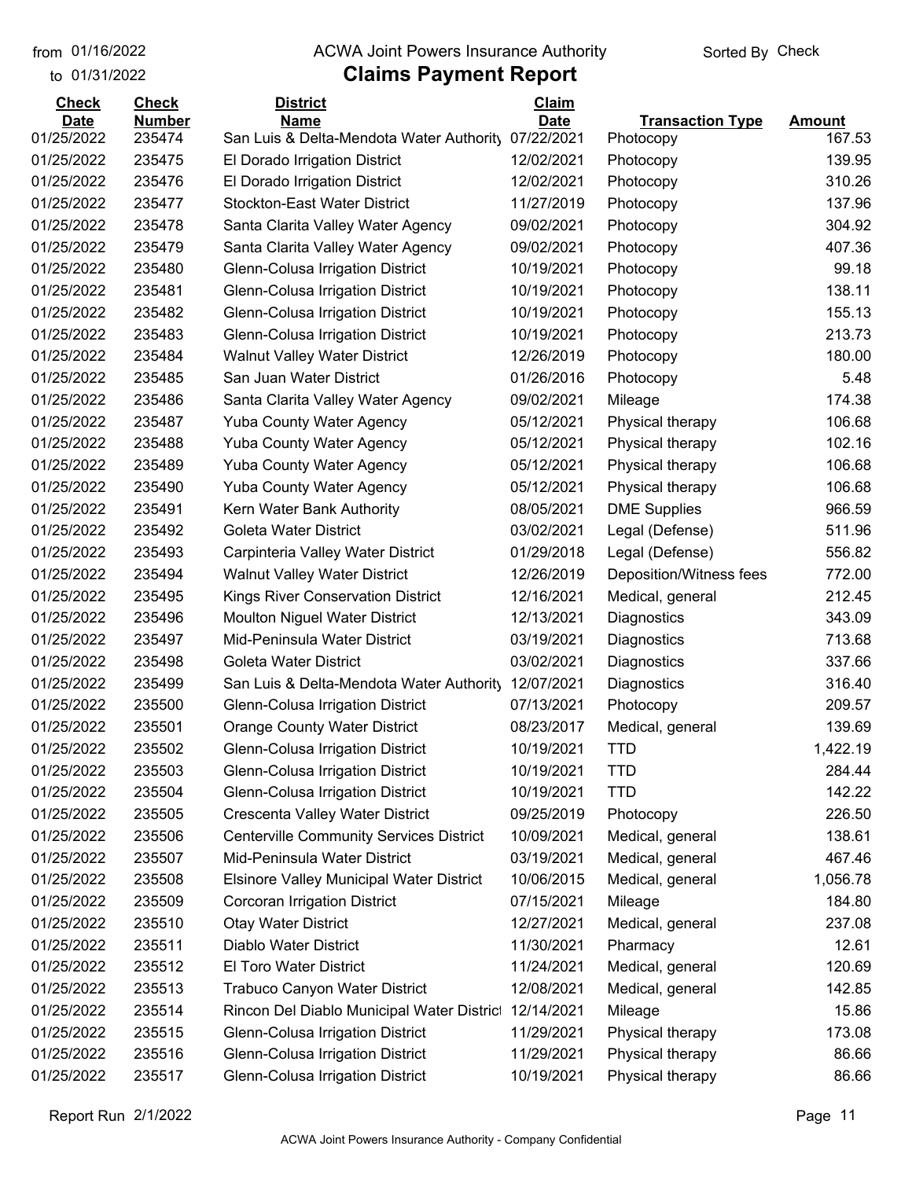# ACWA Joint Powers Insurance Authority

## Claims Payment Report

from 01/16/2022 to 01/31/2022

Sorted By Check

| Check Date | Check Number | District Name | Claim Date | Transaction Type | Amount |
|---|---|---|---|---|---|
| 01/25/2022 | 235474 | San Luis & Delta-Mendota Water Authority | 07/22/2021 | Photocopy | 167.53 |
| 01/25/2022 | 235475 | El Dorado Irrigation District | 12/02/2021 | Photocopy | 139.95 |
| 01/25/2022 | 235476 | El Dorado Irrigation District | 12/02/2021 | Photocopy | 310.26 |
| 01/25/2022 | 235477 | Stockton-East Water District | 11/27/2019 | Photocopy | 137.96 |
| 01/25/2022 | 235478 | Santa Clarita Valley Water Agency | 09/02/2021 | Photocopy | 304.92 |
| 01/25/2022 | 235479 | Santa Clarita Valley Water Agency | 09/02/2021 | Photocopy | 407.36 |
| 01/25/2022 | 235480 | Glenn-Colusa Irrigation District | 10/19/2021 | Photocopy | 99.18 |
| 01/25/2022 | 235481 | Glenn-Colusa Irrigation District | 10/19/2021 | Photocopy | 138.11 |
| 01/25/2022 | 235482 | Glenn-Colusa Irrigation District | 10/19/2021 | Photocopy | 155.13 |
| 01/25/2022 | 235483 | Glenn-Colusa Irrigation District | 10/19/2021 | Photocopy | 213.73 |
| 01/25/2022 | 235484 | Walnut Valley Water District | 12/26/2019 | Photocopy | 180.00 |
| 01/25/2022 | 235485 | San Juan Water District | 01/26/2016 | Photocopy | 5.48 |
| 01/25/2022 | 235486 | Santa Clarita Valley Water Agency | 09/02/2021 | Mileage | 174.38 |
| 01/25/2022 | 235487 | Yuba County Water Agency | 05/12/2021 | Physical therapy | 106.68 |
| 01/25/2022 | 235488 | Yuba County Water Agency | 05/12/2021 | Physical therapy | 102.16 |
| 01/25/2022 | 235489 | Yuba County Water Agency | 05/12/2021 | Physical therapy | 106.68 |
| 01/25/2022 | 235490 | Yuba County Water Agency | 05/12/2021 | Physical therapy | 106.68 |
| 01/25/2022 | 235491 | Kern Water Bank Authority | 08/05/2021 | DME Supplies | 966.59 |
| 01/25/2022 | 235492 | Goleta Water District | 03/02/2021 | Legal (Defense) | 511.96 |
| 01/25/2022 | 235493 | Carpinteria Valley Water District | 01/29/2018 | Legal (Defense) | 556.82 |
| 01/25/2022 | 235494 | Walnut Valley Water District | 12/26/2019 | Deposition/Witness fees | 772.00 |
| 01/25/2022 | 235495 | Kings River Conservation District | 12/16/2021 | Medical, general | 212.45 |
| 01/25/2022 | 235496 | Moulton Niguel Water District | 12/13/2021 | Diagnostics | 343.09 |
| 01/25/2022 | 235497 | Mid-Peninsula Water District | 03/19/2021 | Diagnostics | 713.68 |
| 01/25/2022 | 235498 | Goleta Water District | 03/02/2021 | Diagnostics | 337.66 |
| 01/25/2022 | 235499 | San Luis & Delta-Mendota Water Authority | 12/07/2021 | Diagnostics | 316.40 |
| 01/25/2022 | 235500 | Glenn-Colusa Irrigation District | 07/13/2021 | Photocopy | 209.57 |
| 01/25/2022 | 235501 | Orange County Water District | 08/23/2017 | Medical, general | 139.69 |
| 01/25/2022 | 235502 | Glenn-Colusa Irrigation District | 10/19/2021 | TTD | 1,422.19 |
| 01/25/2022 | 235503 | Glenn-Colusa Irrigation District | 10/19/2021 | TTD | 284.44 |
| 01/25/2022 | 235504 | Glenn-Colusa Irrigation District | 10/19/2021 | TTD | 142.22 |
| 01/25/2022 | 235505 | Crescenta Valley Water District | 09/25/2019 | Photocopy | 226.50 |
| 01/25/2022 | 235506 | Centerville Community Services District | 10/09/2021 | Medical, general | 138.61 |
| 01/25/2022 | 235507 | Mid-Peninsula Water District | 03/19/2021 | Medical, general | 467.46 |
| 01/25/2022 | 235508 | Elsinore Valley Municipal Water District | 10/06/2015 | Medical, general | 1,056.78 |
| 01/25/2022 | 235509 | Corcoran Irrigation District | 07/15/2021 | Mileage | 184.80 |
| 01/25/2022 | 235510 | Otay Water District | 12/27/2021 | Medical, general | 237.08 |
| 01/25/2022 | 235511 | Diablo Water District | 11/30/2021 | Pharmacy | 12.61 |
| 01/25/2022 | 235512 | El Toro Water District | 11/24/2021 | Medical, general | 120.69 |
| 01/25/2022 | 235513 | Trabuco Canyon Water District | 12/08/2021 | Medical, general | 142.85 |
| 01/25/2022 | 235514 | Rincon Del Diablo Municipal Water District | 12/14/2021 | Mileage | 15.86 |
| 01/25/2022 | 235515 | Glenn-Colusa Irrigation District | 11/29/2021 | Physical therapy | 173.08 |
| 01/25/2022 | 235516 | Glenn-Colusa Irrigation District | 11/29/2021 | Physical therapy | 86.66 |
| 01/25/2022 | 235517 | Glenn-Colusa Irrigation District | 10/19/2021 | Physical therapy | 86.66 |

Report Run 2/1/2022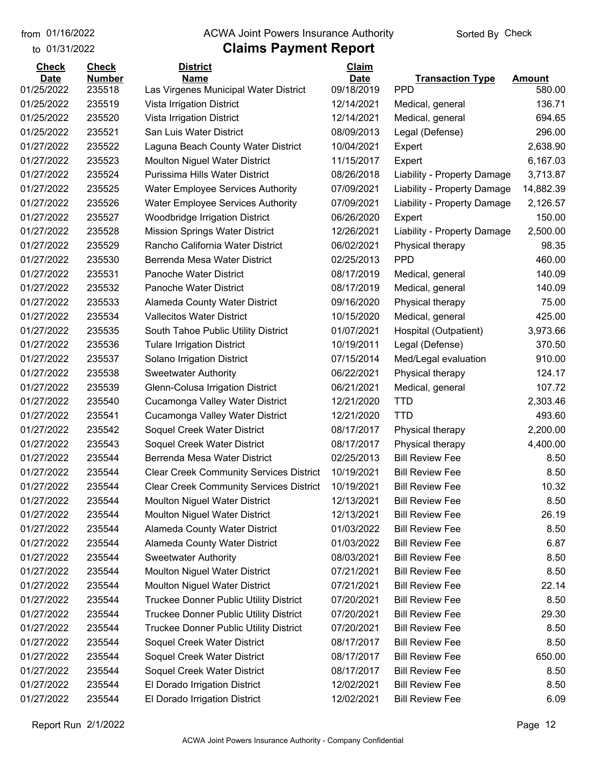from 01/16/2022
to 01/31/2022

ACWA Joint Powers Insurance Authority

# Claims Payment Report

Sorted By Check

| Check Date | Check Number | District Name | Claim Date | Transaction Type | Amount |
|---|---|---|---|---|---|
| 01/25/2022 | 235518 | Las Virgenes Municipal Water District | 09/18/2019 | PPD | 580.00 |
| 01/25/2022 | 235519 | Vista Irrigation District | 12/14/2021 | Medical, general | 136.71 |
| 01/25/2022 | 235520 | Vista Irrigation District | 12/14/2021 | Medical, general | 694.65 |
| 01/25/2022 | 235521 | San Luis Water District | 08/09/2013 | Legal (Defense) | 296.00 |
| 01/27/2022 | 235522 | Laguna Beach County Water District | 10/04/2021 | Expert | 2,638.90 |
| 01/27/2022 | 235523 | Moulton Niguel Water District | 11/15/2017 | Expert | 6,167.03 |
| 01/27/2022 | 235524 | Purissima Hills Water District | 08/26/2018 | Liability - Property Damage | 3,713.87 |
| 01/27/2022 | 235525 | Water Employee Services Authority | 07/09/2021 | Liability - Property Damage | 14,882.39 |
| 01/27/2022 | 235526 | Water Employee Services Authority | 07/09/2021 | Liability - Property Damage | 2,126.57 |
| 01/27/2022 | 235527 | Woodbridge Irrigation District | 06/26/2020 | Expert | 150.00 |
| 01/27/2022 | 235528 | Mission Springs Water District | 12/26/2021 | Liability - Property Damage | 2,500.00 |
| 01/27/2022 | 235529 | Rancho California Water District | 06/02/2021 | Physical therapy | 98.35 |
| 01/27/2022 | 235530 | Berrenda Mesa Water District | 02/25/2013 | PPD | 460.00 |
| 01/27/2022 | 235531 | Panoche Water District | 08/17/2019 | Medical, general | 140.09 |
| 01/27/2022 | 235532 | Panoche Water District | 08/17/2019 | Medical, general | 140.09 |
| 01/27/2022 | 235533 | Alameda County Water District | 09/16/2020 | Physical therapy | 75.00 |
| 01/27/2022 | 235534 | Vallecitos Water District | 10/15/2020 | Medical, general | 425.00 |
| 01/27/2022 | 235535 | South Tahoe Public Utility District | 01/07/2021 | Hospital (Outpatient) | 3,973.66 |
| 01/27/2022 | 235536 | Tulare Irrigation District | 10/19/2011 | Legal (Defense) | 370.50 |
| 01/27/2022 | 235537 | Solano Irrigation District | 07/15/2014 | Med/Legal evaluation | 910.00 |
| 01/27/2022 | 235538 | Sweetwater Authority | 06/22/2021 | Physical therapy | 124.17 |
| 01/27/2022 | 235539 | Glenn-Colusa Irrigation District | 06/21/2021 | Medical, general | 107.72 |
| 01/27/2022 | 235540 | Cucamonga Valley Water District | 12/21/2020 | TTD | 2,303.46 |
| 01/27/2022 | 235541 | Cucamonga Valley Water District | 12/21/2020 | TTD | 493.60 |
| 01/27/2022 | 235542 | Soquel Creek Water District | 08/17/2017 | Physical therapy | 2,200.00 |
| 01/27/2022 | 235543 | Soquel Creek Water District | 08/17/2017 | Physical therapy | 4,400.00 |
| 01/27/2022 | 235544 | Berrenda Mesa Water District | 02/25/2013 | Bill Review Fee | 8.50 |
| 01/27/2022 | 235544 | Clear Creek Community Services District | 10/19/2021 | Bill Review Fee | 8.50 |
| 01/27/2022 | 235544 | Clear Creek Community Services District | 10/19/2021 | Bill Review Fee | 10.32 |
| 01/27/2022 | 235544 | Moulton Niguel Water District | 12/13/2021 | Bill Review Fee | 8.50 |
| 01/27/2022 | 235544 | Moulton Niguel Water District | 12/13/2021 | Bill Review Fee | 26.19 |
| 01/27/2022 | 235544 | Alameda County Water District | 01/03/2022 | Bill Review Fee | 8.50 |
| 01/27/2022 | 235544 | Alameda County Water District | 01/03/2022 | Bill Review Fee | 6.87 |
| 01/27/2022 | 235544 | Sweetwater Authority | 08/03/2021 | Bill Review Fee | 8.50 |
| 01/27/2022 | 235544 | Moulton Niguel Water District | 07/21/2021 | Bill Review Fee | 8.50 |
| 01/27/2022 | 235544 | Moulton Niguel Water District | 07/21/2021 | Bill Review Fee | 22.14 |
| 01/27/2022 | 235544 | Truckee Donner Public Utility District | 07/20/2021 | Bill Review Fee | 8.50 |
| 01/27/2022 | 235544 | Truckee Donner Public Utility District | 07/20/2021 | Bill Review Fee | 29.30 |
| 01/27/2022 | 235544 | Truckee Donner Public Utility District | 07/20/2021 | Bill Review Fee | 8.50 |
| 01/27/2022 | 235544 | Soquel Creek Water District | 08/17/2017 | Bill Review Fee | 8.50 |
| 01/27/2022 | 235544 | Soquel Creek Water District | 08/17/2017 | Bill Review Fee | 650.00 |
| 01/27/2022 | 235544 | Soquel Creek Water District | 08/17/2017 | Bill Review Fee | 8.50 |
| 01/27/2022 | 235544 | El Dorado Irrigation District | 12/02/2021 | Bill Review Fee | 8.50 |
| 01/27/2022 | 235544 | El Dorado Irrigation District | 12/02/2021 | Bill Review Fee | 6.09 |

Report Run 2/1/2022

ACWA Joint Powers Insurance Authority - Company Confidential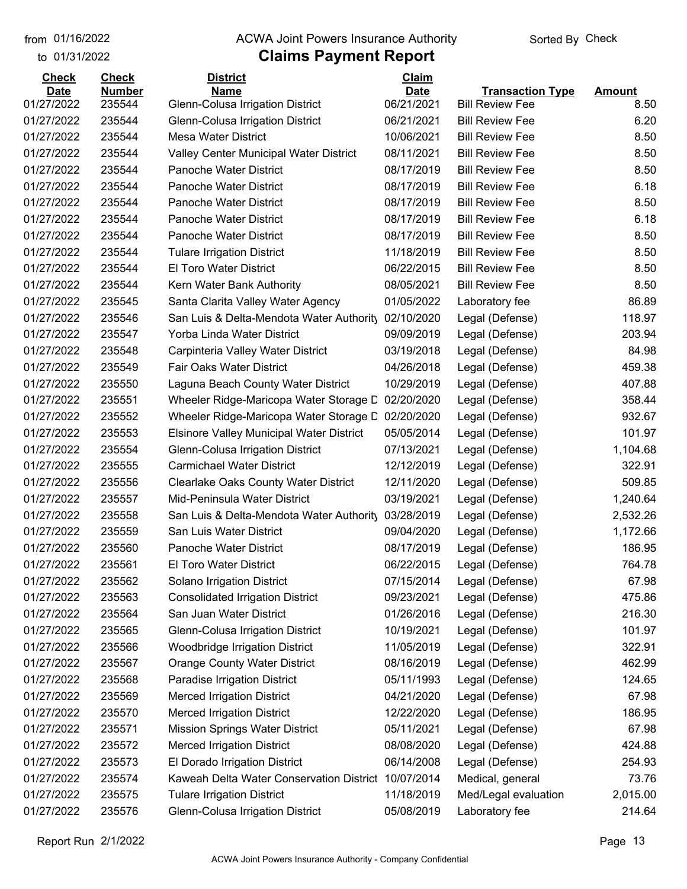from 01/16/2022
to 01/31/2022

ACWA Joint Powers Insurance Authority

# Claims Payment Report

Sorted By Check

| Check Date | Check Number | District Name | Claim Date | Transaction Type | Amount |
|---|---|---|---|---|---|
| 01/27/2022 | 235544 | Glenn-Colusa Irrigation District | 06/21/2021 | Bill Review Fee | 8.50 |
| 01/27/2022 | 235544 | Glenn-Colusa Irrigation District | 06/21/2021 | Bill Review Fee | 6.20 |
| 01/27/2022 | 235544 | Mesa Water District | 10/06/2021 | Bill Review Fee | 8.50 |
| 01/27/2022 | 235544 | Valley Center Municipal Water District | 08/11/2021 | Bill Review Fee | 8.50 |
| 01/27/2022 | 235544 | Panoche Water District | 08/17/2019 | Bill Review Fee | 8.50 |
| 01/27/2022 | 235544 | Panoche Water District | 08/17/2019 | Bill Review Fee | 6.18 |
| 01/27/2022 | 235544 | Panoche Water District | 08/17/2019 | Bill Review Fee | 8.50 |
| 01/27/2022 | 235544 | Panoche Water District | 08/17/2019 | Bill Review Fee | 6.18 |
| 01/27/2022 | 235544 | Panoche Water District | 08/17/2019 | Bill Review Fee | 8.50 |
| 01/27/2022 | 235544 | Tulare Irrigation District | 11/18/2019 | Bill Review Fee | 8.50 |
| 01/27/2022 | 235544 | El Toro Water District | 06/22/2015 | Bill Review Fee | 8.50 |
| 01/27/2022 | 235544 | Kern Water Bank Authority | 08/05/2021 | Bill Review Fee | 8.50 |
| 01/27/2022 | 235545 | Santa Clarita Valley Water Agency | 01/05/2022 | Laboratory fee | 86.89 |
| 01/27/2022 | 235546 | San Luis & Delta-Mendota Water Authority | 02/10/2020 | Legal (Defense) | 118.97 |
| 01/27/2022 | 235547 | Yorba Linda Water District | 09/09/2019 | Legal (Defense) | 203.94 |
| 01/27/2022 | 235548 | Carpinteria Valley Water District | 03/19/2018 | Legal (Defense) | 84.98 |
| 01/27/2022 | 235549 | Fair Oaks Water District | 04/26/2018 | Legal (Defense) | 459.38 |
| 01/27/2022 | 235550 | Laguna Beach County Water District | 10/29/2019 | Legal (Defense) | 407.88 |
| 01/27/2022 | 235551 | Wheeler Ridge-Maricopa Water Storage D | 02/20/2020 | Legal (Defense) | 358.44 |
| 01/27/2022 | 235552 | Wheeler Ridge-Maricopa Water Storage D | 02/20/2020 | Legal (Defense) | 932.67 |
| 01/27/2022 | 235553 | Elsinore Valley Municipal Water District | 05/05/2014 | Legal (Defense) | 101.97 |
| 01/27/2022 | 235554 | Glenn-Colusa Irrigation District | 07/13/2021 | Legal (Defense) | 1,104.68 |
| 01/27/2022 | 235555 | Carmichael Water District | 12/12/2019 | Legal (Defense) | 322.91 |
| 01/27/2022 | 235556 | Clearlake Oaks County Water District | 12/11/2020 | Legal (Defense) | 509.85 |
| 01/27/2022 | 235557 | Mid-Peninsula Water District | 03/19/2021 | Legal (Defense) | 1,240.64 |
| 01/27/2022 | 235558 | San Luis & Delta-Mendota Water Authority | 03/28/2019 | Legal (Defense) | 2,532.26 |
| 01/27/2022 | 235559 | San Luis Water District | 09/04/2020 | Legal (Defense) | 1,172.66 |
| 01/27/2022 | 235560 | Panoche Water District | 08/17/2019 | Legal (Defense) | 186.95 |
| 01/27/2022 | 235561 | El Toro Water District | 06/22/2015 | Legal (Defense) | 764.78 |
| 01/27/2022 | 235562 | Solano Irrigation District | 07/15/2014 | Legal (Defense) | 67.98 |
| 01/27/2022 | 235563 | Consolidated Irrigation District | 09/23/2021 | Legal (Defense) | 475.86 |
| 01/27/2022 | 235564 | San Juan Water District | 01/26/2016 | Legal (Defense) | 216.30 |
| 01/27/2022 | 235565 | Glenn-Colusa Irrigation District | 10/19/2021 | Legal (Defense) | 101.97 |
| 01/27/2022 | 235566 | Woodbridge Irrigation District | 11/05/2019 | Legal (Defense) | 322.91 |
| 01/27/2022 | 235567 | Orange County Water District | 08/16/2019 | Legal (Defense) | 462.99 |
| 01/27/2022 | 235568 | Paradise Irrigation District | 05/11/1993 | Legal (Defense) | 124.65 |
| 01/27/2022 | 235569 | Merced Irrigation District | 04/21/2020 | Legal (Defense) | 67.98 |
| 01/27/2022 | 235570 | Merced Irrigation District | 12/22/2020 | Legal (Defense) | 186.95 |
| 01/27/2022 | 235571 | Mission Springs Water District | 05/11/2021 | Legal (Defense) | 67.98 |
| 01/27/2022 | 235572 | Merced Irrigation District | 08/08/2020 | Legal (Defense) | 424.88 |
| 01/27/2022 | 235573 | El Dorado Irrigation District | 06/14/2008 | Legal (Defense) | 254.93 |
| 01/27/2022 | 235574 | Kaweah Delta Water Conservation District | 10/07/2014 | Medical, general | 73.76 |
| 01/27/2022 | 235575 | Tulare Irrigation District | 11/18/2019 | Med/Legal evaluation | 2,015.00 |
| 01/27/2022 | 235576 | Glenn-Colusa Irrigation District | 05/08/2019 | Laboratory fee | 214.64 |

Report Run 2/1/2022

ACWA Joint Powers Insurance Authority - Company Confidential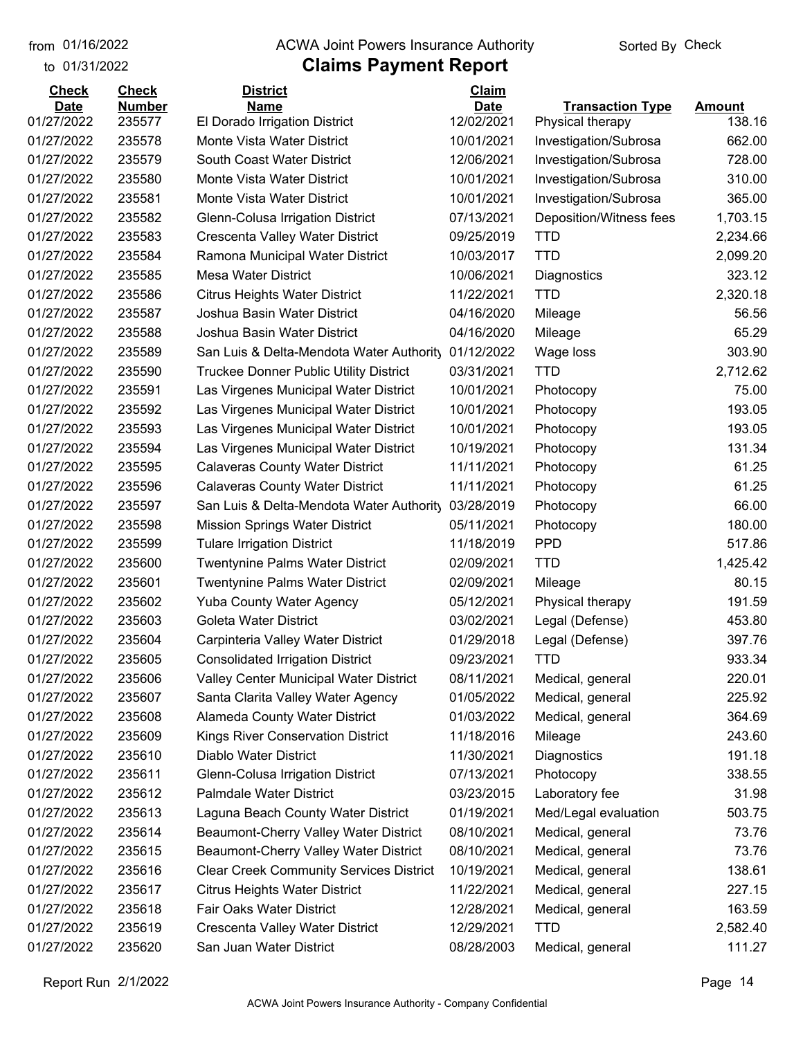from 01/16/2022 to 01/31/2022

ACWA Joint Powers Insurance Authority

# Claims Payment Report

Sorted By Check

| Check Date | Check Number | District Name | Claim Date | Transaction Type | Amount |
|---|---|---|---|---|---|
| 01/27/2022 | 235577 | El Dorado Irrigation District | 12/02/2021 | Physical therapy | 138.16 |
| 01/27/2022 | 235578 | Monte Vista Water District | 10/01/2021 | Investigation/Subrosa | 662.00 |
| 01/27/2022 | 235579 | South Coast Water District | 12/06/2021 | Investigation/Subrosa | 728.00 |
| 01/27/2022 | 235580 | Monte Vista Water District | 10/01/2021 | Investigation/Subrosa | 310.00 |
| 01/27/2022 | 235581 | Monte Vista Water District | 10/01/2021 | Investigation/Subrosa | 365.00 |
| 01/27/2022 | 235582 | Glenn-Colusa Irrigation District | 07/13/2021 | Deposition/Witness fees | 1,703.15 |
| 01/27/2022 | 235583 | Crescenta Valley Water District | 09/25/2019 | TTD | 2,234.66 |
| 01/27/2022 | 235584 | Ramona Municipal Water District | 10/03/2017 | TTD | 2,099.20 |
| 01/27/2022 | 235585 | Mesa Water District | 10/06/2021 | Diagnostics | 323.12 |
| 01/27/2022 | 235586 | Citrus Heights Water District | 11/22/2021 | TTD | 2,320.18 |
| 01/27/2022 | 235587 | Joshua Basin Water District | 04/16/2020 | Mileage | 56.56 |
| 01/27/2022 | 235588 | Joshua Basin Water District | 04/16/2020 | Mileage | 65.29 |
| 01/27/2022 | 235589 | San Luis & Delta-Mendota Water Authority | 01/12/2022 | Wage loss | 303.90 |
| 01/27/2022 | 235590 | Truckee Donner Public Utility District | 03/31/2021 | TTD | 2,712.62 |
| 01/27/2022 | 235591 | Las Virgenes Municipal Water District | 10/01/2021 | Photocopy | 75.00 |
| 01/27/2022 | 235592 | Las Virgenes Municipal Water District | 10/01/2021 | Photocopy | 193.05 |
| 01/27/2022 | 235593 | Las Virgenes Municipal Water District | 10/01/2021 | Photocopy | 193.05 |
| 01/27/2022 | 235594 | Las Virgenes Municipal Water District | 10/19/2021 | Photocopy | 131.34 |
| 01/27/2022 | 235595 | Calaveras County Water District | 11/11/2021 | Photocopy | 61.25 |
| 01/27/2022 | 235596 | Calaveras County Water District | 11/11/2021 | Photocopy | 61.25 |
| 01/27/2022 | 235597 | San Luis & Delta-Mendota Water Authority | 03/28/2019 | Photocopy | 66.00 |
| 01/27/2022 | 235598 | Mission Springs Water District | 05/11/2021 | Photocopy | 180.00 |
| 01/27/2022 | 235599 | Tulare Irrigation District | 11/18/2019 | PPD | 517.86 |
| 01/27/2022 | 235600 | Twentynine Palms Water District | 02/09/2021 | TTD | 1,425.42 |
| 01/27/2022 | 235601 | Twentynine Palms Water District | 02/09/2021 | Mileage | 80.15 |
| 01/27/2022 | 235602 | Yuba County Water Agency | 05/12/2021 | Physical therapy | 191.59 |
| 01/27/2022 | 235603 | Goleta Water District | 03/02/2021 | Legal (Defense) | 453.80 |
| 01/27/2022 | 235604 | Carpinteria Valley Water District | 01/29/2018 | Legal (Defense) | 397.76 |
| 01/27/2022 | 235605 | Consolidated Irrigation District | 09/23/2021 | TTD | 933.34 |
| 01/27/2022 | 235606 | Valley Center Municipal Water District | 08/11/2021 | Medical, general | 220.01 |
| 01/27/2022 | 235607 | Santa Clarita Valley Water Agency | 01/05/2022 | Medical, general | 225.92 |
| 01/27/2022 | 235608 | Alameda County Water District | 01/03/2022 | Medical, general | 364.69 |
| 01/27/2022 | 235609 | Kings River Conservation District | 11/18/2016 | Mileage | 243.60 |
| 01/27/2022 | 235610 | Diablo Water District | 11/30/2021 | Diagnostics | 191.18 |
| 01/27/2022 | 235611 | Glenn-Colusa Irrigation District | 07/13/2021 | Photocopy | 338.55 |
| 01/27/2022 | 235612 | Palmdale Water District | 03/23/2015 | Laboratory fee | 31.98 |
| 01/27/2022 | 235613 | Laguna Beach County Water District | 01/19/2021 | Med/Legal evaluation | 503.75 |
| 01/27/2022 | 235614 | Beaumont-Cherry Valley Water District | 08/10/2021 | Medical, general | 73.76 |
| 01/27/2022 | 235615 | Beaumont-Cherry Valley Water District | 08/10/2021 | Medical, general | 73.76 |
| 01/27/2022 | 235616 | Clear Creek Community Services District | 10/19/2021 | Medical, general | 138.61 |
| 01/27/2022 | 235617 | Citrus Heights Water District | 11/22/2021 | Medical, general | 227.15 |
| 01/27/2022 | 235618 | Fair Oaks Water District | 12/28/2021 | Medical, general | 163.59 |
| 01/27/2022 | 235619 | Crescenta Valley Water District | 12/29/2021 | TTD | 2,582.40 |
| 01/27/2022 | 235620 | San Juan Water District | 08/28/2003 | Medical, general | 111.27 |

Report Run 2/1/2022

ACWA Joint Powers Insurance Authority - Company Confidential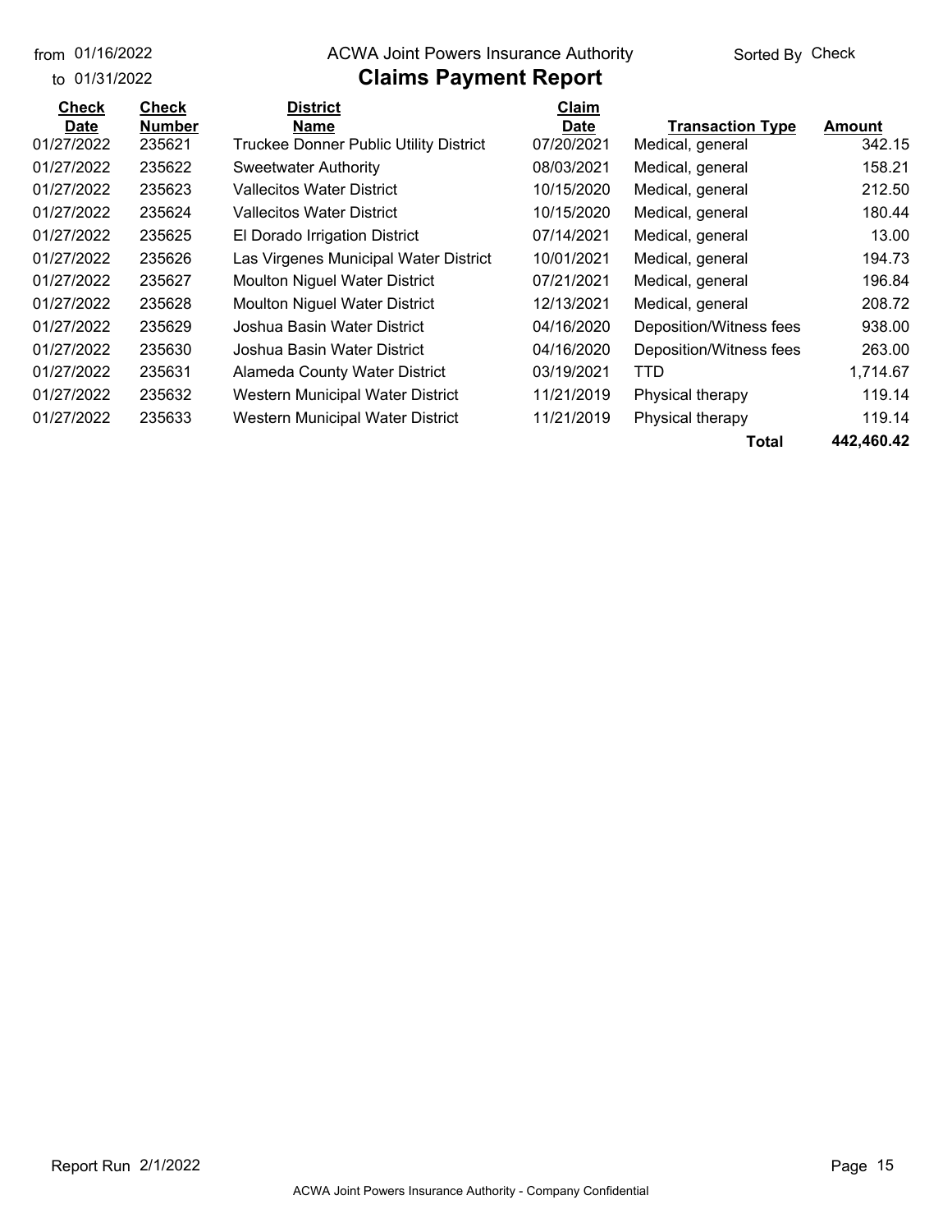from 01/16/2022
to 01/31/2022

ACWA Joint Powers Insurance Authority

# Claims Payment Report

Sorted By Check

| Check Date | Check Number | District Name | Claim Date | Transaction Type | Amount |
|---|---|---|---|---|---|
| 01/27/2022 | 235621 | Truckee Donner Public Utility District | 07/20/2021 | Medical, general | 342.15 |
| 01/27/2022 | 235622 | Sweetwater Authority | 08/03/2021 | Medical, general | 158.21 |
| 01/27/2022 | 235623 | Vallecitos Water District | 10/15/2020 | Medical, general | 212.50 |
| 01/27/2022 | 235624 | Vallecitos Water District | 10/15/2020 | Medical, general | 180.44 |
| 01/27/2022 | 235625 | El Dorado Irrigation District | 07/14/2021 | Medical, general | 13.00 |
| 01/27/2022 | 235626 | Las Virgenes Municipal Water District | 10/01/2021 | Medical, general | 194.73 |
| 01/27/2022 | 235627 | Moulton Niguel Water District | 07/21/2021 | Medical, general | 196.84 |
| 01/27/2022 | 235628 | Moulton Niguel Water District | 12/13/2021 | Medical, general | 208.72 |
| 01/27/2022 | 235629 | Joshua Basin Water District | 04/16/2020 | Deposition/Witness fees | 938.00 |
| 01/27/2022 | 235630 | Joshua Basin Water District | 04/16/2020 | Deposition/Witness fees | 263.00 |
| 01/27/2022 | 235631 | Alameda County Water District | 03/19/2021 | TTD | 1,714.67 |
| 01/27/2022 | 235632 | Western Municipal Water District | 11/21/2019 | Physical therapy | 119.14 |
| 01/27/2022 | 235633 | Western Municipal Water District | 11/21/2019 | Physical therapy | 119.14 |
| | | | | **Total** | **442,460.42** |

Report Run 2/1/2022

ACWA Joint Powers Insurance Authority - Company Confidential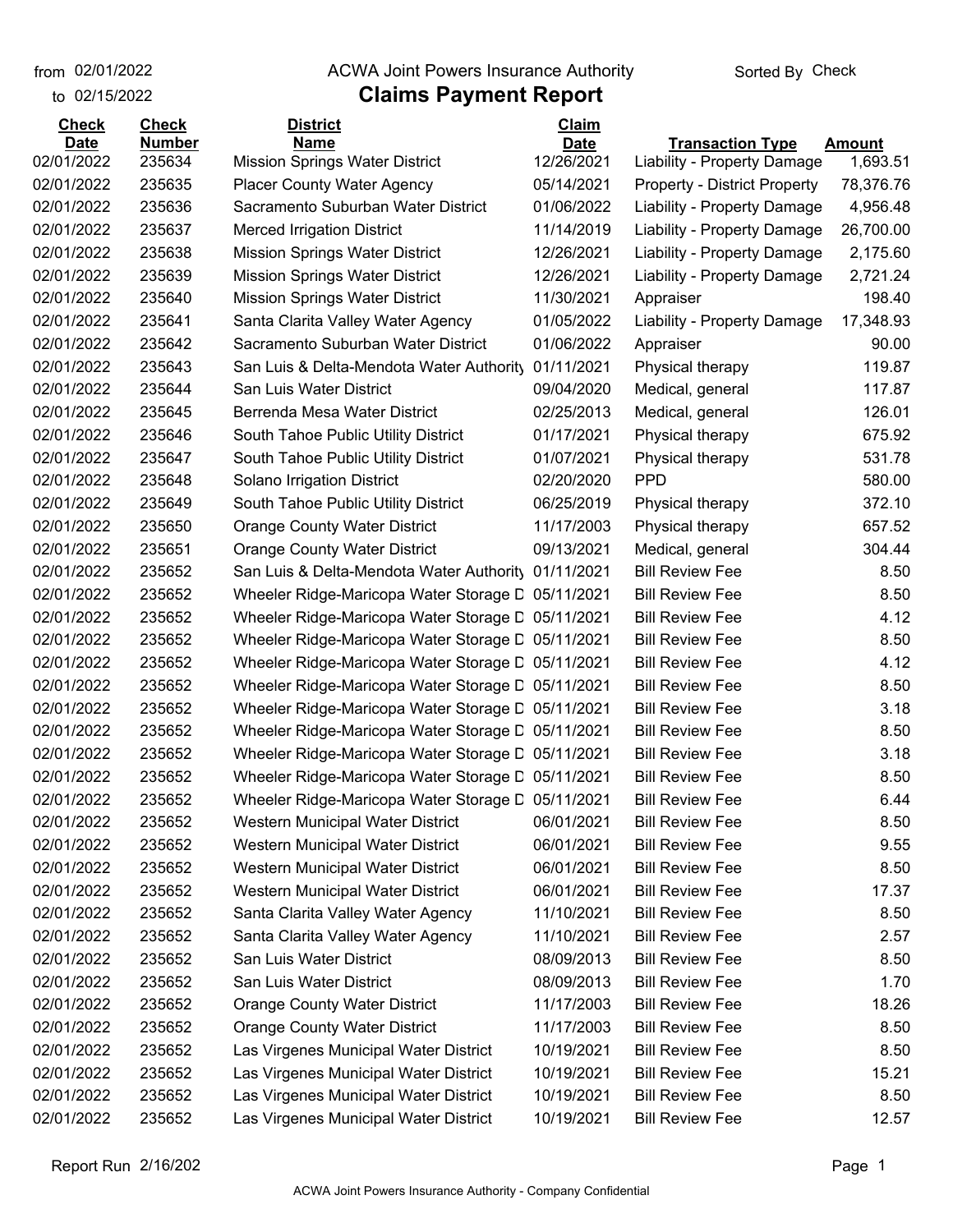from 02/01/2022
to 02/15/2022

# ACWA Joint Powers Insurance Authority

## Claims Payment Report

Sorted By Check

| Check Date | Check Number | District Name | Claim Date | Transaction Type | Amount |
|---|---|---|---|---|---|
| 02/01/2022 | 235634 | Mission Springs Water District | 12/26/2021 | Liability - Property Damage | 1,693.51 |
| 02/01/2022 | 235635 | Placer County Water Agency | 05/14/2021 | Property - District Property | 78,376.76 |
| 02/01/2022 | 235636 | Sacramento Suburban Water District | 01/06/2022 | Liability - Property Damage | 4,956.48 |
| 02/01/2022 | 235637 | Merced Irrigation District | 11/14/2019 | Liability - Property Damage | 26,700.00 |
| 02/01/2022 | 235638 | Mission Springs Water District | 12/26/2021 | Liability - Property Damage | 2,175.60 |
| 02/01/2022 | 235639 | Mission Springs Water District | 12/26/2021 | Liability - Property Damage | 2,721.24 |
| 02/01/2022 | 235640 | Mission Springs Water District | 11/30/2021 | Appraiser | 198.40 |
| 02/01/2022 | 235641 | Santa Clarita Valley Water Agency | 01/05/2022 | Liability - Property Damage | 17,348.93 |
| 02/01/2022 | 235642 | Sacramento Suburban Water District | 01/06/2022 | Appraiser | 90.00 |
| 02/01/2022 | 235643 | San Luis & Delta-Mendota Water Authority | 01/11/2021 | Physical therapy | 119.87 |
| 02/01/2022 | 235644 | San Luis Water District | 09/04/2020 | Medical, general | 117.87 |
| 02/01/2022 | 235645 | Berrenda Mesa Water District | 02/25/2013 | Medical, general | 126.01 |
| 02/01/2022 | 235646 | South Tahoe Public Utility District | 01/17/2021 | Physical therapy | 675.92 |
| 02/01/2022 | 235647 | South Tahoe Public Utility District | 01/07/2021 | Physical therapy | 531.78 |
| 02/01/2022 | 235648 | Solano Irrigation District | 02/20/2020 | PPD | 580.00 |
| 02/01/2022 | 235649 | South Tahoe Public Utility District | 06/25/2019 | Physical therapy | 372.10 |
| 02/01/2022 | 235650 | Orange County Water District | 11/17/2003 | Physical therapy | 657.52 |
| 02/01/2022 | 235651 | Orange County Water District | 09/13/2021 | Medical, general | 304.44 |
| 02/01/2022 | 235652 | San Luis & Delta-Mendota Water Authority | 01/11/2021 | Bill Review Fee | 8.50 |
| 02/01/2022 | 235652 | Wheeler Ridge-Maricopa Water Storage D | 05/11/2021 | Bill Review Fee | 8.50 |
| 02/01/2022 | 235652 | Wheeler Ridge-Maricopa Water Storage D | 05/11/2021 | Bill Review Fee | 4.12 |
| 02/01/2022 | 235652 | Wheeler Ridge-Maricopa Water Storage D | 05/11/2021 | Bill Review Fee | 8.50 |
| 02/01/2022 | 235652 | Wheeler Ridge-Maricopa Water Storage D | 05/11/2021 | Bill Review Fee | 4.12 |
| 02/01/2022 | 235652 | Wheeler Ridge-Maricopa Water Storage D | 05/11/2021 | Bill Review Fee | 8.50 |
| 02/01/2022 | 235652 | Wheeler Ridge-Maricopa Water Storage D | 05/11/2021 | Bill Review Fee | 3.18 |
| 02/01/2022 | 235652 | Wheeler Ridge-Maricopa Water Storage D | 05/11/2021 | Bill Review Fee | 8.50 |
| 02/01/2022 | 235652 | Wheeler Ridge-Maricopa Water Storage D | 05/11/2021 | Bill Review Fee | 3.18 |
| 02/01/2022 | 235652 | Wheeler Ridge-Maricopa Water Storage D | 05/11/2021 | Bill Review Fee | 8.50 |
| 02/01/2022 | 235652 | Wheeler Ridge-Maricopa Water Storage D | 05/11/2021 | Bill Review Fee | 6.44 |
| 02/01/2022 | 235652 | Western Municipal Water District | 06/01/2021 | Bill Review Fee | 8.50 |
| 02/01/2022 | 235652 | Western Municipal Water District | 06/01/2021 | Bill Review Fee | 9.55 |
| 02/01/2022 | 235652 | Western Municipal Water District | 06/01/2021 | Bill Review Fee | 8.50 |
| 02/01/2022 | 235652 | Western Municipal Water District | 06/01/2021 | Bill Review Fee | 17.37 |
| 02/01/2022 | 235652 | Santa Clarita Valley Water Agency | 11/10/2021 | Bill Review Fee | 8.50 |
| 02/01/2022 | 235652 | Santa Clarita Valley Water Agency | 11/10/2021 | Bill Review Fee | 2.57 |
| 02/01/2022 | 235652 | San Luis Water District | 08/09/2013 | Bill Review Fee | 8.50 |
| 02/01/2022 | 235652 | San Luis Water District | 08/09/2013 | Bill Review Fee | 1.70 |
| 02/01/2022 | 235652 | Orange County Water District | 11/17/2003 | Bill Review Fee | 18.26 |
| 02/01/2022 | 235652 | Orange County Water District | 11/17/2003 | Bill Review Fee | 8.50 |
| 02/01/2022 | 235652 | Las Virgenes Municipal Water District | 10/19/2021 | Bill Review Fee | 8.50 |
| 02/01/2022 | 235652 | Las Virgenes Municipal Water District | 10/19/2021 | Bill Review Fee | 15.21 |
| 02/01/2022 | 235652 | Las Virgenes Municipal Water District | 10/19/2021 | Bill Review Fee | 8.50 |
| 02/01/2022 | 235652 | Las Virgenes Municipal Water District | 10/19/2021 | Bill Review Fee | 12.57 |

Report Run 2/16/202

ACWA Joint Powers Insurance Authority - Company Confidential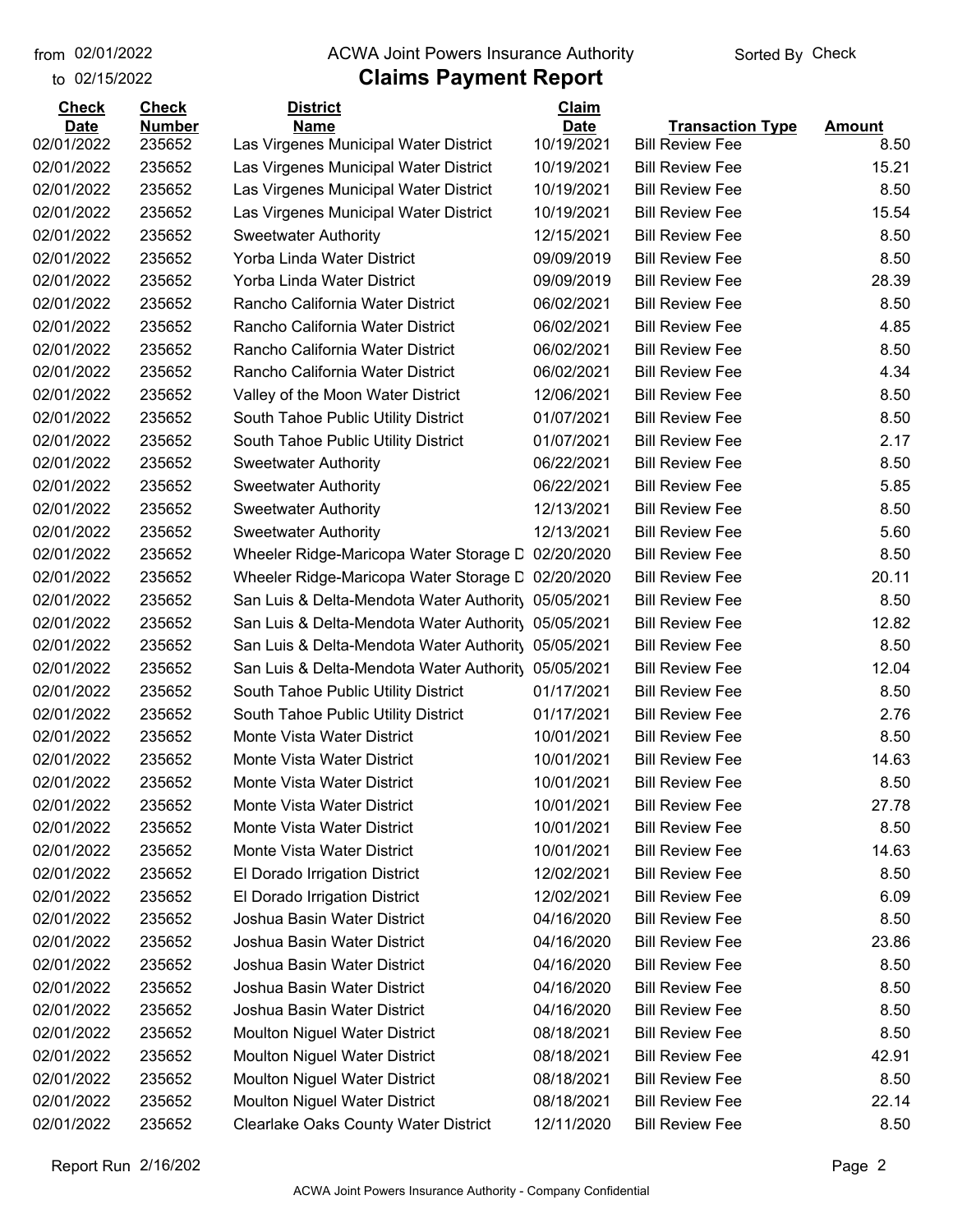from 02/01/2022
to 02/15/2022

# ACWA Joint Powers Insurance Authority

## Claims Payment Report

Sorted By Check

| Check Date | Check Number | District Name | Claim Date | Transaction Type | Amount |
|---|---|---|---|---|---|
| 02/01/2022 | 235652 | Las Virgenes Municipal Water District | 10/19/2021 | Bill Review Fee | 8.50 |
| 02/01/2022 | 235652 | Las Virgenes Municipal Water District | 10/19/2021 | Bill Review Fee | 15.21 |
| 02/01/2022 | 235652 | Las Virgenes Municipal Water District | 10/19/2021 | Bill Review Fee | 8.50 |
| 02/01/2022 | 235652 | Las Virgenes Municipal Water District | 10/19/2021 | Bill Review Fee | 15.54 |
| 02/01/2022 | 235652 | Sweetwater Authority | 12/15/2021 | Bill Review Fee | 8.50 |
| 02/01/2022 | 235652 | Yorba Linda Water District | 09/09/2019 | Bill Review Fee | 8.50 |
| 02/01/2022 | 235652 | Yorba Linda Water District | 09/09/2019 | Bill Review Fee | 28.39 |
| 02/01/2022 | 235652 | Rancho California Water District | 06/02/2021 | Bill Review Fee | 8.50 |
| 02/01/2022 | 235652 | Rancho California Water District | 06/02/2021 | Bill Review Fee | 4.85 |
| 02/01/2022 | 235652 | Rancho California Water District | 06/02/2021 | Bill Review Fee | 8.50 |
| 02/01/2022 | 235652 | Rancho California Water District | 06/02/2021 | Bill Review Fee | 4.34 |
| 02/01/2022 | 235652 | Valley of the Moon Water District | 12/06/2021 | Bill Review Fee | 8.50 |
| 02/01/2022 | 235652 | South Tahoe Public Utility District | 01/07/2021 | Bill Review Fee | 8.50 |
| 02/01/2022 | 235652 | South Tahoe Public Utility District | 01/07/2021 | Bill Review Fee | 2.17 |
| 02/01/2022 | 235652 | Sweetwater Authority | 06/22/2021 | Bill Review Fee | 8.50 |
| 02/01/2022 | 235652 | Sweetwater Authority | 06/22/2021 | Bill Review Fee | 5.85 |
| 02/01/2022 | 235652 | Sweetwater Authority | 12/13/2021 | Bill Review Fee | 8.50 |
| 02/01/2022 | 235652 | Sweetwater Authority | 12/13/2021 | Bill Review Fee | 5.60 |
| 02/01/2022 | 235652 | Wheeler Ridge-Maricopa Water Storage D | 02/20/2020 | Bill Review Fee | 8.50 |
| 02/01/2022 | 235652 | Wheeler Ridge-Maricopa Water Storage D | 02/20/2020 | Bill Review Fee | 20.11 |
| 02/01/2022 | 235652 | San Luis & Delta-Mendota Water Authority | 05/05/2021 | Bill Review Fee | 8.50 |
| 02/01/2022 | 235652 | San Luis & Delta-Mendota Water Authority | 05/05/2021 | Bill Review Fee | 12.82 |
| 02/01/2022 | 235652 | San Luis & Delta-Mendota Water Authority | 05/05/2021 | Bill Review Fee | 8.50 |
| 02/01/2022 | 235652 | San Luis & Delta-Mendota Water Authority | 05/05/2021 | Bill Review Fee | 12.04 |
| 02/01/2022 | 235652 | South Tahoe Public Utility District | 01/17/2021 | Bill Review Fee | 8.50 |
| 02/01/2022 | 235652 | South Tahoe Public Utility District | 01/17/2021 | Bill Review Fee | 2.76 |
| 02/01/2022 | 235652 | Monte Vista Water District | 10/01/2021 | Bill Review Fee | 8.50 |
| 02/01/2022 | 235652 | Monte Vista Water District | 10/01/2021 | Bill Review Fee | 14.63 |
| 02/01/2022 | 235652 | Monte Vista Water District | 10/01/2021 | Bill Review Fee | 8.50 |
| 02/01/2022 | 235652 | Monte Vista Water District | 10/01/2021 | Bill Review Fee | 27.78 |
| 02/01/2022 | 235652 | Monte Vista Water District | 10/01/2021 | Bill Review Fee | 8.50 |
| 02/01/2022 | 235652 | Monte Vista Water District | 10/01/2021 | Bill Review Fee | 14.63 |
| 02/01/2022 | 235652 | El Dorado Irrigation District | 12/02/2021 | Bill Review Fee | 8.50 |
| 02/01/2022 | 235652 | El Dorado Irrigation District | 12/02/2021 | Bill Review Fee | 6.09 |
| 02/01/2022 | 235652 | Joshua Basin Water District | 04/16/2020 | Bill Review Fee | 8.50 |
| 02/01/2022 | 235652 | Joshua Basin Water District | 04/16/2020 | Bill Review Fee | 23.86 |
| 02/01/2022 | 235652 | Joshua Basin Water District | 04/16/2020 | Bill Review Fee | 8.50 |
| 02/01/2022 | 235652 | Joshua Basin Water District | 04/16/2020 | Bill Review Fee | 8.50 |
| 02/01/2022 | 235652 | Joshua Basin Water District | 04/16/2020 | Bill Review Fee | 8.50 |
| 02/01/2022 | 235652 | Moulton Niguel Water District | 08/18/2021 | Bill Review Fee | 8.50 |
| 02/01/2022 | 235652 | Moulton Niguel Water District | 08/18/2021 | Bill Review Fee | 42.91 |
| 02/01/2022 | 235652 | Moulton Niguel Water District | 08/18/2021 | Bill Review Fee | 8.50 |
| 02/01/2022 | 235652 | Moulton Niguel Water District | 08/18/2021 | Bill Review Fee | 22.14 |
| 02/01/2022 | 235652 | Clearlake Oaks County Water District | 12/11/2020 | Bill Review Fee | 8.50 |

Report Run 2/16/202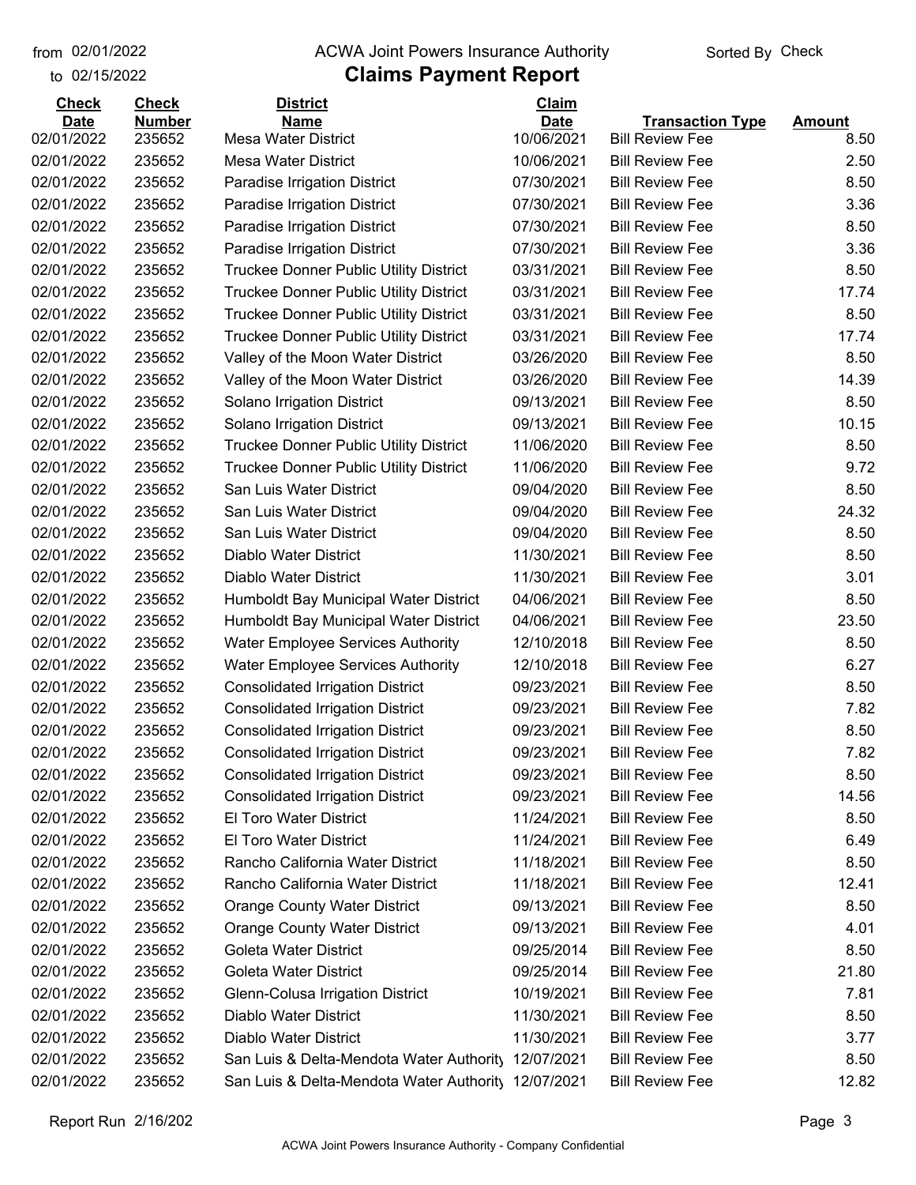from 02/01/2022 to 02/15/2022

# ACWA Joint Powers Insurance Authority

## Claims Payment Report

Sorted By Check

| Check Date | Check Number | District Name | Claim Date | Transaction Type | Amount |
|---|---|---|---|---|---|
| 02/01/2022 | 235652 | Mesa Water District | 10/06/2021 | Bill Review Fee | 8.50 |
| 02/01/2022 | 235652 | Mesa Water District | 10/06/2021 | Bill Review Fee | 2.50 |
| 02/01/2022 | 235652 | Paradise Irrigation District | 07/30/2021 | Bill Review Fee | 8.50 |
| 02/01/2022 | 235652 | Paradise Irrigation District | 07/30/2021 | Bill Review Fee | 3.36 |
| 02/01/2022 | 235652 | Paradise Irrigation District | 07/30/2021 | Bill Review Fee | 8.50 |
| 02/01/2022 | 235652 | Paradise Irrigation District | 07/30/2021 | Bill Review Fee | 3.36 |
| 02/01/2022 | 235652 | Truckee Donner Public Utility District | 03/31/2021 | Bill Review Fee | 8.50 |
| 02/01/2022 | 235652 | Truckee Donner Public Utility District | 03/31/2021 | Bill Review Fee | 17.74 |
| 02/01/2022 | 235652 | Truckee Donner Public Utility District | 03/31/2021 | Bill Review Fee | 8.50 |
| 02/01/2022 | 235652 | Truckee Donner Public Utility District | 03/31/2021 | Bill Review Fee | 17.74 |
| 02/01/2022 | 235652 | Valley of the Moon Water District | 03/26/2020 | Bill Review Fee | 8.50 |
| 02/01/2022 | 235652 | Valley of the Moon Water District | 03/26/2020 | Bill Review Fee | 14.39 |
| 02/01/2022 | 235652 | Solano Irrigation District | 09/13/2021 | Bill Review Fee | 8.50 |
| 02/01/2022 | 235652 | Solano Irrigation District | 09/13/2021 | Bill Review Fee | 10.15 |
| 02/01/2022 | 235652 | Truckee Donner Public Utility District | 11/06/2020 | Bill Review Fee | 8.50 |
| 02/01/2022 | 235652 | Truckee Donner Public Utility District | 11/06/2020 | Bill Review Fee | 9.72 |
| 02/01/2022 | 235652 | San Luis Water District | 09/04/2020 | Bill Review Fee | 8.50 |
| 02/01/2022 | 235652 | San Luis Water District | 09/04/2020 | Bill Review Fee | 24.32 |
| 02/01/2022 | 235652 | San Luis Water District | 09/04/2020 | Bill Review Fee | 8.50 |
| 02/01/2022 | 235652 | Diablo Water District | 11/30/2021 | Bill Review Fee | 8.50 |
| 02/01/2022 | 235652 | Diablo Water District | 11/30/2021 | Bill Review Fee | 3.01 |
| 02/01/2022 | 235652 | Humboldt Bay Municipal Water District | 04/06/2021 | Bill Review Fee | 8.50 |
| 02/01/2022 | 235652 | Humboldt Bay Municipal Water District | 04/06/2021 | Bill Review Fee | 23.50 |
| 02/01/2022 | 235652 | Water Employee Services Authority | 12/10/2018 | Bill Review Fee | 8.50 |
| 02/01/2022 | 235652 | Water Employee Services Authority | 12/10/2018 | Bill Review Fee | 6.27 |
| 02/01/2022 | 235652 | Consolidated Irrigation District | 09/23/2021 | Bill Review Fee | 8.50 |
| 02/01/2022 | 235652 | Consolidated Irrigation District | 09/23/2021 | Bill Review Fee | 7.82 |
| 02/01/2022 | 235652 | Consolidated Irrigation District | 09/23/2021 | Bill Review Fee | 8.50 |
| 02/01/2022 | 235652 | Consolidated Irrigation District | 09/23/2021 | Bill Review Fee | 7.82 |
| 02/01/2022 | 235652 | Consolidated Irrigation District | 09/23/2021 | Bill Review Fee | 8.50 |
| 02/01/2022 | 235652 | Consolidated Irrigation District | 09/23/2021 | Bill Review Fee | 14.56 |
| 02/01/2022 | 235652 | El Toro Water District | 11/24/2021 | Bill Review Fee | 8.50 |
| 02/01/2022 | 235652 | El Toro Water District | 11/24/2021 | Bill Review Fee | 6.49 |
| 02/01/2022 | 235652 | Rancho California Water District | 11/18/2021 | Bill Review Fee | 8.50 |
| 02/01/2022 | 235652 | Rancho California Water District | 11/18/2021 | Bill Review Fee | 12.41 |
| 02/01/2022 | 235652 | Orange County Water District | 09/13/2021 | Bill Review Fee | 8.50 |
| 02/01/2022 | 235652 | Orange County Water District | 09/13/2021 | Bill Review Fee | 4.01 |
| 02/01/2022 | 235652 | Goleta Water District | 09/25/2014 | Bill Review Fee | 8.50 |
| 02/01/2022 | 235652 | Goleta Water District | 09/25/2014 | Bill Review Fee | 21.80 |
| 02/01/2022 | 235652 | Glenn-Colusa Irrigation District | 10/19/2021 | Bill Review Fee | 7.81 |
| 02/01/2022 | 235652 | Diablo Water District | 11/30/2021 | Bill Review Fee | 8.50 |
| 02/01/2022 | 235652 | Diablo Water District | 11/30/2021 | Bill Review Fee | 3.77 |
| 02/01/2022 | 235652 | San Luis & Delta-Mendota Water Authority | 12/07/2021 | Bill Review Fee | 8.50 |
| 02/01/2022 | 235652 | San Luis & Delta-Mendota Water Authority | 12/07/2021 | Bill Review Fee | 12.82 |

Report Run 2/16/202

ACWA Joint Powers Insurance Authority - Company Confidential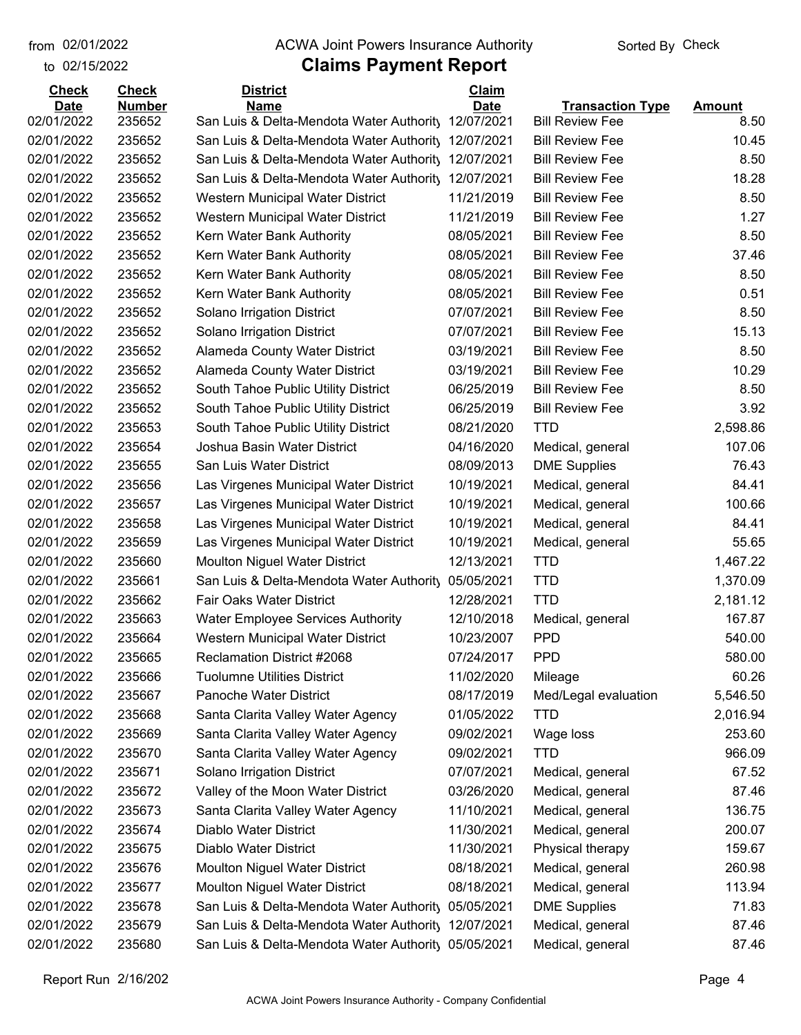from 02/01/2022
to 02/15/2022

# ACWA Joint Powers Insurance Authority

## Claims Payment Report

Sorted By Check

| Check Date | Check Number | District Name | Claim Date | Transaction Type | Amount |
|---|---|---|---|---|---|
| 02/01/2022 | 235652 | San Luis & Delta-Mendota Water Authority | 12/07/2021 | Bill Review Fee | 8.50 |
| 02/01/2022 | 235652 | San Luis & Delta-Mendota Water Authority | 12/07/2021 | Bill Review Fee | 10.45 |
| 02/01/2022 | 235652 | San Luis & Delta-Mendota Water Authority | 12/07/2021 | Bill Review Fee | 8.50 |
| 02/01/2022 | 235652 | San Luis & Delta-Mendota Water Authority | 12/07/2021 | Bill Review Fee | 18.28 |
| 02/01/2022 | 235652 | Western Municipal Water District | 11/21/2019 | Bill Review Fee | 8.50 |
| 02/01/2022 | 235652 | Western Municipal Water District | 11/21/2019 | Bill Review Fee | 1.27 |
| 02/01/2022 | 235652 | Kern Water Bank Authority | 08/05/2021 | Bill Review Fee | 8.50 |
| 02/01/2022 | 235652 | Kern Water Bank Authority | 08/05/2021 | Bill Review Fee | 37.46 |
| 02/01/2022 | 235652 | Kern Water Bank Authority | 08/05/2021 | Bill Review Fee | 8.50 |
| 02/01/2022 | 235652 | Kern Water Bank Authority | 08/05/2021 | Bill Review Fee | 0.51 |
| 02/01/2022 | 235652 | Solano Irrigation District | 07/07/2021 | Bill Review Fee | 8.50 |
| 02/01/2022 | 235652 | Solano Irrigation District | 07/07/2021 | Bill Review Fee | 15.13 |
| 02/01/2022 | 235652 | Alameda County Water District | 03/19/2021 | Bill Review Fee | 8.50 |
| 02/01/2022 | 235652 | Alameda County Water District | 03/19/2021 | Bill Review Fee | 10.29 |
| 02/01/2022 | 235652 | South Tahoe Public Utility District | 06/25/2019 | Bill Review Fee | 8.50 |
| 02/01/2022 | 235652 | South Tahoe Public Utility District | 06/25/2019 | Bill Review Fee | 3.92 |
| 02/01/2022 | 235653 | South Tahoe Public Utility District | 08/21/2020 | TTD | 2,598.86 |
| 02/01/2022 | 235654 | Joshua Basin Water District | 04/16/2020 | Medical, general | 107.06 |
| 02/01/2022 | 235655 | San Luis Water District | 08/09/2013 | DME Supplies | 76.43 |
| 02/01/2022 | 235656 | Las Virgenes Municipal Water District | 10/19/2021 | Medical, general | 84.41 |
| 02/01/2022 | 235657 | Las Virgenes Municipal Water District | 10/19/2021 | Medical, general | 100.66 |
| 02/01/2022 | 235658 | Las Virgenes Municipal Water District | 10/19/2021 | Medical, general | 84.41 |
| 02/01/2022 | 235659 | Las Virgenes Municipal Water District | 10/19/2021 | Medical, general | 55.65 |
| 02/01/2022 | 235660 | Moulton Niguel Water District | 12/13/2021 | TTD | 1,467.22 |
| 02/01/2022 | 235661 | San Luis & Delta-Mendota Water Authority | 05/05/2021 | TTD | 1,370.09 |
| 02/01/2022 | 235662 | Fair Oaks Water District | 12/28/2021 | TTD | 2,181.12 |
| 02/01/2022 | 235663 | Water Employee Services Authority | 12/10/2018 | Medical, general | 167.87 |
| 02/01/2022 | 235664 | Western Municipal Water District | 10/23/2007 | PPD | 540.00 |
| 02/01/2022 | 235665 | Reclamation District #2068 | 07/24/2017 | PPD | 580.00 |
| 02/01/2022 | 235666 | Tuolumne Utilities District | 11/02/2020 | Mileage | 60.26 |
| 02/01/2022 | 235667 | Panoche Water District | 08/17/2019 | Med/Legal evaluation | 5,546.50 |
| 02/01/2022 | 235668 | Santa Clarita Valley Water Agency | 01/05/2022 | TTD | 2,016.94 |
| 02/01/2022 | 235669 | Santa Clarita Valley Water Agency | 09/02/2021 | Wage loss | 253.60 |
| 02/01/2022 | 235670 | Santa Clarita Valley Water Agency | 09/02/2021 | TTD | 966.09 |
| 02/01/2022 | 235671 | Solano Irrigation District | 07/07/2021 | Medical, general | 67.52 |
| 02/01/2022 | 235672 | Valley of the Moon Water District | 03/26/2020 | Medical, general | 87.46 |
| 02/01/2022 | 235673 | Santa Clarita Valley Water Agency | 11/10/2021 | Medical, general | 136.75 |
| 02/01/2022 | 235674 | Diablo Water District | 11/30/2021 | Medical, general | 200.07 |
| 02/01/2022 | 235675 | Diablo Water District | 11/30/2021 | Physical therapy | 159.67 |
| 02/01/2022 | 235676 | Moulton Niguel Water District | 08/18/2021 | Medical, general | 260.98 |
| 02/01/2022 | 235677 | Moulton Niguel Water District | 08/18/2021 | Medical, general | 113.94 |
| 02/01/2022 | 235678 | San Luis & Delta-Mendota Water Authority | 05/05/2021 | DME Supplies | 71.83 |
| 02/01/2022 | 235679 | San Luis & Delta-Mendota Water Authority | 12/07/2021 | Medical, general | 87.46 |
| 02/01/2022 | 235680 | San Luis & Delta-Mendota Water Authority | 05/05/2021 | Medical, general | 87.46 |

Report Run 2/16/202

ACWA Joint Powers Insurance Authority - Company Confidential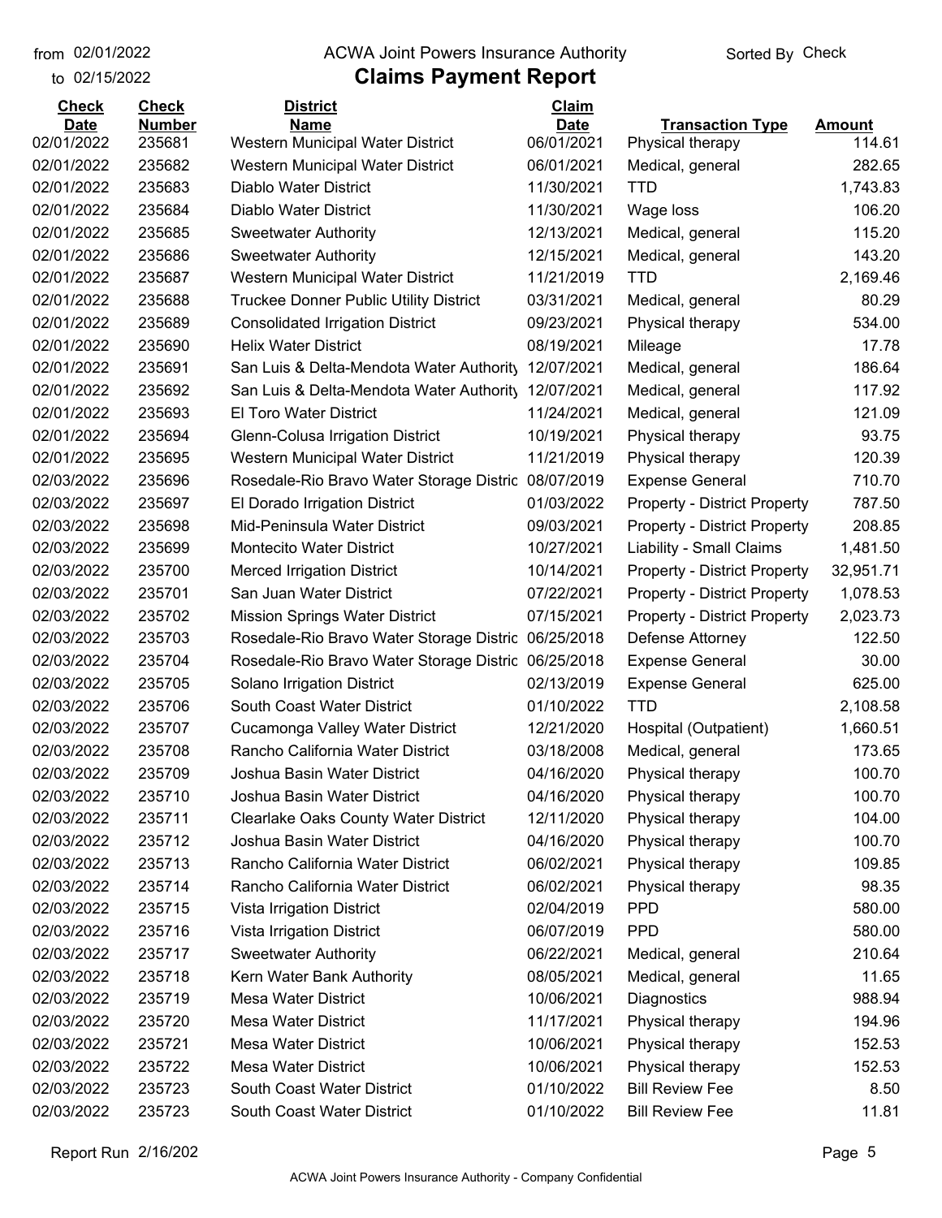from 02/01/2022
to 02/15/2022

# ACWA Joint Powers Insurance Authority

## Claims Payment Report

Sorted By Check

| Check Date | Check Number | District Name | Claim Date | Transaction Type | Amount |
|---|---|---|---|---|---|
| 02/01/2022 | 235681 | Western Municipal Water District | 06/01/2021 | Physical therapy | 114.61 |
| 02/01/2022 | 235682 | Western Municipal Water District | 06/01/2021 | Medical, general | 282.65 |
| 02/01/2022 | 235683 | Diablo Water District | 11/30/2021 | TTD | 1,743.83 |
| 02/01/2022 | 235684 | Diablo Water District | 11/30/2021 | Wage loss | 106.20 |
| 02/01/2022 | 235685 | Sweetwater Authority | 12/13/2021 | Medical, general | 115.20 |
| 02/01/2022 | 235686 | Sweetwater Authority | 12/15/2021 | Medical, general | 143.20 |
| 02/01/2022 | 235687 | Western Municipal Water District | 11/21/2019 | TTD | 2,169.46 |
| 02/01/2022 | 235688 | Truckee Donner Public Utility District | 03/31/2021 | Medical, general | 80.29 |
| 02/01/2022 | 235689 | Consolidated Irrigation District | 09/23/2021 | Physical therapy | 534.00 |
| 02/01/2022 | 235690 | Helix Water District | 08/19/2021 | Mileage | 17.78 |
| 02/01/2022 | 235691 | San Luis & Delta-Mendota Water Authority | 12/07/2021 | Medical, general | 186.64 |
| 02/01/2022 | 235692 | San Luis & Delta-Mendota Water Authority | 12/07/2021 | Medical, general | 117.92 |
| 02/01/2022 | 235693 | El Toro Water District | 11/24/2021 | Medical, general | 121.09 |
| 02/01/2022 | 235694 | Glenn-Colusa Irrigation District | 10/19/2021 | Physical therapy | 93.75 |
| 02/01/2022 | 235695 | Western Municipal Water District | 11/21/2019 | Physical therapy | 120.39 |
| 02/03/2022 | 235696 | Rosedale-Rio Bravo Water Storage Distric | 08/07/2019 | Expense General | 710.70 |
| 02/03/2022 | 235697 | El Dorado Irrigation District | 01/03/2022 | Property - District Property | 787.50 |
| 02/03/2022 | 235698 | Mid-Peninsula Water District | 09/03/2021 | Property - District Property | 208.85 |
| 02/03/2022 | 235699 | Montecito Water District | 10/27/2021 | Liability - Small Claims | 1,481.50 |
| 02/03/2022 | 235700 | Merced Irrigation District | 10/14/2021 | Property - District Property | 32,951.71 |
| 02/03/2022 | 235701 | San Juan Water District | 07/22/2021 | Property - District Property | 1,078.53 |
| 02/03/2022 | 235702 | Mission Springs Water District | 07/15/2021 | Property - District Property | 2,023.73 |
| 02/03/2022 | 235703 | Rosedale-Rio Bravo Water Storage Distric | 06/25/2018 | Defense Attorney | 122.50 |
| 02/03/2022 | 235704 | Rosedale-Rio Bravo Water Storage Distric | 06/25/2018 | Expense General | 30.00 |
| 02/03/2022 | 235705 | Solano Irrigation District | 02/13/2019 | Expense General | 625.00 |
| 02/03/2022 | 235706 | South Coast Water District | 01/10/2022 | TTD | 2,108.58 |
| 02/03/2022 | 235707 | Cucamonga Valley Water District | 12/21/2020 | Hospital (Outpatient) | 1,660.51 |
| 02/03/2022 | 235708 | Rancho California Water District | 03/18/2008 | Medical, general | 173.65 |
| 02/03/2022 | 235709 | Joshua Basin Water District | 04/16/2020 | Physical therapy | 100.70 |
| 02/03/2022 | 235710 | Joshua Basin Water District | 04/16/2020 | Physical therapy | 100.70 |
| 02/03/2022 | 235711 | Clearlake Oaks County Water District | 12/11/2020 | Physical therapy | 104.00 |
| 02/03/2022 | 235712 | Joshua Basin Water District | 04/16/2020 | Physical therapy | 100.70 |
| 02/03/2022 | 235713 | Rancho California Water District | 06/02/2021 | Physical therapy | 109.85 |
| 02/03/2022 | 235714 | Rancho California Water District | 06/02/2021 | Physical therapy | 98.35 |
| 02/03/2022 | 235715 | Vista Irrigation District | 02/04/2019 | PPD | 580.00 |
| 02/03/2022 | 235716 | Vista Irrigation District | 06/07/2019 | PPD | 580.00 |
| 02/03/2022 | 235717 | Sweetwater Authority | 06/22/2021 | Medical, general | 210.64 |
| 02/03/2022 | 235718 | Kern Water Bank Authority | 08/05/2021 | Medical, general | 11.65 |
| 02/03/2022 | 235719 | Mesa Water District | 10/06/2021 | Diagnostics | 988.94 |
| 02/03/2022 | 235720 | Mesa Water District | 11/17/2021 | Physical therapy | 194.96 |
| 02/03/2022 | 235721 | Mesa Water District | 10/06/2021 | Physical therapy | 152.53 |
| 02/03/2022 | 235722 | Mesa Water District | 10/06/2021 | Physical therapy | 152.53 |
| 02/03/2022 | 235723 | South Coast Water District | 01/10/2022 | Bill Review Fee | 8.50 |
| 02/03/2022 | 235723 | South Coast Water District | 01/10/2022 | Bill Review Fee | 11.81 |

Report Run 2/16/202

ACWA Joint Powers Insurance Authority - Company Confidential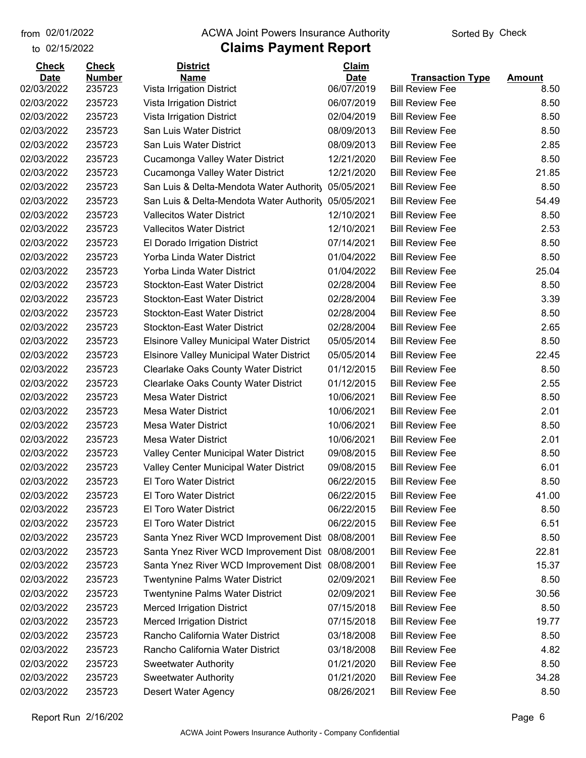# ACWA Joint Powers Insurance Authority

## Claims Payment Report

from 02/01/2022 to 02/15/2022

Sorted By Check

| Check Date | Check Number | District Name | Claim Date | Transaction Type | Amount |
|---|---|---|---|---|---|
| 02/03/2022 | 235723 | Vista Irrigation District | 06/07/2019 | Bill Review Fee | 8.50 |
| 02/03/2022 | 235723 | Vista Irrigation District | 06/07/2019 | Bill Review Fee | 8.50 |
| 02/03/2022 | 235723 | Vista Irrigation District | 02/04/2019 | Bill Review Fee | 8.50 |
| 02/03/2022 | 235723 | San Luis Water District | 08/09/2013 | Bill Review Fee | 8.50 |
| 02/03/2022 | 235723 | San Luis Water District | 08/09/2013 | Bill Review Fee | 2.85 |
| 02/03/2022 | 235723 | Cucamonga Valley Water District | 12/21/2020 | Bill Review Fee | 8.50 |
| 02/03/2022 | 235723 | Cucamonga Valley Water District | 12/21/2020 | Bill Review Fee | 21.85 |
| 02/03/2022 | 235723 | San Luis & Delta-Mendota Water Authority | 05/05/2021 | Bill Review Fee | 8.50 |
| 02/03/2022 | 235723 | San Luis & Delta-Mendota Water Authority | 05/05/2021 | Bill Review Fee | 54.49 |
| 02/03/2022 | 235723 | Vallecitos Water District | 12/10/2021 | Bill Review Fee | 8.50 |
| 02/03/2022 | 235723 | Vallecitos Water District | 12/10/2021 | Bill Review Fee | 2.53 |
| 02/03/2022 | 235723 | El Dorado Irrigation District | 07/14/2021 | Bill Review Fee | 8.50 |
| 02/03/2022 | 235723 | Yorba Linda Water District | 01/04/2022 | Bill Review Fee | 8.50 |
| 02/03/2022 | 235723 | Yorba Linda Water District | 01/04/2022 | Bill Review Fee | 25.04 |
| 02/03/2022 | 235723 | Stockton-East Water District | 02/28/2004 | Bill Review Fee | 8.50 |
| 02/03/2022 | 235723 | Stockton-East Water District | 02/28/2004 | Bill Review Fee | 3.39 |
| 02/03/2022 | 235723 | Stockton-East Water District | 02/28/2004 | Bill Review Fee | 8.50 |
| 02/03/2022 | 235723 | Stockton-East Water District | 02/28/2004 | Bill Review Fee | 2.65 |
| 02/03/2022 | 235723 | Elsinore Valley Municipal Water District | 05/05/2014 | Bill Review Fee | 8.50 |
| 02/03/2022 | 235723 | Elsinore Valley Municipal Water District | 05/05/2014 | Bill Review Fee | 22.45 |
| 02/03/2022 | 235723 | Clearlake Oaks County Water District | 01/12/2015 | Bill Review Fee | 8.50 |
| 02/03/2022 | 235723 | Clearlake Oaks County Water District | 01/12/2015 | Bill Review Fee | 2.55 |
| 02/03/2022 | 235723 | Mesa Water District | 10/06/2021 | Bill Review Fee | 8.50 |
| 02/03/2022 | 235723 | Mesa Water District | 10/06/2021 | Bill Review Fee | 2.01 |
| 02/03/2022 | 235723 | Mesa Water District | 10/06/2021 | Bill Review Fee | 8.50 |
| 02/03/2022 | 235723 | Mesa Water District | 10/06/2021 | Bill Review Fee | 2.01 |
| 02/03/2022 | 235723 | Valley Center Municipal Water District | 09/08/2015 | Bill Review Fee | 8.50 |
| 02/03/2022 | 235723 | Valley Center Municipal Water District | 09/08/2015 | Bill Review Fee | 6.01 |
| 02/03/2022 | 235723 | El Toro Water District | 06/22/2015 | Bill Review Fee | 8.50 |
| 02/03/2022 | 235723 | El Toro Water District | 06/22/2015 | Bill Review Fee | 41.00 |
| 02/03/2022 | 235723 | El Toro Water District | 06/22/2015 | Bill Review Fee | 8.50 |
| 02/03/2022 | 235723 | El Toro Water District | 06/22/2015 | Bill Review Fee | 6.51 |
| 02/03/2022 | 235723 | Santa Ynez River WCD Improvement Dist | 08/08/2001 | Bill Review Fee | 8.50 |
| 02/03/2022 | 235723 | Santa Ynez River WCD Improvement Dist | 08/08/2001 | Bill Review Fee | 22.81 |
| 02/03/2022 | 235723 | Santa Ynez River WCD Improvement Dist | 08/08/2001 | Bill Review Fee | 15.37 |
| 02/03/2022 | 235723 | Twentynine Palms Water District | 02/09/2021 | Bill Review Fee | 8.50 |
| 02/03/2022 | 235723 | Twentynine Palms Water District | 02/09/2021 | Bill Review Fee | 30.56 |
| 02/03/2022 | 235723 | Merced Irrigation District | 07/15/2018 | Bill Review Fee | 8.50 |
| 02/03/2022 | 235723 | Merced Irrigation District | 07/15/2018 | Bill Review Fee | 19.77 |
| 02/03/2022 | 235723 | Rancho California Water District | 03/18/2008 | Bill Review Fee | 8.50 |
| 02/03/2022 | 235723 | Rancho California Water District | 03/18/2008 | Bill Review Fee | 4.82 |
| 02/03/2022 | 235723 | Sweetwater Authority | 01/21/2020 | Bill Review Fee | 8.50 |
| 02/03/2022 | 235723 | Sweetwater Authority | 01/21/2020 | Bill Review Fee | 34.28 |
| 02/03/2022 | 235723 | Desert Water Agency | 08/26/2021 | Bill Review Fee | 8.50 |

Report Run 2/16/202

ACWA Joint Powers Insurance Authority - Company Confidential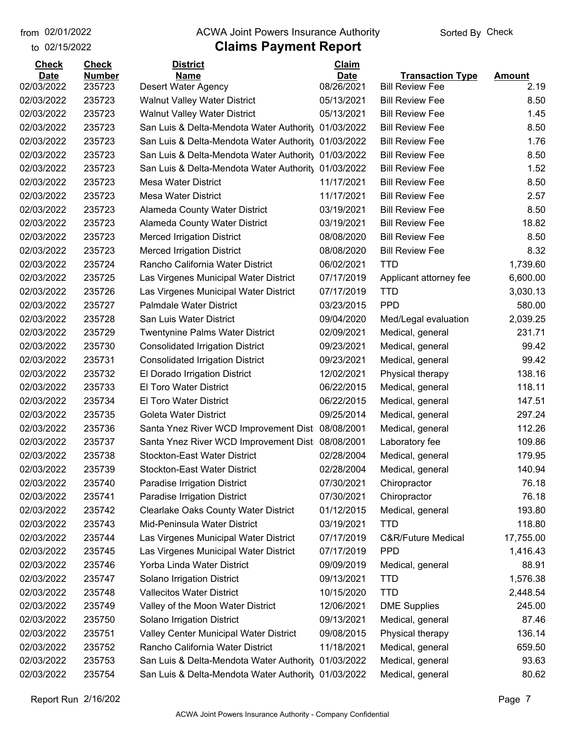from 02/01/2022
to 02/15/2022

ACWA Joint Powers Insurance Authority

# Claims Payment Report

Sorted By Check

| Check Date | Check Number | District Name | Claim Date | Transaction Type | Amount |
|---|---|---|---|---|---|
| 02/03/2022 | 235723 | Desert Water Agency | 08/26/2021 | Bill Review Fee | 2.19 |
| 02/03/2022 | 235723 | Walnut Valley Water District | 05/13/2021 | Bill Review Fee | 8.50 |
| 02/03/2022 | 235723 | Walnut Valley Water District | 05/13/2021 | Bill Review Fee | 1.45 |
| 02/03/2022 | 235723 | San Luis & Delta-Mendota Water Authority | 01/03/2022 | Bill Review Fee | 8.50 |
| 02/03/2022 | 235723 | San Luis & Delta-Mendota Water Authority | 01/03/2022 | Bill Review Fee | 1.76 |
| 02/03/2022 | 235723 | San Luis & Delta-Mendota Water Authority | 01/03/2022 | Bill Review Fee | 8.50 |
| 02/03/2022 | 235723 | San Luis & Delta-Mendota Water Authority | 01/03/2022 | Bill Review Fee | 1.52 |
| 02/03/2022 | 235723 | Mesa Water District | 11/17/2021 | Bill Review Fee | 8.50 |
| 02/03/2022 | 235723 | Mesa Water District | 11/17/2021 | Bill Review Fee | 2.57 |
| 02/03/2022 | 235723 | Alameda County Water District | 03/19/2021 | Bill Review Fee | 8.50 |
| 02/03/2022 | 235723 | Alameda County Water District | 03/19/2021 | Bill Review Fee | 18.82 |
| 02/03/2022 | 235723 | Merced Irrigation District | 08/08/2020 | Bill Review Fee | 8.50 |
| 02/03/2022 | 235723 | Merced Irrigation District | 08/08/2020 | Bill Review Fee | 8.32 |
| 02/03/2022 | 235724 | Rancho California Water District | 06/02/2021 | TTD | 1,739.60 |
| 02/03/2022 | 235725 | Las Virgenes Municipal Water District | 07/17/2019 | Applicant attorney fee | 6,600.00 |
| 02/03/2022 | 235726 | Las Virgenes Municipal Water District | 07/17/2019 | TTD | 3,030.13 |
| 02/03/2022 | 235727 | Palmdale Water District | 03/23/2015 | PPD | 580.00 |
| 02/03/2022 | 235728 | San Luis Water District | 09/04/2020 | Med/Legal evaluation | 2,039.25 |
| 02/03/2022 | 235729 | Twentynine Palms Water District | 02/09/2021 | Medical, general | 231.71 |
| 02/03/2022 | 235730 | Consolidated Irrigation District | 09/23/2021 | Medical, general | 99.42 |
| 02/03/2022 | 235731 | Consolidated Irrigation District | 09/23/2021 | Medical, general | 99.42 |
| 02/03/2022 | 235732 | El Dorado Irrigation District | 12/02/2021 | Physical therapy | 138.16 |
| 02/03/2022 | 235733 | El Toro Water District | 06/22/2015 | Medical, general | 118.11 |
| 02/03/2022 | 235734 | El Toro Water District | 06/22/2015 | Medical, general | 147.51 |
| 02/03/2022 | 235735 | Goleta Water District | 09/25/2014 | Medical, general | 297.24 |
| 02/03/2022 | 235736 | Santa Ynez River WCD Improvement Dist | 08/08/2001 | Medical, general | 112.26 |
| 02/03/2022 | 235737 | Santa Ynez River WCD Improvement Dist | 08/08/2001 | Laboratory fee | 109.86 |
| 02/03/2022 | 235738 | Stockton-East Water District | 02/28/2004 | Medical, general | 179.95 |
| 02/03/2022 | 235739 | Stockton-East Water District | 02/28/2004 | Medical, general | 140.94 |
| 02/03/2022 | 235740 | Paradise Irrigation District | 07/30/2021 | Chiropractor | 76.18 |
| 02/03/2022 | 235741 | Paradise Irrigation District | 07/30/2021 | Chiropractor | 76.18 |
| 02/03/2022 | 235742 | Clearlake Oaks County Water District | 01/12/2015 | Medical, general | 193.80 |
| 02/03/2022 | 235743 | Mid-Peninsula Water District | 03/19/2021 | TTD | 118.80 |
| 02/03/2022 | 235744 | Las Virgenes Municipal Water District | 07/17/2019 | C&R/Future Medical | 17,755.00 |
| 02/03/2022 | 235745 | Las Virgenes Municipal Water District | 07/17/2019 | PPD | 1,416.43 |
| 02/03/2022 | 235746 | Yorba Linda Water District | 09/09/2019 | Medical, general | 88.91 |
| 02/03/2022 | 235747 | Solano Irrigation District | 09/13/2021 | TTD | 1,576.38 |
| 02/03/2022 | 235748 | Vallecitos Water District | 10/15/2020 | TTD | 2,448.54 |
| 02/03/2022 | 235749 | Valley of the Moon Water District | 12/06/2021 | DME Supplies | 245.00 |
| 02/03/2022 | 235750 | Solano Irrigation District | 09/13/2021 | Medical, general | 87.46 |
| 02/03/2022 | 235751 | Valley Center Municipal Water District | 09/08/2015 | Physical therapy | 136.14 |
| 02/03/2022 | 235752 | Rancho California Water District | 11/18/2021 | Medical, general | 659.50 |
| 02/03/2022 | 235753 | San Luis & Delta-Mendota Water Authority | 01/03/2022 | Medical, general | 93.63 |
| 02/03/2022 | 235754 | San Luis & Delta-Mendota Water Authority | 01/03/2022 | Medical, general | 80.62 |

Report Run 2/16/202

ACWA Joint Powers Insurance Authority - Company Confidential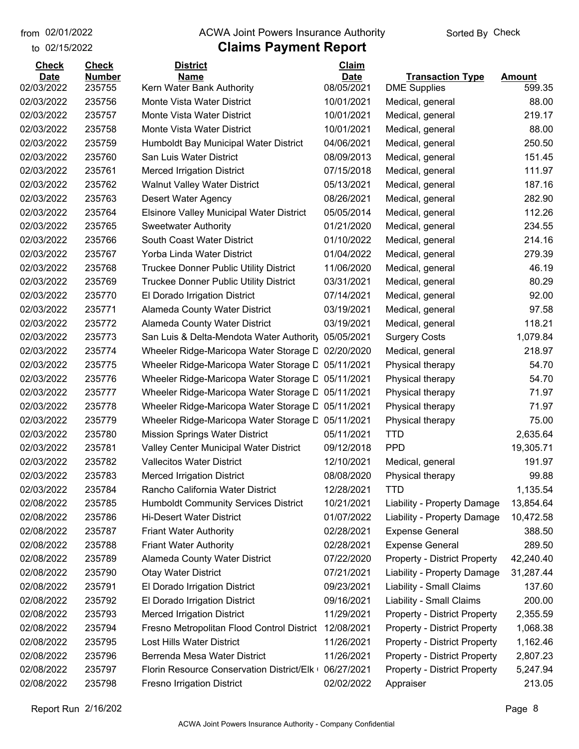from 02/01/2022 to 02/15/2022

# ACWA Joint Powers Insurance Authority

## Claims Payment Report

Sorted By Check

| Check Date | Check Number | District Name | Claim Date | Transaction Type | Amount |
|---|---|---|---|---|---|
| 02/03/2022 | 235755 | Kern Water Bank Authority | 08/05/2021 | DME Supplies | 599.35 |
| 02/03/2022 | 235756 | Monte Vista Water District | 10/01/2021 | Medical, general | 88.00 |
| 02/03/2022 | 235757 | Monte Vista Water District | 10/01/2021 | Medical, general | 219.17 |
| 02/03/2022 | 235758 | Monte Vista Water District | 10/01/2021 | Medical, general | 88.00 |
| 02/03/2022 | 235759 | Humboldt Bay Municipal Water District | 04/06/2021 | Medical, general | 250.50 |
| 02/03/2022 | 235760 | San Luis Water District | 08/09/2013 | Medical, general | 151.45 |
| 02/03/2022 | 235761 | Merced Irrigation District | 07/15/2018 | Medical, general | 111.97 |
| 02/03/2022 | 235762 | Walnut Valley Water District | 05/13/2021 | Medical, general | 187.16 |
| 02/03/2022 | 235763 | Desert Water Agency | 08/26/2021 | Medical, general | 282.90 |
| 02/03/2022 | 235764 | Elsinore Valley Municipal Water District | 05/05/2014 | Medical, general | 112.26 |
| 02/03/2022 | 235765 | Sweetwater Authority | 01/21/2020 | Medical, general | 234.55 |
| 02/03/2022 | 235766 | South Coast Water District | 01/10/2022 | Medical, general | 214.16 |
| 02/03/2022 | 235767 | Yorba Linda Water District | 01/04/2022 | Medical, general | 279.39 |
| 02/03/2022 | 235768 | Truckee Donner Public Utility District | 11/06/2020 | Medical, general | 46.19 |
| 02/03/2022 | 235769 | Truckee Donner Public Utility District | 03/31/2021 | Medical, general | 80.29 |
| 02/03/2022 | 235770 | El Dorado Irrigation District | 07/14/2021 | Medical, general | 92.00 |
| 02/03/2022 | 235771 | Alameda County Water District | 03/19/2021 | Medical, general | 97.58 |
| 02/03/2022 | 235772 | Alameda County Water District | 03/19/2021 | Medical, general | 118.21 |
| 02/03/2022 | 235773 | San Luis & Delta-Mendota Water Authority | 05/05/2021 | Surgery Costs | 1,079.84 |
| 02/03/2022 | 235774 | Wheeler Ridge-Maricopa Water Storage D | 02/20/2020 | Medical, general | 218.97 |
| 02/03/2022 | 235775 | Wheeler Ridge-Maricopa Water Storage D | 05/11/2021 | Physical therapy | 54.70 |
| 02/03/2022 | 235776 | Wheeler Ridge-Maricopa Water Storage D | 05/11/2021 | Physical therapy | 54.70 |
| 02/03/2022 | 235777 | Wheeler Ridge-Maricopa Water Storage D | 05/11/2021 | Physical therapy | 71.97 |
| 02/03/2022 | 235778 | Wheeler Ridge-Maricopa Water Storage D | 05/11/2021 | Physical therapy | 71.97 |
| 02/03/2022 | 235779 | Wheeler Ridge-Maricopa Water Storage D | 05/11/2021 | Physical therapy | 75.00 |
| 02/03/2022 | 235780 | Mission Springs Water District | 05/11/2021 | TTD | 2,635.64 |
| 02/03/2022 | 235781 | Valley Center Municipal Water District | 09/12/2018 | PPD | 19,305.71 |
| 02/03/2022 | 235782 | Vallecitos Water District | 12/10/2021 | Medical, general | 191.97 |
| 02/03/2022 | 235783 | Merced Irrigation District | 08/08/2020 | Physical therapy | 99.88 |
| 02/03/2022 | 235784 | Rancho California Water District | 12/28/2021 | TTD | 1,135.54 |
| 02/08/2022 | 235785 | Humboldt Community Services District | 10/21/2021 | Liability - Property Damage | 13,854.64 |
| 02/08/2022 | 235786 | Hi-Desert Water District | 01/07/2022 | Liability - Property Damage | 10,472.58 |
| 02/08/2022 | 235787 | Friant Water Authority | 02/28/2021 | Expense General | 388.50 |
| 02/08/2022 | 235788 | Friant Water Authority | 02/28/2021 | Expense General | 289.50 |
| 02/08/2022 | 235789 | Alameda County Water District | 07/22/2020 | Property - District Property | 42,240.40 |
| 02/08/2022 | 235790 | Otay Water District | 07/21/2021 | Liability - Property Damage | 31,287.44 |
| 02/08/2022 | 235791 | El Dorado Irrigation District | 09/23/2021 | Liability - Small Claims | 137.60 |
| 02/08/2022 | 235792 | El Dorado Irrigation District | 09/16/2021 | Liability - Small Claims | 200.00 |
| 02/08/2022 | 235793 | Merced Irrigation District | 11/29/2021 | Property - District Property | 2,355.59 |
| 02/08/2022 | 235794 | Fresno Metropolitan Flood Control District | 12/08/2021 | Property - District Property | 1,068.38 |
| 02/08/2022 | 235795 | Lost Hills Water District | 11/26/2021 | Property - District Property | 1,162.46 |
| 02/08/2022 | 235796 | Berrenda Mesa Water District | 11/26/2021 | Property - District Property | 2,807.23 |
| 02/08/2022 | 235797 | Florin Resource Conservation District/Elk ( | 06/27/2021 | Property - District Property | 5,247.94 |
| 02/08/2022 | 235798 | Fresno Irrigation District | 02/02/2022 | Appraiser | 213.05 |

Report Run 2/16/202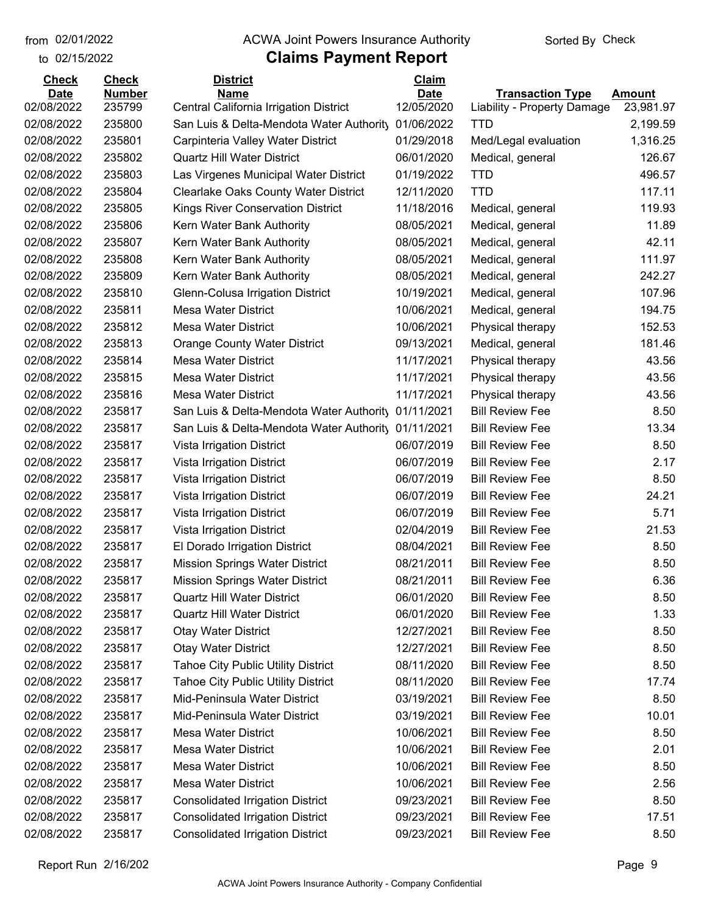| Check Date | Check Number | District Name | Claim Date | Transaction Type | Amount |
|---|---|---|---|---|---|
| 02/08/2022 | 235799 | Central California Irrigation District | 12/05/2020 | Liability - Property Damage | 23,981.97 |
| 02/08/2022 | 235800 | San Luis & Delta-Mendota Water Authority | 01/06/2022 | TTD | 2,199.59 |
| 02/08/2022 | 235801 | Carpinteria Valley Water District | 01/29/2018 | Med/Legal evaluation | 1,316.25 |
| 02/08/2022 | 235802 | Quartz Hill Water District | 06/01/2020 | Medical, general | 126.67 |
| 02/08/2022 | 235803 | Las Virgenes Municipal Water District | 01/19/2022 | TTD | 496.57 |
| 02/08/2022 | 235804 | Clearlake Oaks County Water District | 12/11/2020 | TTD | 117.11 |
| 02/08/2022 | 235805 | Kings River Conservation District | 11/18/2016 | Medical, general | 119.93 |
| 02/08/2022 | 235806 | Kern Water Bank Authority | 08/05/2021 | Medical, general | 11.89 |
| 02/08/2022 | 235807 | Kern Water Bank Authority | 08/05/2021 | Medical, general | 42.11 |
| 02/08/2022 | 235808 | Kern Water Bank Authority | 08/05/2021 | Medical, general | 111.97 |
| 02/08/2022 | 235809 | Kern Water Bank Authority | 08/05/2021 | Medical, general | 242.27 |
| 02/08/2022 | 235810 | Glenn-Colusa Irrigation District | 10/19/2021 | Medical, general | 107.96 |
| 02/08/2022 | 235811 | Mesa Water District | 10/06/2021 | Medical, general | 194.75 |
| 02/08/2022 | 235812 | Mesa Water District | 10/06/2021 | Physical therapy | 152.53 |
| 02/08/2022 | 235813 | Orange County Water District | 09/13/2021 | Medical, general | 181.46 |
| 02/08/2022 | 235814 | Mesa Water District | 11/17/2021 | Physical therapy | 43.56 |
| 02/08/2022 | 235815 | Mesa Water District | 11/17/2021 | Physical therapy | 43.56 |
| 02/08/2022 | 235816 | Mesa Water District | 11/17/2021 | Physical therapy | 43.56 |
| 02/08/2022 | 235817 | San Luis & Delta-Mendota Water Authority | 01/11/2021 | Bill Review Fee | 8.50 |
| 02/08/2022 | 235817 | San Luis & Delta-Mendota Water Authority | 01/11/2021 | Bill Review Fee | 13.34 |
| 02/08/2022 | 235817 | Vista Irrigation District | 06/07/2019 | Bill Review Fee | 8.50 |
| 02/08/2022 | 235817 | Vista Irrigation District | 06/07/2019 | Bill Review Fee | 2.17 |
| 02/08/2022 | 235817 | Vista Irrigation District | 06/07/2019 | Bill Review Fee | 8.50 |
| 02/08/2022 | 235817 | Vista Irrigation District | 06/07/2019 | Bill Review Fee | 24.21 |
| 02/08/2022 | 235817 | Vista Irrigation District | 06/07/2019 | Bill Review Fee | 5.71 |
| 02/08/2022 | 235817 | Vista Irrigation District | 02/04/2019 | Bill Review Fee | 21.53 |
| 02/08/2022 | 235817 | El Dorado Irrigation District | 08/04/2021 | Bill Review Fee | 8.50 |
| 02/08/2022 | 235817 | Mission Springs Water District | 08/21/2011 | Bill Review Fee | 8.50 |
| 02/08/2022 | 235817 | Mission Springs Water District | 08/21/2011 | Bill Review Fee | 6.36 |
| 02/08/2022 | 235817 | Quartz Hill Water District | 06/01/2020 | Bill Review Fee | 8.50 |
| 02/08/2022 | 235817 | Quartz Hill Water District | 06/01/2020 | Bill Review Fee | 1.33 |
| 02/08/2022 | 235817 | Otay Water District | 12/27/2021 | Bill Review Fee | 8.50 |
| 02/08/2022 | 235817 | Otay Water District | 12/27/2021 | Bill Review Fee | 8.50 |
| 02/08/2022 | 235817 | Tahoe City Public Utility District | 08/11/2020 | Bill Review Fee | 8.50 |
| 02/08/2022 | 235817 | Tahoe City Public Utility District | 08/11/2020 | Bill Review Fee | 17.74 |
| 02/08/2022 | 235817 | Mid-Peninsula Water District | 03/19/2021 | Bill Review Fee | 8.50 |
| 02/08/2022 | 235817 | Mid-Peninsula Water District | 03/19/2021 | Bill Review Fee | 10.01 |
| 02/08/2022 | 235817 | Mesa Water District | 10/06/2021 | Bill Review Fee | 8.50 |
| 02/08/2022 | 235817 | Mesa Water District | 10/06/2021 | Bill Review Fee | 2.01 |
| 02/08/2022 | 235817 | Mesa Water District | 10/06/2021 | Bill Review Fee | 8.50 |
| 02/08/2022 | 235817 | Mesa Water District | 10/06/2021 | Bill Review Fee | 2.56 |
| 02/08/2022 | 235817 | Consolidated Irrigation District | 09/23/2021 | Bill Review Fee | 8.50 |
| 02/08/2022 | 235817 | Consolidated Irrigation District | 09/23/2021 | Bill Review Fee | 17.51 |
| 02/08/2022 | 235817 | Consolidated Irrigation District | 09/23/2021 | Bill Review Fee | 8.50 |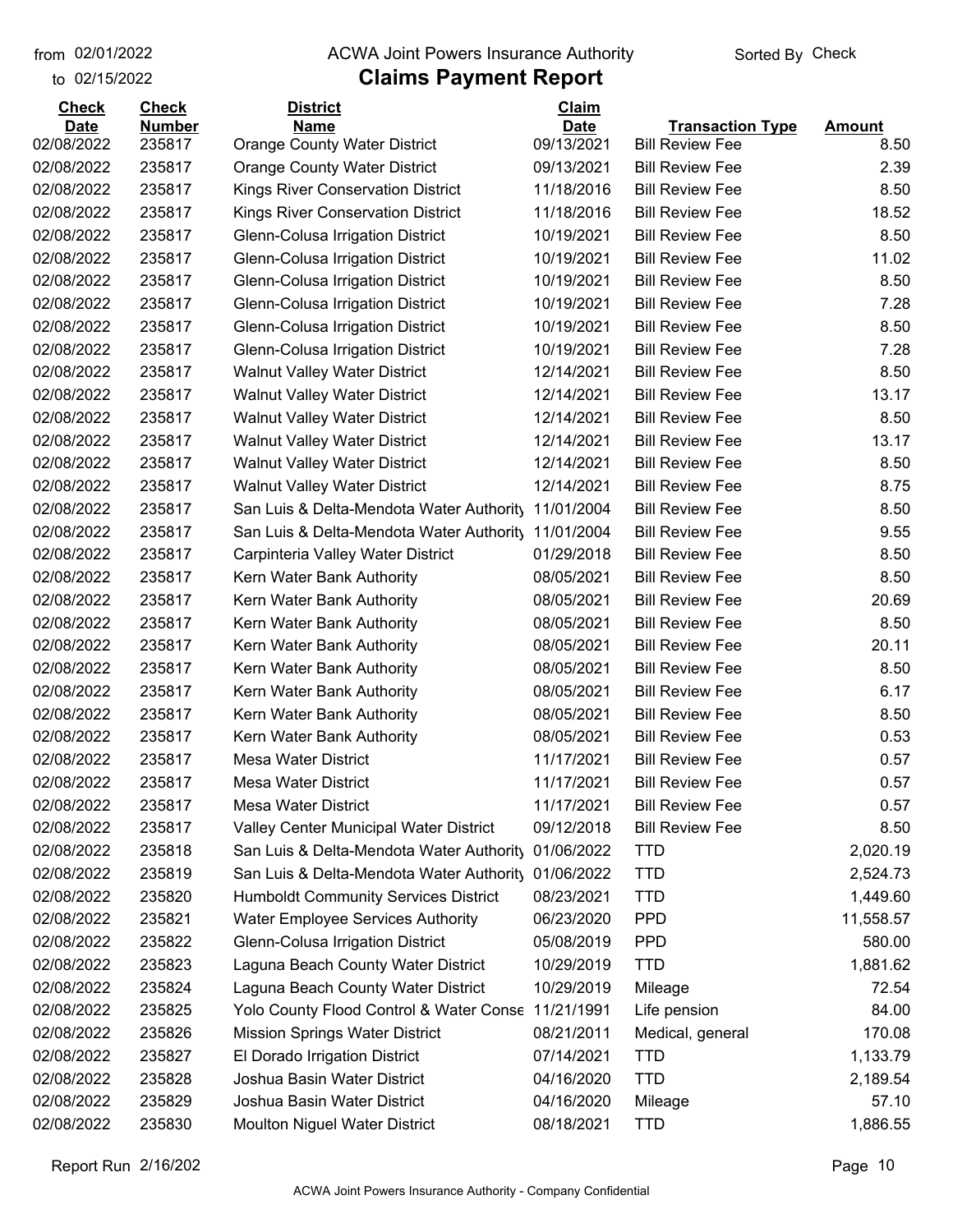from 02/01/2022 to 02/15/2022

ACWA Joint Powers Insurance Authority

# Claims Payment Report

Sorted By Check

| Check Date | Check Number | District Name | Claim Date | Transaction Type | Amount |
|---|---|---|---|---|---|
| 02/08/2022 | 235817 | Orange County Water District | 09/13/2021 | Bill Review Fee | 8.50 |
| 02/08/2022 | 235817 | Orange County Water District | 09/13/2021 | Bill Review Fee | 2.39 |
| 02/08/2022 | 235817 | Kings River Conservation District | 11/18/2016 | Bill Review Fee | 8.50 |
| 02/08/2022 | 235817 | Kings River Conservation District | 11/18/2016 | Bill Review Fee | 18.52 |
| 02/08/2022 | 235817 | Glenn-Colusa Irrigation District | 10/19/2021 | Bill Review Fee | 8.50 |
| 02/08/2022 | 235817 | Glenn-Colusa Irrigation District | 10/19/2021 | Bill Review Fee | 11.02 |
| 02/08/2022 | 235817 | Glenn-Colusa Irrigation District | 10/19/2021 | Bill Review Fee | 8.50 |
| 02/08/2022 | 235817 | Glenn-Colusa Irrigation District | 10/19/2021 | Bill Review Fee | 7.28 |
| 02/08/2022 | 235817 | Glenn-Colusa Irrigation District | 10/19/2021 | Bill Review Fee | 8.50 |
| 02/08/2022 | 235817 | Glenn-Colusa Irrigation District | 10/19/2021 | Bill Review Fee | 7.28 |
| 02/08/2022 | 235817 | Walnut Valley Water District | 12/14/2021 | Bill Review Fee | 8.50 |
| 02/08/2022 | 235817 | Walnut Valley Water District | 12/14/2021 | Bill Review Fee | 13.17 |
| 02/08/2022 | 235817 | Walnut Valley Water District | 12/14/2021 | Bill Review Fee | 8.50 |
| 02/08/2022 | 235817 | Walnut Valley Water District | 12/14/2021 | Bill Review Fee | 13.17 |
| 02/08/2022 | 235817 | Walnut Valley Water District | 12/14/2021 | Bill Review Fee | 8.50 |
| 02/08/2022 | 235817 | Walnut Valley Water District | 12/14/2021 | Bill Review Fee | 8.75 |
| 02/08/2022 | 235817 | San Luis & Delta-Mendota Water Authority | 11/01/2004 | Bill Review Fee | 8.50 |
| 02/08/2022 | 235817 | San Luis & Delta-Mendota Water Authority | 11/01/2004 | Bill Review Fee | 9.55 |
| 02/08/2022 | 235817 | Carpinteria Valley Water District | 01/29/2018 | Bill Review Fee | 8.50 |
| 02/08/2022 | 235817 | Kern Water Bank Authority | 08/05/2021 | Bill Review Fee | 8.50 |
| 02/08/2022 | 235817 | Kern Water Bank Authority | 08/05/2021 | Bill Review Fee | 20.69 |
| 02/08/2022 | 235817 | Kern Water Bank Authority | 08/05/2021 | Bill Review Fee | 8.50 |
| 02/08/2022 | 235817 | Kern Water Bank Authority | 08/05/2021 | Bill Review Fee | 20.11 |
| 02/08/2022 | 235817 | Kern Water Bank Authority | 08/05/2021 | Bill Review Fee | 8.50 |
| 02/08/2022 | 235817 | Kern Water Bank Authority | 08/05/2021 | Bill Review Fee | 6.17 |
| 02/08/2022 | 235817 | Kern Water Bank Authority | 08/05/2021 | Bill Review Fee | 8.50 |
| 02/08/2022 | 235817 | Kern Water Bank Authority | 08/05/2021 | Bill Review Fee | 0.53 |
| 02/08/2022 | 235817 | Mesa Water District | 11/17/2021 | Bill Review Fee | 0.57 |
| 02/08/2022 | 235817 | Mesa Water District | 11/17/2021 | Bill Review Fee | 0.57 |
| 02/08/2022 | 235817 | Mesa Water District | 11/17/2021 | Bill Review Fee | 0.57 |
| 02/08/2022 | 235817 | Valley Center Municipal Water District | 09/12/2018 | Bill Review Fee | 8.50 |
| 02/08/2022 | 235818 | San Luis & Delta-Mendota Water Authority | 01/06/2022 | TTD | 2,020.19 |
| 02/08/2022 | 235819 | San Luis & Delta-Mendota Water Authority | 01/06/2022 | TTD | 2,524.73 |
| 02/08/2022 | 235820 | Humboldt Community Services District | 08/23/2021 | TTD | 1,449.60 |
| 02/08/2022 | 235821 | Water Employee Services Authority | 06/23/2020 | PPD | 11,558.57 |
| 02/08/2022 | 235822 | Glenn-Colusa Irrigation District | 05/08/2019 | PPD | 580.00 |
| 02/08/2022 | 235823 | Laguna Beach County Water District | 10/29/2019 | TTD | 1,881.62 |
| 02/08/2022 | 235824 | Laguna Beach County Water District | 10/29/2019 | Mileage | 72.54 |
| 02/08/2022 | 235825 | Yolo County Flood Control & Water Conse | 11/21/1991 | Life pension | 84.00 |
| 02/08/2022 | 235826 | Mission Springs Water District | 08/21/2011 | Medical, general | 170.08 |
| 02/08/2022 | 235827 | El Dorado Irrigation District | 07/14/2021 | TTD | 1,133.79 |
| 02/08/2022 | 235828 | Joshua Basin Water District | 04/16/2020 | TTD | 2,189.54 |
| 02/08/2022 | 235829 | Joshua Basin Water District | 04/16/2020 | Mileage | 57.10 |
| 02/08/2022 | 235830 | Moulton Niguel Water District | 08/18/2021 | TTD | 1,886.55 |

Report Run 2/16/202

ACWA Joint Powers Insurance Authority - Company Confidential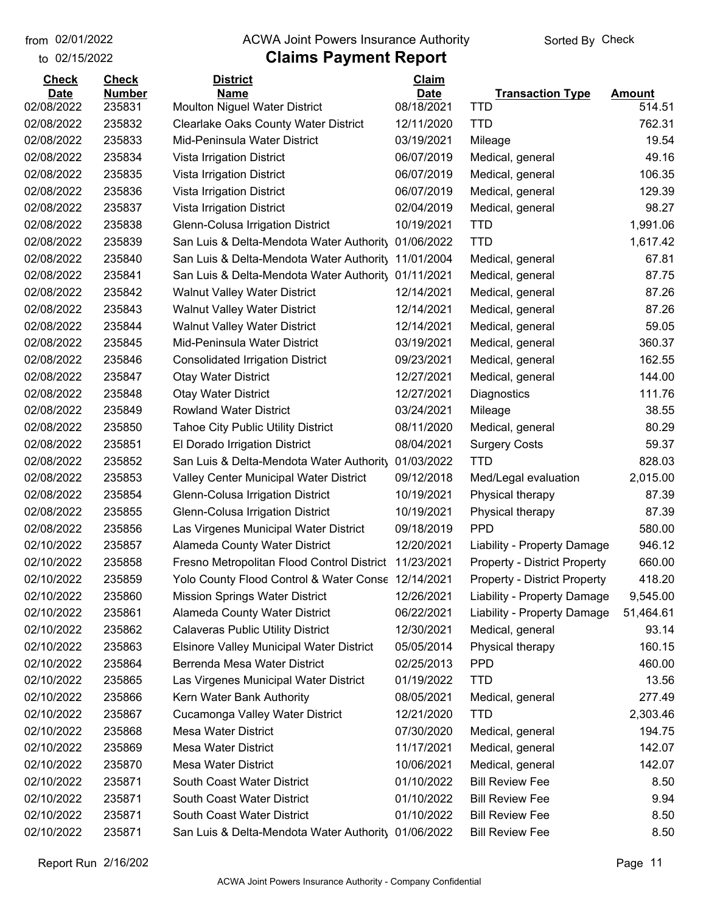from 02/01/2022 to 02/15/2022

# ACWA Joint Powers Insurance Authority

## Claims Payment Report

Sorted By Check

| Check Date | Check Number | District Name | Claim Date | Transaction Type | Amount |
|---|---|---|---|---|---|
| 02/08/2022 | 235831 | Moulton Niguel Water District | 08/18/2021 | TTD | 514.51 |
| 02/08/2022 | 235832 | Clearlake Oaks County Water District | 12/11/2020 | TTD | 762.31 |
| 02/08/2022 | 235833 | Mid-Peninsula Water District | 03/19/2021 | Mileage | 19.54 |
| 02/08/2022 | 235834 | Vista Irrigation District | 06/07/2019 | Medical, general | 49.16 |
| 02/08/2022 | 235835 | Vista Irrigation District | 06/07/2019 | Medical, general | 106.35 |
| 02/08/2022 | 235836 | Vista Irrigation District | 06/07/2019 | Medical, general | 129.39 |
| 02/08/2022 | 235837 | Vista Irrigation District | 02/04/2019 | Medical, general | 98.27 |
| 02/08/2022 | 235838 | Glenn-Colusa Irrigation District | 10/19/2021 | TTD | 1,991.06 |
| 02/08/2022 | 235839 | San Luis & Delta-Mendota Water Authority | 01/06/2022 | TTD | 1,617.42 |
| 02/08/2022 | 235840 | San Luis & Delta-Mendota Water Authority | 11/01/2004 | Medical, general | 67.81 |
| 02/08/2022 | 235841 | San Luis & Delta-Mendota Water Authority | 01/11/2021 | Medical, general | 87.75 |
| 02/08/2022 | 235842 | Walnut Valley Water District | 12/14/2021 | Medical, general | 87.26 |
| 02/08/2022 | 235843 | Walnut Valley Water District | 12/14/2021 | Medical, general | 87.26 |
| 02/08/2022 | 235844 | Walnut Valley Water District | 12/14/2021 | Medical, general | 59.05 |
| 02/08/2022 | 235845 | Mid-Peninsula Water District | 03/19/2021 | Medical, general | 360.37 |
| 02/08/2022 | 235846 | Consolidated Irrigation District | 09/23/2021 | Medical, general | 162.55 |
| 02/08/2022 | 235847 | Otay Water District | 12/27/2021 | Medical, general | 144.00 |
| 02/08/2022 | 235848 | Otay Water District | 12/27/2021 | Diagnostics | 111.76 |
| 02/08/2022 | 235849 | Rowland Water District | 03/24/2021 | Mileage | 38.55 |
| 02/08/2022 | 235850 | Tahoe City Public Utility District | 08/11/2020 | Medical, general | 80.29 |
| 02/08/2022 | 235851 | El Dorado Irrigation District | 08/04/2021 | Surgery Costs | 59.37 |
| 02/08/2022 | 235852 | San Luis & Delta-Mendota Water Authority | 01/03/2022 | TTD | 828.03 |
| 02/08/2022 | 235853 | Valley Center Municipal Water District | 09/12/2018 | Med/Legal evaluation | 2,015.00 |
| 02/08/2022 | 235854 | Glenn-Colusa Irrigation District | 10/19/2021 | Physical therapy | 87.39 |
| 02/08/2022 | 235855 | Glenn-Colusa Irrigation District | 10/19/2021 | Physical therapy | 87.39 |
| 02/08/2022 | 235856 | Las Virgenes Municipal Water District | 09/18/2019 | PPD | 580.00 |
| 02/10/2022 | 235857 | Alameda County Water District | 12/20/2021 | Liability - Property Damage | 946.12 |
| 02/10/2022 | 235858 | Fresno Metropolitan Flood Control District | 11/23/2021 | Property - District Property | 660.00 |
| 02/10/2022 | 235859 | Yolo County Flood Control & Water Conse | 12/14/2021 | Property - District Property | 418.20 |
| 02/10/2022 | 235860 | Mission Springs Water District | 12/26/2021 | Liability - Property Damage | 9,545.00 |
| 02/10/2022 | 235861 | Alameda County Water District | 06/22/2021 | Liability - Property Damage | 51,464.61 |
| 02/10/2022 | 235862 | Calaveras Public Utility District | 12/30/2021 | Medical, general | 93.14 |
| 02/10/2022 | 235863 | Elsinore Valley Municipal Water District | 05/05/2014 | Physical therapy | 160.15 |
| 02/10/2022 | 235864 | Berrenda Mesa Water District | 02/25/2013 | PPD | 460.00 |
| 02/10/2022 | 235865 | Las Virgenes Municipal Water District | 01/19/2022 | TTD | 13.56 |
| 02/10/2022 | 235866 | Kern Water Bank Authority | 08/05/2021 | Medical, general | 277.49 |
| 02/10/2022 | 235867 | Cucamonga Valley Water District | 12/21/2020 | TTD | 2,303.46 |
| 02/10/2022 | 235868 | Mesa Water District | 07/30/2020 | Medical, general | 194.75 |
| 02/10/2022 | 235869 | Mesa Water District | 11/17/2021 | Medical, general | 142.07 |
| 02/10/2022 | 235870 | Mesa Water District | 10/06/2021 | Medical, general | 142.07 |
| 02/10/2022 | 235871 | South Coast Water District | 01/10/2022 | Bill Review Fee | 8.50 |
| 02/10/2022 | 235871 | South Coast Water District | 01/10/2022 | Bill Review Fee | 9.94 |
| 02/10/2022 | 235871 | South Coast Water District | 01/10/2022 | Bill Review Fee | 8.50 |
| 02/10/2022 | 235871 | San Luis & Delta-Mendota Water Authority | 01/06/2022 | Bill Review Fee | 8.50 |

Report Run 2/16/202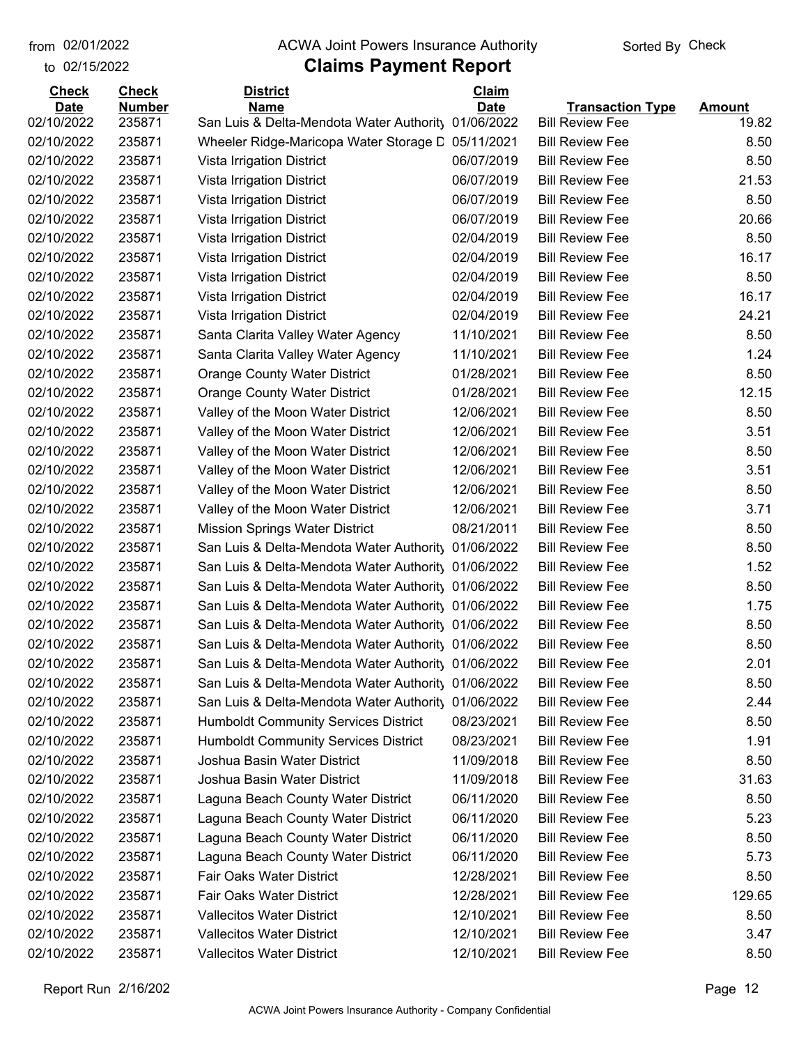from 02/01/2022
to 02/15/2022

ACWA Joint Powers Insurance Authority

# Claims Payment Report

Sorted By Check

| Check Date | Check Number | District Name | Claim Date | Transaction Type | Amount |
|---|---|---|---|---|---|
| 02/10/2022 | 235871 | San Luis & Delta-Mendota Water Authority | 01/06/2022 | Bill Review Fee | 19.82 |
| 02/10/2022 | 235871 | Wheeler Ridge-Maricopa Water Storage D | 05/11/2021 | Bill Review Fee | 8.50 |
| 02/10/2022 | 235871 | Vista Irrigation District | 06/07/2019 | Bill Review Fee | 8.50 |
| 02/10/2022 | 235871 | Vista Irrigation District | 06/07/2019 | Bill Review Fee | 21.53 |
| 02/10/2022 | 235871 | Vista Irrigation District | 06/07/2019 | Bill Review Fee | 8.50 |
| 02/10/2022 | 235871 | Vista Irrigation District | 06/07/2019 | Bill Review Fee | 20.66 |
| 02/10/2022 | 235871 | Vista Irrigation District | 02/04/2019 | Bill Review Fee | 8.50 |
| 02/10/2022 | 235871 | Vista Irrigation District | 02/04/2019 | Bill Review Fee | 16.17 |
| 02/10/2022 | 235871 | Vista Irrigation District | 02/04/2019 | Bill Review Fee | 8.50 |
| 02/10/2022 | 235871 | Vista Irrigation District | 02/04/2019 | Bill Review Fee | 16.17 |
| 02/10/2022 | 235871 | Vista Irrigation District | 02/04/2019 | Bill Review Fee | 24.21 |
| 02/10/2022 | 235871 | Santa Clarita Valley Water Agency | 11/10/2021 | Bill Review Fee | 8.50 |
| 02/10/2022 | 235871 | Santa Clarita Valley Water Agency | 11/10/2021 | Bill Review Fee | 1.24 |
| 02/10/2022 | 235871 | Orange County Water District | 01/28/2021 | Bill Review Fee | 8.50 |
| 02/10/2022 | 235871 | Orange County Water District | 01/28/2021 | Bill Review Fee | 12.15 |
| 02/10/2022 | 235871 | Valley of the Moon Water District | 12/06/2021 | Bill Review Fee | 8.50 |
| 02/10/2022 | 235871 | Valley of the Moon Water District | 12/06/2021 | Bill Review Fee | 3.51 |
| 02/10/2022 | 235871 | Valley of the Moon Water District | 12/06/2021 | Bill Review Fee | 8.50 |
| 02/10/2022 | 235871 | Valley of the Moon Water District | 12/06/2021 | Bill Review Fee | 3.51 |
| 02/10/2022 | 235871 | Valley of the Moon Water District | 12/06/2021 | Bill Review Fee | 8.50 |
| 02/10/2022 | 235871 | Valley of the Moon Water District | 12/06/2021 | Bill Review Fee | 3.71 |
| 02/10/2022 | 235871 | Mission Springs Water District | 08/21/2011 | Bill Review Fee | 8.50 |
| 02/10/2022 | 235871 | San Luis & Delta-Mendota Water Authority | 01/06/2022 | Bill Review Fee | 8.50 |
| 02/10/2022 | 235871 | San Luis & Delta-Mendota Water Authority | 01/06/2022 | Bill Review Fee | 1.52 |
| 02/10/2022 | 235871 | San Luis & Delta-Mendota Water Authority | 01/06/2022 | Bill Review Fee | 8.50 |
| 02/10/2022 | 235871 | San Luis & Delta-Mendota Water Authority | 01/06/2022 | Bill Review Fee | 1.75 |
| 02/10/2022 | 235871 | San Luis & Delta-Mendota Water Authority | 01/06/2022 | Bill Review Fee | 8.50 |
| 02/10/2022 | 235871 | San Luis & Delta-Mendota Water Authority | 01/06/2022 | Bill Review Fee | 8.50 |
| 02/10/2022 | 235871 | San Luis & Delta-Mendota Water Authority | 01/06/2022 | Bill Review Fee | 2.01 |
| 02/10/2022 | 235871 | San Luis & Delta-Mendota Water Authority | 01/06/2022 | Bill Review Fee | 8.50 |
| 02/10/2022 | 235871 | San Luis & Delta-Mendota Water Authority | 01/06/2022 | Bill Review Fee | 2.44 |
| 02/10/2022 | 235871 | Humboldt Community Services District | 08/23/2021 | Bill Review Fee | 8.50 |
| 02/10/2022 | 235871 | Humboldt Community Services District | 08/23/2021 | Bill Review Fee | 1.91 |
| 02/10/2022 | 235871 | Joshua Basin Water District | 11/09/2018 | Bill Review Fee | 8.50 |
| 02/10/2022 | 235871 | Joshua Basin Water District | 11/09/2018 | Bill Review Fee | 31.63 |
| 02/10/2022 | 235871 | Laguna Beach County Water District | 06/11/2020 | Bill Review Fee | 8.50 |
| 02/10/2022 | 235871 | Laguna Beach County Water District | 06/11/2020 | Bill Review Fee | 5.23 |
| 02/10/2022 | 235871 | Laguna Beach County Water District | 06/11/2020 | Bill Review Fee | 8.50 |
| 02/10/2022 | 235871 | Laguna Beach County Water District | 06/11/2020 | Bill Review Fee | 5.73 |
| 02/10/2022 | 235871 | Fair Oaks Water District | 12/28/2021 | Bill Review Fee | 8.50 |
| 02/10/2022 | 235871 | Fair Oaks Water District | 12/28/2021 | Bill Review Fee | 129.65 |
| 02/10/2022 | 235871 | Vallecitos Water District | 12/10/2021 | Bill Review Fee | 8.50 |
| 02/10/2022 | 235871 | Vallecitos Water District | 12/10/2021 | Bill Review Fee | 3.47 |
| 02/10/2022 | 235871 | Vallecitos Water District | 12/10/2021 | Bill Review Fee | 8.50 |

Report Run 2/16/202

ACWA Joint Powers Insurance Authority - Company Confidential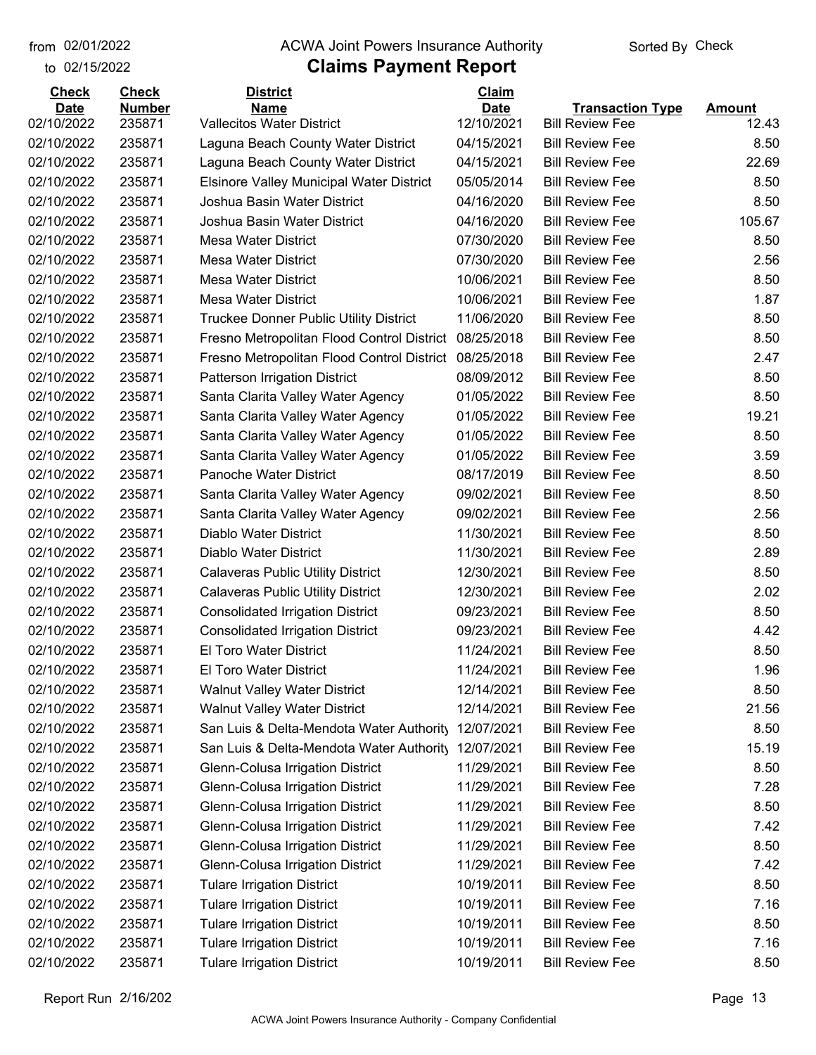from 02/01/2022
to 02/15/2022

# ACWA Joint Powers Insurance Authority

## Claims Payment Report

Sorted By Check

| Check Date | Check Number | District Name | Claim Date | Transaction Type | Amount |
|---|---|---|---|---|---|
| 02/10/2022 | 235871 | Vallecitos Water District | 12/10/2021 | Bill Review Fee | 12.43 |
| 02/10/2022 | 235871 | Laguna Beach County Water District | 04/15/2021 | Bill Review Fee | 8.50 |
| 02/10/2022 | 235871 | Laguna Beach County Water District | 04/15/2021 | Bill Review Fee | 22.69 |
| 02/10/2022 | 235871 | Elsinore Valley Municipal Water District | 05/05/2014 | Bill Review Fee | 8.50 |
| 02/10/2022 | 235871 | Joshua Basin Water District | 04/16/2020 | Bill Review Fee | 8.50 |
| 02/10/2022 | 235871 | Joshua Basin Water District | 04/16/2020 | Bill Review Fee | 105.67 |
| 02/10/2022 | 235871 | Mesa Water District | 07/30/2020 | Bill Review Fee | 8.50 |
| 02/10/2022 | 235871 | Mesa Water District | 07/30/2020 | Bill Review Fee | 2.56 |
| 02/10/2022 | 235871 | Mesa Water District | 10/06/2021 | Bill Review Fee | 8.50 |
| 02/10/2022 | 235871 | Mesa Water District | 10/06/2021 | Bill Review Fee | 1.87 |
| 02/10/2022 | 235871 | Truckee Donner Public Utility District | 11/06/2020 | Bill Review Fee | 8.50 |
| 02/10/2022 | 235871 | Fresno Metropolitan Flood Control District | 08/25/2018 | Bill Review Fee | 8.50 |
| 02/10/2022 | 235871 | Fresno Metropolitan Flood Control District | 08/25/2018 | Bill Review Fee | 2.47 |
| 02/10/2022 | 235871 | Patterson Irrigation District | 08/09/2012 | Bill Review Fee | 8.50 |
| 02/10/2022 | 235871 | Santa Clarita Valley Water Agency | 01/05/2022 | Bill Review Fee | 8.50 |
| 02/10/2022 | 235871 | Santa Clarita Valley Water Agency | 01/05/2022 | Bill Review Fee | 19.21 |
| 02/10/2022 | 235871 | Santa Clarita Valley Water Agency | 01/05/2022 | Bill Review Fee | 8.50 |
| 02/10/2022 | 235871 | Santa Clarita Valley Water Agency | 01/05/2022 | Bill Review Fee | 3.59 |
| 02/10/2022 | 235871 | Panoche Water District | 08/17/2019 | Bill Review Fee | 8.50 |
| 02/10/2022 | 235871 | Santa Clarita Valley Water Agency | 09/02/2021 | Bill Review Fee | 8.50 |
| 02/10/2022 | 235871 | Santa Clarita Valley Water Agency | 09/02/2021 | Bill Review Fee | 2.56 |
| 02/10/2022 | 235871 | Diablo Water District | 11/30/2021 | Bill Review Fee | 8.50 |
| 02/10/2022 | 235871 | Diablo Water District | 11/30/2021 | Bill Review Fee | 2.89 |
| 02/10/2022 | 235871 | Calaveras Public Utility District | 12/30/2021 | Bill Review Fee | 8.50 |
| 02/10/2022 | 235871 | Calaveras Public Utility District | 12/30/2021 | Bill Review Fee | 2.02 |
| 02/10/2022 | 235871 | Consolidated Irrigation District | 09/23/2021 | Bill Review Fee | 8.50 |
| 02/10/2022 | 235871 | Consolidated Irrigation District | 09/23/2021 | Bill Review Fee | 4.42 |
| 02/10/2022 | 235871 | El Toro Water District | 11/24/2021 | Bill Review Fee | 8.50 |
| 02/10/2022 | 235871 | El Toro Water District | 11/24/2021 | Bill Review Fee | 1.96 |
| 02/10/2022 | 235871 | Walnut Valley Water District | 12/14/2021 | Bill Review Fee | 8.50 |
| 02/10/2022 | 235871 | Walnut Valley Water District | 12/14/2021 | Bill Review Fee | 21.56 |
| 02/10/2022 | 235871 | San Luis & Delta-Mendota Water Authority | 12/07/2021 | Bill Review Fee | 8.50 |
| 02/10/2022 | 235871 | San Luis & Delta-Mendota Water Authority | 12/07/2021 | Bill Review Fee | 15.19 |
| 02/10/2022 | 235871 | Glenn-Colusa Irrigation District | 11/29/2021 | Bill Review Fee | 8.50 |
| 02/10/2022 | 235871 | Glenn-Colusa Irrigation District | 11/29/2021 | Bill Review Fee | 7.28 |
| 02/10/2022 | 235871 | Glenn-Colusa Irrigation District | 11/29/2021 | Bill Review Fee | 8.50 |
| 02/10/2022 | 235871 | Glenn-Colusa Irrigation District | 11/29/2021 | Bill Review Fee | 7.42 |
| 02/10/2022 | 235871 | Glenn-Colusa Irrigation District | 11/29/2021 | Bill Review Fee | 8.50 |
| 02/10/2022 | 235871 | Glenn-Colusa Irrigation District | 11/29/2021 | Bill Review Fee | 7.42 |
| 02/10/2022 | 235871 | Tulare Irrigation District | 10/19/2011 | Bill Review Fee | 8.50 |
| 02/10/2022 | 235871 | Tulare Irrigation District | 10/19/2011 | Bill Review Fee | 7.16 |
| 02/10/2022 | 235871 | Tulare Irrigation District | 10/19/2011 | Bill Review Fee | 8.50 |
| 02/10/2022 | 235871 | Tulare Irrigation District | 10/19/2011 | Bill Review Fee | 7.16 |
| 02/10/2022 | 235871 | Tulare Irrigation District | 10/19/2011 | Bill Review Fee | 8.50 |

Report Run 2/16/202

ACWA Joint Powers Insurance Authority - Company Confidential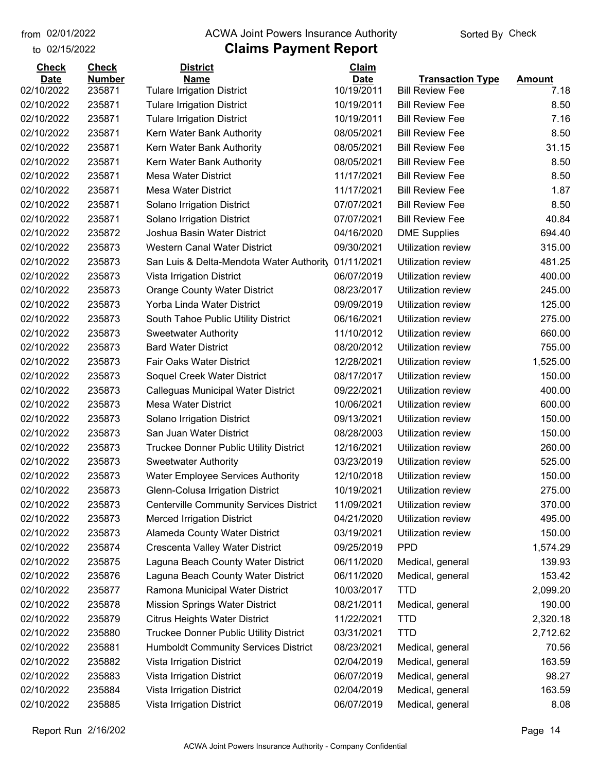from 02/01/2022
to 02/15/2022

ACWA Joint Powers Insurance Authority

# Claims Payment Report

Sorted By Check

| Check Date | Check Number | District Name | Claim Date | Transaction Type | Amount |
|---|---|---|---|---|---|
| 02/10/2022 | 235871 | Tulare Irrigation District | 10/19/2011 | Bill Review Fee | 7.18 |
| 02/10/2022 | 235871 | Tulare Irrigation District | 10/19/2011 | Bill Review Fee | 8.50 |
| 02/10/2022 | 235871 | Tulare Irrigation District | 10/19/2011 | Bill Review Fee | 7.16 |
| 02/10/2022 | 235871 | Kern Water Bank Authority | 08/05/2021 | Bill Review Fee | 8.50 |
| 02/10/2022 | 235871 | Kern Water Bank Authority | 08/05/2021 | Bill Review Fee | 31.15 |
| 02/10/2022 | 235871 | Kern Water Bank Authority | 08/05/2021 | Bill Review Fee | 8.50 |
| 02/10/2022 | 235871 | Mesa Water District | 11/17/2021 | Bill Review Fee | 8.50 |
| 02/10/2022 | 235871 | Mesa Water District | 11/17/2021 | Bill Review Fee | 1.87 |
| 02/10/2022 | 235871 | Solano Irrigation District | 07/07/2021 | Bill Review Fee | 8.50 |
| 02/10/2022 | 235871 | Solano Irrigation District | 07/07/2021 | Bill Review Fee | 40.84 |
| 02/10/2022 | 235872 | Joshua Basin Water District | 04/16/2020 | DME Supplies | 694.40 |
| 02/10/2022 | 235873 | Western Canal Water District | 09/30/2021 | Utilization review | 315.00 |
| 02/10/2022 | 235873 | San Luis & Delta-Mendota Water Authority | 01/11/2021 | Utilization review | 481.25 |
| 02/10/2022 | 235873 | Vista Irrigation District | 06/07/2019 | Utilization review | 400.00 |
| 02/10/2022 | 235873 | Orange County Water District | 08/23/2017 | Utilization review | 245.00 |
| 02/10/2022 | 235873 | Yorba Linda Water District | 09/09/2019 | Utilization review | 125.00 |
| 02/10/2022 | 235873 | South Tahoe Public Utility District | 06/16/2021 | Utilization review | 275.00 |
| 02/10/2022 | 235873 | Sweetwater Authority | 11/10/2012 | Utilization review | 660.00 |
| 02/10/2022 | 235873 | Bard Water District | 08/20/2012 | Utilization review | 755.00 |
| 02/10/2022 | 235873 | Fair Oaks Water District | 12/28/2021 | Utilization review | 1,525.00 |
| 02/10/2022 | 235873 | Soquel Creek Water District | 08/17/2017 | Utilization review | 150.00 |
| 02/10/2022 | 235873 | Calleguas Municipal Water District | 09/22/2021 | Utilization review | 400.00 |
| 02/10/2022 | 235873 | Mesa Water District | 10/06/2021 | Utilization review | 600.00 |
| 02/10/2022 | 235873 | Solano Irrigation District | 09/13/2021 | Utilization review | 150.00 |
| 02/10/2022 | 235873 | San Juan Water District | 08/28/2003 | Utilization review | 150.00 |
| 02/10/2022 | 235873 | Truckee Donner Public Utility District | 12/16/2021 | Utilization review | 260.00 |
| 02/10/2022 | 235873 | Sweetwater Authority | 03/23/2019 | Utilization review | 525.00 |
| 02/10/2022 | 235873 | Water Employee Services Authority | 12/10/2018 | Utilization review | 150.00 |
| 02/10/2022 | 235873 | Glenn-Colusa Irrigation District | 10/19/2021 | Utilization review | 275.00 |
| 02/10/2022 | 235873 | Centerville Community Services District | 11/09/2021 | Utilization review | 370.00 |
| 02/10/2022 | 235873 | Merced Irrigation District | 04/21/2020 | Utilization review | 495.00 |
| 02/10/2022 | 235873 | Alameda County Water District | 03/19/2021 | Utilization review | 150.00 |
| 02/10/2022 | 235874 | Crescenta Valley Water District | 09/25/2019 | PPD | 1,574.29 |
| 02/10/2022 | 235875 | Laguna Beach County Water District | 06/11/2020 | Medical, general | 139.93 |
| 02/10/2022 | 235876 | Laguna Beach County Water District | 06/11/2020 | Medical, general | 153.42 |
| 02/10/2022 | 235877 | Ramona Municipal Water District | 10/03/2017 | TTD | 2,099.20 |
| 02/10/2022 | 235878 | Mission Springs Water District | 08/21/2011 | Medical, general | 190.00 |
| 02/10/2022 | 235879 | Citrus Heights Water District | 11/22/2021 | TTD | 2,320.18 |
| 02/10/2022 | 235880 | Truckee Donner Public Utility District | 03/31/2021 | TTD | 2,712.62 |
| 02/10/2022 | 235881 | Humboldt Community Services District | 08/23/2021 | Medical, general | 70.56 |
| 02/10/2022 | 235882 | Vista Irrigation District | 02/04/2019 | Medical, general | 163.59 |
| 02/10/2022 | 235883 | Vista Irrigation District | 06/07/2019 | Medical, general | 98.27 |
| 02/10/2022 | 235884 | Vista Irrigation District | 02/04/2019 | Medical, general | 163.59 |
| 02/10/2022 | 235885 | Vista Irrigation District | 06/07/2019 | Medical, general | 8.08 |

Report Run 2/16/202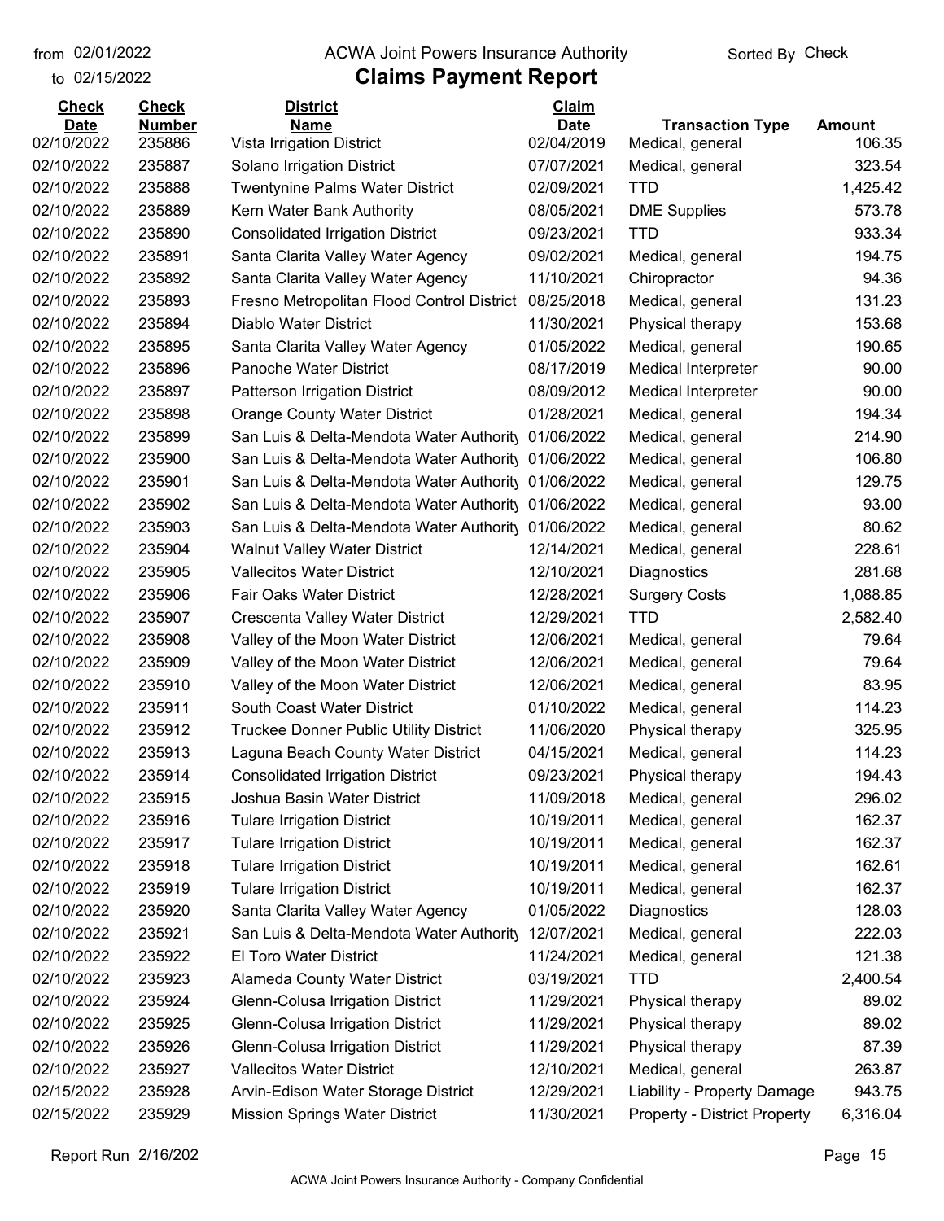from 02/01/2022
to 02/15/2022

# ACWA Joint Powers Insurance Authority

Sorted By Check

## Claims Payment Report

| Check Date | Check Number | District Name | Claim Date | Transaction Type | Amount |
|---|---|---|---|---|---|
| 02/10/2022 | 235886 | Vista Irrigation District | 02/04/2019 | Medical, general | 106.35 |
| 02/10/2022 | 235887 | Solano Irrigation District | 07/07/2021 | Medical, general | 323.54 |
| 02/10/2022 | 235888 | Twentynine Palms Water District | 02/09/2021 | TTD | 1,425.42 |
| 02/10/2022 | 235889 | Kern Water Bank Authority | 08/05/2021 | DME Supplies | 573.78 |
| 02/10/2022 | 235890 | Consolidated Irrigation District | 09/23/2021 | TTD | 933.34 |
| 02/10/2022 | 235891 | Santa Clarita Valley Water Agency | 09/02/2021 | Medical, general | 194.75 |
| 02/10/2022 | 235892 | Santa Clarita Valley Water Agency | 11/10/2021 | Chiropractor | 94.36 |
| 02/10/2022 | 235893 | Fresno Metropolitan Flood Control District | 08/25/2018 | Medical, general | 131.23 |
| 02/10/2022 | 235894 | Diablo Water District | 11/30/2021 | Physical therapy | 153.68 |
| 02/10/2022 | 235895 | Santa Clarita Valley Water Agency | 01/05/2022 | Medical, general | 190.65 |
| 02/10/2022 | 235896 | Panoche Water District | 08/17/2019 | Medical Interpreter | 90.00 |
| 02/10/2022 | 235897 | Patterson Irrigation District | 08/09/2012 | Medical Interpreter | 90.00 |
| 02/10/2022 | 235898 | Orange County Water District | 01/28/2021 | Medical, general | 194.34 |
| 02/10/2022 | 235899 | San Luis & Delta-Mendota Water Authority | 01/06/2022 | Medical, general | 214.90 |
| 02/10/2022 | 235900 | San Luis & Delta-Mendota Water Authority | 01/06/2022 | Medical, general | 106.80 |
| 02/10/2022 | 235901 | San Luis & Delta-Mendota Water Authority | 01/06/2022 | Medical, general | 129.75 |
| 02/10/2022 | 235902 | San Luis & Delta-Mendota Water Authority | 01/06/2022 | Medical, general | 93.00 |
| 02/10/2022 | 235903 | San Luis & Delta-Mendota Water Authority | 01/06/2022 | Medical, general | 80.62 |
| 02/10/2022 | 235904 | Walnut Valley Water District | 12/14/2021 | Medical, general | 228.61 |
| 02/10/2022 | 235905 | Vallecitos Water District | 12/10/2021 | Diagnostics | 281.68 |
| 02/10/2022 | 235906 | Fair Oaks Water District | 12/28/2021 | Surgery Costs | 1,088.85 |
| 02/10/2022 | 235907 | Crescenta Valley Water District | 12/29/2021 | TTD | 2,582.40 |
| 02/10/2022 | 235908 | Valley of the Moon Water District | 12/06/2021 | Medical, general | 79.64 |
| 02/10/2022 | 235909 | Valley of the Moon Water District | 12/06/2021 | Medical, general | 79.64 |
| 02/10/2022 | 235910 | Valley of the Moon Water District | 12/06/2021 | Medical, general | 83.95 |
| 02/10/2022 | 235911 | South Coast Water District | 01/10/2022 | Medical, general | 114.23 |
| 02/10/2022 | 235912 | Truckee Donner Public Utility District | 11/06/2020 | Physical therapy | 325.95 |
| 02/10/2022 | 235913 | Laguna Beach County Water District | 04/15/2021 | Medical, general | 114.23 |
| 02/10/2022 | 235914 | Consolidated Irrigation District | 09/23/2021 | Physical therapy | 194.43 |
| 02/10/2022 | 235915 | Joshua Basin Water District | 11/09/2018 | Medical, general | 296.02 |
| 02/10/2022 | 235916 | Tulare Irrigation District | 10/19/2011 | Medical, general | 162.37 |
| 02/10/2022 | 235917 | Tulare Irrigation District | 10/19/2011 | Medical, general | 162.37 |
| 02/10/2022 | 235918 | Tulare Irrigation District | 10/19/2011 | Medical, general | 162.61 |
| 02/10/2022 | 235919 | Tulare Irrigation District | 10/19/2011 | Medical, general | 162.37 |
| 02/10/2022 | 235920 | Santa Clarita Valley Water Agency | 01/05/2022 | Diagnostics | 128.03 |
| 02/10/2022 | 235921 | San Luis & Delta-Mendota Water Authority | 12/07/2021 | Medical, general | 222.03 |
| 02/10/2022 | 235922 | El Toro Water District | 11/24/2021 | Medical, general | 121.38 |
| 02/10/2022 | 235923 | Alameda County Water District | 03/19/2021 | TTD | 2,400.54 |
| 02/10/2022 | 235924 | Glenn-Colusa Irrigation District | 11/29/2021 | Physical therapy | 89.02 |
| 02/10/2022 | 235925 | Glenn-Colusa Irrigation District | 11/29/2021 | Physical therapy | 89.02 |
| 02/10/2022 | 235926 | Glenn-Colusa Irrigation District | 11/29/2021 | Physical therapy | 87.39 |
| 02/10/2022 | 235927 | Vallecitos Water District | 12/10/2021 | Medical, general | 263.87 |
| 02/15/2022 | 235928 | Arvin-Edison Water Storage District | 12/29/2021 | Liability - Property Damage | 943.75 |
| 02/15/2022 | 235929 | Mission Springs Water District | 11/30/2021 | Property - District Property | 6,316.04 |

Report Run 2/16/202

ACWA Joint Powers Insurance Authority - Company Confidential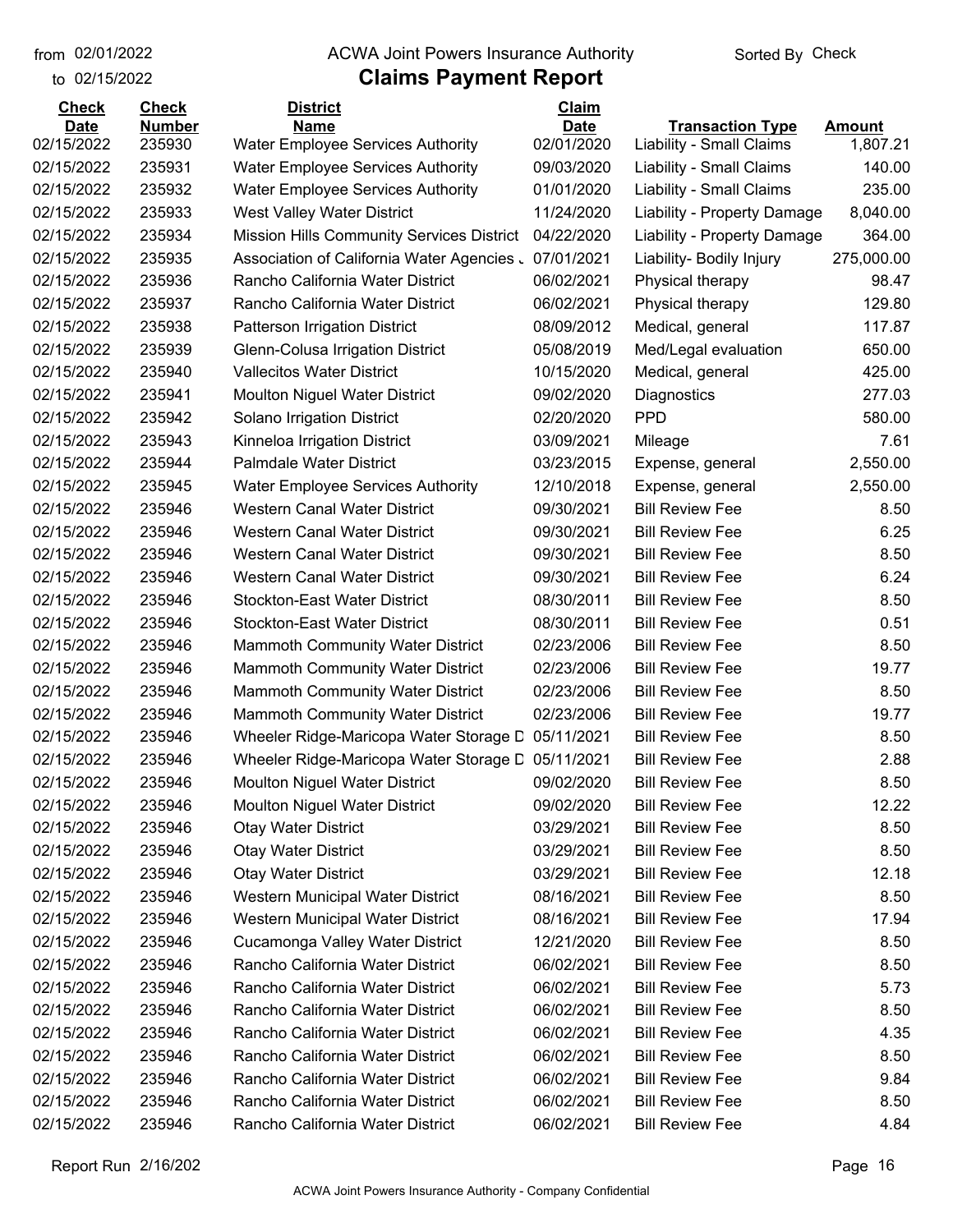from 02/01/2022
to 02/15/2022

ACWA Joint Powers Insurance Authority

# Claims Payment Report

Sorted By Check

| Check Date | Check Number | District Name | Claim Date | Transaction Type | Amount |
|---|---|---|---|---|---|
| 02/15/2022 | 235930 | Water Employee Services Authority | 02/01/2020 | Liability - Small Claims | 1,807.21 |
| 02/15/2022 | 235931 | Water Employee Services Authority | 09/03/2020 | Liability - Small Claims | 140.00 |
| 02/15/2022 | 235932 | Water Employee Services Authority | 01/01/2020 | Liability - Small Claims | 235.00 |
| 02/15/2022 | 235933 | West Valley Water District | 11/24/2020 | Liability - Property Damage | 8,040.00 |
| 02/15/2022 | 235934 | Mission Hills Community Services District | 04/22/2020 | Liability - Property Damage | 364.00 |
| 02/15/2022 | 235935 | Association of California Water Agencies J | 07/01/2021 | Liability- Bodily Injury | 275,000.00 |
| 02/15/2022 | 235936 | Rancho California Water District | 06/02/2021 | Physical therapy | 98.47 |
| 02/15/2022 | 235937 | Rancho California Water District | 06/02/2021 | Physical therapy | 129.80 |
| 02/15/2022 | 235938 | Patterson Irrigation District | 08/09/2012 | Medical, general | 117.87 |
| 02/15/2022 | 235939 | Glenn-Colusa Irrigation District | 05/08/2019 | Med/Legal evaluation | 650.00 |
| 02/15/2022 | 235940 | Vallecitos Water District | 10/15/2020 | Medical, general | 425.00 |
| 02/15/2022 | 235941 | Moulton Niguel Water District | 09/02/2020 | Diagnostics | 277.03 |
| 02/15/2022 | 235942 | Solano Irrigation District | 02/20/2020 | PPD | 580.00 |
| 02/15/2022 | 235943 | Kinneloa Irrigation District | 03/09/2021 | Mileage | 7.61 |
| 02/15/2022 | 235944 | Palmdale Water District | 03/23/2015 | Expense, general | 2,550.00 |
| 02/15/2022 | 235945 | Water Employee Services Authority | 12/10/2018 | Expense, general | 2,550.00 |
| 02/15/2022 | 235946 | Western Canal Water District | 09/30/2021 | Bill Review Fee | 8.50 |
| 02/15/2022 | 235946 | Western Canal Water District | 09/30/2021 | Bill Review Fee | 6.25 |
| 02/15/2022 | 235946 | Western Canal Water District | 09/30/2021 | Bill Review Fee | 8.50 |
| 02/15/2022 | 235946 | Western Canal Water District | 09/30/2021 | Bill Review Fee | 6.24 |
| 02/15/2022 | 235946 | Stockton-East Water District | 08/30/2011 | Bill Review Fee | 8.50 |
| 02/15/2022 | 235946 | Stockton-East Water District | 08/30/2011 | Bill Review Fee | 0.51 |
| 02/15/2022 | 235946 | Mammoth Community Water District | 02/23/2006 | Bill Review Fee | 8.50 |
| 02/15/2022 | 235946 | Mammoth Community Water District | 02/23/2006 | Bill Review Fee | 19.77 |
| 02/15/2022 | 235946 | Mammoth Community Water District | 02/23/2006 | Bill Review Fee | 8.50 |
| 02/15/2022 | 235946 | Mammoth Community Water District | 02/23/2006 | Bill Review Fee | 19.77 |
| 02/15/2022 | 235946 | Wheeler Ridge-Maricopa Water Storage D | 05/11/2021 | Bill Review Fee | 8.50 |
| 02/15/2022 | 235946 | Wheeler Ridge-Maricopa Water Storage D | 05/11/2021 | Bill Review Fee | 2.88 |
| 02/15/2022 | 235946 | Moulton Niguel Water District | 09/02/2020 | Bill Review Fee | 8.50 |
| 02/15/2022 | 235946 | Moulton Niguel Water District | 09/02/2020 | Bill Review Fee | 12.22 |
| 02/15/2022 | 235946 | Otay Water District | 03/29/2021 | Bill Review Fee | 8.50 |
| 02/15/2022 | 235946 | Otay Water District | 03/29/2021 | Bill Review Fee | 8.50 |
| 02/15/2022 | 235946 | Otay Water District | 03/29/2021 | Bill Review Fee | 12.18 |
| 02/15/2022 | 235946 | Western Municipal Water District | 08/16/2021 | Bill Review Fee | 8.50 |
| 02/15/2022 | 235946 | Western Municipal Water District | 08/16/2021 | Bill Review Fee | 17.94 |
| 02/15/2022 | 235946 | Cucamonga Valley Water District | 12/21/2020 | Bill Review Fee | 8.50 |
| 02/15/2022 | 235946 | Rancho California Water District | 06/02/2021 | Bill Review Fee | 8.50 |
| 02/15/2022 | 235946 | Rancho California Water District | 06/02/2021 | Bill Review Fee | 5.73 |
| 02/15/2022 | 235946 | Rancho California Water District | 06/02/2021 | Bill Review Fee | 8.50 |
| 02/15/2022 | 235946 | Rancho California Water District | 06/02/2021 | Bill Review Fee | 4.35 |
| 02/15/2022 | 235946 | Rancho California Water District | 06/02/2021 | Bill Review Fee | 8.50 |
| 02/15/2022 | 235946 | Rancho California Water District | 06/02/2021 | Bill Review Fee | 9.84 |
| 02/15/2022 | 235946 | Rancho California Water District | 06/02/2021 | Bill Review Fee | 8.50 |
| 02/15/2022 | 235946 | Rancho California Water District | 06/02/2021 | Bill Review Fee | 4.84 |

Report Run 2/16/202

ACWA Joint Powers Insurance Authority - Company Confidential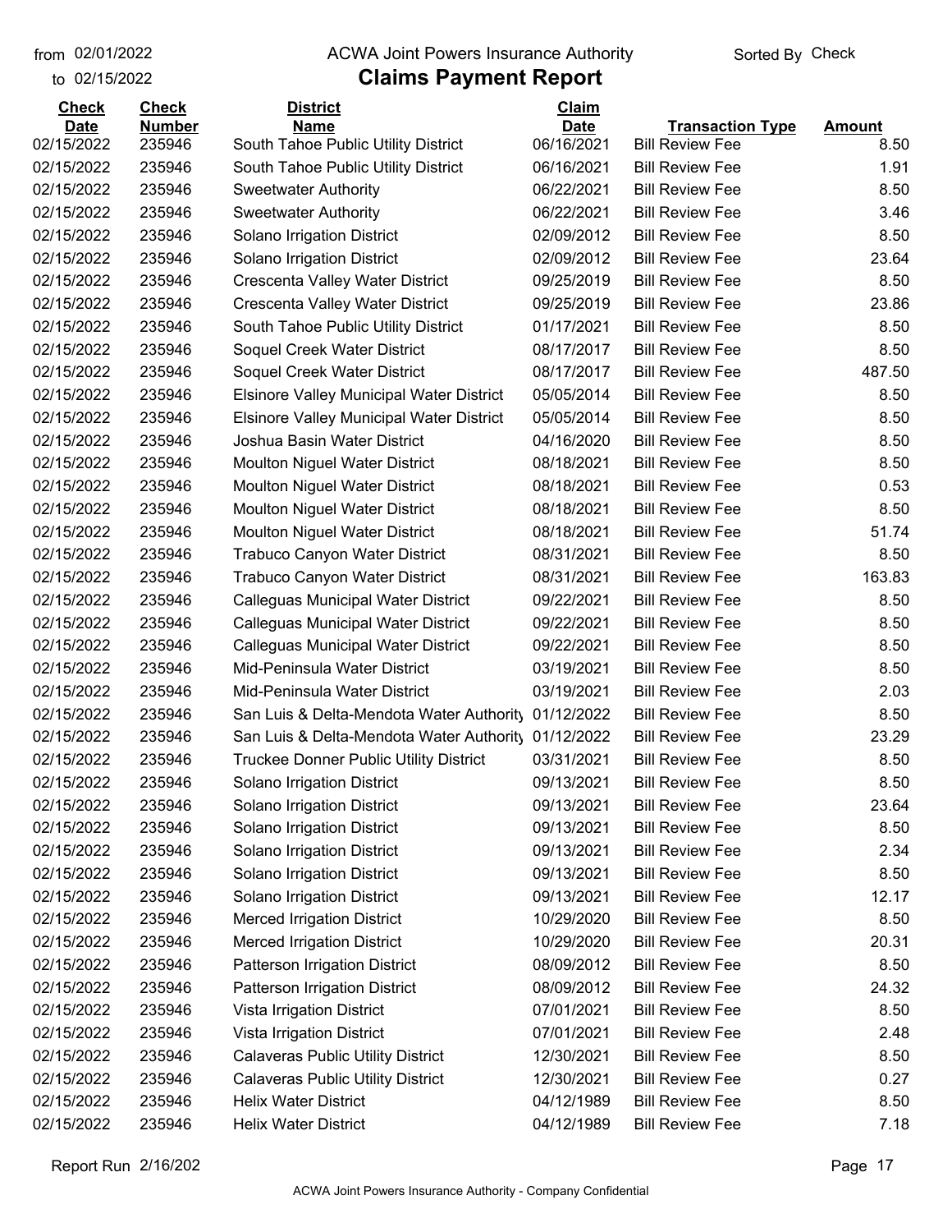from 02/01/2022 to 02/15/2022

# ACWA Joint Powers Insurance Authority

## Claims Payment Report

Sorted By Check

| Check Date | Check Number | District Name | Claim Date | Transaction Type | Amount |
|---|---|---|---|---|---|
| 02/15/2022 | 235946 | South Tahoe Public Utility District | 06/16/2021 | Bill Review Fee | 8.50 |
| 02/15/2022 | 235946 | South Tahoe Public Utility District | 06/16/2021 | Bill Review Fee | 1.91 |
| 02/15/2022 | 235946 | Sweetwater Authority | 06/22/2021 | Bill Review Fee | 8.50 |
| 02/15/2022 | 235946 | Sweetwater Authority | 06/22/2021 | Bill Review Fee | 3.46 |
| 02/15/2022 | 235946 | Solano Irrigation District | 02/09/2012 | Bill Review Fee | 8.50 |
| 02/15/2022 | 235946 | Solano Irrigation District | 02/09/2012 | Bill Review Fee | 23.64 |
| 02/15/2022 | 235946 | Crescenta Valley Water District | 09/25/2019 | Bill Review Fee | 8.50 |
| 02/15/2022 | 235946 | Crescenta Valley Water District | 09/25/2019 | Bill Review Fee | 23.86 |
| 02/15/2022 | 235946 | South Tahoe Public Utility District | 01/17/2021 | Bill Review Fee | 8.50 |
| 02/15/2022 | 235946 | Soquel Creek Water District | 08/17/2017 | Bill Review Fee | 8.50 |
| 02/15/2022 | 235946 | Soquel Creek Water District | 08/17/2017 | Bill Review Fee | 487.50 |
| 02/15/2022 | 235946 | Elsinore Valley Municipal Water District | 05/05/2014 | Bill Review Fee | 8.50 |
| 02/15/2022 | 235946 | Elsinore Valley Municipal Water District | 05/05/2014 | Bill Review Fee | 8.50 |
| 02/15/2022 | 235946 | Joshua Basin Water District | 04/16/2020 | Bill Review Fee | 8.50 |
| 02/15/2022 | 235946 | Moulton Niguel Water District | 08/18/2021 | Bill Review Fee | 8.50 |
| 02/15/2022 | 235946 | Moulton Niguel Water District | 08/18/2021 | Bill Review Fee | 0.53 |
| 02/15/2022 | 235946 | Moulton Niguel Water District | 08/18/2021 | Bill Review Fee | 8.50 |
| 02/15/2022 | 235946 | Moulton Niguel Water District | 08/18/2021 | Bill Review Fee | 51.74 |
| 02/15/2022 | 235946 | Trabuco Canyon Water District | 08/31/2021 | Bill Review Fee | 8.50 |
| 02/15/2022 | 235946 | Trabuco Canyon Water District | 08/31/2021 | Bill Review Fee | 163.83 |
| 02/15/2022 | 235946 | Calleguas Municipal Water District | 09/22/2021 | Bill Review Fee | 8.50 |
| 02/15/2022 | 235946 | Calleguas Municipal Water District | 09/22/2021 | Bill Review Fee | 8.50 |
| 02/15/2022 | 235946 | Calleguas Municipal Water District | 09/22/2021 | Bill Review Fee | 8.50 |
| 02/15/2022 | 235946 | Mid-Peninsula Water District | 03/19/2021 | Bill Review Fee | 8.50 |
| 02/15/2022 | 235946 | Mid-Peninsula Water District | 03/19/2021 | Bill Review Fee | 2.03 |
| 02/15/2022 | 235946 | San Luis & Delta-Mendota Water Authority | 01/12/2022 | Bill Review Fee | 8.50 |
| 02/15/2022 | 235946 | San Luis & Delta-Mendota Water Authority | 01/12/2022 | Bill Review Fee | 23.29 |
| 02/15/2022 | 235946 | Truckee Donner Public Utility District | 03/31/2021 | Bill Review Fee | 8.50 |
| 02/15/2022 | 235946 | Solano Irrigation District | 09/13/2021 | Bill Review Fee | 8.50 |
| 02/15/2022 | 235946 | Solano Irrigation District | 09/13/2021 | Bill Review Fee | 23.64 |
| 02/15/2022 | 235946 | Solano Irrigation District | 09/13/2021 | Bill Review Fee | 8.50 |
| 02/15/2022 | 235946 | Solano Irrigation District | 09/13/2021 | Bill Review Fee | 2.34 |
| 02/15/2022 | 235946 | Solano Irrigation District | 09/13/2021 | Bill Review Fee | 8.50 |
| 02/15/2022 | 235946 | Solano Irrigation District | 09/13/2021 | Bill Review Fee | 12.17 |
| 02/15/2022 | 235946 | Merced Irrigation District | 10/29/2020 | Bill Review Fee | 8.50 |
| 02/15/2022 | 235946 | Merced Irrigation District | 10/29/2020 | Bill Review Fee | 20.31 |
| 02/15/2022 | 235946 | Patterson Irrigation District | 08/09/2012 | Bill Review Fee | 8.50 |
| 02/15/2022 | 235946 | Patterson Irrigation District | 08/09/2012 | Bill Review Fee | 24.32 |
| 02/15/2022 | 235946 | Vista Irrigation District | 07/01/2021 | Bill Review Fee | 8.50 |
| 02/15/2022 | 235946 | Vista Irrigation District | 07/01/2021 | Bill Review Fee | 2.48 |
| 02/15/2022 | 235946 | Calaveras Public Utility District | 12/30/2021 | Bill Review Fee | 8.50 |
| 02/15/2022 | 235946 | Calaveras Public Utility District | 12/30/2021 | Bill Review Fee | 0.27 |
| 02/15/2022 | 235946 | Helix Water District | 04/12/1989 | Bill Review Fee | 8.50 |
| 02/15/2022 | 235946 | Helix Water District | 04/12/1989 | Bill Review Fee | 7.18 |

Report Run 2/16/202

ACWA Joint Powers Insurance Authority - Company Confidential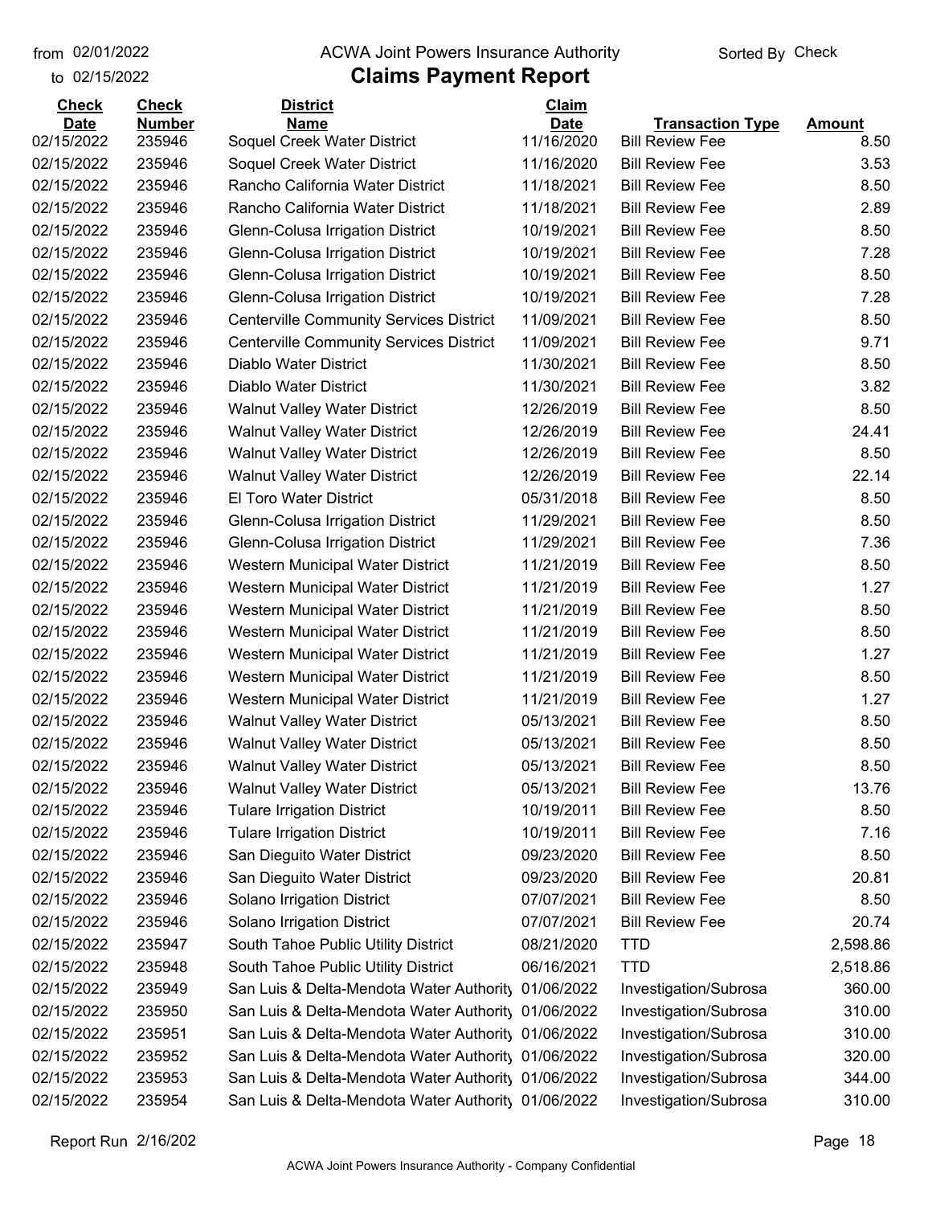from 02/01/2022 to 02/15/2022

# ACWA Joint Powers Insurance Authority

## Claims Payment Report

Sorted By Check

| Check Date | Check Number | District Name | Claim Date | Transaction Type | Amount |
|---|---|---|---|---|---|
| 02/15/2022 | 235946 | Soquel Creek Water District | 11/16/2020 | Bill Review Fee | 8.50 |
| 02/15/2022 | 235946 | Soquel Creek Water District | 11/16/2020 | Bill Review Fee | 3.53 |
| 02/15/2022 | 235946 | Rancho California Water District | 11/18/2021 | Bill Review Fee | 8.50 |
| 02/15/2022 | 235946 | Rancho California Water District | 11/18/2021 | Bill Review Fee | 2.89 |
| 02/15/2022 | 235946 | Glenn-Colusa Irrigation District | 10/19/2021 | Bill Review Fee | 8.50 |
| 02/15/2022 | 235946 | Glenn-Colusa Irrigation District | 10/19/2021 | Bill Review Fee | 7.28 |
| 02/15/2022 | 235946 | Glenn-Colusa Irrigation District | 10/19/2021 | Bill Review Fee | 8.50 |
| 02/15/2022 | 235946 | Glenn-Colusa Irrigation District | 10/19/2021 | Bill Review Fee | 7.28 |
| 02/15/2022 | 235946 | Centerville Community Services District | 11/09/2021 | Bill Review Fee | 8.50 |
| 02/15/2022 | 235946 | Centerville Community Services District | 11/09/2021 | Bill Review Fee | 9.71 |
| 02/15/2022 | 235946 | Diablo Water District | 11/30/2021 | Bill Review Fee | 8.50 |
| 02/15/2022 | 235946 | Diablo Water District | 11/30/2021 | Bill Review Fee | 3.82 |
| 02/15/2022 | 235946 | Walnut Valley Water District | 12/26/2019 | Bill Review Fee | 8.50 |
| 02/15/2022 | 235946 | Walnut Valley Water District | 12/26/2019 | Bill Review Fee | 24.41 |
| 02/15/2022 | 235946 | Walnut Valley Water District | 12/26/2019 | Bill Review Fee | 8.50 |
| 02/15/2022 | 235946 | Walnut Valley Water District | 12/26/2019 | Bill Review Fee | 22.14 |
| 02/15/2022 | 235946 | El Toro Water District | 05/31/2018 | Bill Review Fee | 8.50 |
| 02/15/2022 | 235946 | Glenn-Colusa Irrigation District | 11/29/2021 | Bill Review Fee | 8.50 |
| 02/15/2022 | 235946 | Glenn-Colusa Irrigation District | 11/29/2021 | Bill Review Fee | 7.36 |
| 02/15/2022 | 235946 | Western Municipal Water District | 11/21/2019 | Bill Review Fee | 8.50 |
| 02/15/2022 | 235946 | Western Municipal Water District | 11/21/2019 | Bill Review Fee | 1.27 |
| 02/15/2022 | 235946 | Western Municipal Water District | 11/21/2019 | Bill Review Fee | 8.50 |
| 02/15/2022 | 235946 | Western Municipal Water District | 11/21/2019 | Bill Review Fee | 8.50 |
| 02/15/2022 | 235946 | Western Municipal Water District | 11/21/2019 | Bill Review Fee | 1.27 |
| 02/15/2022 | 235946 | Western Municipal Water District | 11/21/2019 | Bill Review Fee | 8.50 |
| 02/15/2022 | 235946 | Western Municipal Water District | 11/21/2019 | Bill Review Fee | 1.27 |
| 02/15/2022 | 235946 | Walnut Valley Water District | 05/13/2021 | Bill Review Fee | 8.50 |
| 02/15/2022 | 235946 | Walnut Valley Water District | 05/13/2021 | Bill Review Fee | 8.50 |
| 02/15/2022 | 235946 | Walnut Valley Water District | 05/13/2021 | Bill Review Fee | 8.50 |
| 02/15/2022 | 235946 | Walnut Valley Water District | 05/13/2021 | Bill Review Fee | 13.76 |
| 02/15/2022 | 235946 | Tulare Irrigation District | 10/19/2011 | Bill Review Fee | 8.50 |
| 02/15/2022 | 235946 | Tulare Irrigation District | 10/19/2011 | Bill Review Fee | 7.16 |
| 02/15/2022 | 235946 | San Dieguito Water District | 09/23/2020 | Bill Review Fee | 8.50 |
| 02/15/2022 | 235946 | San Dieguito Water District | 09/23/2020 | Bill Review Fee | 20.81 |
| 02/15/2022 | 235946 | Solano Irrigation District | 07/07/2021 | Bill Review Fee | 8.50 |
| 02/15/2022 | 235946 | Solano Irrigation District | 07/07/2021 | Bill Review Fee | 20.74 |
| 02/15/2022 | 235947 | South Tahoe Public Utility District | 08/21/2020 | TTD | 2,598.86 |
| 02/15/2022 | 235948 | South Tahoe Public Utility District | 06/16/2021 | TTD | 2,518.86 |
| 02/15/2022 | 235949 | San Luis & Delta-Mendota Water Authority | 01/06/2022 | Investigation/Subrosa | 360.00 |
| 02/15/2022 | 235950 | San Luis & Delta-Mendota Water Authority | 01/06/2022 | Investigation/Subrosa | 310.00 |
| 02/15/2022 | 235951 | San Luis & Delta-Mendota Water Authority | 01/06/2022 | Investigation/Subrosa | 310.00 |
| 02/15/2022 | 235952 | San Luis & Delta-Mendota Water Authority | 01/06/2022 | Investigation/Subrosa | 320.00 |
| 02/15/2022 | 235953 | San Luis & Delta-Mendota Water Authority | 01/06/2022 | Investigation/Subrosa | 344.00 |
| 02/15/2022 | 235954 | San Luis & Delta-Mendota Water Authority | 01/06/2022 | Investigation/Subrosa | 310.00 |

Report Run 2/16/202

ACWA Joint Powers Insurance Authority - Company Confidential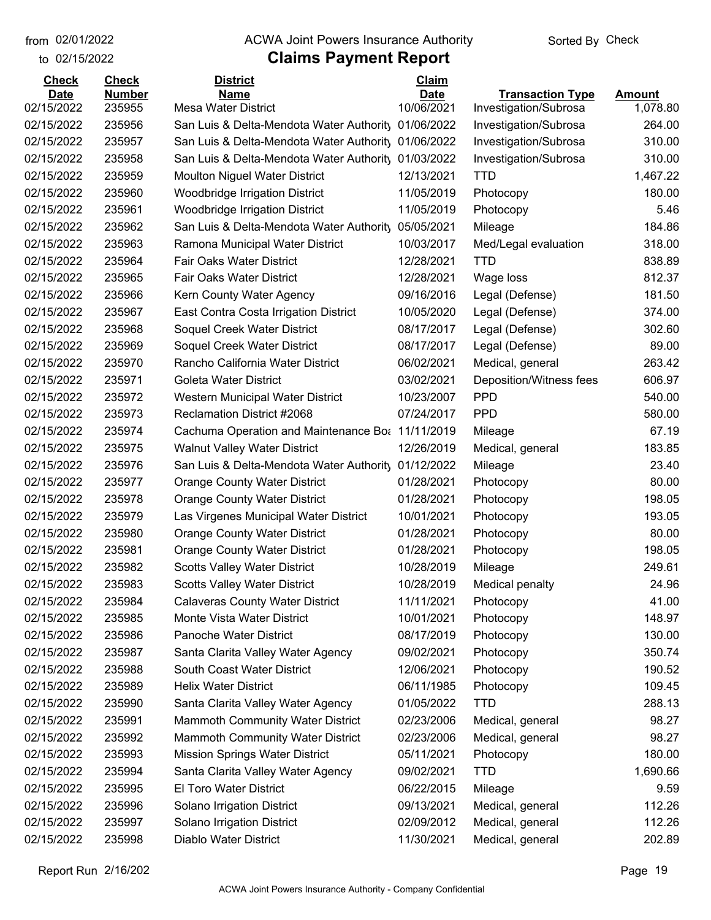from 02/01/2022 to 02/15/2022

# ACWA Joint Powers Insurance Authority

## Claims Payment Report

Sorted By Check

| Check Date | Check Number | District Name | Claim Date | Transaction Type | Amount |
|---|---|---|---|---|---|
| 02/15/2022 | 235955 | Mesa Water District | 10/06/2021 | Investigation/Subrosa | 1,078.80 |
| 02/15/2022 | 235956 | San Luis & Delta-Mendota Water Authority | 01/06/2022 | Investigation/Subrosa | 264.00 |
| 02/15/2022 | 235957 | San Luis & Delta-Mendota Water Authority | 01/06/2022 | Investigation/Subrosa | 310.00 |
| 02/15/2022 | 235958 | San Luis & Delta-Mendota Water Authority | 01/03/2022 | Investigation/Subrosa | 310.00 |
| 02/15/2022 | 235959 | Moulton Niguel Water District | 12/13/2021 | TTD | 1,467.22 |
| 02/15/2022 | 235960 | Woodbridge Irrigation District | 11/05/2019 | Photocopy | 180.00 |
| 02/15/2022 | 235961 | Woodbridge Irrigation District | 11/05/2019 | Photocopy | 5.46 |
| 02/15/2022 | 235962 | San Luis & Delta-Mendota Water Authority | 05/05/2021 | Mileage | 184.86 |
| 02/15/2022 | 235963 | Ramona Municipal Water District | 10/03/2017 | Med/Legal evaluation | 318.00 |
| 02/15/2022 | 235964 | Fair Oaks Water District | 12/28/2021 | TTD | 838.89 |
| 02/15/2022 | 235965 | Fair Oaks Water District | 12/28/2021 | Wage loss | 812.37 |
| 02/15/2022 | 235966 | Kern County Water Agency | 09/16/2016 | Legal (Defense) | 181.50 |
| 02/15/2022 | 235967 | East Contra Costa Irrigation District | 10/05/2020 | Legal (Defense) | 374.00 |
| 02/15/2022 | 235968 | Soquel Creek Water District | 08/17/2017 | Legal (Defense) | 302.60 |
| 02/15/2022 | 235969 | Soquel Creek Water District | 08/17/2017 | Legal (Defense) | 89.00 |
| 02/15/2022 | 235970 | Rancho California Water District | 06/02/2021 | Medical, general | 263.42 |
| 02/15/2022 | 235971 | Goleta Water District | 03/02/2021 | Deposition/Witness fees | 606.97 |
| 02/15/2022 | 235972 | Western Municipal Water District | 10/23/2007 | PPD | 540.00 |
| 02/15/2022 | 235973 | Reclamation District #2068 | 07/24/2017 | PPD | 580.00 |
| 02/15/2022 | 235974 | Cachuma Operation and Maintenance Boa | 11/11/2019 | Mileage | 67.19 |
| 02/15/2022 | 235975 | Walnut Valley Water District | 12/26/2019 | Medical, general | 183.85 |
| 02/15/2022 | 235976 | San Luis & Delta-Mendota Water Authority | 01/12/2022 | Mileage | 23.40 |
| 02/15/2022 | 235977 | Orange County Water District | 01/28/2021 | Photocopy | 80.00 |
| 02/15/2022 | 235978 | Orange County Water District | 01/28/2021 | Photocopy | 198.05 |
| 02/15/2022 | 235979 | Las Virgenes Municipal Water District | 10/01/2021 | Photocopy | 193.05 |
| 02/15/2022 | 235980 | Orange County Water District | 01/28/2021 | Photocopy | 80.00 |
| 02/15/2022 | 235981 | Orange County Water District | 01/28/2021 | Photocopy | 198.05 |
| 02/15/2022 | 235982 | Scotts Valley Water District | 10/28/2019 | Mileage | 249.61 |
| 02/15/2022 | 235983 | Scotts Valley Water District | 10/28/2019 | Medical penalty | 24.96 |
| 02/15/2022 | 235984 | Calaveras County Water District | 11/11/2021 | Photocopy | 41.00 |
| 02/15/2022 | 235985 | Monte Vista Water District | 10/01/2021 | Photocopy | 148.97 |
| 02/15/2022 | 235986 | Panoche Water District | 08/17/2019 | Photocopy | 130.00 |
| 02/15/2022 | 235987 | Santa Clarita Valley Water Agency | 09/02/2021 | Photocopy | 350.74 |
| 02/15/2022 | 235988 | South Coast Water District | 12/06/2021 | Photocopy | 190.52 |
| 02/15/2022 | 235989 | Helix Water District | 06/11/1985 | Photocopy | 109.45 |
| 02/15/2022 | 235990 | Santa Clarita Valley Water Agency | 01/05/2022 | TTD | 288.13 |
| 02/15/2022 | 235991 | Mammoth Community Water District | 02/23/2006 | Medical, general | 98.27 |
| 02/15/2022 | 235992 | Mammoth Community Water District | 02/23/2006 | Medical, general | 98.27 |
| 02/15/2022 | 235993 | Mission Springs Water District | 05/11/2021 | Photocopy | 180.00 |
| 02/15/2022 | 235994 | Santa Clarita Valley Water Agency | 09/02/2021 | TTD | 1,690.66 |
| 02/15/2022 | 235995 | El Toro Water District | 06/22/2015 | Mileage | 9.59 |
| 02/15/2022 | 235996 | Solano Irrigation District | 09/13/2021 | Medical, general | 112.26 |
| 02/15/2022 | 235997 | Solano Irrigation District | 02/09/2012 | Medical, general | 112.26 |
| 02/15/2022 | 235998 | Diablo Water District | 11/30/2021 | Medical, general | 202.89 |

Report Run 2/16/202

ACWA Joint Powers Insurance Authority - Company Confidential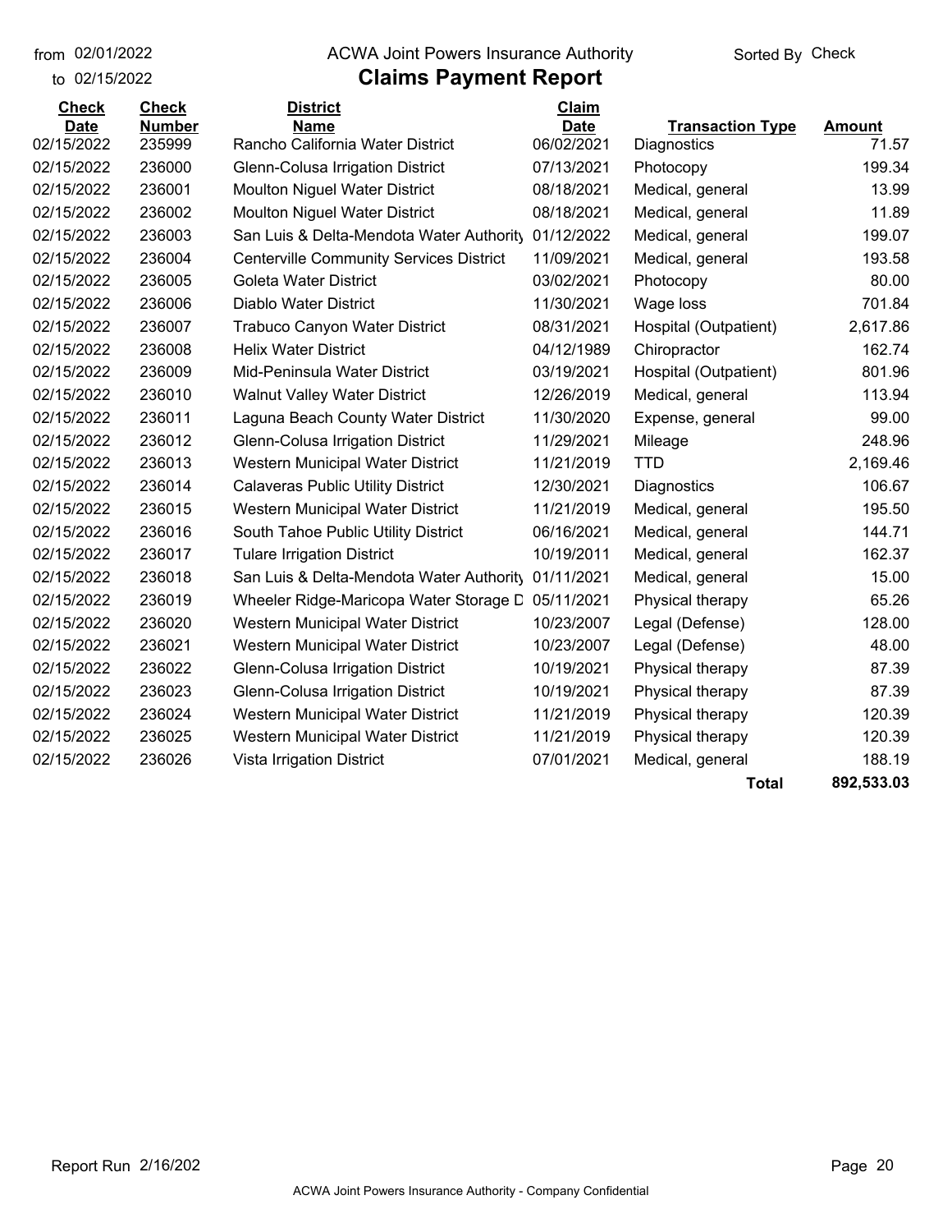from 02/01/2022
to 02/15/2022

ACWA Joint Powers Insurance Authority

# Claims Payment Report

Sorted By Check

| Check Date | Check Number | District Name | Claim Date | Transaction Type | Amount |
|---|---|---|---|---|---|
| 02/15/2022 | 235999 | Rancho California Water District | 06/02/2021 | Diagnostics | 71.57 |
| 02/15/2022 | 236000 | Glenn-Colusa Irrigation District | 07/13/2021 | Photocopy | 199.34 |
| 02/15/2022 | 236001 | Moulton Niguel Water District | 08/18/2021 | Medical, general | 13.99 |
| 02/15/2022 | 236002 | Moulton Niguel Water District | 08/18/2021 | Medical, general | 11.89 |
| 02/15/2022 | 236003 | San Luis & Delta-Mendota Water Authority | 01/12/2022 | Medical, general | 199.07 |
| 02/15/2022 | 236004 | Centerville Community Services District | 11/09/2021 | Medical, general | 193.58 |
| 02/15/2022 | 236005 | Goleta Water District | 03/02/2021 | Photocopy | 80.00 |
| 02/15/2022 | 236006 | Diablo Water District | 11/30/2021 | Wage loss | 701.84 |
| 02/15/2022 | 236007 | Trabuco Canyon Water District | 08/31/2021 | Hospital (Outpatient) | 2,617.86 |
| 02/15/2022 | 236008 | Helix Water District | 04/12/1989 | Chiropractor | 162.74 |
| 02/15/2022 | 236009 | Mid-Peninsula Water District | 03/19/2021 | Hospital (Outpatient) | 801.96 |
| 02/15/2022 | 236010 | Walnut Valley Water District | 12/26/2019 | Medical, general | 113.94 |
| 02/15/2022 | 236011 | Laguna Beach County Water District | 11/30/2020 | Expense, general | 99.00 |
| 02/15/2022 | 236012 | Glenn-Colusa Irrigation District | 11/29/2021 | Mileage | 248.96 |
| 02/15/2022 | 236013 | Western Municipal Water District | 11/21/2019 | TTD | 2,169.46 |
| 02/15/2022 | 236014 | Calaveras Public Utility District | 12/30/2021 | Diagnostics | 106.67 |
| 02/15/2022 | 236015 | Western Municipal Water District | 11/21/2019 | Medical, general | 195.50 |
| 02/15/2022 | 236016 | South Tahoe Public Utility District | 06/16/2021 | Medical, general | 144.71 |
| 02/15/2022 | 236017 | Tulare Irrigation District | 10/19/2011 | Medical, general | 162.37 |
| 02/15/2022 | 236018 | San Luis & Delta-Mendota Water Authority | 01/11/2021 | Medical, general | 15.00 |
| 02/15/2022 | 236019 | Wheeler Ridge-Maricopa Water Storage D | 05/11/2021 | Physical therapy | 65.26 |
| 02/15/2022 | 236020 | Western Municipal Water District | 10/23/2007 | Legal (Defense) | 128.00 |
| 02/15/2022 | 236021 | Western Municipal Water District | 10/23/2007 | Legal (Defense) | 48.00 |
| 02/15/2022 | 236022 | Glenn-Colusa Irrigation District | 10/19/2021 | Physical therapy | 87.39 |
| 02/15/2022 | 236023 | Glenn-Colusa Irrigation District | 10/19/2021 | Physical therapy | 87.39 |
| 02/15/2022 | 236024 | Western Municipal Water District | 11/21/2019 | Physical therapy | 120.39 |
| 02/15/2022 | 236025 | Western Municipal Water District | 11/21/2019 | Physical therapy | 120.39 |
| 02/15/2022 | 236026 | Vista Irrigation District | 07/01/2021 | Medical, general | 188.19 |
| | | | | **Total** | **892,533.03** |

Report Run 2/16/202

ACWA Joint Powers Insurance Authority - Company Confidential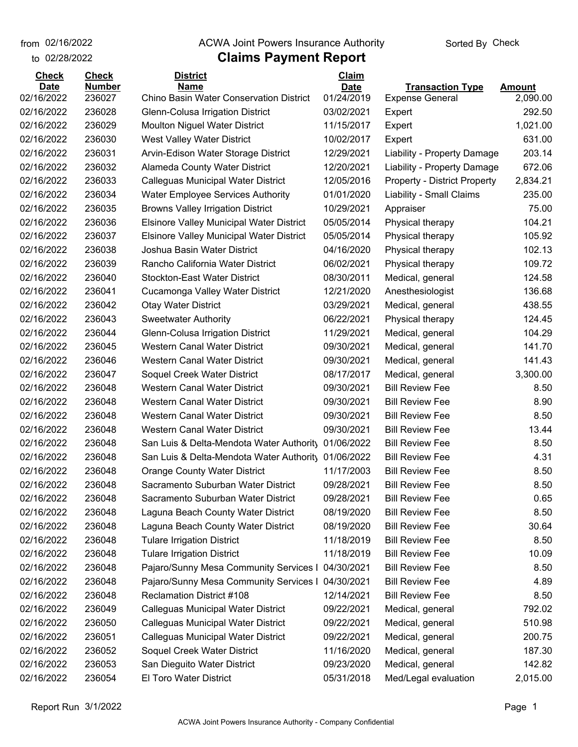from 02/16/2022
to 02/28/2022

ACWA Joint Powers Insurance Authority

# Claims Payment Report

Sorted By Check

| Check Date | Check Number | District Name | Claim Date | Transaction Type | Amount |
|---|---|---|---|---|---|
| 02/16/2022 | 236027 | Chino Basin Water Conservation District | 01/24/2019 | Expense General | 2,090.00 |
| 02/16/2022 | 236028 | Glenn-Colusa Irrigation District | 03/02/2021 | Expert | 292.50 |
| 02/16/2022 | 236029 | Moulton Niguel Water District | 11/15/2017 | Expert | 1,021.00 |
| 02/16/2022 | 236030 | West Valley Water District | 10/02/2017 | Expert | 631.00 |
| 02/16/2022 | 236031 | Arvin-Edison Water Storage District | 12/29/2021 | Liability - Property Damage | 203.14 |
| 02/16/2022 | 236032 | Alameda County Water District | 12/20/2021 | Liability - Property Damage | 672.06 |
| 02/16/2022 | 236033 | Calleguas Municipal Water District | 12/05/2016 | Property - District Property | 2,834.21 |
| 02/16/2022 | 236034 | Water Employee Services Authority | 01/01/2020 | Liability - Small Claims | 235.00 |
| 02/16/2022 | 236035 | Browns Valley Irrigation District | 10/29/2021 | Appraiser | 75.00 |
| 02/16/2022 | 236036 | Elsinore Valley Municipal Water District | 05/05/2014 | Physical therapy | 104.21 |
| 02/16/2022 | 236037 | Elsinore Valley Municipal Water District | 05/05/2014 | Physical therapy | 105.92 |
| 02/16/2022 | 236038 | Joshua Basin Water District | 04/16/2020 | Physical therapy | 102.13 |
| 02/16/2022 | 236039 | Rancho California Water District | 06/02/2021 | Physical therapy | 109.72 |
| 02/16/2022 | 236040 | Stockton-East Water District | 08/30/2011 | Medical, general | 124.58 |
| 02/16/2022 | 236041 | Cucamonga Valley Water District | 12/21/2020 | Anesthesiologist | 136.68 |
| 02/16/2022 | 236042 | Otay Water District | 03/29/2021 | Medical, general | 438.55 |
| 02/16/2022 | 236043 | Sweetwater Authority | 06/22/2021 | Physical therapy | 124.45 |
| 02/16/2022 | 236044 | Glenn-Colusa Irrigation District | 11/29/2021 | Medical, general | 104.29 |
| 02/16/2022 | 236045 | Western Canal Water District | 09/30/2021 | Medical, general | 141.70 |
| 02/16/2022 | 236046 | Western Canal Water District | 09/30/2021 | Medical, general | 141.43 |
| 02/16/2022 | 236047 | Soquel Creek Water District | 08/17/2017 | Medical, general | 3,300.00 |
| 02/16/2022 | 236048 | Western Canal Water District | 09/30/2021 | Bill Review Fee | 8.50 |
| 02/16/2022 | 236048 | Western Canal Water District | 09/30/2021 | Bill Review Fee | 8.90 |
| 02/16/2022 | 236048 | Western Canal Water District | 09/30/2021 | Bill Review Fee | 8.50 |
| 02/16/2022 | 236048 | Western Canal Water District | 09/30/2021 | Bill Review Fee | 13.44 |
| 02/16/2022 | 236048 | San Luis & Delta-Mendota Water Authority | 01/06/2022 | Bill Review Fee | 8.50 |
| 02/16/2022 | 236048 | San Luis & Delta-Mendota Water Authority | 01/06/2022 | Bill Review Fee | 4.31 |
| 02/16/2022 | 236048 | Orange County Water District | 11/17/2003 | Bill Review Fee | 8.50 |
| 02/16/2022 | 236048 | Sacramento Suburban Water District | 09/28/2021 | Bill Review Fee | 8.50 |
| 02/16/2022 | 236048 | Sacramento Suburban Water District | 09/28/2021 | Bill Review Fee | 0.65 |
| 02/16/2022 | 236048 | Laguna Beach County Water District | 08/19/2020 | Bill Review Fee | 8.50 |
| 02/16/2022 | 236048 | Laguna Beach County Water District | 08/19/2020 | Bill Review Fee | 30.64 |
| 02/16/2022 | 236048 | Tulare Irrigation District | 11/18/2019 | Bill Review Fee | 8.50 |
| 02/16/2022 | 236048 | Tulare Irrigation District | 11/18/2019 | Bill Review Fee | 10.09 |
| 02/16/2022 | 236048 | Pajaro/Sunny Mesa Community Services I | 04/30/2021 | Bill Review Fee | 8.50 |
| 02/16/2022 | 236048 | Pajaro/Sunny Mesa Community Services I | 04/30/2021 | Bill Review Fee | 4.89 |
| 02/16/2022 | 236048 | Reclamation District #108 | 12/14/2021 | Bill Review Fee | 8.50 |
| 02/16/2022 | 236049 | Calleguas Municipal Water District | 09/22/2021 | Medical, general | 792.02 |
| 02/16/2022 | 236050 | Calleguas Municipal Water District | 09/22/2021 | Medical, general | 510.98 |
| 02/16/2022 | 236051 | Calleguas Municipal Water District | 09/22/2021 | Medical, general | 200.75 |
| 02/16/2022 | 236052 | Soquel Creek Water District | 11/16/2020 | Medical, general | 187.30 |
| 02/16/2022 | 236053 | San Dieguito Water District | 09/23/2020 | Medical, general | 142.82 |
| 02/16/2022 | 236054 | El Toro Water District | 05/31/2018 | Med/Legal evaluation | 2,015.00 |

Report Run 3/1/2022

ACWA Joint Powers Insurance Authority - Company Confidential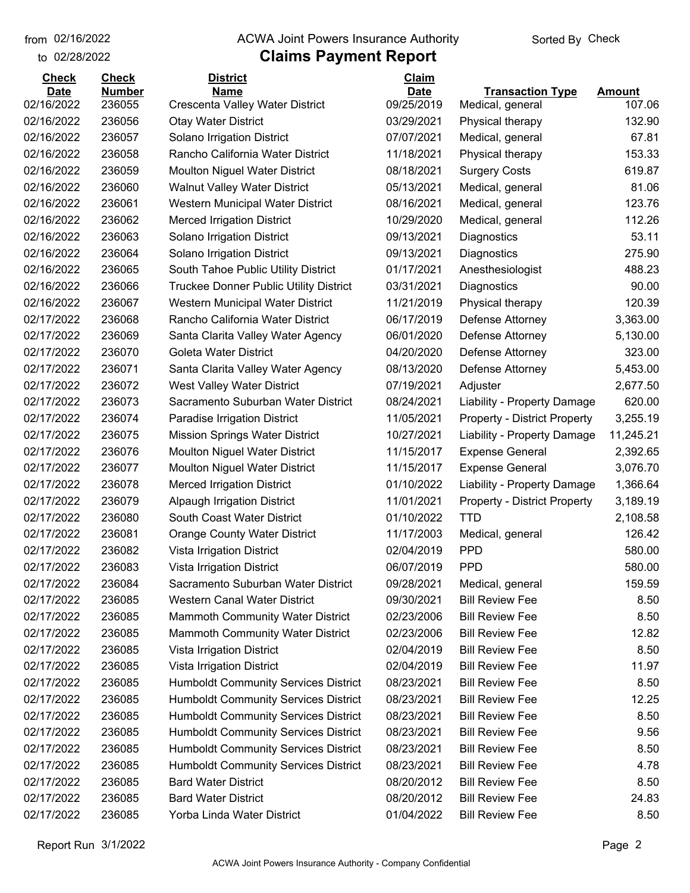from 02/16/2022
to 02/28/2022

# ACWA Joint Powers Insurance Authority

## Claims Payment Report

Sorted By Check

| Check Date | Check Number | District Name | Claim Date | Transaction Type | Amount |
|---|---|---|---|---|---|
| 02/16/2022 | 236055 | Crescenta Valley Water District | 09/25/2019 | Medical, general | 107.06 |
| 02/16/2022 | 236056 | Otay Water District | 03/29/2021 | Physical therapy | 132.90 |
| 02/16/2022 | 236057 | Solano Irrigation District | 07/07/2021 | Medical, general | 67.81 |
| 02/16/2022 | 236058 | Rancho California Water District | 11/18/2021 | Physical therapy | 153.33 |
| 02/16/2022 | 236059 | Moulton Niguel Water District | 08/18/2021 | Surgery Costs | 619.87 |
| 02/16/2022 | 236060 | Walnut Valley Water District | 05/13/2021 | Medical, general | 81.06 |
| 02/16/2022 | 236061 | Western Municipal Water District | 08/16/2021 | Medical, general | 123.76 |
| 02/16/2022 | 236062 | Merced Irrigation District | 10/29/2020 | Medical, general | 112.26 |
| 02/16/2022 | 236063 | Solano Irrigation District | 09/13/2021 | Diagnostics | 53.11 |
| 02/16/2022 | 236064 | Solano Irrigation District | 09/13/2021 | Diagnostics | 275.90 |
| 02/16/2022 | 236065 | South Tahoe Public Utility District | 01/17/2021 | Anesthesiologist | 488.23 |
| 02/16/2022 | 236066 | Truckee Donner Public Utility District | 03/31/2021 | Diagnostics | 90.00 |
| 02/16/2022 | 236067 | Western Municipal Water District | 11/21/2019 | Physical therapy | 120.39 |
| 02/17/2022 | 236068 | Rancho California Water District | 06/17/2019 | Defense Attorney | 3,363.00 |
| 02/17/2022 | 236069 | Santa Clarita Valley Water Agency | 06/01/2020 | Defense Attorney | 5,130.00 |
| 02/17/2022 | 236070 | Goleta Water District | 04/20/2020 | Defense Attorney | 323.00 |
| 02/17/2022 | 236071 | Santa Clarita Valley Water Agency | 08/13/2020 | Defense Attorney | 5,453.00 |
| 02/17/2022 | 236072 | West Valley Water District | 07/19/2021 | Adjuster | 2,677.50 |
| 02/17/2022 | 236073 | Sacramento Suburban Water District | 08/24/2021 | Liability - Property Damage | 620.00 |
| 02/17/2022 | 236074 | Paradise Irrigation District | 11/05/2021 | Property - District Property | 3,255.19 |
| 02/17/2022 | 236075 | Mission Springs Water District | 10/27/2021 | Liability - Property Damage | 11,245.21 |
| 02/17/2022 | 236076 | Moulton Niguel Water District | 11/15/2017 | Expense General | 2,392.65 |
| 02/17/2022 | 236077 | Moulton Niguel Water District | 11/15/2017 | Expense General | 3,076.70 |
| 02/17/2022 | 236078 | Merced Irrigation District | 01/10/2022 | Liability - Property Damage | 1,366.64 |
| 02/17/2022 | 236079 | Alpaugh Irrigation District | 11/01/2021 | Property - District Property | 3,189.19 |
| 02/17/2022 | 236080 | South Coast Water District | 01/10/2022 | TTD | 2,108.58 |
| 02/17/2022 | 236081 | Orange County Water District | 11/17/2003 | Medical, general | 126.42 |
| 02/17/2022 | 236082 | Vista Irrigation District | 02/04/2019 | PPD | 580.00 |
| 02/17/2022 | 236083 | Vista Irrigation District | 06/07/2019 | PPD | 580.00 |
| 02/17/2022 | 236084 | Sacramento Suburban Water District | 09/28/2021 | Medical, general | 159.59 |
| 02/17/2022 | 236085 | Western Canal Water District | 09/30/2021 | Bill Review Fee | 8.50 |
| 02/17/2022 | 236085 | Mammoth Community Water District | 02/23/2006 | Bill Review Fee | 8.50 |
| 02/17/2022 | 236085 | Mammoth Community Water District | 02/23/2006 | Bill Review Fee | 12.82 |
| 02/17/2022 | 236085 | Vista Irrigation District | 02/04/2019 | Bill Review Fee | 8.50 |
| 02/17/2022 | 236085 | Vista Irrigation District | 02/04/2019 | Bill Review Fee | 11.97 |
| 02/17/2022 | 236085 | Humboldt Community Services District | 08/23/2021 | Bill Review Fee | 8.50 |
| 02/17/2022 | 236085 | Humboldt Community Services District | 08/23/2021 | Bill Review Fee | 12.25 |
| 02/17/2022 | 236085 | Humboldt Community Services District | 08/23/2021 | Bill Review Fee | 8.50 |
| 02/17/2022 | 236085 | Humboldt Community Services District | 08/23/2021 | Bill Review Fee | 9.56 |
| 02/17/2022 | 236085 | Humboldt Community Services District | 08/23/2021 | Bill Review Fee | 8.50 |
| 02/17/2022 | 236085 | Humboldt Community Services District | 08/23/2021 | Bill Review Fee | 4.78 |
| 02/17/2022 | 236085 | Bard Water District | 08/20/2012 | Bill Review Fee | 8.50 |
| 02/17/2022 | 236085 | Bard Water District | 08/20/2012 | Bill Review Fee | 24.83 |
| 02/17/2022 | 236085 | Yorba Linda Water District | 01/04/2022 | Bill Review Fee | 8.50 |

Report Run 3/1/2022

ACWA Joint Powers Insurance Authority - Company Confidential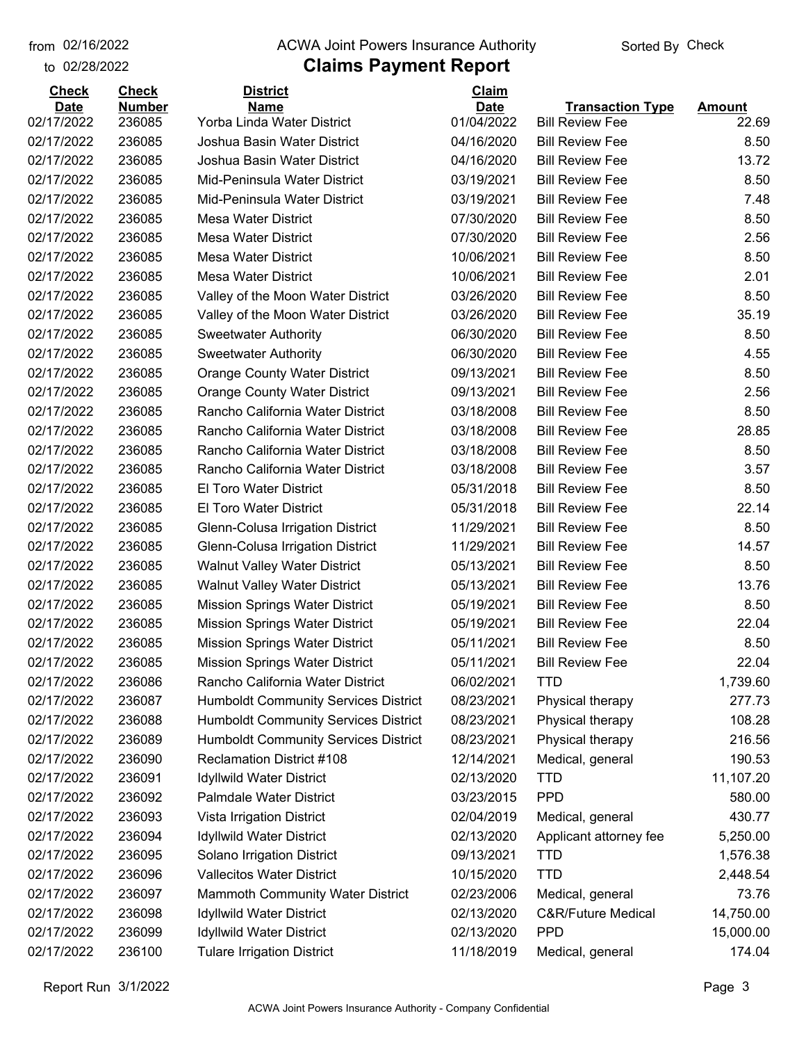from 02/16/2022 to 02/28/2022

ACWA Joint Powers Insurance Authority

# Claims Payment Report

Sorted By Check

| Check Date | Check Number | District Name | Claim Date | Transaction Type | Amount |
|---|---|---|---|---|---|
| 02/17/2022 | 236085 | Yorba Linda Water District | 01/04/2022 | Bill Review Fee | 22.69 |
| 02/17/2022 | 236085 | Joshua Basin Water District | 04/16/2020 | Bill Review Fee | 8.50 |
| 02/17/2022 | 236085 | Joshua Basin Water District | 04/16/2020 | Bill Review Fee | 13.72 |
| 02/17/2022 | 236085 | Mid-Peninsula Water District | 03/19/2021 | Bill Review Fee | 8.50 |
| 02/17/2022 | 236085 | Mid-Peninsula Water District | 03/19/2021 | Bill Review Fee | 7.48 |
| 02/17/2022 | 236085 | Mesa Water District | 07/30/2020 | Bill Review Fee | 8.50 |
| 02/17/2022 | 236085 | Mesa Water District | 07/30/2020 | Bill Review Fee | 2.56 |
| 02/17/2022 | 236085 | Mesa Water District | 10/06/2021 | Bill Review Fee | 8.50 |
| 02/17/2022 | 236085 | Mesa Water District | 10/06/2021 | Bill Review Fee | 2.01 |
| 02/17/2022 | 236085 | Valley of the Moon Water District | 03/26/2020 | Bill Review Fee | 8.50 |
| 02/17/2022 | 236085 | Valley of the Moon Water District | 03/26/2020 | Bill Review Fee | 35.19 |
| 02/17/2022 | 236085 | Sweetwater Authority | 06/30/2020 | Bill Review Fee | 8.50 |
| 02/17/2022 | 236085 | Sweetwater Authority | 06/30/2020 | Bill Review Fee | 4.55 |
| 02/17/2022 | 236085 | Orange County Water District | 09/13/2021 | Bill Review Fee | 8.50 |
| 02/17/2022 | 236085 | Orange County Water District | 09/13/2021 | Bill Review Fee | 2.56 |
| 02/17/2022 | 236085 | Rancho California Water District | 03/18/2008 | Bill Review Fee | 8.50 |
| 02/17/2022 | 236085 | Rancho California Water District | 03/18/2008 | Bill Review Fee | 28.85 |
| 02/17/2022 | 236085 | Rancho California Water District | 03/18/2008 | Bill Review Fee | 8.50 |
| 02/17/2022 | 236085 | Rancho California Water District | 03/18/2008 | Bill Review Fee | 3.57 |
| 02/17/2022 | 236085 | El Toro Water District | 05/31/2018 | Bill Review Fee | 8.50 |
| 02/17/2022 | 236085 | El Toro Water District | 05/31/2018 | Bill Review Fee | 22.14 |
| 02/17/2022 | 236085 | Glenn-Colusa Irrigation District | 11/29/2021 | Bill Review Fee | 8.50 |
| 02/17/2022 | 236085 | Glenn-Colusa Irrigation District | 11/29/2021 | Bill Review Fee | 14.57 |
| 02/17/2022 | 236085 | Walnut Valley Water District | 05/13/2021 | Bill Review Fee | 8.50 |
| 02/17/2022 | 236085 | Walnut Valley Water District | 05/13/2021 | Bill Review Fee | 13.76 |
| 02/17/2022 | 236085 | Mission Springs Water District | 05/19/2021 | Bill Review Fee | 8.50 |
| 02/17/2022 | 236085 | Mission Springs Water District | 05/19/2021 | Bill Review Fee | 22.04 |
| 02/17/2022 | 236085 | Mission Springs Water District | 05/11/2021 | Bill Review Fee | 8.50 |
| 02/17/2022 | 236085 | Mission Springs Water District | 05/11/2021 | Bill Review Fee | 22.04 |
| 02/17/2022 | 236086 | Rancho California Water District | 06/02/2021 | TTD | 1,739.60 |
| 02/17/2022 | 236087 | Humboldt Community Services District | 08/23/2021 | Physical therapy | 277.73 |
| 02/17/2022 | 236088 | Humboldt Community Services District | 08/23/2021 | Physical therapy | 108.28 |
| 02/17/2022 | 236089 | Humboldt Community Services District | 08/23/2021 | Physical therapy | 216.56 |
| 02/17/2022 | 236090 | Reclamation District #108 | 12/14/2021 | Medical, general | 190.53 |
| 02/17/2022 | 236091 | Idyllwild Water District | 02/13/2020 | TTD | 11,107.20 |
| 02/17/2022 | 236092 | Palmdale Water District | 03/23/2015 | PPD | 580.00 |
| 02/17/2022 | 236093 | Vista Irrigation District | 02/04/2019 | Medical, general | 430.77 |
| 02/17/2022 | 236094 | Idyllwild Water District | 02/13/2020 | Applicant attorney fee | 5,250.00 |
| 02/17/2022 | 236095 | Solano Irrigation District | 09/13/2021 | TTD | 1,576.38 |
| 02/17/2022 | 236096 | Vallecitos Water District | 10/15/2020 | TTD | 2,448.54 |
| 02/17/2022 | 236097 | Mammoth Community Water District | 02/23/2006 | Medical, general | 73.76 |
| 02/17/2022 | 236098 | Idyllwild Water District | 02/13/2020 | C&R/Future Medical | 14,750.00 |
| 02/17/2022 | 236099 | Idyllwild Water District | 02/13/2020 | PPD | 15,000.00 |
| 02/17/2022 | 236100 | Tulare Irrigation District | 11/18/2019 | Medical, general | 174.04 |

Report Run 3/1/2022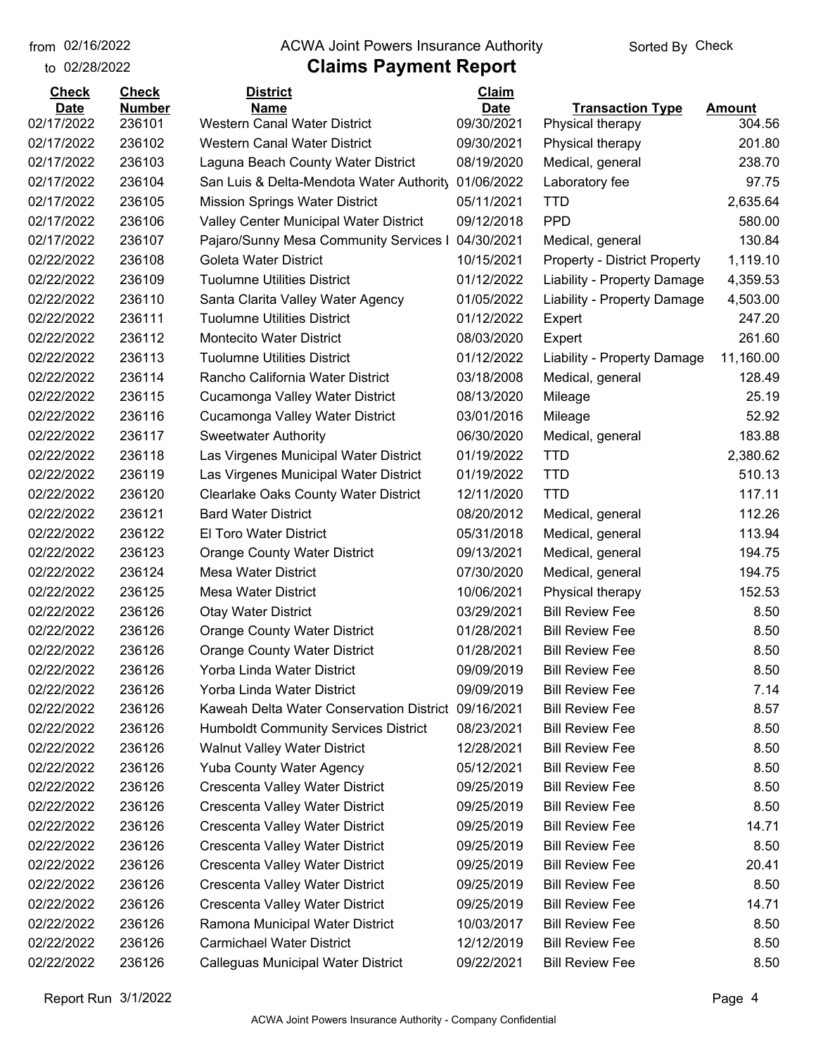from 02/16/2022
to 02/28/2022

# ACWA Joint Powers Insurance Authority

## Claims Payment Report

Sorted By Check

| Check Date | Check Number | District Name | Claim Date | Transaction Type | Amount |
|---|---|---|---|---|---|
| 02/17/2022 | 236101 | Western Canal Water District | 09/30/2021 | Physical therapy | 304.56 |
| 02/17/2022 | 236102 | Western Canal Water District | 09/30/2021 | Physical therapy | 201.80 |
| 02/17/2022 | 236103 | Laguna Beach County Water District | 08/19/2020 | Medical, general | 238.70 |
| 02/17/2022 | 236104 | San Luis & Delta-Mendota Water Authority | 01/06/2022 | Laboratory fee | 97.75 |
| 02/17/2022 | 236105 | Mission Springs Water District | 05/11/2021 | TTD | 2,635.64 |
| 02/17/2022 | 236106 | Valley Center Municipal Water District | 09/12/2018 | PPD | 580.00 |
| 02/17/2022 | 236107 | Pajaro/Sunny Mesa Community Services I | 04/30/2021 | Medical, general | 130.84 |
| 02/22/2022 | 236108 | Goleta Water District | 10/15/2021 | Property - District Property | 1,119.10 |
| 02/22/2022 | 236109 | Tuolumne Utilities District | 01/12/2022 | Liability - Property Damage | 4,359.53 |
| 02/22/2022 | 236110 | Santa Clarita Valley Water Agency | 01/05/2022 | Liability - Property Damage | 4,503.00 |
| 02/22/2022 | 236111 | Tuolumne Utilities District | 01/12/2022 | Expert | 247.20 |
| 02/22/2022 | 236112 | Montecito Water District | 08/03/2020 | Expert | 261.60 |
| 02/22/2022 | 236113 | Tuolumne Utilities District | 01/12/2022 | Liability - Property Damage | 11,160.00 |
| 02/22/2022 | 236114 | Rancho California Water District | 03/18/2008 | Medical, general | 128.49 |
| 02/22/2022 | 236115 | Cucamonga Valley Water District | 08/13/2020 | Mileage | 25.19 |
| 02/22/2022 | 236116 | Cucamonga Valley Water District | 03/01/2016 | Mileage | 52.92 |
| 02/22/2022 | 236117 | Sweetwater Authority | 06/30/2020 | Medical, general | 183.88 |
| 02/22/2022 | 236118 | Las Virgenes Municipal Water District | 01/19/2022 | TTD | 2,380.62 |
| 02/22/2022 | 236119 | Las Virgenes Municipal Water District | 01/19/2022 | TTD | 510.13 |
| 02/22/2022 | 236120 | Clearlake Oaks County Water District | 12/11/2020 | TTD | 117.11 |
| 02/22/2022 | 236121 | Bard Water District | 08/20/2012 | Medical, general | 112.26 |
| 02/22/2022 | 236122 | El Toro Water District | 05/31/2018 | Medical, general | 113.94 |
| 02/22/2022 | 236123 | Orange County Water District | 09/13/2021 | Medical, general | 194.75 |
| 02/22/2022 | 236124 | Mesa Water District | 07/30/2020 | Medical, general | 194.75 |
| 02/22/2022 | 236125 | Mesa Water District | 10/06/2021 | Physical therapy | 152.53 |
| 02/22/2022 | 236126 | Otay Water District | 03/29/2021 | Bill Review Fee | 8.50 |
| 02/22/2022 | 236126 | Orange County Water District | 01/28/2021 | Bill Review Fee | 8.50 |
| 02/22/2022 | 236126 | Orange County Water District | 01/28/2021 | Bill Review Fee | 8.50 |
| 02/22/2022 | 236126 | Yorba Linda Water District | 09/09/2019 | Bill Review Fee | 8.50 |
| 02/22/2022 | 236126 | Yorba Linda Water District | 09/09/2019 | Bill Review Fee | 7.14 |
| 02/22/2022 | 236126 | Kaweah Delta Water Conservation District | 09/16/2021 | Bill Review Fee | 8.57 |
| 02/22/2022 | 236126 | Humboldt Community Services District | 08/23/2021 | Bill Review Fee | 8.50 |
| 02/22/2022 | 236126 | Walnut Valley Water District | 12/28/2021 | Bill Review Fee | 8.50 |
| 02/22/2022 | 236126 | Yuba County Water Agency | 05/12/2021 | Bill Review Fee | 8.50 |
| 02/22/2022 | 236126 | Crescenta Valley Water District | 09/25/2019 | Bill Review Fee | 8.50 |
| 02/22/2022 | 236126 | Crescenta Valley Water District | 09/25/2019 | Bill Review Fee | 8.50 |
| 02/22/2022 | 236126 | Crescenta Valley Water District | 09/25/2019 | Bill Review Fee | 14.71 |
| 02/22/2022 | 236126 | Crescenta Valley Water District | 09/25/2019 | Bill Review Fee | 8.50 |
| 02/22/2022 | 236126 | Crescenta Valley Water District | 09/25/2019 | Bill Review Fee | 20.41 |
| 02/22/2022 | 236126 | Crescenta Valley Water District | 09/25/2019 | Bill Review Fee | 8.50 |
| 02/22/2022 | 236126 | Crescenta Valley Water District | 09/25/2019 | Bill Review Fee | 14.71 |
| 02/22/2022 | 236126 | Ramona Municipal Water District | 10/03/2017 | Bill Review Fee | 8.50 |
| 02/22/2022 | 236126 | Carmichael Water District | 12/12/2019 | Bill Review Fee | 8.50 |
| 02/22/2022 | 236126 | Calleguas Municipal Water District | 09/22/2021 | Bill Review Fee | 8.50 |

Report Run 3/1/2022

ACWA Joint Powers Insurance Authority - Company Confidential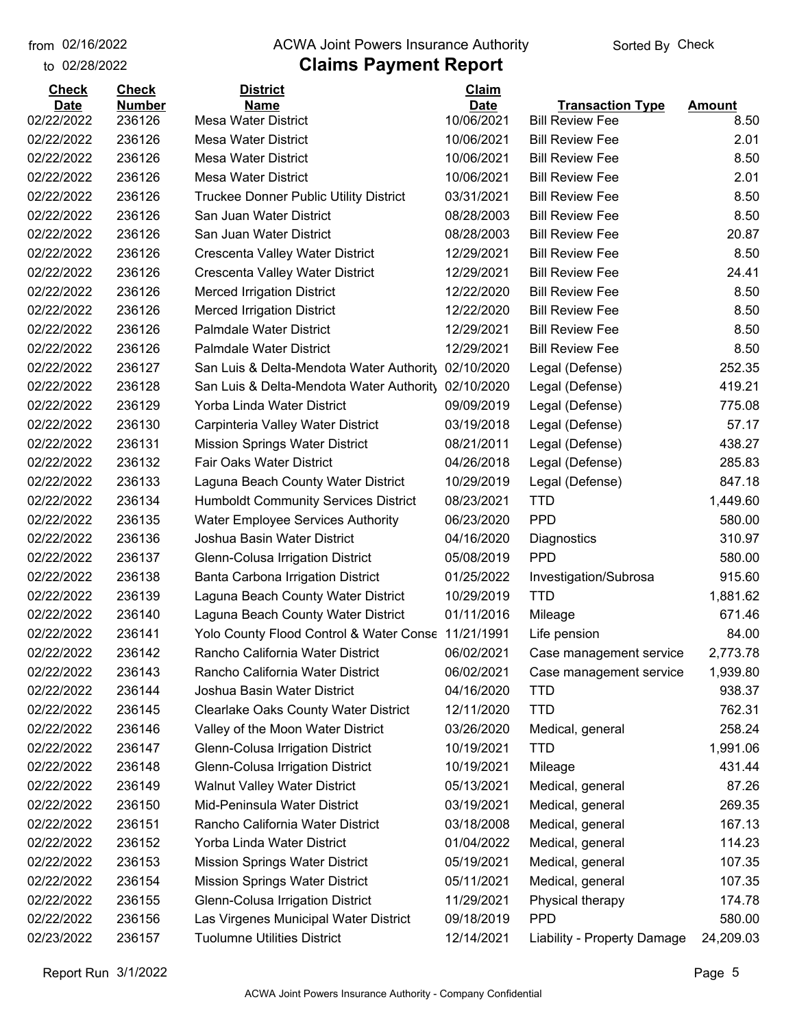from 02/16/2022 ACWA Joint Powers Insurance Authority Sorted By Check

to 02/28/2022

# Claims Payment Report

| Check Date | Check Number | District Name | Claim Date | Transaction Type | Amount |
|---|---|---|---|---|---|
| 02/22/2022 | 236126 | Mesa Water District | 10/06/2021 | Bill Review Fee | 8.50 |
| 02/22/2022 | 236126 | Mesa Water District | 10/06/2021 | Bill Review Fee | 2.01 |
| 02/22/2022 | 236126 | Mesa Water District | 10/06/2021 | Bill Review Fee | 8.50 |
| 02/22/2022 | 236126 | Mesa Water District | 10/06/2021 | Bill Review Fee | 2.01 |
| 02/22/2022 | 236126 | Truckee Donner Public Utility District | 03/31/2021 | Bill Review Fee | 8.50 |
| 02/22/2022 | 236126 | San Juan Water District | 08/28/2003 | Bill Review Fee | 8.50 |
| 02/22/2022 | 236126 | San Juan Water District | 08/28/2003 | Bill Review Fee | 20.87 |
| 02/22/2022 | 236126 | Crescenta Valley Water District | 12/29/2021 | Bill Review Fee | 8.50 |
| 02/22/2022 | 236126 | Crescenta Valley Water District | 12/29/2021 | Bill Review Fee | 24.41 |
| 02/22/2022 | 236126 | Merced Irrigation District | 12/22/2020 | Bill Review Fee | 8.50 |
| 02/22/2022 | 236126 | Merced Irrigation District | 12/22/2020 | Bill Review Fee | 8.50 |
| 02/22/2022 | 236126 | Palmdale Water District | 12/29/2021 | Bill Review Fee | 8.50 |
| 02/22/2022 | 236126 | Palmdale Water District | 12/29/2021 | Bill Review Fee | 8.50 |
| 02/22/2022 | 236127 | San Luis & Delta-Mendota Water Authority | 02/10/2020 | Legal (Defense) | 252.35 |
| 02/22/2022 | 236128 | San Luis & Delta-Mendota Water Authority | 02/10/2020 | Legal (Defense) | 419.21 |
| 02/22/2022 | 236129 | Yorba Linda Water District | 09/09/2019 | Legal (Defense) | 775.08 |
| 02/22/2022 | 236130 | Carpinteria Valley Water District | 03/19/2018 | Legal (Defense) | 57.17 |
| 02/22/2022 | 236131 | Mission Springs Water District | 08/21/2011 | Legal (Defense) | 438.27 |
| 02/22/2022 | 236132 | Fair Oaks Water District | 04/26/2018 | Legal (Defense) | 285.83 |
| 02/22/2022 | 236133 | Laguna Beach County Water District | 10/29/2019 | Legal (Defense) | 847.18 |
| 02/22/2022 | 236134 | Humboldt Community Services District | 08/23/2021 | TTD | 1,449.60 |
| 02/22/2022 | 236135 | Water Employee Services Authority | 06/23/2020 | PPD | 580.00 |
| 02/22/2022 | 236136 | Joshua Basin Water District | 04/16/2020 | Diagnostics | 310.97 |
| 02/22/2022 | 236137 | Glenn-Colusa Irrigation District | 05/08/2019 | PPD | 580.00 |
| 02/22/2022 | 236138 | Banta Carbona Irrigation District | 01/25/2022 | Investigation/Subrosa | 915.60 |
| 02/22/2022 | 236139 | Laguna Beach County Water District | 10/29/2019 | TTD | 1,881.62 |
| 02/22/2022 | 236140 | Laguna Beach County Water District | 01/11/2016 | Mileage | 671.46 |
| 02/22/2022 | 236141 | Yolo County Flood Control & Water Conse | 11/21/1991 | Life pension | 84.00 |
| 02/22/2022 | 236142 | Rancho California Water District | 06/02/2021 | Case management service | 2,773.78 |
| 02/22/2022 | 236143 | Rancho California Water District | 06/02/2021 | Case management service | 1,939.80 |
| 02/22/2022 | 236144 | Joshua Basin Water District | 04/16/2020 | TTD | 938.37 |
| 02/22/2022 | 236145 | Clearlake Oaks County Water District | 12/11/2020 | TTD | 762.31 |
| 02/22/2022 | 236146 | Valley of the Moon Water District | 03/26/2020 | Medical, general | 258.24 |
| 02/22/2022 | 236147 | Glenn-Colusa Irrigation District | 10/19/2021 | TTD | 1,991.06 |
| 02/22/2022 | 236148 | Glenn-Colusa Irrigation District | 10/19/2021 | Mileage | 431.44 |
| 02/22/2022 | 236149 | Walnut Valley Water District | 05/13/2021 | Medical, general | 87.26 |
| 02/22/2022 | 236150 | Mid-Peninsula Water District | 03/19/2021 | Medical, general | 269.35 |
| 02/22/2022 | 236151 | Rancho California Water District | 03/18/2008 | Medical, general | 167.13 |
| 02/22/2022 | 236152 | Yorba Linda Water District | 01/04/2022 | Medical, general | 114.23 |
| 02/22/2022 | 236153 | Mission Springs Water District | 05/19/2021 | Medical, general | 107.35 |
| 02/22/2022 | 236154 | Mission Springs Water District | 05/11/2021 | Medical, general | 107.35 |
| 02/22/2022 | 236155 | Glenn-Colusa Irrigation District | 11/29/2021 | Physical therapy | 174.78 |
| 02/22/2022 | 236156 | Las Virgenes Municipal Water District | 09/18/2019 | PPD | 580.00 |
| 02/23/2022 | 236157 | Tuolumne Utilities District | 12/14/2021 | Liability - Property Damage | 24,209.03 |

Report Run 3/1/2022

ACWA Joint Powers Insurance Authority - Company Confidential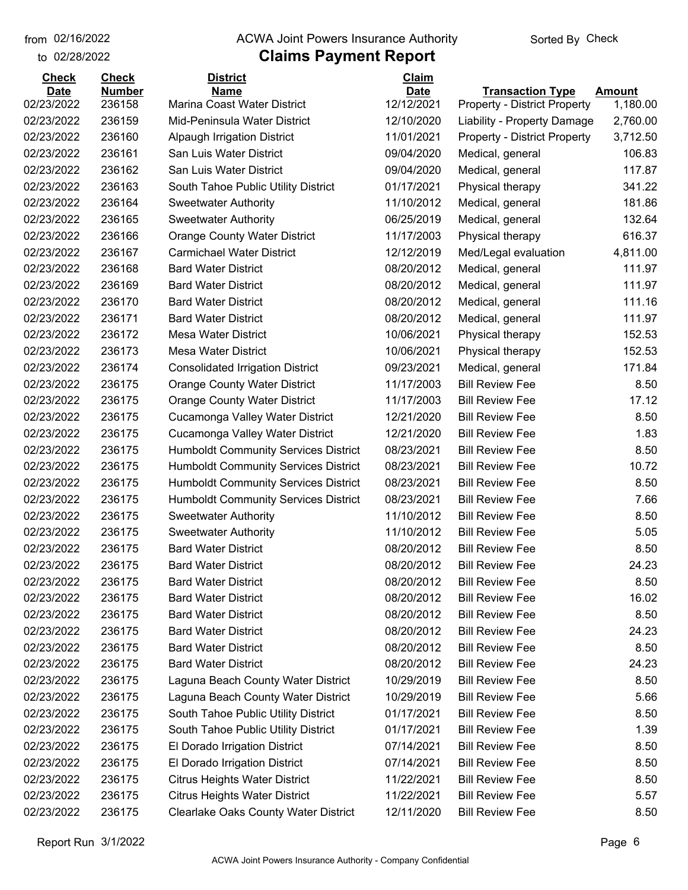# ACWA Joint Powers Insurance Authority

## Claims Payment Report

from 02/16/2022 to 02/28/2022 — Sorted By Check

| Check Date | Check Number | District Name | Claim Date | Transaction Type | Amount |
|---|---|---|---|---|---|
| 02/23/2022 | 236158 | Marina Coast Water District | 12/12/2021 | Property - District Property | 1,180.00 |
| 02/23/2022 | 236159 | Mid-Peninsula Water District | 12/10/2020 | Liability - Property Damage | 2,760.00 |
| 02/23/2022 | 236160 | Alpaugh Irrigation District | 11/01/2021 | Property - District Property | 3,712.50 |
| 02/23/2022 | 236161 | San Luis Water District | 09/04/2020 | Medical, general | 106.83 |
| 02/23/2022 | 236162 | San Luis Water District | 09/04/2020 | Medical, general | 117.87 |
| 02/23/2022 | 236163 | South Tahoe Public Utility District | 01/17/2021 | Physical therapy | 341.22 |
| 02/23/2022 | 236164 | Sweetwater Authority | 11/10/2012 | Medical, general | 181.86 |
| 02/23/2022 | 236165 | Sweetwater Authority | 06/25/2019 | Medical, general | 132.64 |
| 02/23/2022 | 236166 | Orange County Water District | 11/17/2003 | Physical therapy | 616.37 |
| 02/23/2022 | 236167 | Carmichael Water District | 12/12/2019 | Med/Legal evaluation | 4,811.00 |
| 02/23/2022 | 236168 | Bard Water District | 08/20/2012 | Medical, general | 111.97 |
| 02/23/2022 | 236169 | Bard Water District | 08/20/2012 | Medical, general | 111.97 |
| 02/23/2022 | 236170 | Bard Water District | 08/20/2012 | Medical, general | 111.16 |
| 02/23/2022 | 236171 | Bard Water District | 08/20/2012 | Medical, general | 111.97 |
| 02/23/2022 | 236172 | Mesa Water District | 10/06/2021 | Physical therapy | 152.53 |
| 02/23/2022 | 236173 | Mesa Water District | 10/06/2021 | Physical therapy | 152.53 |
| 02/23/2022 | 236174 | Consolidated Irrigation District | 09/23/2021 | Medical, general | 171.84 |
| 02/23/2022 | 236175 | Orange County Water District | 11/17/2003 | Bill Review Fee | 8.50 |
| 02/23/2022 | 236175 | Orange County Water District | 11/17/2003 | Bill Review Fee | 17.12 |
| 02/23/2022 | 236175 | Cucamonga Valley Water District | 12/21/2020 | Bill Review Fee | 8.50 |
| 02/23/2022 | 236175 | Cucamonga Valley Water District | 12/21/2020 | Bill Review Fee | 1.83 |
| 02/23/2022 | 236175 | Humboldt Community Services District | 08/23/2021 | Bill Review Fee | 8.50 |
| 02/23/2022 | 236175 | Humboldt Community Services District | 08/23/2021 | Bill Review Fee | 10.72 |
| 02/23/2022 | 236175 | Humboldt Community Services District | 08/23/2021 | Bill Review Fee | 8.50 |
| 02/23/2022 | 236175 | Humboldt Community Services District | 08/23/2021 | Bill Review Fee | 7.66 |
| 02/23/2022 | 236175 | Sweetwater Authority | 11/10/2012 | Bill Review Fee | 8.50 |
| 02/23/2022 | 236175 | Sweetwater Authority | 11/10/2012 | Bill Review Fee | 5.05 |
| 02/23/2022 | 236175 | Bard Water District | 08/20/2012 | Bill Review Fee | 8.50 |
| 02/23/2022 | 236175 | Bard Water District | 08/20/2012 | Bill Review Fee | 24.23 |
| 02/23/2022 | 236175 | Bard Water District | 08/20/2012 | Bill Review Fee | 8.50 |
| 02/23/2022 | 236175 | Bard Water District | 08/20/2012 | Bill Review Fee | 16.02 |
| 02/23/2022 | 236175 | Bard Water District | 08/20/2012 | Bill Review Fee | 8.50 |
| 02/23/2022 | 236175 | Bard Water District | 08/20/2012 | Bill Review Fee | 24.23 |
| 02/23/2022 | 236175 | Bard Water District | 08/20/2012 | Bill Review Fee | 8.50 |
| 02/23/2022 | 236175 | Bard Water District | 08/20/2012 | Bill Review Fee | 24.23 |
| 02/23/2022 | 236175 | Laguna Beach County Water District | 10/29/2019 | Bill Review Fee | 8.50 |
| 02/23/2022 | 236175 | Laguna Beach County Water District | 10/29/2019 | Bill Review Fee | 5.66 |
| 02/23/2022 | 236175 | South Tahoe Public Utility District | 01/17/2021 | Bill Review Fee | 8.50 |
| 02/23/2022 | 236175 | South Tahoe Public Utility District | 01/17/2021 | Bill Review Fee | 1.39 |
| 02/23/2022 | 236175 | El Dorado Irrigation District | 07/14/2021 | Bill Review Fee | 8.50 |
| 02/23/2022 | 236175 | El Dorado Irrigation District | 07/14/2021 | Bill Review Fee | 8.50 |
| 02/23/2022 | 236175 | Citrus Heights Water District | 11/22/2021 | Bill Review Fee | 8.50 |
| 02/23/2022 | 236175 | Citrus Heights Water District | 11/22/2021 | Bill Review Fee | 5.57 |
| 02/23/2022 | 236175 | Clearlake Oaks County Water District | 12/11/2020 | Bill Review Fee | 8.50 |

Report Run 3/1/2022

ACWA Joint Powers Insurance Authority - Company Confidential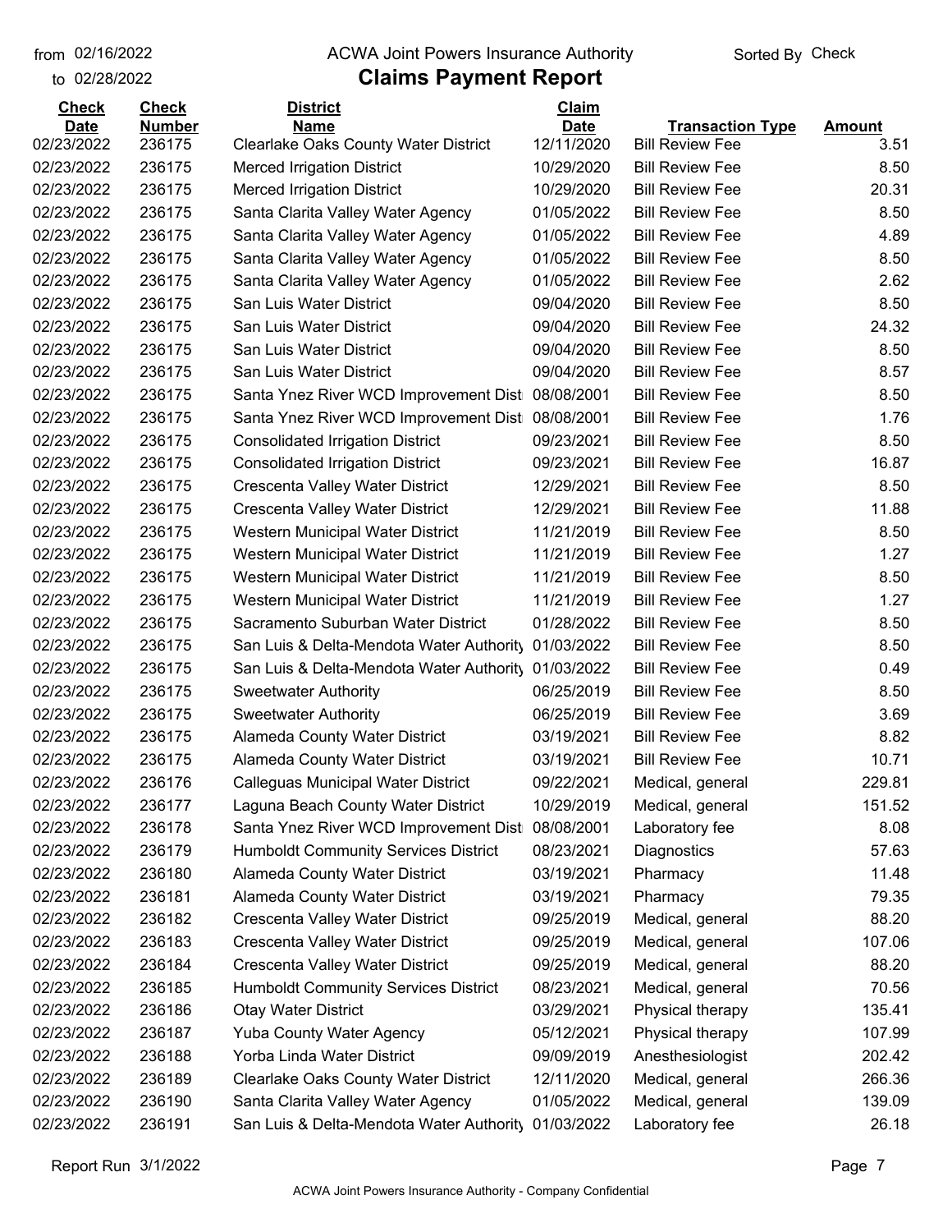from 02/16/2022
to 02/28/2022

# ACWA Joint Powers Insurance Authority

## Claims Payment Report

Sorted By Check

| Check Date | Check Number | District Name | Claim Date | Transaction Type | Amount |
|---|---|---|---|---|---|
| 02/23/2022 | 236175 | Clearlake Oaks County Water District | 12/11/2020 | Bill Review Fee | 3.51 |
| 02/23/2022 | 236175 | Merced Irrigation District | 10/29/2020 | Bill Review Fee | 8.50 |
| 02/23/2022 | 236175 | Merced Irrigation District | 10/29/2020 | Bill Review Fee | 20.31 |
| 02/23/2022 | 236175 | Santa Clarita Valley Water Agency | 01/05/2022 | Bill Review Fee | 8.50 |
| 02/23/2022 | 236175 | Santa Clarita Valley Water Agency | 01/05/2022 | Bill Review Fee | 4.89 |
| 02/23/2022 | 236175 | Santa Clarita Valley Water Agency | 01/05/2022 | Bill Review Fee | 8.50 |
| 02/23/2022 | 236175 | Santa Clarita Valley Water Agency | 01/05/2022 | Bill Review Fee | 2.62 |
| 02/23/2022 | 236175 | San Luis Water District | 09/04/2020 | Bill Review Fee | 8.50 |
| 02/23/2022 | 236175 | San Luis Water District | 09/04/2020 | Bill Review Fee | 24.32 |
| 02/23/2022 | 236175 | San Luis Water District | 09/04/2020 | Bill Review Fee | 8.50 |
| 02/23/2022 | 236175 | San Luis Water District | 09/04/2020 | Bill Review Fee | 8.57 |
| 02/23/2022 | 236175 | Santa Ynez River WCD Improvement Dist | 08/08/2001 | Bill Review Fee | 8.50 |
| 02/23/2022 | 236175 | Santa Ynez River WCD Improvement Dist | 08/08/2001 | Bill Review Fee | 1.76 |
| 02/23/2022 | 236175 | Consolidated Irrigation District | 09/23/2021 | Bill Review Fee | 8.50 |
| 02/23/2022 | 236175 | Consolidated Irrigation District | 09/23/2021 | Bill Review Fee | 16.87 |
| 02/23/2022 | 236175 | Crescenta Valley Water District | 12/29/2021 | Bill Review Fee | 8.50 |
| 02/23/2022 | 236175 | Crescenta Valley Water District | 12/29/2021 | Bill Review Fee | 11.88 |
| 02/23/2022 | 236175 | Western Municipal Water District | 11/21/2019 | Bill Review Fee | 8.50 |
| 02/23/2022 | 236175 | Western Municipal Water District | 11/21/2019 | Bill Review Fee | 1.27 |
| 02/23/2022 | 236175 | Western Municipal Water District | 11/21/2019 | Bill Review Fee | 8.50 |
| 02/23/2022 | 236175 | Western Municipal Water District | 11/21/2019 | Bill Review Fee | 1.27 |
| 02/23/2022 | 236175 | Sacramento Suburban Water District | 01/28/2022 | Bill Review Fee | 8.50 |
| 02/23/2022 | 236175 | San Luis & Delta-Mendota Water Authority | 01/03/2022 | Bill Review Fee | 8.50 |
| 02/23/2022 | 236175 | San Luis & Delta-Mendota Water Authority | 01/03/2022 | Bill Review Fee | 0.49 |
| 02/23/2022 | 236175 | Sweetwater Authority | 06/25/2019 | Bill Review Fee | 8.50 |
| 02/23/2022 | 236175 | Sweetwater Authority | 06/25/2019 | Bill Review Fee | 3.69 |
| 02/23/2022 | 236175 | Alameda County Water District | 03/19/2021 | Bill Review Fee | 8.82 |
| 02/23/2022 | 236175 | Alameda County Water District | 03/19/2021 | Bill Review Fee | 10.71 |
| 02/23/2022 | 236176 | Calleguas Municipal Water District | 09/22/2021 | Medical, general | 229.81 |
| 02/23/2022 | 236177 | Laguna Beach County Water District | 10/29/2019 | Medical, general | 151.52 |
| 02/23/2022 | 236178 | Santa Ynez River WCD Improvement Dist | 08/08/2001 | Laboratory fee | 8.08 |
| 02/23/2022 | 236179 | Humboldt Community Services District | 08/23/2021 | Diagnostics | 57.63 |
| 02/23/2022 | 236180 | Alameda County Water District | 03/19/2021 | Pharmacy | 11.48 |
| 02/23/2022 | 236181 | Alameda County Water District | 03/19/2021 | Pharmacy | 79.35 |
| 02/23/2022 | 236182 | Crescenta Valley Water District | 09/25/2019 | Medical, general | 88.20 |
| 02/23/2022 | 236183 | Crescenta Valley Water District | 09/25/2019 | Medical, general | 107.06 |
| 02/23/2022 | 236184 | Crescenta Valley Water District | 09/25/2019 | Medical, general | 88.20 |
| 02/23/2022 | 236185 | Humboldt Community Services District | 08/23/2021 | Medical, general | 70.56 |
| 02/23/2022 | 236186 | Otay Water District | 03/29/2021 | Physical therapy | 135.41 |
| 02/23/2022 | 236187 | Yuba County Water Agency | 05/12/2021 | Physical therapy | 107.99 |
| 02/23/2022 | 236188 | Yorba Linda Water District | 09/09/2019 | Anesthesiologist | 202.42 |
| 02/23/2022 | 236189 | Clearlake Oaks County Water District | 12/11/2020 | Medical, general | 266.36 |
| 02/23/2022 | 236190 | Santa Clarita Valley Water Agency | 01/05/2022 | Medical, general | 139.09 |
| 02/23/2022 | 236191 | San Luis & Delta-Mendota Water Authority | 01/03/2022 | Laboratory fee | 26.18 |

Report Run 3/1/2022

ACWA Joint Powers Insurance Authority - Company Confidential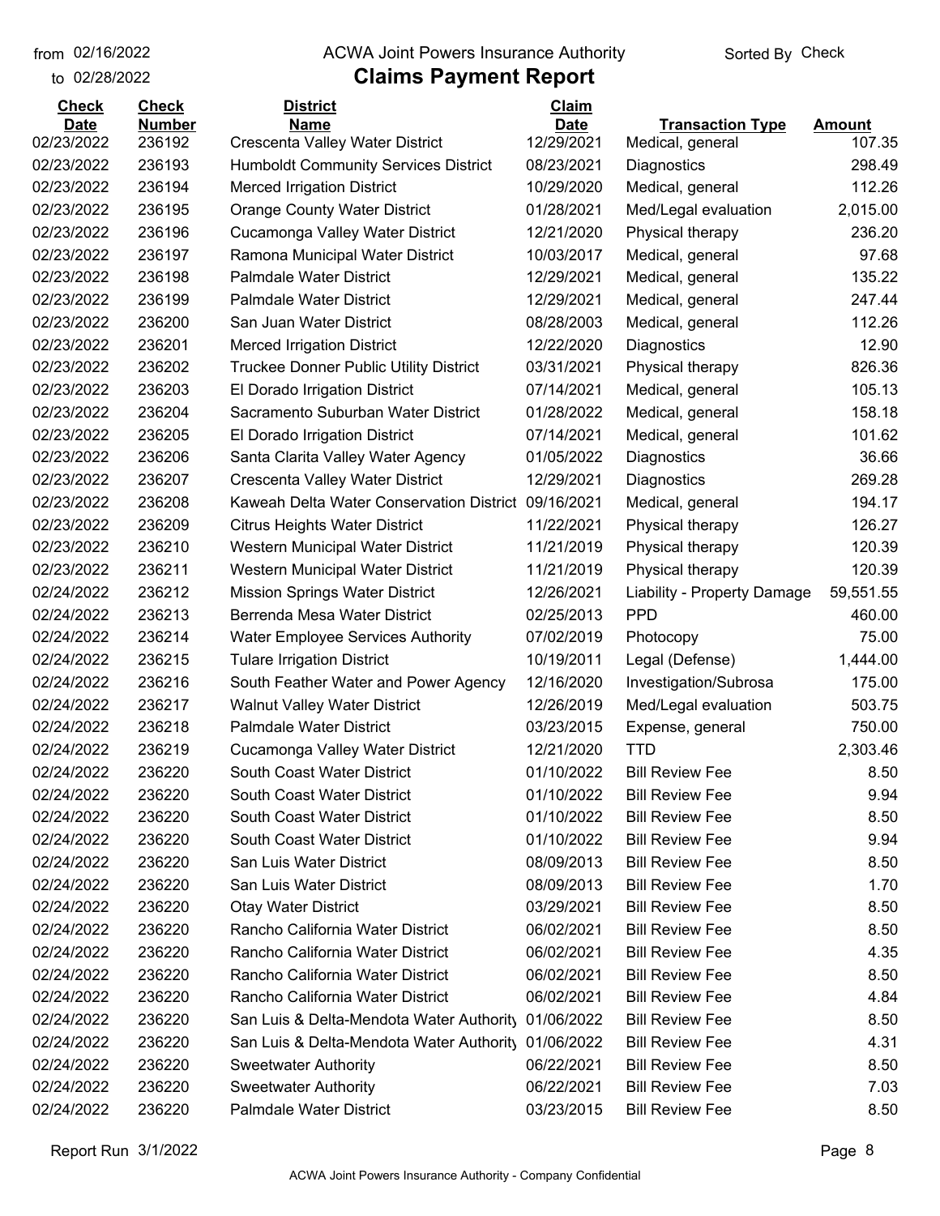from 02/16/2022
to 02/28/2022

ACWA Joint Powers Insurance Authority

# Claims Payment Report

Sorted By Check

| Check Date | Check Number | District Name | Claim Date | Transaction Type | Amount |
|---|---|---|---|---|---|
| 02/23/2022 | 236192 | Crescenta Valley Water District | 12/29/2021 | Medical, general | 107.35 |
| 02/23/2022 | 236193 | Humboldt Community Services District | 08/23/2021 | Diagnostics | 298.49 |
| 02/23/2022 | 236194 | Merced Irrigation District | 10/29/2020 | Medical, general | 112.26 |
| 02/23/2022 | 236195 | Orange County Water District | 01/28/2021 | Med/Legal evaluation | 2,015.00 |
| 02/23/2022 | 236196 | Cucamonga Valley Water District | 12/21/2020 | Physical therapy | 236.20 |
| 02/23/2022 | 236197 | Ramona Municipal Water District | 10/03/2017 | Medical, general | 97.68 |
| 02/23/2022 | 236198 | Palmdale Water District | 12/29/2021 | Medical, general | 135.22 |
| 02/23/2022 | 236199 | Palmdale Water District | 12/29/2021 | Medical, general | 247.44 |
| 02/23/2022 | 236200 | San Juan Water District | 08/28/2003 | Medical, general | 112.26 |
| 02/23/2022 | 236201 | Merced Irrigation District | 12/22/2020 | Diagnostics | 12.90 |
| 02/23/2022 | 236202 | Truckee Donner Public Utility District | 03/31/2021 | Physical therapy | 826.36 |
| 02/23/2022 | 236203 | El Dorado Irrigation District | 07/14/2021 | Medical, general | 105.13 |
| 02/23/2022 | 236204 | Sacramento Suburban Water District | 01/28/2022 | Medical, general | 158.18 |
| 02/23/2022 | 236205 | El Dorado Irrigation District | 07/14/2021 | Medical, general | 101.62 |
| 02/23/2022 | 236206 | Santa Clarita Valley Water Agency | 01/05/2022 | Diagnostics | 36.66 |
| 02/23/2022 | 236207 | Crescenta Valley Water District | 12/29/2021 | Diagnostics | 269.28 |
| 02/23/2022 | 236208 | Kaweah Delta Water Conservation District | 09/16/2021 | Medical, general | 194.17 |
| 02/23/2022 | 236209 | Citrus Heights Water District | 11/22/2021 | Physical therapy | 126.27 |
| 02/23/2022 | 236210 | Western Municipal Water District | 11/21/2019 | Physical therapy | 120.39 |
| 02/23/2022 | 236211 | Western Municipal Water District | 11/21/2019 | Physical therapy | 120.39 |
| 02/24/2022 | 236212 | Mission Springs Water District | 12/26/2021 | Liability - Property Damage | 59,551.55 |
| 02/24/2022 | 236213 | Berrenda Mesa Water District | 02/25/2013 | PPD | 460.00 |
| 02/24/2022 | 236214 | Water Employee Services Authority | 07/02/2019 | Photocopy | 75.00 |
| 02/24/2022 | 236215 | Tulare Irrigation District | 10/19/2011 | Legal (Defense) | 1,444.00 |
| 02/24/2022 | 236216 | South Feather Water and Power Agency | 12/16/2020 | Investigation/Subrosa | 175.00 |
| 02/24/2022 | 236217 | Walnut Valley Water District | 12/26/2019 | Med/Legal evaluation | 503.75 |
| 02/24/2022 | 236218 | Palmdale Water District | 03/23/2015 | Expense, general | 750.00 |
| 02/24/2022 | 236219 | Cucamonga Valley Water District | 12/21/2020 | TTD | 2,303.46 |
| 02/24/2022 | 236220 | South Coast Water District | 01/10/2022 | Bill Review Fee | 8.50 |
| 02/24/2022 | 236220 | South Coast Water District | 01/10/2022 | Bill Review Fee | 9.94 |
| 02/24/2022 | 236220 | South Coast Water District | 01/10/2022 | Bill Review Fee | 8.50 |
| 02/24/2022 | 236220 | South Coast Water District | 01/10/2022 | Bill Review Fee | 9.94 |
| 02/24/2022 | 236220 | San Luis Water District | 08/09/2013 | Bill Review Fee | 8.50 |
| 02/24/2022 | 236220 | San Luis Water District | 08/09/2013 | Bill Review Fee | 1.70 |
| 02/24/2022 | 236220 | Otay Water District | 03/29/2021 | Bill Review Fee | 8.50 |
| 02/24/2022 | 236220 | Rancho California Water District | 06/02/2021 | Bill Review Fee | 8.50 |
| 02/24/2022 | 236220 | Rancho California Water District | 06/02/2021 | Bill Review Fee | 4.35 |
| 02/24/2022 | 236220 | Rancho California Water District | 06/02/2021 | Bill Review Fee | 8.50 |
| 02/24/2022 | 236220 | Rancho California Water District | 06/02/2021 | Bill Review Fee | 4.84 |
| 02/24/2022 | 236220 | San Luis & Delta-Mendota Water Authority | 01/06/2022 | Bill Review Fee | 8.50 |
| 02/24/2022 | 236220 | San Luis & Delta-Mendota Water Authority | 01/06/2022 | Bill Review Fee | 4.31 |
| 02/24/2022 | 236220 | Sweetwater Authority | 06/22/2021 | Bill Review Fee | 8.50 |
| 02/24/2022 | 236220 | Sweetwater Authority | 06/22/2021 | Bill Review Fee | 7.03 |
| 02/24/2022 | 236220 | Palmdale Water District | 03/23/2015 | Bill Review Fee | 8.50 |

Report Run 3/1/2022

ACWA Joint Powers Insurance Authority - Company Confidential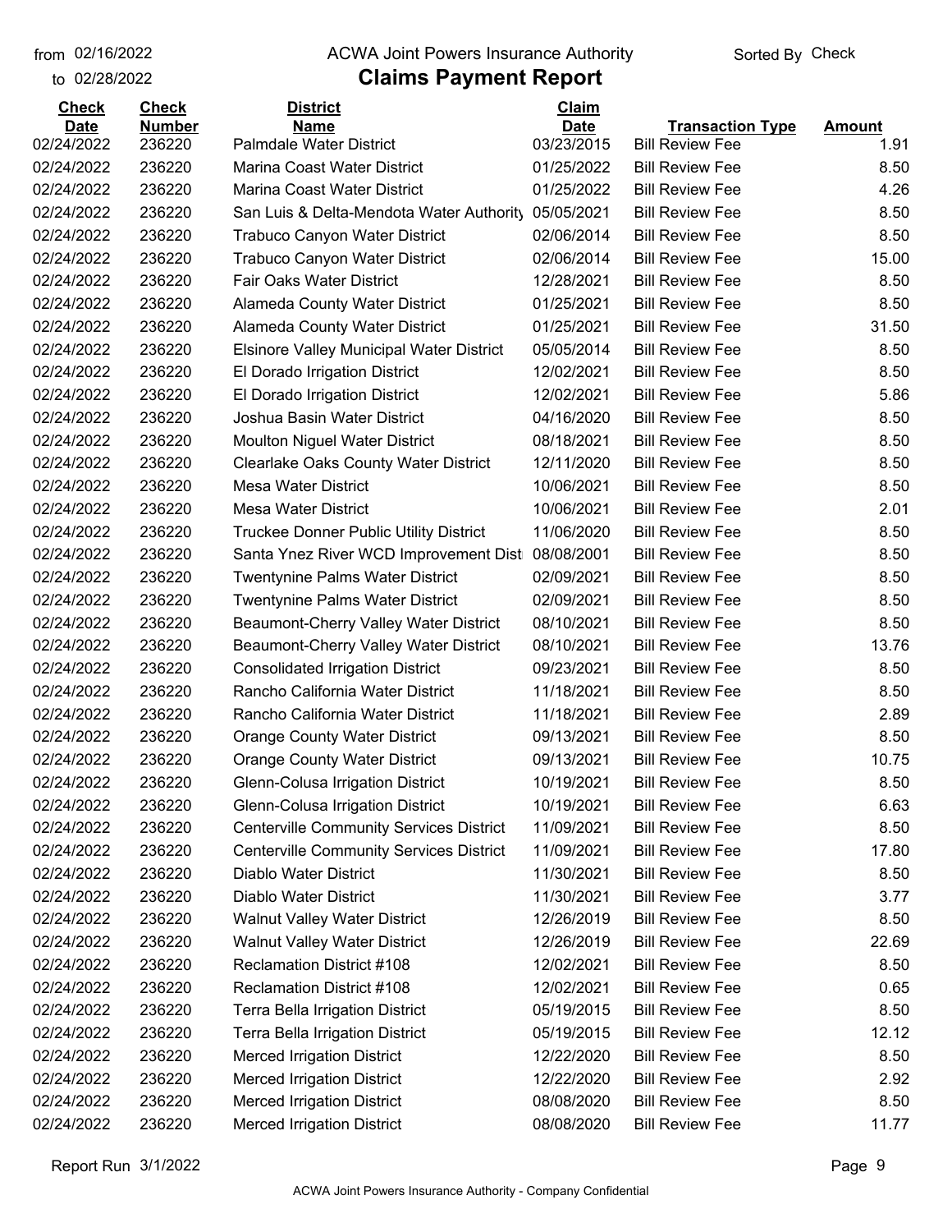# ACWA Joint Powers Insurance Authority

## Claims Payment Report

from 02/16/2022 to 02/28/2022

Sorted By Check

| Check Date | Check Number | District Name | Claim Date | Transaction Type | Amount |
|---|---|---|---|---|---|
| 02/24/2022 | 236220 | Palmdale Water District | 03/23/2015 | Bill Review Fee | 1.91 |
| 02/24/2022 | 236220 | Marina Coast Water District | 01/25/2022 | Bill Review Fee | 8.50 |
| 02/24/2022 | 236220 | Marina Coast Water District | 01/25/2022 | Bill Review Fee | 4.26 |
| 02/24/2022 | 236220 | San Luis & Delta-Mendota Water Authority | 05/05/2021 | Bill Review Fee | 8.50 |
| 02/24/2022 | 236220 | Trabuco Canyon Water District | 02/06/2014 | Bill Review Fee | 8.50 |
| 02/24/2022 | 236220 | Trabuco Canyon Water District | 02/06/2014 | Bill Review Fee | 15.00 |
| 02/24/2022 | 236220 | Fair Oaks Water District | 12/28/2021 | Bill Review Fee | 8.50 |
| 02/24/2022 | 236220 | Alameda County Water District | 01/25/2021 | Bill Review Fee | 8.50 |
| 02/24/2022 | 236220 | Alameda County Water District | 01/25/2021 | Bill Review Fee | 31.50 |
| 02/24/2022 | 236220 | Elsinore Valley Municipal Water District | 05/05/2014 | Bill Review Fee | 8.50 |
| 02/24/2022 | 236220 | El Dorado Irrigation District | 12/02/2021 | Bill Review Fee | 8.50 |
| 02/24/2022 | 236220 | El Dorado Irrigation District | 12/02/2021 | Bill Review Fee | 5.86 |
| 02/24/2022 | 236220 | Joshua Basin Water District | 04/16/2020 | Bill Review Fee | 8.50 |
| 02/24/2022 | 236220 | Moulton Niguel Water District | 08/18/2021 | Bill Review Fee | 8.50 |
| 02/24/2022 | 236220 | Clearlake Oaks County Water District | 12/11/2020 | Bill Review Fee | 8.50 |
| 02/24/2022 | 236220 | Mesa Water District | 10/06/2021 | Bill Review Fee | 8.50 |
| 02/24/2022 | 236220 | Mesa Water District | 10/06/2021 | Bill Review Fee | 2.01 |
| 02/24/2022 | 236220 | Truckee Donner Public Utility District | 11/06/2020 | Bill Review Fee | 8.50 |
| 02/24/2022 | 236220 | Santa Ynez River WCD Improvement Dist | 08/08/2001 | Bill Review Fee | 8.50 |
| 02/24/2022 | 236220 | Twentynine Palms Water District | 02/09/2021 | Bill Review Fee | 8.50 |
| 02/24/2022 | 236220 | Twentynine Palms Water District | 02/09/2021 | Bill Review Fee | 8.50 |
| 02/24/2022 | 236220 | Beaumont-Cherry Valley Water District | 08/10/2021 | Bill Review Fee | 8.50 |
| 02/24/2022 | 236220 | Beaumont-Cherry Valley Water District | 08/10/2021 | Bill Review Fee | 13.76 |
| 02/24/2022 | 236220 | Consolidated Irrigation District | 09/23/2021 | Bill Review Fee | 8.50 |
| 02/24/2022 | 236220 | Rancho California Water District | 11/18/2021 | Bill Review Fee | 8.50 |
| 02/24/2022 | 236220 | Rancho California Water District | 11/18/2021 | Bill Review Fee | 2.89 |
| 02/24/2022 | 236220 | Orange County Water District | 09/13/2021 | Bill Review Fee | 8.50 |
| 02/24/2022 | 236220 | Orange County Water District | 09/13/2021 | Bill Review Fee | 10.75 |
| 02/24/2022 | 236220 | Glenn-Colusa Irrigation District | 10/19/2021 | Bill Review Fee | 8.50 |
| 02/24/2022 | 236220 | Glenn-Colusa Irrigation District | 10/19/2021 | Bill Review Fee | 6.63 |
| 02/24/2022 | 236220 | Centerville Community Services District | 11/09/2021 | Bill Review Fee | 8.50 |
| 02/24/2022 | 236220 | Centerville Community Services District | 11/09/2021 | Bill Review Fee | 17.80 |
| 02/24/2022 | 236220 | Diablo Water District | 11/30/2021 | Bill Review Fee | 8.50 |
| 02/24/2022 | 236220 | Diablo Water District | 11/30/2021 | Bill Review Fee | 3.77 |
| 02/24/2022 | 236220 | Walnut Valley Water District | 12/26/2019 | Bill Review Fee | 8.50 |
| 02/24/2022 | 236220 | Walnut Valley Water District | 12/26/2019 | Bill Review Fee | 22.69 |
| 02/24/2022 | 236220 | Reclamation District #108 | 12/02/2021 | Bill Review Fee | 8.50 |
| 02/24/2022 | 236220 | Reclamation District #108 | 12/02/2021 | Bill Review Fee | 0.65 |
| 02/24/2022 | 236220 | Terra Bella Irrigation District | 05/19/2015 | Bill Review Fee | 8.50 |
| 02/24/2022 | 236220 | Terra Bella Irrigation District | 05/19/2015 | Bill Review Fee | 12.12 |
| 02/24/2022 | 236220 | Merced Irrigation District | 12/22/2020 | Bill Review Fee | 8.50 |
| 02/24/2022 | 236220 | Merced Irrigation District | 12/22/2020 | Bill Review Fee | 2.92 |
| 02/24/2022 | 236220 | Merced Irrigation District | 08/08/2020 | Bill Review Fee | 8.50 |
| 02/24/2022 | 236220 | Merced Irrigation District | 08/08/2020 | Bill Review Fee | 11.77 |

Report Run 3/1/2022

ACWA Joint Powers Insurance Authority - Company Confidential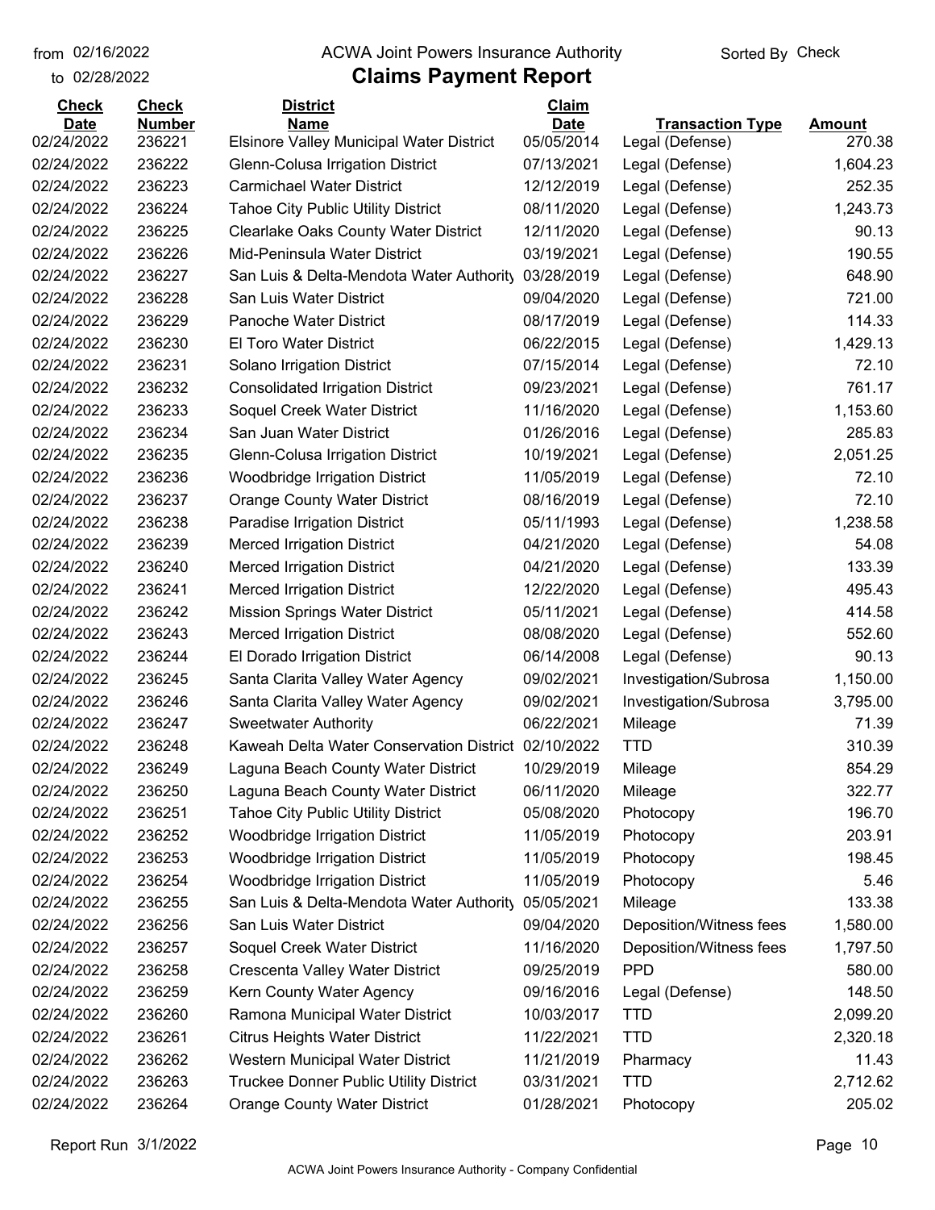from 02/16/2022
to 02/28/2022

ACWA Joint Powers Insurance Authority

# Claims Payment Report

Sorted By Check

| Check Date | Check Number | District Name | Claim Date | Transaction Type | Amount |
|---|---|---|---|---|---|
| 02/24/2022 | 236221 | Elsinore Valley Municipal Water District | 05/05/2014 | Legal (Defense) | 270.38 |
| 02/24/2022 | 236222 | Glenn-Colusa Irrigation District | 07/13/2021 | Legal (Defense) | 1,604.23 |
| 02/24/2022 | 236223 | Carmichael Water District | 12/12/2019 | Legal (Defense) | 252.35 |
| 02/24/2022 | 236224 | Tahoe City Public Utility District | 08/11/2020 | Legal (Defense) | 1,243.73 |
| 02/24/2022 | 236225 | Clearlake Oaks County Water District | 12/11/2020 | Legal (Defense) | 90.13 |
| 02/24/2022 | 236226 | Mid-Peninsula Water District | 03/19/2021 | Legal (Defense) | 190.55 |
| 02/24/2022 | 236227 | San Luis & Delta-Mendota Water Authority | 03/28/2019 | Legal (Defense) | 648.90 |
| 02/24/2022 | 236228 | San Luis Water District | 09/04/2020 | Legal (Defense) | 721.00 |
| 02/24/2022 | 236229 | Panoche Water District | 08/17/2019 | Legal (Defense) | 114.33 |
| 02/24/2022 | 236230 | El Toro Water District | 06/22/2015 | Legal (Defense) | 1,429.13 |
| 02/24/2022 | 236231 | Solano Irrigation District | 07/15/2014 | Legal (Defense) | 72.10 |
| 02/24/2022 | 236232 | Consolidated Irrigation District | 09/23/2021 | Legal (Defense) | 761.17 |
| 02/24/2022 | 236233 | Soquel Creek Water District | 11/16/2020 | Legal (Defense) | 1,153.60 |
| 02/24/2022 | 236234 | San Juan Water District | 01/26/2016 | Legal (Defense) | 285.83 |
| 02/24/2022 | 236235 | Glenn-Colusa Irrigation District | 10/19/2021 | Legal (Defense) | 2,051.25 |
| 02/24/2022 | 236236 | Woodbridge Irrigation District | 11/05/2019 | Legal (Defense) | 72.10 |
| 02/24/2022 | 236237 | Orange County Water District | 08/16/2019 | Legal (Defense) | 72.10 |
| 02/24/2022 | 236238 | Paradise Irrigation District | 05/11/1993 | Legal (Defense) | 1,238.58 |
| 02/24/2022 | 236239 | Merced Irrigation District | 04/21/2020 | Legal (Defense) | 54.08 |
| 02/24/2022 | 236240 | Merced Irrigation District | 04/21/2020 | Legal (Defense) | 133.39 |
| 02/24/2022 | 236241 | Merced Irrigation District | 12/22/2020 | Legal (Defense) | 495.43 |
| 02/24/2022 | 236242 | Mission Springs Water District | 05/11/2021 | Legal (Defense) | 414.58 |
| 02/24/2022 | 236243 | Merced Irrigation District | 08/08/2020 | Legal (Defense) | 552.60 |
| 02/24/2022 | 236244 | El Dorado Irrigation District | 06/14/2008 | Legal (Defense) | 90.13 |
| 02/24/2022 | 236245 | Santa Clarita Valley Water Agency | 09/02/2021 | Investigation/Subrosa | 1,150.00 |
| 02/24/2022 | 236246 | Santa Clarita Valley Water Agency | 09/02/2021 | Investigation/Subrosa | 3,795.00 |
| 02/24/2022 | 236247 | Sweetwater Authority | 06/22/2021 | Mileage | 71.39 |
| 02/24/2022 | 236248 | Kaweah Delta Water Conservation District | 02/10/2022 | TTD | 310.39 |
| 02/24/2022 | 236249 | Laguna Beach County Water District | 10/29/2019 | Mileage | 854.29 |
| 02/24/2022 | 236250 | Laguna Beach County Water District | 06/11/2020 | Mileage | 322.77 |
| 02/24/2022 | 236251 | Tahoe City Public Utility District | 05/08/2020 | Photocopy | 196.70 |
| 02/24/2022 | 236252 | Woodbridge Irrigation District | 11/05/2019 | Photocopy | 203.91 |
| 02/24/2022 | 236253 | Woodbridge Irrigation District | 11/05/2019 | Photocopy | 198.45 |
| 02/24/2022 | 236254 | Woodbridge Irrigation District | 11/05/2019 | Photocopy | 5.46 |
| 02/24/2022 | 236255 | San Luis & Delta-Mendota Water Authority | 05/05/2021 | Mileage | 133.38 |
| 02/24/2022 | 236256 | San Luis Water District | 09/04/2020 | Deposition/Witness fees | 1,580.00 |
| 02/24/2022 | 236257 | Soquel Creek Water District | 11/16/2020 | Deposition/Witness fees | 1,797.50 |
| 02/24/2022 | 236258 | Crescenta Valley Water District | 09/25/2019 | PPD | 580.00 |
| 02/24/2022 | 236259 | Kern County Water Agency | 09/16/2016 | Legal (Defense) | 148.50 |
| 02/24/2022 | 236260 | Ramona Municipal Water District | 10/03/2017 | TTD | 2,099.20 |
| 02/24/2022 | 236261 | Citrus Heights Water District | 11/22/2021 | TTD | 2,320.18 |
| 02/24/2022 | 236262 | Western Municipal Water District | 11/21/2019 | Pharmacy | 11.43 |
| 02/24/2022 | 236263 | Truckee Donner Public Utility District | 03/31/2021 | TTD | 2,712.62 |
| 02/24/2022 | 236264 | Orange County Water District | 01/28/2021 | Photocopy | 205.02 |

Report Run 3/1/2022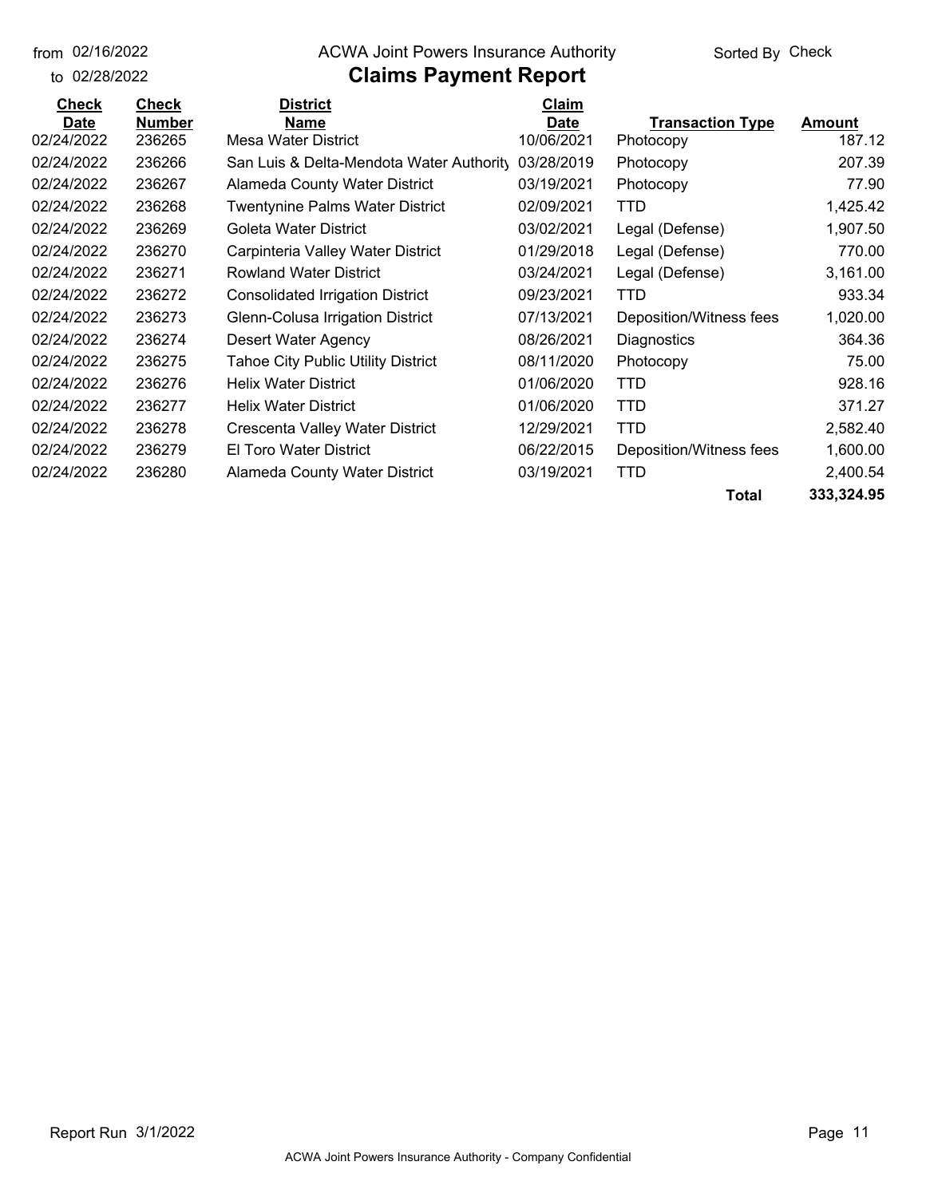from 02/16/2022
to 02/28/2022

ACWA Joint Powers Insurance Authority

# Claims Payment Report

Sorted By Check

| Check Date | Check Number | District Name | Claim Date | Transaction Type | Amount |
|---|---|---|---|---|---|
| 02/24/2022 | 236265 | Mesa Water District | 10/06/2021 | Photocopy | 187.12 |
| 02/24/2022 | 236266 | San Luis & Delta-Mendota Water Authority | 03/28/2019 | Photocopy | 207.39 |
| 02/24/2022 | 236267 | Alameda County Water District | 03/19/2021 | Photocopy | 77.90 |
| 02/24/2022 | 236268 | Twentynine Palms Water District | 02/09/2021 | TTD | 1,425.42 |
| 02/24/2022 | 236269 | Goleta Water District | 03/02/2021 | Legal (Defense) | 1,907.50 |
| 02/24/2022 | 236270 | Carpinteria Valley Water District | 01/29/2018 | Legal (Defense) | 770.00 |
| 02/24/2022 | 236271 | Rowland Water District | 03/24/2021 | Legal (Defense) | 3,161.00 |
| 02/24/2022 | 236272 | Consolidated Irrigation District | 09/23/2021 | TTD | 933.34 |
| 02/24/2022 | 236273 | Glenn-Colusa Irrigation District | 07/13/2021 | Deposition/Witness fees | 1,020.00 |
| 02/24/2022 | 236274 | Desert Water Agency | 08/26/2021 | Diagnostics | 364.36 |
| 02/24/2022 | 236275 | Tahoe City Public Utility District | 08/11/2020 | Photocopy | 75.00 |
| 02/24/2022 | 236276 | Helix Water District | 01/06/2020 | TTD | 928.16 |
| 02/24/2022 | 236277 | Helix Water District | 01/06/2020 | TTD | 371.27 |
| 02/24/2022 | 236278 | Crescenta Valley Water District | 12/29/2021 | TTD | 2,582.40 |
| 02/24/2022 | 236279 | El Toro Water District | 06/22/2015 | Deposition/Witness fees | 1,600.00 |
| 02/24/2022 | 236280 | Alameda County Water District | 03/19/2021 | TTD | 2,400.54 |
| | | | | **Total** | **333,324.95** |

Report Run 3/1/2022

ACWA Joint Powers Insurance Authority - Company Confidential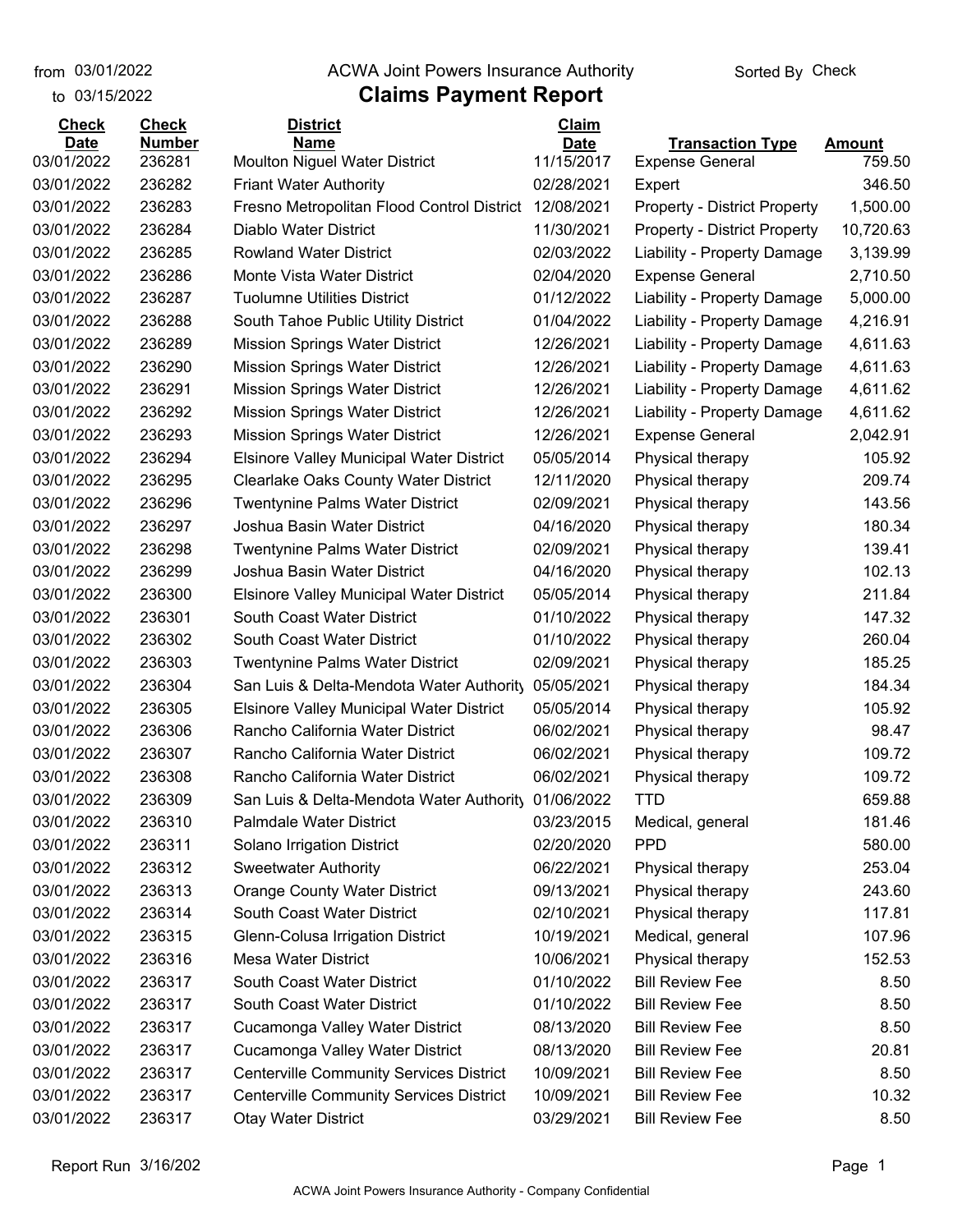from 03/01/2022
to 03/15/2022

ACWA Joint Powers Insurance Authority

# Claims Payment Report

Sorted By Check

| Check Date | Check Number | District Name | Claim Date | Transaction Type | Amount |
|---|---|---|---|---|---|
| 03/01/2022 | 236281 | Moulton Niguel Water District | 11/15/2017 | Expense General | 759.50 |
| 03/01/2022 | 236282 | Friant Water Authority | 02/28/2021 | Expert | 346.50 |
| 03/01/2022 | 236283 | Fresno Metropolitan Flood Control District | 12/08/2021 | Property - District Property | 1,500.00 |
| 03/01/2022 | 236284 | Diablo Water District | 11/30/2021 | Property - District Property | 10,720.63 |
| 03/01/2022 | 236285 | Rowland Water District | 02/03/2022 | Liability - Property Damage | 3,139.99 |
| 03/01/2022 | 236286 | Monte Vista Water District | 02/04/2020 | Expense General | 2,710.50 |
| 03/01/2022 | 236287 | Tuolumne Utilities District | 01/12/2022 | Liability - Property Damage | 5,000.00 |
| 03/01/2022 | 236288 | South Tahoe Public Utility District | 01/04/2022 | Liability - Property Damage | 4,216.91 |
| 03/01/2022 | 236289 | Mission Springs Water District | 12/26/2021 | Liability - Property Damage | 4,611.63 |
| 03/01/2022 | 236290 | Mission Springs Water District | 12/26/2021 | Liability - Property Damage | 4,611.63 |
| 03/01/2022 | 236291 | Mission Springs Water District | 12/26/2021 | Liability - Property Damage | 4,611.62 |
| 03/01/2022 | 236292 | Mission Springs Water District | 12/26/2021 | Liability - Property Damage | 4,611.62 |
| 03/01/2022 | 236293 | Mission Springs Water District | 12/26/2021 | Expense General | 2,042.91 |
| 03/01/2022 | 236294 | Elsinore Valley Municipal Water District | 05/05/2014 | Physical therapy | 105.92 |
| 03/01/2022 | 236295 | Clearlake Oaks County Water District | 12/11/2020 | Physical therapy | 209.74 |
| 03/01/2022 | 236296 | Twentynine Palms Water District | 02/09/2021 | Physical therapy | 143.56 |
| 03/01/2022 | 236297 | Joshua Basin Water District | 04/16/2020 | Physical therapy | 180.34 |
| 03/01/2022 | 236298 | Twentynine Palms Water District | 02/09/2021 | Physical therapy | 139.41 |
| 03/01/2022 | 236299 | Joshua Basin Water District | 04/16/2020 | Physical therapy | 102.13 |
| 03/01/2022 | 236300 | Elsinore Valley Municipal Water District | 05/05/2014 | Physical therapy | 211.84 |
| 03/01/2022 | 236301 | South Coast Water District | 01/10/2022 | Physical therapy | 147.32 |
| 03/01/2022 | 236302 | South Coast Water District | 01/10/2022 | Physical therapy | 260.04 |
| 03/01/2022 | 236303 | Twentynine Palms Water District | 02/09/2021 | Physical therapy | 185.25 |
| 03/01/2022 | 236304 | San Luis & Delta-Mendota Water Authority | 05/05/2021 | Physical therapy | 184.34 |
| 03/01/2022 | 236305 | Elsinore Valley Municipal Water District | 05/05/2014 | Physical therapy | 105.92 |
| 03/01/2022 | 236306 | Rancho California Water District | 06/02/2021 | Physical therapy | 98.47 |
| 03/01/2022 | 236307 | Rancho California Water District | 06/02/2021 | Physical therapy | 109.72 |
| 03/01/2022 | 236308 | Rancho California Water District | 06/02/2021 | Physical therapy | 109.72 |
| 03/01/2022 | 236309 | San Luis & Delta-Mendota Water Authority | 01/06/2022 | TTD | 659.88 |
| 03/01/2022 | 236310 | Palmdale Water District | 03/23/2015 | Medical, general | 181.46 |
| 03/01/2022 | 236311 | Solano Irrigation District | 02/20/2020 | PPD | 580.00 |
| 03/01/2022 | 236312 | Sweetwater Authority | 06/22/2021 | Physical therapy | 253.04 |
| 03/01/2022 | 236313 | Orange County Water District | 09/13/2021 | Physical therapy | 243.60 |
| 03/01/2022 | 236314 | South Coast Water District | 02/10/2021 | Physical therapy | 117.81 |
| 03/01/2022 | 236315 | Glenn-Colusa Irrigation District | 10/19/2021 | Medical, general | 107.96 |
| 03/01/2022 | 236316 | Mesa Water District | 10/06/2021 | Physical therapy | 152.53 |
| 03/01/2022 | 236317 | South Coast Water District | 01/10/2022 | Bill Review Fee | 8.50 |
| 03/01/2022 | 236317 | South Coast Water District | 01/10/2022 | Bill Review Fee | 8.50 |
| 03/01/2022 | 236317 | Cucamonga Valley Water District | 08/13/2020 | Bill Review Fee | 8.50 |
| 03/01/2022 | 236317 | Cucamonga Valley Water District | 08/13/2020 | Bill Review Fee | 20.81 |
| 03/01/2022 | 236317 | Centerville Community Services District | 10/09/2021 | Bill Review Fee | 8.50 |
| 03/01/2022 | 236317 | Centerville Community Services District | 10/09/2021 | Bill Review Fee | 10.32 |
| 03/01/2022 | 236317 | Otay Water District | 03/29/2021 | Bill Review Fee | 8.50 |

Report Run 3/16/202

ACWA Joint Powers Insurance Authority - Company Confidential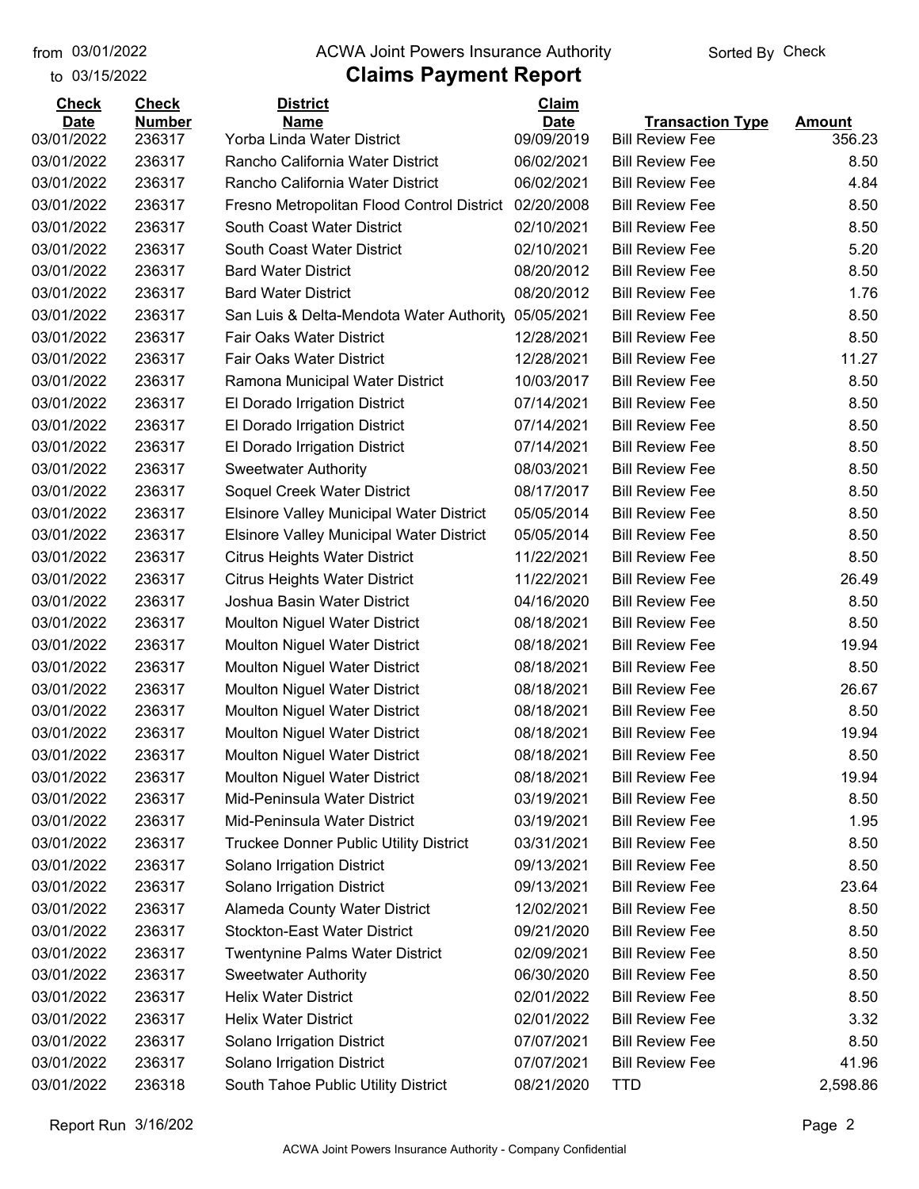from 03/01/2022 to 03/15/2022

# ACWA Joint Powers Insurance Authority

## Claims Payment Report

Sorted By Check

| Check Date | Check Number | District Name | Claim Date | Transaction Type | Amount |
|---|---|---|---|---|---|
| 03/01/2022 | 236317 | Yorba Linda Water District | 09/09/2019 | Bill Review Fee | 356.23 |
| 03/01/2022 | 236317 | Rancho California Water District | 06/02/2021 | Bill Review Fee | 8.50 |
| 03/01/2022 | 236317 | Rancho California Water District | 06/02/2021 | Bill Review Fee | 4.84 |
| 03/01/2022 | 236317 | Fresno Metropolitan Flood Control District | 02/20/2008 | Bill Review Fee | 8.50 |
| 03/01/2022 | 236317 | South Coast Water District | 02/10/2021 | Bill Review Fee | 8.50 |
| 03/01/2022 | 236317 | South Coast Water District | 02/10/2021 | Bill Review Fee | 5.20 |
| 03/01/2022 | 236317 | Bard Water District | 08/20/2012 | Bill Review Fee | 8.50 |
| 03/01/2022 | 236317 | Bard Water District | 08/20/2012 | Bill Review Fee | 1.76 |
| 03/01/2022 | 236317 | San Luis & Delta-Mendota Water Authority | 05/05/2021 | Bill Review Fee | 8.50 |
| 03/01/2022 | 236317 | Fair Oaks Water District | 12/28/2021 | Bill Review Fee | 8.50 |
| 03/01/2022 | 236317 | Fair Oaks Water District | 12/28/2021 | Bill Review Fee | 11.27 |
| 03/01/2022 | 236317 | Ramona Municipal Water District | 10/03/2017 | Bill Review Fee | 8.50 |
| 03/01/2022 | 236317 | El Dorado Irrigation District | 07/14/2021 | Bill Review Fee | 8.50 |
| 03/01/2022 | 236317 | El Dorado Irrigation District | 07/14/2021 | Bill Review Fee | 8.50 |
| 03/01/2022 | 236317 | El Dorado Irrigation District | 07/14/2021 | Bill Review Fee | 8.50 |
| 03/01/2022 | 236317 | Sweetwater Authority | 08/03/2021 | Bill Review Fee | 8.50 |
| 03/01/2022 | 236317 | Soquel Creek Water District | 08/17/2017 | Bill Review Fee | 8.50 |
| 03/01/2022 | 236317 | Elsinore Valley Municipal Water District | 05/05/2014 | Bill Review Fee | 8.50 |
| 03/01/2022 | 236317 | Elsinore Valley Municipal Water District | 05/05/2014 | Bill Review Fee | 8.50 |
| 03/01/2022 | 236317 | Citrus Heights Water District | 11/22/2021 | Bill Review Fee | 8.50 |
| 03/01/2022 | 236317 | Citrus Heights Water District | 11/22/2021 | Bill Review Fee | 26.49 |
| 03/01/2022 | 236317 | Joshua Basin Water District | 04/16/2020 | Bill Review Fee | 8.50 |
| 03/01/2022 | 236317 | Moulton Niguel Water District | 08/18/2021 | Bill Review Fee | 8.50 |
| 03/01/2022 | 236317 | Moulton Niguel Water District | 08/18/2021 | Bill Review Fee | 19.94 |
| 03/01/2022 | 236317 | Moulton Niguel Water District | 08/18/2021 | Bill Review Fee | 8.50 |
| 03/01/2022 | 236317 | Moulton Niguel Water District | 08/18/2021 | Bill Review Fee | 26.67 |
| 03/01/2022 | 236317 | Moulton Niguel Water District | 08/18/2021 | Bill Review Fee | 8.50 |
| 03/01/2022 | 236317 | Moulton Niguel Water District | 08/18/2021 | Bill Review Fee | 19.94 |
| 03/01/2022 | 236317 | Moulton Niguel Water District | 08/18/2021 | Bill Review Fee | 8.50 |
| 03/01/2022 | 236317 | Moulton Niguel Water District | 08/18/2021 | Bill Review Fee | 19.94 |
| 03/01/2022 | 236317 | Mid-Peninsula Water District | 03/19/2021 | Bill Review Fee | 8.50 |
| 03/01/2022 | 236317 | Mid-Peninsula Water District | 03/19/2021 | Bill Review Fee | 1.95 |
| 03/01/2022 | 236317 | Truckee Donner Public Utility District | 03/31/2021 | Bill Review Fee | 8.50 |
| 03/01/2022 | 236317 | Solano Irrigation District | 09/13/2021 | Bill Review Fee | 8.50 |
| 03/01/2022 | 236317 | Solano Irrigation District | 09/13/2021 | Bill Review Fee | 23.64 |
| 03/01/2022 | 236317 | Alameda County Water District | 12/02/2021 | Bill Review Fee | 8.50 |
| 03/01/2022 | 236317 | Stockton-East Water District | 09/21/2020 | Bill Review Fee | 8.50 |
| 03/01/2022 | 236317 | Twentynine Palms Water District | 02/09/2021 | Bill Review Fee | 8.50 |
| 03/01/2022 | 236317 | Sweetwater Authority | 06/30/2020 | Bill Review Fee | 8.50 |
| 03/01/2022 | 236317 | Helix Water District | 02/01/2022 | Bill Review Fee | 8.50 |
| 03/01/2022 | 236317 | Helix Water District | 02/01/2022 | Bill Review Fee | 3.32 |
| 03/01/2022 | 236317 | Solano Irrigation District | 07/07/2021 | Bill Review Fee | 8.50 |
| 03/01/2022 | 236317 | Solano Irrigation District | 07/07/2021 | Bill Review Fee | 41.96 |
| 03/01/2022 | 236318 | South Tahoe Public Utility District | 08/21/2020 | TTD | 2,598.86 |

Report Run 3/16/202

ACWA Joint Powers Insurance Authority - Company Confidential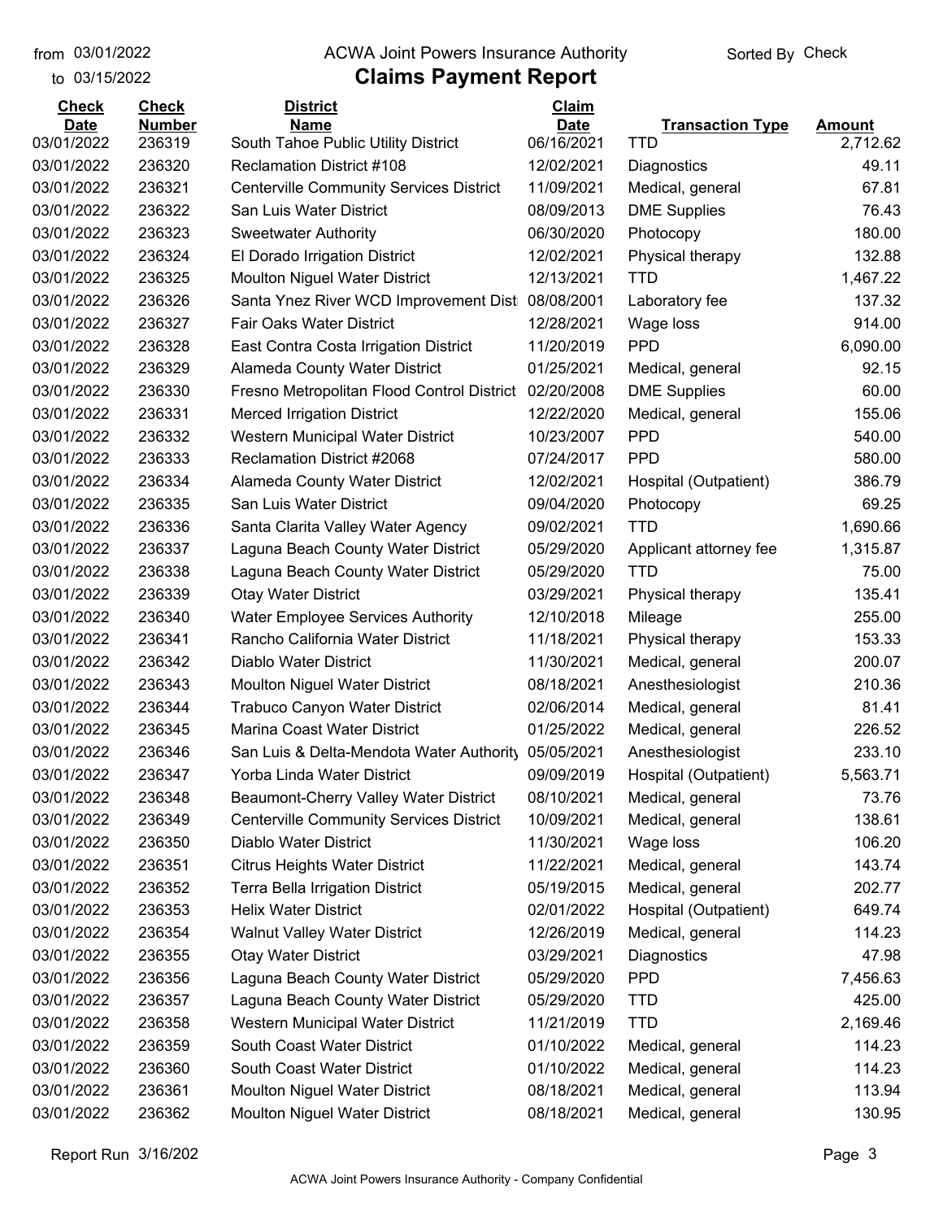from 03/01/2022 to 03/15/2022

# ACWA Joint Powers Insurance Authority

## Claims Payment Report

Sorted By Check

| Check Date | Check Number | District Name | Claim Date | Transaction Type | Amount |
|---|---|---|---|---|---|
| 03/01/2022 | 236319 | South Tahoe Public Utility District | 06/16/2021 | TTD | 2,712.62 |
| 03/01/2022 | 236320 | Reclamation District #108 | 12/02/2021 | Diagnostics | 49.11 |
| 03/01/2022 | 236321 | Centerville Community Services District | 11/09/2021 | Medical, general | 67.81 |
| 03/01/2022 | 236322 | San Luis Water District | 08/09/2013 | DME Supplies | 76.43 |
| 03/01/2022 | 236323 | Sweetwater Authority | 06/30/2020 | Photocopy | 180.00 |
| 03/01/2022 | 236324 | El Dorado Irrigation District | 12/02/2021 | Physical therapy | 132.88 |
| 03/01/2022 | 236325 | Moulton Niguel Water District | 12/13/2021 | TTD | 1,467.22 |
| 03/01/2022 | 236326 | Santa Ynez River WCD Improvement Dist | 08/08/2001 | Laboratory fee | 137.32 |
| 03/01/2022 | 236327 | Fair Oaks Water District | 12/28/2021 | Wage loss | 914.00 |
| 03/01/2022 | 236328 | East Contra Costa Irrigation District | 11/20/2019 | PPD | 6,090.00 |
| 03/01/2022 | 236329 | Alameda County Water District | 01/25/2021 | Medical, general | 92.15 |
| 03/01/2022 | 236330 | Fresno Metropolitan Flood Control District | 02/20/2008 | DME Supplies | 60.00 |
| 03/01/2022 | 236331 | Merced Irrigation District | 12/22/2020 | Medical, general | 155.06 |
| 03/01/2022 | 236332 | Western Municipal Water District | 10/23/2007 | PPD | 540.00 |
| 03/01/2022 | 236333 | Reclamation District #2068 | 07/24/2017 | PPD | 580.00 |
| 03/01/2022 | 236334 | Alameda County Water District | 12/02/2021 | Hospital (Outpatient) | 386.79 |
| 03/01/2022 | 236335 | San Luis Water District | 09/04/2020 | Photocopy | 69.25 |
| 03/01/2022 | 236336 | Santa Clarita Valley Water Agency | 09/02/2021 | TTD | 1,690.66 |
| 03/01/2022 | 236337 | Laguna Beach County Water District | 05/29/2020 | Applicant attorney fee | 1,315.87 |
| 03/01/2022 | 236338 | Laguna Beach County Water District | 05/29/2020 | TTD | 75.00 |
| 03/01/2022 | 236339 | Otay Water District | 03/29/2021 | Physical therapy | 135.41 |
| 03/01/2022 | 236340 | Water Employee Services Authority | 12/10/2018 | Mileage | 255.00 |
| 03/01/2022 | 236341 | Rancho California Water District | 11/18/2021 | Physical therapy | 153.33 |
| 03/01/2022 | 236342 | Diablo Water District | 11/30/2021 | Medical, general | 200.07 |
| 03/01/2022 | 236343 | Moulton Niguel Water District | 08/18/2021 | Anesthesiologist | 210.36 |
| 03/01/2022 | 236344 | Trabuco Canyon Water District | 02/06/2014 | Medical, general | 81.41 |
| 03/01/2022 | 236345 | Marina Coast Water District | 01/25/2022 | Medical, general | 226.52 |
| 03/01/2022 | 236346 | San Luis & Delta-Mendota Water Authority | 05/05/2021 | Anesthesiologist | 233.10 |
| 03/01/2022 | 236347 | Yorba Linda Water District | 09/09/2019 | Hospital (Outpatient) | 5,563.71 |
| 03/01/2022 | 236348 | Beaumont-Cherry Valley Water District | 08/10/2021 | Medical, general | 73.76 |
| 03/01/2022 | 236349 | Centerville Community Services District | 10/09/2021 | Medical, general | 138.61 |
| 03/01/2022 | 236350 | Diablo Water District | 11/30/2021 | Wage loss | 106.20 |
| 03/01/2022 | 236351 | Citrus Heights Water District | 11/22/2021 | Medical, general | 143.74 |
| 03/01/2022 | 236352 | Terra Bella Irrigation District | 05/19/2015 | Medical, general | 202.77 |
| 03/01/2022 | 236353 | Helix Water District | 02/01/2022 | Hospital (Outpatient) | 649.74 |
| 03/01/2022 | 236354 | Walnut Valley Water District | 12/26/2019 | Medical, general | 114.23 |
| 03/01/2022 | 236355 | Otay Water District | 03/29/2021 | Diagnostics | 47.98 |
| 03/01/2022 | 236356 | Laguna Beach County Water District | 05/29/2020 | PPD | 7,456.63 |
| 03/01/2022 | 236357 | Laguna Beach County Water District | 05/29/2020 | TTD | 425.00 |
| 03/01/2022 | 236358 | Western Municipal Water District | 11/21/2019 | TTD | 2,169.46 |
| 03/01/2022 | 236359 | South Coast Water District | 01/10/2022 | Medical, general | 114.23 |
| 03/01/2022 | 236360 | South Coast Water District | 01/10/2022 | Medical, general | 114.23 |
| 03/01/2022 | 236361 | Moulton Niguel Water District | 08/18/2021 | Medical, general | 113.94 |
| 03/01/2022 | 236362 | Moulton Niguel Water District | 08/18/2021 | Medical, general | 130.95 |

Report Run 3/16/202

ACWA Joint Powers Insurance Authority - Company Confidential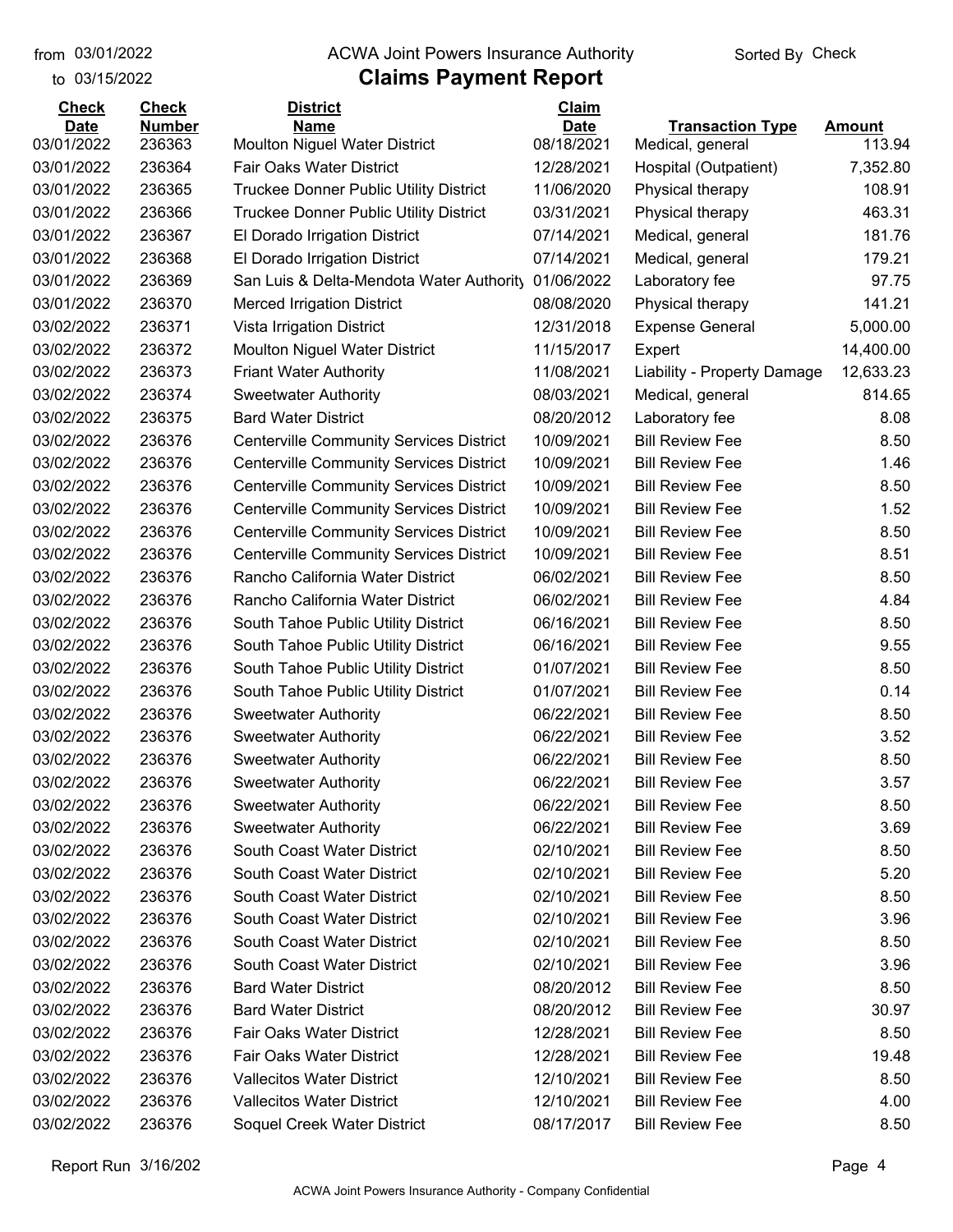from 03/01/2022 ACWA Joint Powers Insurance Authority Sorted By Check

to 03/15/2022

# Claims Payment Report

| Check Date | Check Number | District Name | Claim Date | Transaction Type | Amount |
|---|---|---|---|---|---|
| 03/01/2022 | 236363 | Moulton Niguel Water District | 08/18/2021 | Medical, general | 113.94 |
| 03/01/2022 | 236364 | Fair Oaks Water District | 12/28/2021 | Hospital (Outpatient) | 7,352.80 |
| 03/01/2022 | 236365 | Truckee Donner Public Utility District | 11/06/2020 | Physical therapy | 108.91 |
| 03/01/2022 | 236366 | Truckee Donner Public Utility District | 03/31/2021 | Physical therapy | 463.31 |
| 03/01/2022 | 236367 | El Dorado Irrigation District | 07/14/2021 | Medical, general | 181.76 |
| 03/01/2022 | 236368 | El Dorado Irrigation District | 07/14/2021 | Medical, general | 179.21 |
| 03/01/2022 | 236369 | San Luis & Delta-Mendota Water Authority | 01/06/2022 | Laboratory fee | 97.75 |
| 03/01/2022 | 236370 | Merced Irrigation District | 08/08/2020 | Physical therapy | 141.21 |
| 03/02/2022 | 236371 | Vista Irrigation District | 12/31/2018 | Expense General | 5,000.00 |
| 03/02/2022 | 236372 | Moulton Niguel Water District | 11/15/2017 | Expert | 14,400.00 |
| 03/02/2022 | 236373 | Friant Water Authority | 11/08/2021 | Liability - Property Damage | 12,633.23 |
| 03/02/2022 | 236374 | Sweetwater Authority | 08/03/2021 | Medical, general | 814.65 |
| 03/02/2022 | 236375 | Bard Water District | 08/20/2012 | Laboratory fee | 8.08 |
| 03/02/2022 | 236376 | Centerville Community Services District | 10/09/2021 | Bill Review Fee | 8.50 |
| 03/02/2022 | 236376 | Centerville Community Services District | 10/09/2021 | Bill Review Fee | 1.46 |
| 03/02/2022 | 236376 | Centerville Community Services District | 10/09/2021 | Bill Review Fee | 8.50 |
| 03/02/2022 | 236376 | Centerville Community Services District | 10/09/2021 | Bill Review Fee | 1.52 |
| 03/02/2022 | 236376 | Centerville Community Services District | 10/09/2021 | Bill Review Fee | 8.50 |
| 03/02/2022 | 236376 | Centerville Community Services District | 10/09/2021 | Bill Review Fee | 8.51 |
| 03/02/2022 | 236376 | Rancho California Water District | 06/02/2021 | Bill Review Fee | 8.50 |
| 03/02/2022 | 236376 | Rancho California Water District | 06/02/2021 | Bill Review Fee | 4.84 |
| 03/02/2022 | 236376 | South Tahoe Public Utility District | 06/16/2021 | Bill Review Fee | 8.50 |
| 03/02/2022 | 236376 | South Tahoe Public Utility District | 06/16/2021 | Bill Review Fee | 9.55 |
| 03/02/2022 | 236376 | South Tahoe Public Utility District | 01/07/2021 | Bill Review Fee | 8.50 |
| 03/02/2022 | 236376 | South Tahoe Public Utility District | 01/07/2021 | Bill Review Fee | 0.14 |
| 03/02/2022 | 236376 | Sweetwater Authority | 06/22/2021 | Bill Review Fee | 8.50 |
| 03/02/2022 | 236376 | Sweetwater Authority | 06/22/2021 | Bill Review Fee | 3.52 |
| 03/02/2022 | 236376 | Sweetwater Authority | 06/22/2021 | Bill Review Fee | 8.50 |
| 03/02/2022 | 236376 | Sweetwater Authority | 06/22/2021 | Bill Review Fee | 3.57 |
| 03/02/2022 | 236376 | Sweetwater Authority | 06/22/2021 | Bill Review Fee | 8.50 |
| 03/02/2022 | 236376 | Sweetwater Authority | 06/22/2021 | Bill Review Fee | 3.69 |
| 03/02/2022 | 236376 | South Coast Water District | 02/10/2021 | Bill Review Fee | 8.50 |
| 03/02/2022 | 236376 | South Coast Water District | 02/10/2021 | Bill Review Fee | 5.20 |
| 03/02/2022 | 236376 | South Coast Water District | 02/10/2021 | Bill Review Fee | 8.50 |
| 03/02/2022 | 236376 | South Coast Water District | 02/10/2021 | Bill Review Fee | 3.96 |
| 03/02/2022 | 236376 | South Coast Water District | 02/10/2021 | Bill Review Fee | 8.50 |
| 03/02/2022 | 236376 | South Coast Water District | 02/10/2021 | Bill Review Fee | 3.96 |
| 03/02/2022 | 236376 | Bard Water District | 08/20/2012 | Bill Review Fee | 8.50 |
| 03/02/2022 | 236376 | Bard Water District | 08/20/2012 | Bill Review Fee | 30.97 |
| 03/02/2022 | 236376 | Fair Oaks Water District | 12/28/2021 | Bill Review Fee | 8.50 |
| 03/02/2022 | 236376 | Fair Oaks Water District | 12/28/2021 | Bill Review Fee | 19.48 |
| 03/02/2022 | 236376 | Vallecitos Water District | 12/10/2021 | Bill Review Fee | 8.50 |
| 03/02/2022 | 236376 | Vallecitos Water District | 12/10/2021 | Bill Review Fee | 4.00 |
| 03/02/2022 | 236376 | Soquel Creek Water District | 08/17/2017 | Bill Review Fee | 8.50 |

Report Run 3/16/202

ACWA Joint Powers Insurance Authority - Company Confidential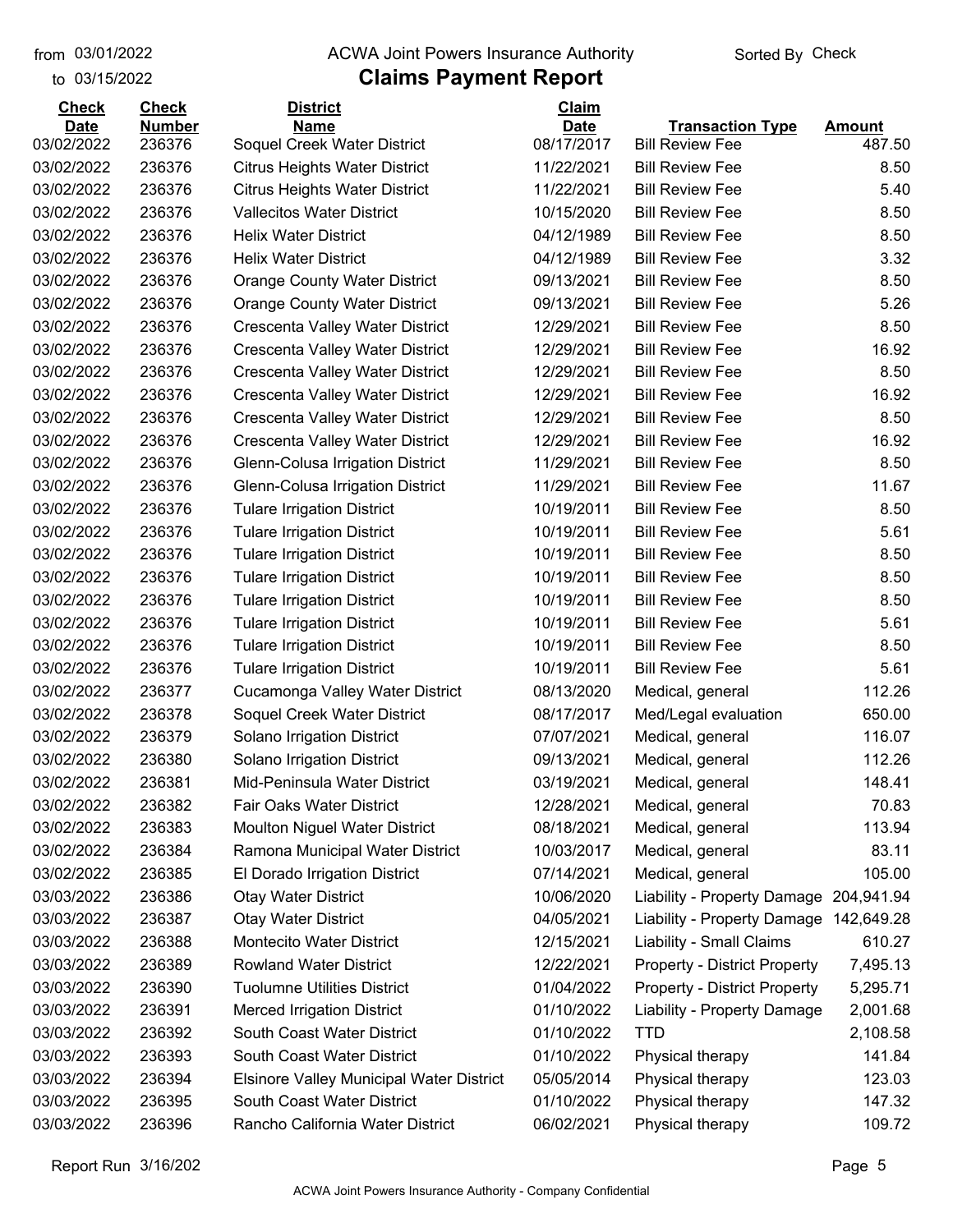from 03/01/2022 to 03/15/2022

ACWA Joint Powers Insurance Authority

# Claims Payment Report

Sorted By Check

| Check Date | Check Number | District Name | Claim Date | Transaction Type | Amount |
|---|---|---|---|---|---|
| 03/02/2022 | 236376 | Soquel Creek Water District | 08/17/2017 | Bill Review Fee | 487.50 |
| 03/02/2022 | 236376 | Citrus Heights Water District | 11/22/2021 | Bill Review Fee | 8.50 |
| 03/02/2022 | 236376 | Citrus Heights Water District | 11/22/2021 | Bill Review Fee | 5.40 |
| 03/02/2022 | 236376 | Vallecitos Water District | 10/15/2020 | Bill Review Fee | 8.50 |
| 03/02/2022 | 236376 | Helix Water District | 04/12/1989 | Bill Review Fee | 8.50 |
| 03/02/2022 | 236376 | Helix Water District | 04/12/1989 | Bill Review Fee | 3.32 |
| 03/02/2022 | 236376 | Orange County Water District | 09/13/2021 | Bill Review Fee | 8.50 |
| 03/02/2022 | 236376 | Orange County Water District | 09/13/2021 | Bill Review Fee | 5.26 |
| 03/02/2022 | 236376 | Crescenta Valley Water District | 12/29/2021 | Bill Review Fee | 8.50 |
| 03/02/2022 | 236376 | Crescenta Valley Water District | 12/29/2021 | Bill Review Fee | 16.92 |
| 03/02/2022 | 236376 | Crescenta Valley Water District | 12/29/2021 | Bill Review Fee | 8.50 |
| 03/02/2022 | 236376 | Crescenta Valley Water District | 12/29/2021 | Bill Review Fee | 16.92 |
| 03/02/2022 | 236376 | Crescenta Valley Water District | 12/29/2021 | Bill Review Fee | 8.50 |
| 03/02/2022 | 236376 | Crescenta Valley Water District | 12/29/2021 | Bill Review Fee | 16.92 |
| 03/02/2022 | 236376 | Glenn-Colusa Irrigation District | 11/29/2021 | Bill Review Fee | 8.50 |
| 03/02/2022 | 236376 | Glenn-Colusa Irrigation District | 11/29/2021 | Bill Review Fee | 11.67 |
| 03/02/2022 | 236376 | Tulare Irrigation District | 10/19/2011 | Bill Review Fee | 8.50 |
| 03/02/2022 | 236376 | Tulare Irrigation District | 10/19/2011 | Bill Review Fee | 5.61 |
| 03/02/2022 | 236376 | Tulare Irrigation District | 10/19/2011 | Bill Review Fee | 8.50 |
| 03/02/2022 | 236376 | Tulare Irrigation District | 10/19/2011 | Bill Review Fee | 8.50 |
| 03/02/2022 | 236376 | Tulare Irrigation District | 10/19/2011 | Bill Review Fee | 8.50 |
| 03/02/2022 | 236376 | Tulare Irrigation District | 10/19/2011 | Bill Review Fee | 5.61 |
| 03/02/2022 | 236376 | Tulare Irrigation District | 10/19/2011 | Bill Review Fee | 8.50 |
| 03/02/2022 | 236376 | Tulare Irrigation District | 10/19/2011 | Bill Review Fee | 5.61 |
| 03/02/2022 | 236377 | Cucamonga Valley Water District | 08/13/2020 | Medical, general | 112.26 |
| 03/02/2022 | 236378 | Soquel Creek Water District | 08/17/2017 | Med/Legal evaluation | 650.00 |
| 03/02/2022 | 236379 | Solano Irrigation District | 07/07/2021 | Medical, general | 116.07 |
| 03/02/2022 | 236380 | Solano Irrigation District | 09/13/2021 | Medical, general | 112.26 |
| 03/02/2022 | 236381 | Mid-Peninsula Water District | 03/19/2021 | Medical, general | 148.41 |
| 03/02/2022 | 236382 | Fair Oaks Water District | 12/28/2021 | Medical, general | 70.83 |
| 03/02/2022 | 236383 | Moulton Niguel Water District | 08/18/2021 | Medical, general | 113.94 |
| 03/02/2022 | 236384 | Ramona Municipal Water District | 10/03/2017 | Medical, general | 83.11 |
| 03/02/2022 | 236385 | El Dorado Irrigation District | 07/14/2021 | Medical, general | 105.00 |
| 03/03/2022 | 236386 | Otay Water District | 10/06/2020 | Liability - Property Damage | 204,941.94 |
| 03/03/2022 | 236387 | Otay Water District | 04/05/2021 | Liability - Property Damage | 142,649.28 |
| 03/03/2022 | 236388 | Montecito Water District | 12/15/2021 | Liability - Small Claims | 610.27 |
| 03/03/2022 | 236389 | Rowland Water District | 12/22/2021 | Property - District Property | 7,495.13 |
| 03/03/2022 | 236390 | Tuolumne Utilities District | 01/04/2022 | Property - District Property | 5,295.71 |
| 03/03/2022 | 236391 | Merced Irrigation District | 01/10/2022 | Liability - Property Damage | 2,001.68 |
| 03/03/2022 | 236392 | South Coast Water District | 01/10/2022 | TTD | 2,108.58 |
| 03/03/2022 | 236393 | South Coast Water District | 01/10/2022 | Physical therapy | 141.84 |
| 03/03/2022 | 236394 | Elsinore Valley Municipal Water District | 05/05/2014 | Physical therapy | 123.03 |
| 03/03/2022 | 236395 | South Coast Water District | 01/10/2022 | Physical therapy | 147.32 |
| 03/03/2022 | 236396 | Rancho California Water District | 06/02/2021 | Physical therapy | 109.72 |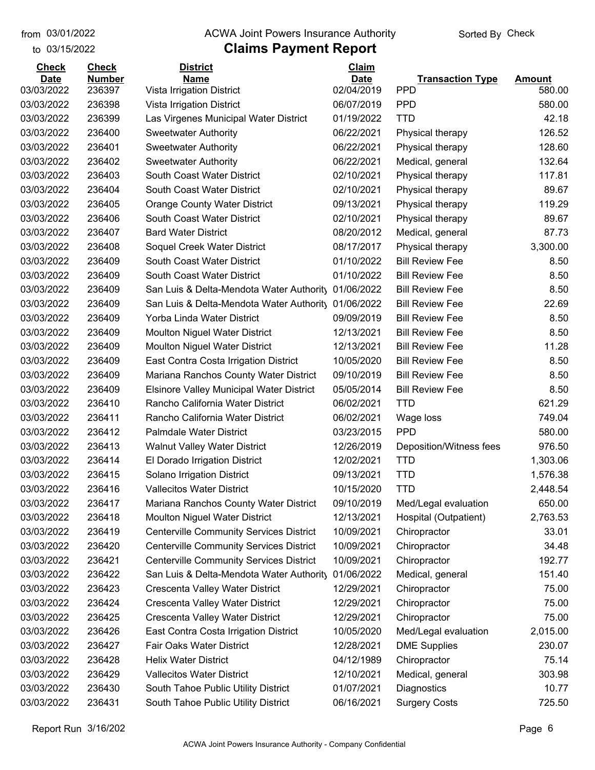from 03/01/2022 to 03/15/2022

# ACWA Joint Powers Insurance Authority

## Claims Payment Report

Sorted By Check

| Check Date | Check Number | District Name | Claim Date | Transaction Type | Amount |
|---|---|---|---|---|---|
| 03/03/2022 | 236397 | Vista Irrigation District | 02/04/2019 | PPD | 580.00 |
| 03/03/2022 | 236398 | Vista Irrigation District | 06/07/2019 | PPD | 580.00 |
| 03/03/2022 | 236399 | Las Virgenes Municipal Water District | 01/19/2022 | TTD | 42.18 |
| 03/03/2022 | 236400 | Sweetwater Authority | 06/22/2021 | Physical therapy | 126.52 |
| 03/03/2022 | 236401 | Sweetwater Authority | 06/22/2021 | Physical therapy | 128.60 |
| 03/03/2022 | 236402 | Sweetwater Authority | 06/22/2021 | Medical, general | 132.64 |
| 03/03/2022 | 236403 | South Coast Water District | 02/10/2021 | Physical therapy | 117.81 |
| 03/03/2022 | 236404 | South Coast Water District | 02/10/2021 | Physical therapy | 89.67 |
| 03/03/2022 | 236405 | Orange County Water District | 09/13/2021 | Physical therapy | 119.29 |
| 03/03/2022 | 236406 | South Coast Water District | 02/10/2021 | Physical therapy | 89.67 |
| 03/03/2022 | 236407 | Bard Water District | 08/20/2012 | Medical, general | 87.73 |
| 03/03/2022 | 236408 | Soquel Creek Water District | 08/17/2017 | Physical therapy | 3,300.00 |
| 03/03/2022 | 236409 | South Coast Water District | 01/10/2022 | Bill Review Fee | 8.50 |
| 03/03/2022 | 236409 | South Coast Water District | 01/10/2022 | Bill Review Fee | 8.50 |
| 03/03/2022 | 236409 | San Luis & Delta-Mendota Water Authority | 01/06/2022 | Bill Review Fee | 8.50 |
| 03/03/2022 | 236409 | San Luis & Delta-Mendota Water Authority | 01/06/2022 | Bill Review Fee | 22.69 |
| 03/03/2022 | 236409 | Yorba Linda Water District | 09/09/2019 | Bill Review Fee | 8.50 |
| 03/03/2022 | 236409 | Moulton Niguel Water District | 12/13/2021 | Bill Review Fee | 8.50 |
| 03/03/2022 | 236409 | Moulton Niguel Water District | 12/13/2021 | Bill Review Fee | 11.28 |
| 03/03/2022 | 236409 | East Contra Costa Irrigation District | 10/05/2020 | Bill Review Fee | 8.50 |
| 03/03/2022 | 236409 | Mariana Ranchos County Water District | 09/10/2019 | Bill Review Fee | 8.50 |
| 03/03/2022 | 236409 | Elsinore Valley Municipal Water District | 05/05/2014 | Bill Review Fee | 8.50 |
| 03/03/2022 | 236410 | Rancho California Water District | 06/02/2021 | TTD | 621.29 |
| 03/03/2022 | 236411 | Rancho California Water District | 06/02/2021 | Wage loss | 749.04 |
| 03/03/2022 | 236412 | Palmdale Water District | 03/23/2015 | PPD | 580.00 |
| 03/03/2022 | 236413 | Walnut Valley Water District | 12/26/2019 | Deposition/Witness fees | 976.50 |
| 03/03/2022 | 236414 | El Dorado Irrigation District | 12/02/2021 | TTD | 1,303.06 |
| 03/03/2022 | 236415 | Solano Irrigation District | 09/13/2021 | TTD | 1,576.38 |
| 03/03/2022 | 236416 | Vallecitos Water District | 10/15/2020 | TTD | 2,448.54 |
| 03/03/2022 | 236417 | Mariana Ranchos County Water District | 09/10/2019 | Med/Legal evaluation | 650.00 |
| 03/03/2022 | 236418 | Moulton Niguel Water District | 12/13/2021 | Hospital (Outpatient) | 2,763.53 |
| 03/03/2022 | 236419 | Centerville Community Services District | 10/09/2021 | Chiropractor | 33.01 |
| 03/03/2022 | 236420 | Centerville Community Services District | 10/09/2021 | Chiropractor | 34.48 |
| 03/03/2022 | 236421 | Centerville Community Services District | 10/09/2021 | Chiropractor | 192.77 |
| 03/03/2022 | 236422 | San Luis & Delta-Mendota Water Authority | 01/06/2022 | Medical, general | 151.40 |
| 03/03/2022 | 236423 | Crescenta Valley Water District | 12/29/2021 | Chiropractor | 75.00 |
| 03/03/2022 | 236424 | Crescenta Valley Water District | 12/29/2021 | Chiropractor | 75.00 |
| 03/03/2022 | 236425 | Crescenta Valley Water District | 12/29/2021 | Chiropractor | 75.00 |
| 03/03/2022 | 236426 | East Contra Costa Irrigation District | 10/05/2020 | Med/Legal evaluation | 2,015.00 |
| 03/03/2022 | 236427 | Fair Oaks Water District | 12/28/2021 | DME Supplies | 230.07 |
| 03/03/2022 | 236428 | Helix Water District | 04/12/1989 | Chiropractor | 75.14 |
| 03/03/2022 | 236429 | Vallecitos Water District | 12/10/2021 | Medical, general | 303.98 |
| 03/03/2022 | 236430 | South Tahoe Public Utility District | 01/07/2021 | Diagnostics | 10.77 |
| 03/03/2022 | 236431 | South Tahoe Public Utility District | 06/16/2021 | Surgery Costs | 725.50 |

Report Run 3/16/202

ACWA Joint Powers Insurance Authority - Company Confidential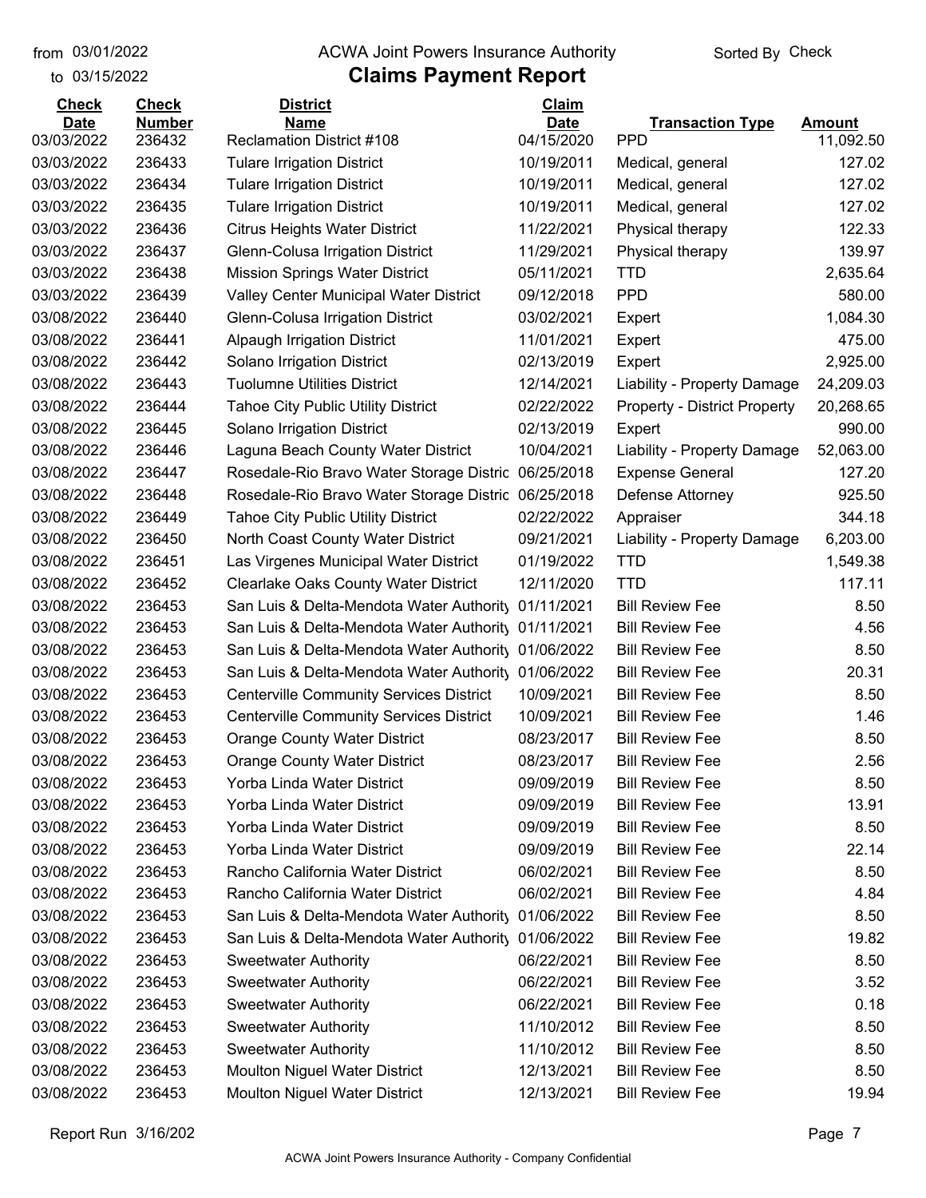from 03/01/2022 ACWA Joint Powers Insurance Authority Sorted By Check
to 03/15/2022

# Claims Payment Report

| Check Date | Check Number | District Name | Claim Date | Transaction Type | Amount |
|---|---|---|---|---|---|
| 03/03/2022 | 236432 | Reclamation District #108 | 04/15/2020 | PPD | 11,092.50 |
| 03/03/2022 | 236433 | Tulare Irrigation District | 10/19/2011 | Medical, general | 127.02 |
| 03/03/2022 | 236434 | Tulare Irrigation District | 10/19/2011 | Medical, general | 127.02 |
| 03/03/2022 | 236435 | Tulare Irrigation District | 10/19/2011 | Medical, general | 127.02 |
| 03/03/2022 | 236436 | Citrus Heights Water District | 11/22/2021 | Physical therapy | 122.33 |
| 03/03/2022 | 236437 | Glenn-Colusa Irrigation District | 11/29/2021 | Physical therapy | 139.97 |
| 03/03/2022 | 236438 | Mission Springs Water District | 05/11/2021 | TTD | 2,635.64 |
| 03/03/2022 | 236439 | Valley Center Municipal Water District | 09/12/2018 | PPD | 580.00 |
| 03/08/2022 | 236440 | Glenn-Colusa Irrigation District | 03/02/2021 | Expert | 1,084.30 |
| 03/08/2022 | 236441 | Alpaugh Irrigation District | 11/01/2021 | Expert | 475.00 |
| 03/08/2022 | 236442 | Solano Irrigation District | 02/13/2019 | Expert | 2,925.00 |
| 03/08/2022 | 236443 | Tuolumne Utilities District | 12/14/2021 | Liability - Property Damage | 24,209.03 |
| 03/08/2022 | 236444 | Tahoe City Public Utility District | 02/22/2022 | Property - District Property | 20,268.65 |
| 03/08/2022 | 236445 | Solano Irrigation District | 02/13/2019 | Expert | 990.00 |
| 03/08/2022 | 236446 | Laguna Beach County Water District | 10/04/2021 | Liability - Property Damage | 52,063.00 |
| 03/08/2022 | 236447 | Rosedale-Rio Bravo Water Storage Distric | 06/25/2018 | Expense General | 127.20 |
| 03/08/2022 | 236448 | Rosedale-Rio Bravo Water Storage Distric | 06/25/2018 | Defense Attorney | 925.50 |
| 03/08/2022 | 236449 | Tahoe City Public Utility District | 02/22/2022 | Appraiser | 344.18 |
| 03/08/2022 | 236450 | North Coast County Water District | 09/21/2021 | Liability - Property Damage | 6,203.00 |
| 03/08/2022 | 236451 | Las Virgenes Municipal Water District | 01/19/2022 | TTD | 1,549.38 |
| 03/08/2022 | 236452 | Clearlake Oaks County Water District | 12/11/2020 | TTD | 117.11 |
| 03/08/2022 | 236453 | San Luis & Delta-Mendota Water Authority | 01/11/2021 | Bill Review Fee | 8.50 |
| 03/08/2022 | 236453 | San Luis & Delta-Mendota Water Authority | 01/11/2021 | Bill Review Fee | 4.56 |
| 03/08/2022 | 236453 | San Luis & Delta-Mendota Water Authority | 01/06/2022 | Bill Review Fee | 8.50 |
| 03/08/2022 | 236453 | San Luis & Delta-Mendota Water Authority | 01/06/2022 | Bill Review Fee | 20.31 |
| 03/08/2022 | 236453 | Centerville Community Services District | 10/09/2021 | Bill Review Fee | 8.50 |
| 03/08/2022 | 236453 | Centerville Community Services District | 10/09/2021 | Bill Review Fee | 1.46 |
| 03/08/2022 | 236453 | Orange County Water District | 08/23/2017 | Bill Review Fee | 8.50 |
| 03/08/2022 | 236453 | Orange County Water District | 08/23/2017 | Bill Review Fee | 2.56 |
| 03/08/2022 | 236453 | Yorba Linda Water District | 09/09/2019 | Bill Review Fee | 8.50 |
| 03/08/2022 | 236453 | Yorba Linda Water District | 09/09/2019 | Bill Review Fee | 13.91 |
| 03/08/2022 | 236453 | Yorba Linda Water District | 09/09/2019 | Bill Review Fee | 8.50 |
| 03/08/2022 | 236453 | Yorba Linda Water District | 09/09/2019 | Bill Review Fee | 22.14 |
| 03/08/2022 | 236453 | Rancho California Water District | 06/02/2021 | Bill Review Fee | 8.50 |
| 03/08/2022 | 236453 | Rancho California Water District | 06/02/2021 | Bill Review Fee | 4.84 |
| 03/08/2022 | 236453 | San Luis & Delta-Mendota Water Authority | 01/06/2022 | Bill Review Fee | 8.50 |
| 03/08/2022 | 236453 | San Luis & Delta-Mendota Water Authority | 01/06/2022 | Bill Review Fee | 19.82 |
| 03/08/2022 | 236453 | Sweetwater Authority | 06/22/2021 | Bill Review Fee | 8.50 |
| 03/08/2022 | 236453 | Sweetwater Authority | 06/22/2021 | Bill Review Fee | 3.52 |
| 03/08/2022 | 236453 | Sweetwater Authority | 06/22/2021 | Bill Review Fee | 0.18 |
| 03/08/2022 | 236453 | Sweetwater Authority | 11/10/2012 | Bill Review Fee | 8.50 |
| 03/08/2022 | 236453 | Sweetwater Authority | 11/10/2012 | Bill Review Fee | 8.50 |
| 03/08/2022 | 236453 | Moulton Niguel Water District | 12/13/2021 | Bill Review Fee | 8.50 |
| 03/08/2022 | 236453 | Moulton Niguel Water District | 12/13/2021 | Bill Review Fee | 19.94 |

Report Run 3/16/202

ACWA Joint Powers Insurance Authority - Company Confidential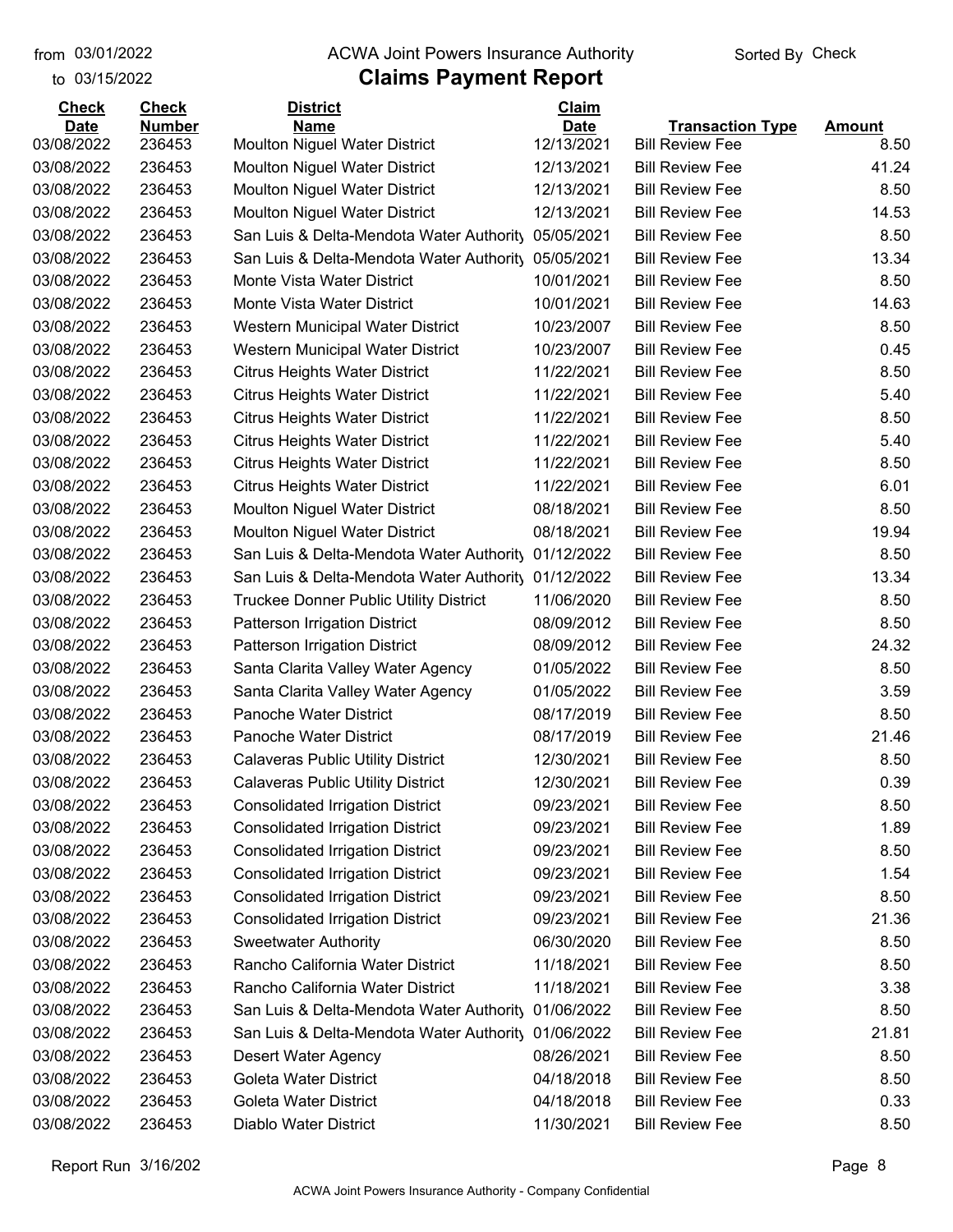from 03/01/2022
to 03/15/2022

# ACWA Joint Powers Insurance Authority

## Claims Payment Report

Sorted By Check

| Check Date | Check Number | District Name | Claim Date | Transaction Type | Amount |
|---|---|---|---|---|---|
| 03/08/2022 | 236453 | Moulton Niguel Water District | 12/13/2021 | Bill Review Fee | 8.50 |
| 03/08/2022 | 236453 | Moulton Niguel Water District | 12/13/2021 | Bill Review Fee | 41.24 |
| 03/08/2022 | 236453 | Moulton Niguel Water District | 12/13/2021 | Bill Review Fee | 8.50 |
| 03/08/2022 | 236453 | Moulton Niguel Water District | 12/13/2021 | Bill Review Fee | 14.53 |
| 03/08/2022 | 236453 | San Luis & Delta-Mendota Water Authority | 05/05/2021 | Bill Review Fee | 8.50 |
| 03/08/2022 | 236453 | San Luis & Delta-Mendota Water Authority | 05/05/2021 | Bill Review Fee | 13.34 |
| 03/08/2022 | 236453 | Monte Vista Water District | 10/01/2021 | Bill Review Fee | 8.50 |
| 03/08/2022 | 236453 | Monte Vista Water District | 10/01/2021 | Bill Review Fee | 14.63 |
| 03/08/2022 | 236453 | Western Municipal Water District | 10/23/2007 | Bill Review Fee | 8.50 |
| 03/08/2022 | 236453 | Western Municipal Water District | 10/23/2007 | Bill Review Fee | 0.45 |
| 03/08/2022 | 236453 | Citrus Heights Water District | 11/22/2021 | Bill Review Fee | 8.50 |
| 03/08/2022 | 236453 | Citrus Heights Water District | 11/22/2021 | Bill Review Fee | 5.40 |
| 03/08/2022 | 236453 | Citrus Heights Water District | 11/22/2021 | Bill Review Fee | 8.50 |
| 03/08/2022 | 236453 | Citrus Heights Water District | 11/22/2021 | Bill Review Fee | 5.40 |
| 03/08/2022 | 236453 | Citrus Heights Water District | 11/22/2021 | Bill Review Fee | 8.50 |
| 03/08/2022 | 236453 | Citrus Heights Water District | 11/22/2021 | Bill Review Fee | 6.01 |
| 03/08/2022 | 236453 | Moulton Niguel Water District | 08/18/2021 | Bill Review Fee | 8.50 |
| 03/08/2022 | 236453 | Moulton Niguel Water District | 08/18/2021 | Bill Review Fee | 19.94 |
| 03/08/2022 | 236453 | San Luis & Delta-Mendota Water Authority | 01/12/2022 | Bill Review Fee | 8.50 |
| 03/08/2022 | 236453 | San Luis & Delta-Mendota Water Authority | 01/12/2022 | Bill Review Fee | 13.34 |
| 03/08/2022 | 236453 | Truckee Donner Public Utility District | 11/06/2020 | Bill Review Fee | 8.50 |
| 03/08/2022 | 236453 | Patterson Irrigation District | 08/09/2012 | Bill Review Fee | 8.50 |
| 03/08/2022 | 236453 | Patterson Irrigation District | 08/09/2012 | Bill Review Fee | 24.32 |
| 03/08/2022 | 236453 | Santa Clarita Valley Water Agency | 01/05/2022 | Bill Review Fee | 8.50 |
| 03/08/2022 | 236453 | Santa Clarita Valley Water Agency | 01/05/2022 | Bill Review Fee | 3.59 |
| 03/08/2022 | 236453 | Panoche Water District | 08/17/2019 | Bill Review Fee | 8.50 |
| 03/08/2022 | 236453 | Panoche Water District | 08/17/2019 | Bill Review Fee | 21.46 |
| 03/08/2022 | 236453 | Calaveras Public Utility District | 12/30/2021 | Bill Review Fee | 8.50 |
| 03/08/2022 | 236453 | Calaveras Public Utility District | 12/30/2021 | Bill Review Fee | 0.39 |
| 03/08/2022 | 236453 | Consolidated Irrigation District | 09/23/2021 | Bill Review Fee | 8.50 |
| 03/08/2022 | 236453 | Consolidated Irrigation District | 09/23/2021 | Bill Review Fee | 1.89 |
| 03/08/2022 | 236453 | Consolidated Irrigation District | 09/23/2021 | Bill Review Fee | 8.50 |
| 03/08/2022 | 236453 | Consolidated Irrigation District | 09/23/2021 | Bill Review Fee | 1.54 |
| 03/08/2022 | 236453 | Consolidated Irrigation District | 09/23/2021 | Bill Review Fee | 8.50 |
| 03/08/2022 | 236453 | Consolidated Irrigation District | 09/23/2021 | Bill Review Fee | 21.36 |
| 03/08/2022 | 236453 | Sweetwater Authority | 06/30/2020 | Bill Review Fee | 8.50 |
| 03/08/2022 | 236453 | Rancho California Water District | 11/18/2021 | Bill Review Fee | 8.50 |
| 03/08/2022 | 236453 | Rancho California Water District | 11/18/2021 | Bill Review Fee | 3.38 |
| 03/08/2022 | 236453 | San Luis & Delta-Mendota Water Authority | 01/06/2022 | Bill Review Fee | 8.50 |
| 03/08/2022 | 236453 | San Luis & Delta-Mendota Water Authority | 01/06/2022 | Bill Review Fee | 21.81 |
| 03/08/2022 | 236453 | Desert Water Agency | 08/26/2021 | Bill Review Fee | 8.50 |
| 03/08/2022 | 236453 | Goleta Water District | 04/18/2018 | Bill Review Fee | 8.50 |
| 03/08/2022 | 236453 | Goleta Water District | 04/18/2018 | Bill Review Fee | 0.33 |
| 03/08/2022 | 236453 | Diablo Water District | 11/30/2021 | Bill Review Fee | 8.50 |

Report Run 3/16/202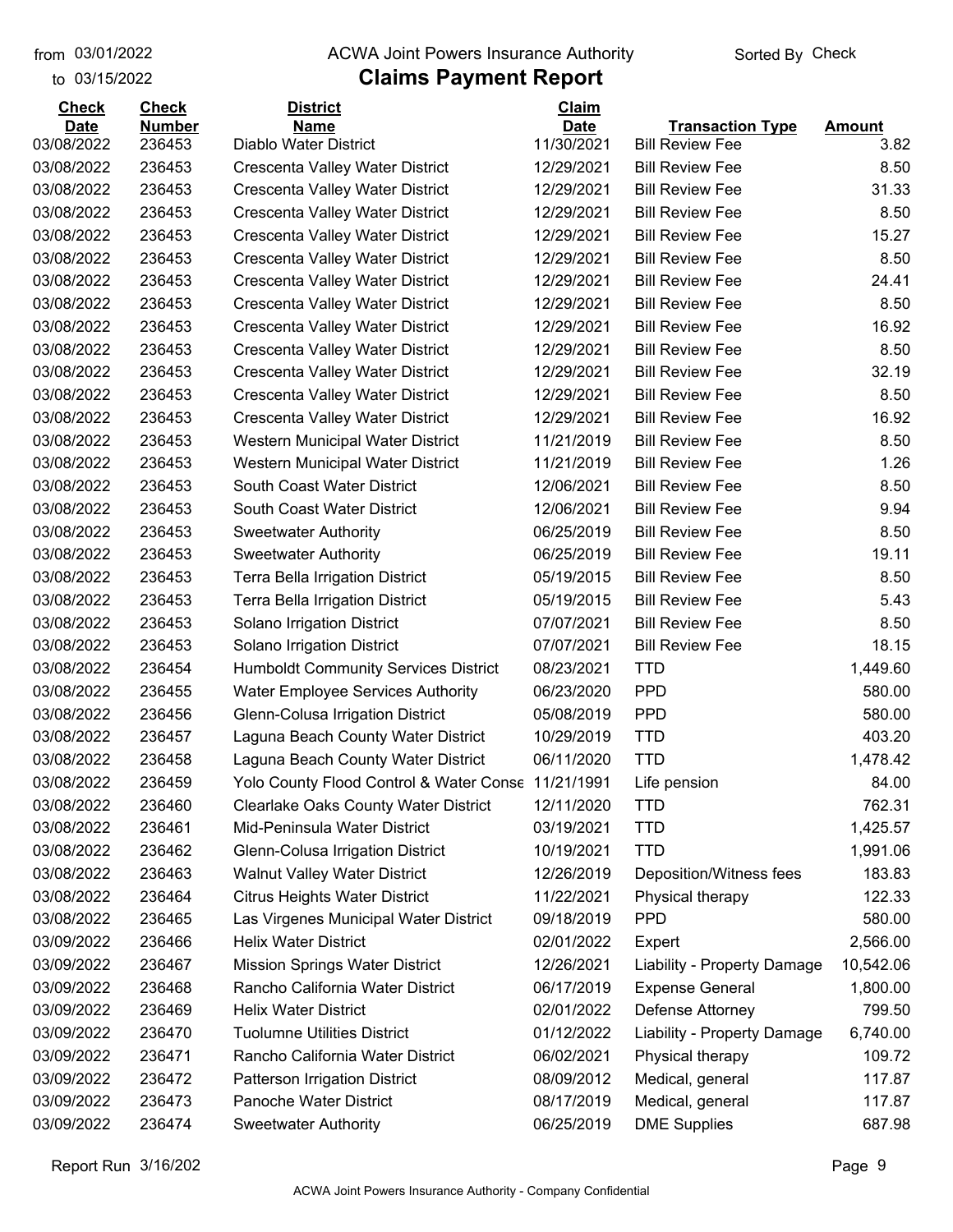from 03/01/2022 to 03/15/2022

ACWA Joint Powers Insurance Authority

# Claims Payment Report

Sorted By Check

| Check Date | Check Number | District Name | Claim Date | Transaction Type | Amount |
|---|---|---|---|---|---|
| 03/08/2022 | 236453 | Diablo Water District | 11/30/2021 | Bill Review Fee | 3.82 |
| 03/08/2022 | 236453 | Crescenta Valley Water District | 12/29/2021 | Bill Review Fee | 8.50 |
| 03/08/2022 | 236453 | Crescenta Valley Water District | 12/29/2021 | Bill Review Fee | 31.33 |
| 03/08/2022 | 236453 | Crescenta Valley Water District | 12/29/2021 | Bill Review Fee | 8.50 |
| 03/08/2022 | 236453 | Crescenta Valley Water District | 12/29/2021 | Bill Review Fee | 15.27 |
| 03/08/2022 | 236453 | Crescenta Valley Water District | 12/29/2021 | Bill Review Fee | 8.50 |
| 03/08/2022 | 236453 | Crescenta Valley Water District | 12/29/2021 | Bill Review Fee | 24.41 |
| 03/08/2022 | 236453 | Crescenta Valley Water District | 12/29/2021 | Bill Review Fee | 8.50 |
| 03/08/2022 | 236453 | Crescenta Valley Water District | 12/29/2021 | Bill Review Fee | 16.92 |
| 03/08/2022 | 236453 | Crescenta Valley Water District | 12/29/2021 | Bill Review Fee | 8.50 |
| 03/08/2022 | 236453 | Crescenta Valley Water District | 12/29/2021 | Bill Review Fee | 32.19 |
| 03/08/2022 | 236453 | Crescenta Valley Water District | 12/29/2021 | Bill Review Fee | 8.50 |
| 03/08/2022 | 236453 | Crescenta Valley Water District | 12/29/2021 | Bill Review Fee | 16.92 |
| 03/08/2022 | 236453 | Western Municipal Water District | 11/21/2019 | Bill Review Fee | 8.50 |
| 03/08/2022 | 236453 | Western Municipal Water District | 11/21/2019 | Bill Review Fee | 1.26 |
| 03/08/2022 | 236453 | South Coast Water District | 12/06/2021 | Bill Review Fee | 8.50 |
| 03/08/2022 | 236453 | South Coast Water District | 12/06/2021 | Bill Review Fee | 9.94 |
| 03/08/2022 | 236453 | Sweetwater Authority | 06/25/2019 | Bill Review Fee | 8.50 |
| 03/08/2022 | 236453 | Sweetwater Authority | 06/25/2019 | Bill Review Fee | 19.11 |
| 03/08/2022 | 236453 | Terra Bella Irrigation District | 05/19/2015 | Bill Review Fee | 8.50 |
| 03/08/2022 | 236453 | Terra Bella Irrigation District | 05/19/2015 | Bill Review Fee | 5.43 |
| 03/08/2022 | 236453 | Solano Irrigation District | 07/07/2021 | Bill Review Fee | 8.50 |
| 03/08/2022 | 236453 | Solano Irrigation District | 07/07/2021 | Bill Review Fee | 18.15 |
| 03/08/2022 | 236454 | Humboldt Community Services District | 08/23/2021 | TTD | 1,449.60 |
| 03/08/2022 | 236455 | Water Employee Services Authority | 06/23/2020 | PPD | 580.00 |
| 03/08/2022 | 236456 | Glenn-Colusa Irrigation District | 05/08/2019 | PPD | 580.00 |
| 03/08/2022 | 236457 | Laguna Beach County Water District | 10/29/2019 | TTD | 403.20 |
| 03/08/2022 | 236458 | Laguna Beach County Water District | 06/11/2020 | TTD | 1,478.42 |
| 03/08/2022 | 236459 | Yolo County Flood Control & Water Conse | 11/21/1991 | Life pension | 84.00 |
| 03/08/2022 | 236460 | Clearlake Oaks County Water District | 12/11/2020 | TTD | 762.31 |
| 03/08/2022 | 236461 | Mid-Peninsula Water District | 03/19/2021 | TTD | 1,425.57 |
| 03/08/2022 | 236462 | Glenn-Colusa Irrigation District | 10/19/2021 | TTD | 1,991.06 |
| 03/08/2022 | 236463 | Walnut Valley Water District | 12/26/2019 | Deposition/Witness fees | 183.83 |
| 03/08/2022 | 236464 | Citrus Heights Water District | 11/22/2021 | Physical therapy | 122.33 |
| 03/08/2022 | 236465 | Las Virgenes Municipal Water District | 09/18/2019 | PPD | 580.00 |
| 03/09/2022 | 236466 | Helix Water District | 02/01/2022 | Expert | 2,566.00 |
| 03/09/2022 | 236467 | Mission Springs Water District | 12/26/2021 | Liability - Property Damage | 10,542.06 |
| 03/09/2022 | 236468 | Rancho California Water District | 06/17/2019 | Expense General | 1,800.00 |
| 03/09/2022 | 236469 | Helix Water District | 02/01/2022 | Defense Attorney | 799.50 |
| 03/09/2022 | 236470 | Tuolumne Utilities District | 01/12/2022 | Liability - Property Damage | 6,740.00 |
| 03/09/2022 | 236471 | Rancho California Water District | 06/02/2021 | Physical therapy | 109.72 |
| 03/09/2022 | 236472 | Patterson Irrigation District | 08/09/2012 | Medical, general | 117.87 |
| 03/09/2022 | 236473 | Panoche Water District | 08/17/2019 | Medical, general | 117.87 |
| 03/09/2022 | 236474 | Sweetwater Authority | 06/25/2019 | DME Supplies | 687.98 |

Report Run 3/16/202

ACWA Joint Powers Insurance Authority - Company Confidential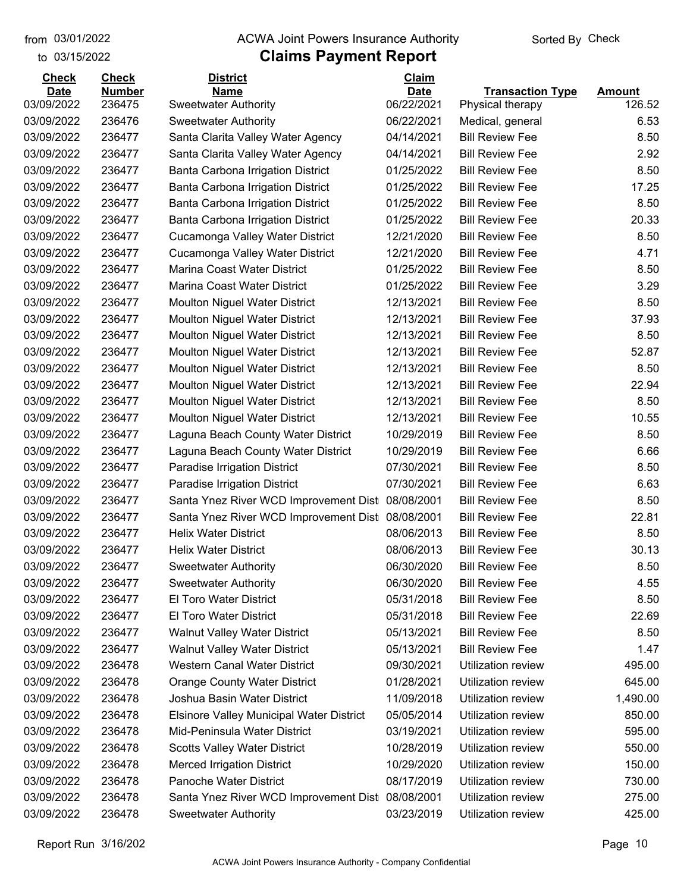from 03/01/2022 to 03/15/2022

# ACWA Joint Powers Insurance Authority

## Claims Payment Report

Sorted By Check

| Check Date | Check Number | District Name | Claim Date | Transaction Type | Amount |
|---|---|---|---|---|---|
| 03/09/2022 | 236475 | Sweetwater Authority | 06/22/2021 | Physical therapy | 126.52 |
| 03/09/2022 | 236476 | Sweetwater Authority | 06/22/2021 | Medical, general | 6.53 |
| 03/09/2022 | 236477 | Santa Clarita Valley Water Agency | 04/14/2021 | Bill Review Fee | 8.50 |
| 03/09/2022 | 236477 | Santa Clarita Valley Water Agency | 04/14/2021 | Bill Review Fee | 2.92 |
| 03/09/2022 | 236477 | Banta Carbona Irrigation District | 01/25/2022 | Bill Review Fee | 8.50 |
| 03/09/2022 | 236477 | Banta Carbona Irrigation District | 01/25/2022 | Bill Review Fee | 17.25 |
| 03/09/2022 | 236477 | Banta Carbona Irrigation District | 01/25/2022 | Bill Review Fee | 8.50 |
| 03/09/2022 | 236477 | Banta Carbona Irrigation District | 01/25/2022 | Bill Review Fee | 20.33 |
| 03/09/2022 | 236477 | Cucamonga Valley Water District | 12/21/2020 | Bill Review Fee | 8.50 |
| 03/09/2022 | 236477 | Cucamonga Valley Water District | 12/21/2020 | Bill Review Fee | 4.71 |
| 03/09/2022 | 236477 | Marina Coast Water District | 01/25/2022 | Bill Review Fee | 8.50 |
| 03/09/2022 | 236477 | Marina Coast Water District | 01/25/2022 | Bill Review Fee | 3.29 |
| 03/09/2022 | 236477 | Moulton Niguel Water District | 12/13/2021 | Bill Review Fee | 8.50 |
| 03/09/2022 | 236477 | Moulton Niguel Water District | 12/13/2021 | Bill Review Fee | 37.93 |
| 03/09/2022 | 236477 | Moulton Niguel Water District | 12/13/2021 | Bill Review Fee | 8.50 |
| 03/09/2022 | 236477 | Moulton Niguel Water District | 12/13/2021 | Bill Review Fee | 52.87 |
| 03/09/2022 | 236477 | Moulton Niguel Water District | 12/13/2021 | Bill Review Fee | 8.50 |
| 03/09/2022 | 236477 | Moulton Niguel Water District | 12/13/2021 | Bill Review Fee | 22.94 |
| 03/09/2022 | 236477 | Moulton Niguel Water District | 12/13/2021 | Bill Review Fee | 8.50 |
| 03/09/2022 | 236477 | Moulton Niguel Water District | 12/13/2021 | Bill Review Fee | 10.55 |
| 03/09/2022 | 236477 | Laguna Beach County Water District | 10/29/2019 | Bill Review Fee | 8.50 |
| 03/09/2022 | 236477 | Laguna Beach County Water District | 10/29/2019 | Bill Review Fee | 6.66 |
| 03/09/2022 | 236477 | Paradise Irrigation District | 07/30/2021 | Bill Review Fee | 8.50 |
| 03/09/2022 | 236477 | Paradise Irrigation District | 07/30/2021 | Bill Review Fee | 6.63 |
| 03/09/2022 | 236477 | Santa Ynez River WCD Improvement Dist | 08/08/2001 | Bill Review Fee | 8.50 |
| 03/09/2022 | 236477 | Santa Ynez River WCD Improvement Dist | 08/08/2001 | Bill Review Fee | 22.81 |
| 03/09/2022 | 236477 | Helix Water District | 08/06/2013 | Bill Review Fee | 8.50 |
| 03/09/2022 | 236477 | Helix Water District | 08/06/2013 | Bill Review Fee | 30.13 |
| 03/09/2022 | 236477 | Sweetwater Authority | 06/30/2020 | Bill Review Fee | 8.50 |
| 03/09/2022 | 236477 | Sweetwater Authority | 06/30/2020 | Bill Review Fee | 4.55 |
| 03/09/2022 | 236477 | El Toro Water District | 05/31/2018 | Bill Review Fee | 8.50 |
| 03/09/2022 | 236477 | El Toro Water District | 05/31/2018 | Bill Review Fee | 22.69 |
| 03/09/2022 | 236477 | Walnut Valley Water District | 05/13/2021 | Bill Review Fee | 8.50 |
| 03/09/2022 | 236477 | Walnut Valley Water District | 05/13/2021 | Bill Review Fee | 1.47 |
| 03/09/2022 | 236478 | Western Canal Water District | 09/30/2021 | Utilization review | 495.00 |
| 03/09/2022 | 236478 | Orange County Water District | 01/28/2021 | Utilization review | 645.00 |
| 03/09/2022 | 236478 | Joshua Basin Water District | 11/09/2018 | Utilization review | 1,490.00 |
| 03/09/2022 | 236478 | Elsinore Valley Municipal Water District | 05/05/2014 | Utilization review | 850.00 |
| 03/09/2022 | 236478 | Mid-Peninsula Water District | 03/19/2021 | Utilization review | 595.00 |
| 03/09/2022 | 236478 | Scotts Valley Water District | 10/28/2019 | Utilization review | 550.00 |
| 03/09/2022 | 236478 | Merced Irrigation District | 10/29/2020 | Utilization review | 150.00 |
| 03/09/2022 | 236478 | Panoche Water District | 08/17/2019 | Utilization review | 730.00 |
| 03/09/2022 | 236478 | Santa Ynez River WCD Improvement Dist | 08/08/2001 | Utilization review | 275.00 |
| 03/09/2022 | 236478 | Sweetwater Authority | 03/23/2019 | Utilization review | 425.00 |

Report Run 3/16/202

ACWA Joint Powers Insurance Authority - Company Confidential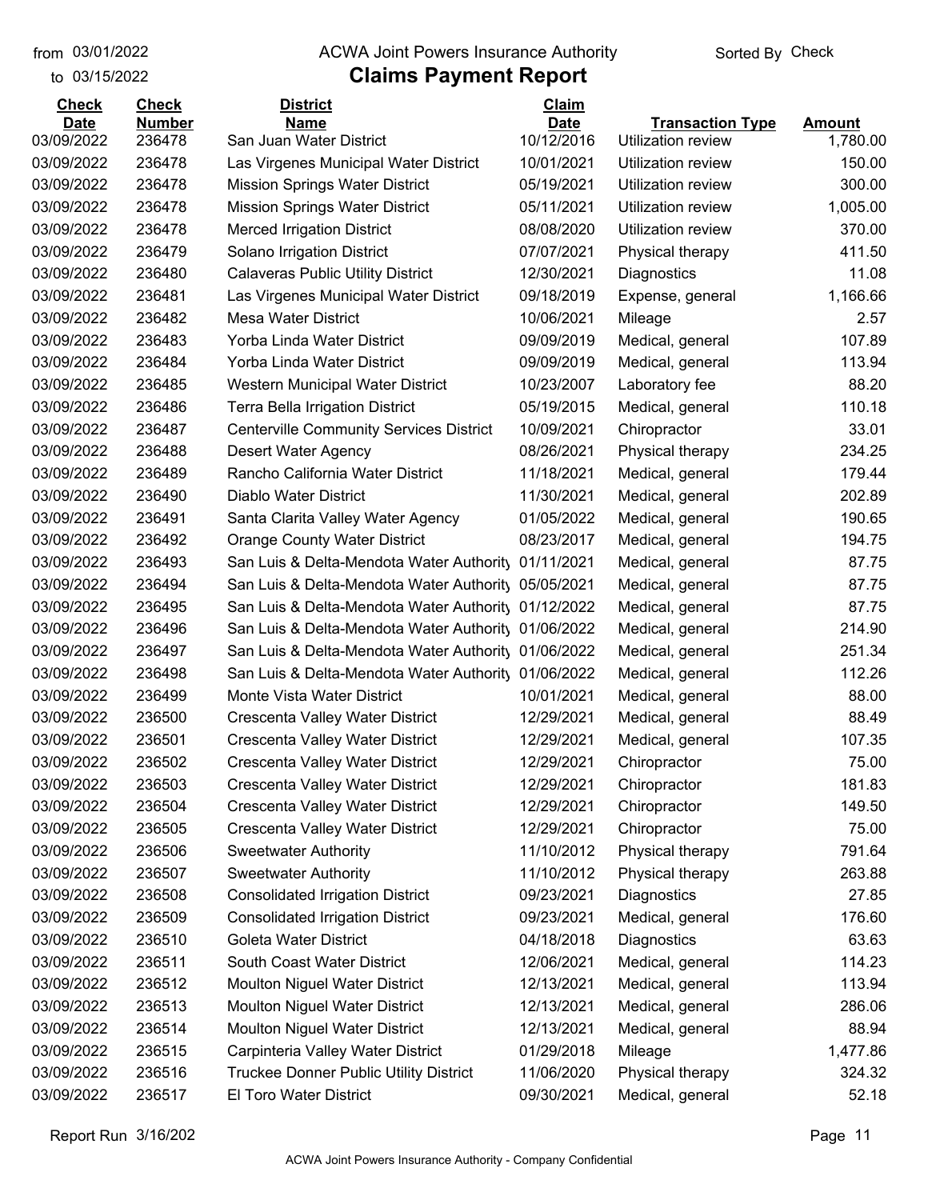from 03/01/2022 ACWA Joint Powers Insurance Authority Sorted By Check

to 03/15/2022

# Claims Payment Report

| Check Date | Check Number | District Name | Claim Date | Transaction Type | Amount |
|---|---|---|---|---|---|
| 03/09/2022 | 236478 | San Juan Water District | 10/12/2016 | Utilization review | 1,780.00 |
| 03/09/2022 | 236478 | Las Virgenes Municipal Water District | 10/01/2021 | Utilization review | 150.00 |
| 03/09/2022 | 236478 | Mission Springs Water District | 05/19/2021 | Utilization review | 300.00 |
| 03/09/2022 | 236478 | Mission Springs Water District | 05/11/2021 | Utilization review | 1,005.00 |
| 03/09/2022 | 236478 | Merced Irrigation District | 08/08/2020 | Utilization review | 370.00 |
| 03/09/2022 | 236479 | Solano Irrigation District | 07/07/2021 | Physical therapy | 411.50 |
| 03/09/2022 | 236480 | Calaveras Public Utility District | 12/30/2021 | Diagnostics | 11.08 |
| 03/09/2022 | 236481 | Las Virgenes Municipal Water District | 09/18/2019 | Expense, general | 1,166.66 |
| 03/09/2022 | 236482 | Mesa Water District | 10/06/2021 | Mileage | 2.57 |
| 03/09/2022 | 236483 | Yorba Linda Water District | 09/09/2019 | Medical, general | 107.89 |
| 03/09/2022 | 236484 | Yorba Linda Water District | 09/09/2019 | Medical, general | 113.94 |
| 03/09/2022 | 236485 | Western Municipal Water District | 10/23/2007 | Laboratory fee | 88.20 |
| 03/09/2022 | 236486 | Terra Bella Irrigation District | 05/19/2015 | Medical, general | 110.18 |
| 03/09/2022 | 236487 | Centerville Community Services District | 10/09/2021 | Chiropractor | 33.01 |
| 03/09/2022 | 236488 | Desert Water Agency | 08/26/2021 | Physical therapy | 234.25 |
| 03/09/2022 | 236489 | Rancho California Water District | 11/18/2021 | Medical, general | 179.44 |
| 03/09/2022 | 236490 | Diablo Water District | 11/30/2021 | Medical, general | 202.89 |
| 03/09/2022 | 236491 | Santa Clarita Valley Water Agency | 01/05/2022 | Medical, general | 190.65 |
| 03/09/2022 | 236492 | Orange County Water District | 08/23/2017 | Medical, general | 194.75 |
| 03/09/2022 | 236493 | San Luis & Delta-Mendota Water Authority | 01/11/2021 | Medical, general | 87.75 |
| 03/09/2022 | 236494 | San Luis & Delta-Mendota Water Authority | 05/05/2021 | Medical, general | 87.75 |
| 03/09/2022 | 236495 | San Luis & Delta-Mendota Water Authority | 01/12/2022 | Medical, general | 87.75 |
| 03/09/2022 | 236496 | San Luis & Delta-Mendota Water Authority | 01/06/2022 | Medical, general | 214.90 |
| 03/09/2022 | 236497 | San Luis & Delta-Mendota Water Authority | 01/06/2022 | Medical, general | 251.34 |
| 03/09/2022 | 236498 | San Luis & Delta-Mendota Water Authority | 01/06/2022 | Medical, general | 112.26 |
| 03/09/2022 | 236499 | Monte Vista Water District | 10/01/2021 | Medical, general | 88.00 |
| 03/09/2022 | 236500 | Crescenta Valley Water District | 12/29/2021 | Medical, general | 88.49 |
| 03/09/2022 | 236501 | Crescenta Valley Water District | 12/29/2021 | Medical, general | 107.35 |
| 03/09/2022 | 236502 | Crescenta Valley Water District | 12/29/2021 | Chiropractor | 75.00 |
| 03/09/2022 | 236503 | Crescenta Valley Water District | 12/29/2021 | Chiropractor | 181.83 |
| 03/09/2022 | 236504 | Crescenta Valley Water District | 12/29/2021 | Chiropractor | 149.50 |
| 03/09/2022 | 236505 | Crescenta Valley Water District | 12/29/2021 | Chiropractor | 75.00 |
| 03/09/2022 | 236506 | Sweetwater Authority | 11/10/2012 | Physical therapy | 791.64 |
| 03/09/2022 | 236507 | Sweetwater Authority | 11/10/2012 | Physical therapy | 263.88 |
| 03/09/2022 | 236508 | Consolidated Irrigation District | 09/23/2021 | Diagnostics | 27.85 |
| 03/09/2022 | 236509 | Consolidated Irrigation District | 09/23/2021 | Medical, general | 176.60 |
| 03/09/2022 | 236510 | Goleta Water District | 04/18/2018 | Diagnostics | 63.63 |
| 03/09/2022 | 236511 | South Coast Water District | 12/06/2021 | Medical, general | 114.23 |
| 03/09/2022 | 236512 | Moulton Niguel Water District | 12/13/2021 | Medical, general | 113.94 |
| 03/09/2022 | 236513 | Moulton Niguel Water District | 12/13/2021 | Medical, general | 286.06 |
| 03/09/2022 | 236514 | Moulton Niguel Water District | 12/13/2021 | Medical, general | 88.94 |
| 03/09/2022 | 236515 | Carpinteria Valley Water District | 01/29/2018 | Mileage | 1,477.86 |
| 03/09/2022 | 236516 | Truckee Donner Public Utility District | 11/06/2020 | Physical therapy | 324.32 |
| 03/09/2022 | 236517 | El Toro Water District | 09/30/2021 | Medical, general | 52.18 |

Report Run 3/16/202

ACWA Joint Powers Insurance Authority - Company Confidential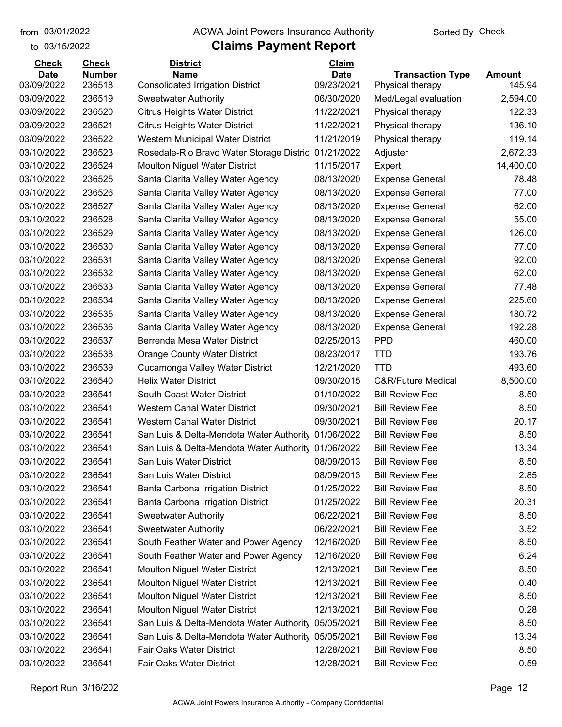from 03/01/2022 to 03/15/2022

ACWA Joint Powers Insurance Authority

# Claims Payment Report

Sorted By Check

| Check Date | Check Number | District Name | Claim Date | Transaction Type | Amount |
|---|---|---|---|---|---|
| 03/09/2022 | 236518 | Consolidated Irrigation District | 09/23/2021 | Physical therapy | 145.94 |
| 03/09/2022 | 236519 | Sweetwater Authority | 06/30/2020 | Med/Legal evaluation | 2,594.00 |
| 03/09/2022 | 236520 | Citrus Heights Water District | 11/22/2021 | Physical therapy | 122.33 |
| 03/09/2022 | 236521 | Citrus Heights Water District | 11/22/2021 | Physical therapy | 136.10 |
| 03/09/2022 | 236522 | Western Municipal Water District | 11/21/2019 | Physical therapy | 119.14 |
| 03/10/2022 | 236523 | Rosedale-Rio Bravo Water Storage Distric | 01/21/2022 | Adjuster | 2,672.33 |
| 03/10/2022 | 236524 | Moulton Niguel Water District | 11/15/2017 | Expert | 14,400.00 |
| 03/10/2022 | 236525 | Santa Clarita Valley Water Agency | 08/13/2020 | Expense General | 78.48 |
| 03/10/2022 | 236526 | Santa Clarita Valley Water Agency | 08/13/2020 | Expense General | 77.00 |
| 03/10/2022 | 236527 | Santa Clarita Valley Water Agency | 08/13/2020 | Expense General | 62.00 |
| 03/10/2022 | 236528 | Santa Clarita Valley Water Agency | 08/13/2020 | Expense General | 55.00 |
| 03/10/2022 | 236529 | Santa Clarita Valley Water Agency | 08/13/2020 | Expense General | 126.00 |
| 03/10/2022 | 236530 | Santa Clarita Valley Water Agency | 08/13/2020 | Expense General | 77.00 |
| 03/10/2022 | 236531 | Santa Clarita Valley Water Agency | 08/13/2020 | Expense General | 92.00 |
| 03/10/2022 | 236532 | Santa Clarita Valley Water Agency | 08/13/2020 | Expense General | 62.00 |
| 03/10/2022 | 236533 | Santa Clarita Valley Water Agency | 08/13/2020 | Expense General | 77.48 |
| 03/10/2022 | 236534 | Santa Clarita Valley Water Agency | 08/13/2020 | Expense General | 225.60 |
| 03/10/2022 | 236535 | Santa Clarita Valley Water Agency | 08/13/2020 | Expense General | 180.72 |
| 03/10/2022 | 236536 | Santa Clarita Valley Water Agency | 08/13/2020 | Expense General | 192.28 |
| 03/10/2022 | 236537 | Berrenda Mesa Water District | 02/25/2013 | PPD | 460.00 |
| 03/10/2022 | 236538 | Orange County Water District | 08/23/2017 | TTD | 193.76 |
| 03/10/2022 | 236539 | Cucamonga Valley Water District | 12/21/2020 | TTD | 493.60 |
| 03/10/2022 | 236540 | Helix Water District | 09/30/2015 | C&R/Future Medical | 8,500.00 |
| 03/10/2022 | 236541 | South Coast Water District | 01/10/2022 | Bill Review Fee | 8.50 |
| 03/10/2022 | 236541 | Western Canal Water District | 09/30/2021 | Bill Review Fee | 8.50 |
| 03/10/2022 | 236541 | Western Canal Water District | 09/30/2021 | Bill Review Fee | 20.17 |
| 03/10/2022 | 236541 | San Luis & Delta-Mendota Water Authority | 01/06/2022 | Bill Review Fee | 8.50 |
| 03/10/2022 | 236541 | San Luis & Delta-Mendota Water Authority | 01/06/2022 | Bill Review Fee | 13.34 |
| 03/10/2022 | 236541 | San Luis Water District | 08/09/2013 | Bill Review Fee | 8.50 |
| 03/10/2022 | 236541 | San Luis Water District | 08/09/2013 | Bill Review Fee | 2.85 |
| 03/10/2022 | 236541 | Banta Carbona Irrigation District | 01/25/2022 | Bill Review Fee | 8.50 |
| 03/10/2022 | 236541 | Banta Carbona Irrigation District | 01/25/2022 | Bill Review Fee | 20.31 |
| 03/10/2022 | 236541 | Sweetwater Authority | 06/22/2021 | Bill Review Fee | 8.50 |
| 03/10/2022 | 236541 | Sweetwater Authority | 06/22/2021 | Bill Review Fee | 3.52 |
| 03/10/2022 | 236541 | South Feather Water and Power Agency | 12/16/2020 | Bill Review Fee | 8.50 |
| 03/10/2022 | 236541 | South Feather Water and Power Agency | 12/16/2020 | Bill Review Fee | 6.24 |
| 03/10/2022 | 236541 | Moulton Niguel Water District | 12/13/2021 | Bill Review Fee | 8.50 |
| 03/10/2022 | 236541 | Moulton Niguel Water District | 12/13/2021 | Bill Review Fee | 0.40 |
| 03/10/2022 | 236541 | Moulton Niguel Water District | 12/13/2021 | Bill Review Fee | 8.50 |
| 03/10/2022 | 236541 | Moulton Niguel Water District | 12/13/2021 | Bill Review Fee | 0.28 |
| 03/10/2022 | 236541 | San Luis & Delta-Mendota Water Authority | 05/05/2021 | Bill Review Fee | 8.50 |
| 03/10/2022 | 236541 | San Luis & Delta-Mendota Water Authority | 05/05/2021 | Bill Review Fee | 13.34 |
| 03/10/2022 | 236541 | Fair Oaks Water District | 12/28/2021 | Bill Review Fee | 8.50 |
| 03/10/2022 | 236541 | Fair Oaks Water District | 12/28/2021 | Bill Review Fee | 0.59 |

Report Run 3/16/202

ACWA Joint Powers Insurance Authority - Company Confidential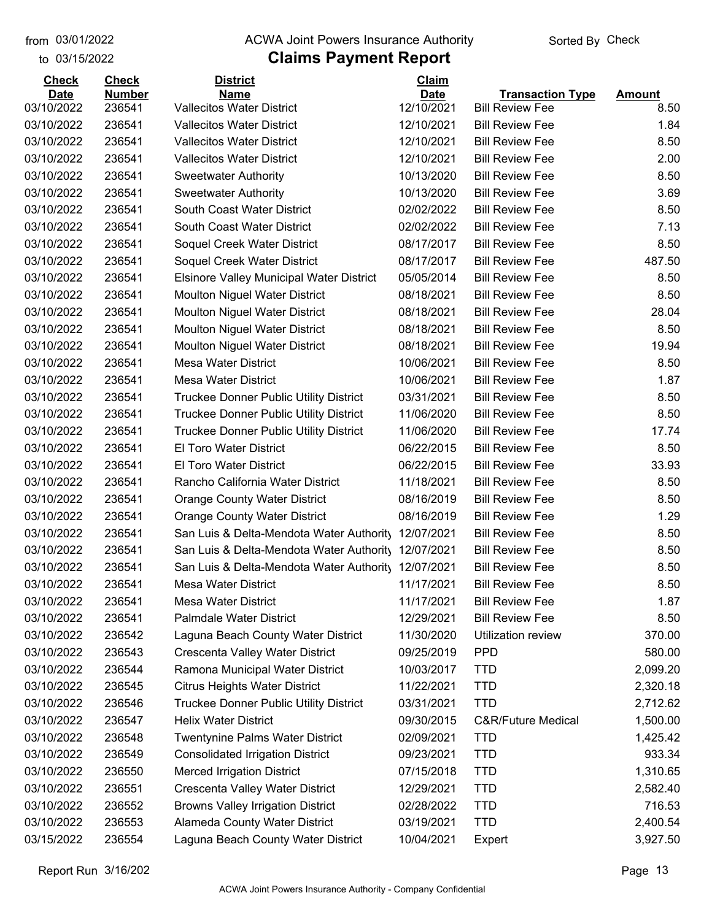from 03/01/2022 to 03/15/2022

# ACWA Joint Powers Insurance Authority

## Claims Payment Report

Sorted By Check

| Check Date | Check Number | District Name | Claim Date | Transaction Type | Amount |
|---|---|---|---|---|---|
| 03/10/2022 | 236541 | Vallecitos Water District | 12/10/2021 | Bill Review Fee | 8.50 |
| 03/10/2022 | 236541 | Vallecitos Water District | 12/10/2021 | Bill Review Fee | 1.84 |
| 03/10/2022 | 236541 | Vallecitos Water District | 12/10/2021 | Bill Review Fee | 8.50 |
| 03/10/2022 | 236541 | Vallecitos Water District | 12/10/2021 | Bill Review Fee | 2.00 |
| 03/10/2022 | 236541 | Sweetwater Authority | 10/13/2020 | Bill Review Fee | 8.50 |
| 03/10/2022 | 236541 | Sweetwater Authority | 10/13/2020 | Bill Review Fee | 3.69 |
| 03/10/2022 | 236541 | South Coast Water District | 02/02/2022 | Bill Review Fee | 8.50 |
| 03/10/2022 | 236541 | South Coast Water District | 02/02/2022 | Bill Review Fee | 7.13 |
| 03/10/2022 | 236541 | Soquel Creek Water District | 08/17/2017 | Bill Review Fee | 8.50 |
| 03/10/2022 | 236541 | Soquel Creek Water District | 08/17/2017 | Bill Review Fee | 487.50 |
| 03/10/2022 | 236541 | Elsinore Valley Municipal Water District | 05/05/2014 | Bill Review Fee | 8.50 |
| 03/10/2022 | 236541 | Moulton Niguel Water District | 08/18/2021 | Bill Review Fee | 8.50 |
| 03/10/2022 | 236541 | Moulton Niguel Water District | 08/18/2021 | Bill Review Fee | 28.04 |
| 03/10/2022 | 236541 | Moulton Niguel Water District | 08/18/2021 | Bill Review Fee | 8.50 |
| 03/10/2022 | 236541 | Moulton Niguel Water District | 08/18/2021 | Bill Review Fee | 19.94 |
| 03/10/2022 | 236541 | Mesa Water District | 10/06/2021 | Bill Review Fee | 8.50 |
| 03/10/2022 | 236541 | Mesa Water District | 10/06/2021 | Bill Review Fee | 1.87 |
| 03/10/2022 | 236541 | Truckee Donner Public Utility District | 03/31/2021 | Bill Review Fee | 8.50 |
| 03/10/2022 | 236541 | Truckee Donner Public Utility District | 11/06/2020 | Bill Review Fee | 8.50 |
| 03/10/2022 | 236541 | Truckee Donner Public Utility District | 11/06/2020 | Bill Review Fee | 17.74 |
| 03/10/2022 | 236541 | El Toro Water District | 06/22/2015 | Bill Review Fee | 8.50 |
| 03/10/2022 | 236541 | El Toro Water District | 06/22/2015 | Bill Review Fee | 33.93 |
| 03/10/2022 | 236541 | Rancho California Water District | 11/18/2021 | Bill Review Fee | 8.50 |
| 03/10/2022 | 236541 | Orange County Water District | 08/16/2019 | Bill Review Fee | 8.50 |
| 03/10/2022 | 236541 | Orange County Water District | 08/16/2019 | Bill Review Fee | 1.29 |
| 03/10/2022 | 236541 | San Luis & Delta-Mendota Water Authority | 12/07/2021 | Bill Review Fee | 8.50 |
| 03/10/2022 | 236541 | San Luis & Delta-Mendota Water Authority | 12/07/2021 | Bill Review Fee | 8.50 |
| 03/10/2022 | 236541 | San Luis & Delta-Mendota Water Authority | 12/07/2021 | Bill Review Fee | 8.50 |
| 03/10/2022 | 236541 | Mesa Water District | 11/17/2021 | Bill Review Fee | 8.50 |
| 03/10/2022 | 236541 | Mesa Water District | 11/17/2021 | Bill Review Fee | 1.87 |
| 03/10/2022 | 236541 | Palmdale Water District | 12/29/2021 | Bill Review Fee | 8.50 |
| 03/10/2022 | 236542 | Laguna Beach County Water District | 11/30/2020 | Utilization review | 370.00 |
| 03/10/2022 | 236543 | Crescenta Valley Water District | 09/25/2019 | PPD | 580.00 |
| 03/10/2022 | 236544 | Ramona Municipal Water District | 10/03/2017 | TTD | 2,099.20 |
| 03/10/2022 | 236545 | Citrus Heights Water District | 11/22/2021 | TTD | 2,320.18 |
| 03/10/2022 | 236546 | Truckee Donner Public Utility District | 03/31/2021 | TTD | 2,712.62 |
| 03/10/2022 | 236547 | Helix Water District | 09/30/2015 | C&R/Future Medical | 1,500.00 |
| 03/10/2022 | 236548 | Twentynine Palms Water District | 02/09/2021 | TTD | 1,425.42 |
| 03/10/2022 | 236549 | Consolidated Irrigation District | 09/23/2021 | TTD | 933.34 |
| 03/10/2022 | 236550 | Merced Irrigation District | 07/15/2018 | TTD | 1,310.65 |
| 03/10/2022 | 236551 | Crescenta Valley Water District | 12/29/2021 | TTD | 2,582.40 |
| 03/10/2022 | 236552 | Browns Valley Irrigation District | 02/28/2022 | TTD | 716.53 |
| 03/10/2022 | 236553 | Alameda County Water District | 03/19/2021 | TTD | 2,400.54 |
| 03/15/2022 | 236554 | Laguna Beach County Water District | 10/04/2021 | Expert | 3,927.50 |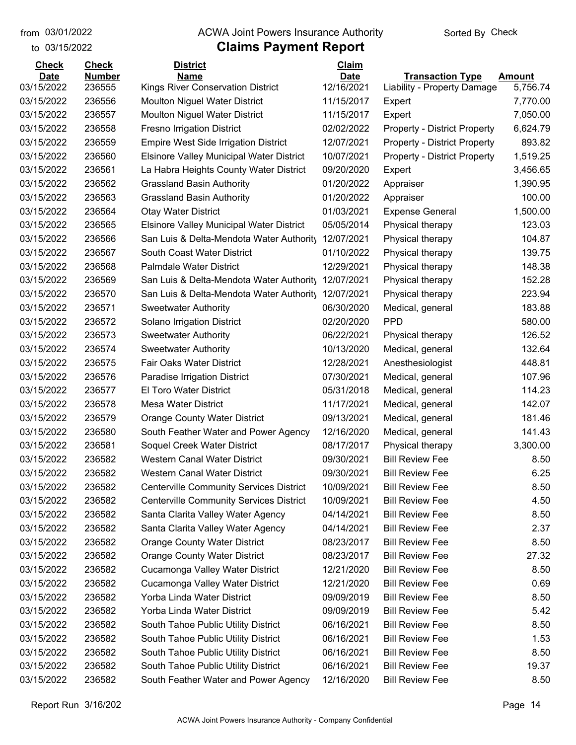from 03/01/2022 to 03/15/2022

# ACWA Joint Powers Insurance Authority

## Claims Payment Report

Sorted By Check

| Check Date | Check Number | District Name | Claim Date | Transaction Type | Amount |
|---|---|---|---|---|---|
| 03/15/2022 | 236555 | Kings River Conservation District | 12/16/2021 | Liability - Property Damage | 5,756.74 |
| 03/15/2022 | 236556 | Moulton Niguel Water District | 11/15/2017 | Expert | 7,770.00 |
| 03/15/2022 | 236557 | Moulton Niguel Water District | 11/15/2017 | Expert | 7,050.00 |
| 03/15/2022 | 236558 | Fresno Irrigation District | 02/02/2022 | Property - District Property | 6,624.79 |
| 03/15/2022 | 236559 | Empire West Side Irrigation District | 12/07/2021 | Property - District Property | 893.82 |
| 03/15/2022 | 236560 | Elsinore Valley Municipal Water District | 10/07/2021 | Property - District Property | 1,519.25 |
| 03/15/2022 | 236561 | La Habra Heights County Water District | 09/20/2020 | Expert | 3,456.65 |
| 03/15/2022 | 236562 | Grassland Basin Authority | 01/20/2022 | Appraiser | 1,390.95 |
| 03/15/2022 | 236563 | Grassland Basin Authority | 01/20/2022 | Appraiser | 100.00 |
| 03/15/2022 | 236564 | Otay Water District | 01/03/2021 | Expense General | 1,500.00 |
| 03/15/2022 | 236565 | Elsinore Valley Municipal Water District | 05/05/2014 | Physical therapy | 123.03 |
| 03/15/2022 | 236566 | San Luis & Delta-Mendota Water Authority | 12/07/2021 | Physical therapy | 104.87 |
| 03/15/2022 | 236567 | South Coast Water District | 01/10/2022 | Physical therapy | 139.75 |
| 03/15/2022 | 236568 | Palmdale Water District | 12/29/2021 | Physical therapy | 148.38 |
| 03/15/2022 | 236569 | San Luis & Delta-Mendota Water Authority | 12/07/2021 | Physical therapy | 152.28 |
| 03/15/2022 | 236570 | San Luis & Delta-Mendota Water Authority | 12/07/2021 | Physical therapy | 223.94 |
| 03/15/2022 | 236571 | Sweetwater Authority | 06/30/2020 | Medical, general | 183.88 |
| 03/15/2022 | 236572 | Solano Irrigation District | 02/20/2020 | PPD | 580.00 |
| 03/15/2022 | 236573 | Sweetwater Authority | 06/22/2021 | Physical therapy | 126.52 |
| 03/15/2022 | 236574 | Sweetwater Authority | 10/13/2020 | Medical, general | 132.64 |
| 03/15/2022 | 236575 | Fair Oaks Water District | 12/28/2021 | Anesthesiologist | 448.81 |
| 03/15/2022 | 236576 | Paradise Irrigation District | 07/30/2021 | Medical, general | 107.96 |
| 03/15/2022 | 236577 | El Toro Water District | 05/31/2018 | Medical, general | 114.23 |
| 03/15/2022 | 236578 | Mesa Water District | 11/17/2021 | Medical, general | 142.07 |
| 03/15/2022 | 236579 | Orange County Water District | 09/13/2021 | Medical, general | 181.46 |
| 03/15/2022 | 236580 | South Feather Water and Power Agency | 12/16/2020 | Medical, general | 141.43 |
| 03/15/2022 | 236581 | Soquel Creek Water District | 08/17/2017 | Physical therapy | 3,300.00 |
| 03/15/2022 | 236582 | Western Canal Water District | 09/30/2021 | Bill Review Fee | 8.50 |
| 03/15/2022 | 236582 | Western Canal Water District | 09/30/2021 | Bill Review Fee | 6.25 |
| 03/15/2022 | 236582 | Centerville Community Services District | 10/09/2021 | Bill Review Fee | 8.50 |
| 03/15/2022 | 236582 | Centerville Community Services District | 10/09/2021 | Bill Review Fee | 4.50 |
| 03/15/2022 | 236582 | Santa Clarita Valley Water Agency | 04/14/2021 | Bill Review Fee | 8.50 |
| 03/15/2022 | 236582 | Santa Clarita Valley Water Agency | 04/14/2021 | Bill Review Fee | 2.37 |
| 03/15/2022 | 236582 | Orange County Water District | 08/23/2017 | Bill Review Fee | 8.50 |
| 03/15/2022 | 236582 | Orange County Water District | 08/23/2017 | Bill Review Fee | 27.32 |
| 03/15/2022 | 236582 | Cucamonga Valley Water District | 12/21/2020 | Bill Review Fee | 8.50 |
| 03/15/2022 | 236582 | Cucamonga Valley Water District | 12/21/2020 | Bill Review Fee | 0.69 |
| 03/15/2022 | 236582 | Yorba Linda Water District | 09/09/2019 | Bill Review Fee | 8.50 |
| 03/15/2022 | 236582 | Yorba Linda Water District | 09/09/2019 | Bill Review Fee | 5.42 |
| 03/15/2022 | 236582 | South Tahoe Public Utility District | 06/16/2021 | Bill Review Fee | 8.50 |
| 03/15/2022 | 236582 | South Tahoe Public Utility District | 06/16/2021 | Bill Review Fee | 1.53 |
| 03/15/2022 | 236582 | South Tahoe Public Utility District | 06/16/2021 | Bill Review Fee | 8.50 |
| 03/15/2022 | 236582 | South Tahoe Public Utility District | 06/16/2021 | Bill Review Fee | 19.37 |
| 03/15/2022 | 236582 | South Feather Water and Power Agency | 12/16/2020 | Bill Review Fee | 8.50 |

Report Run 3/16/202

ACWA Joint Powers Insurance Authority - Company Confidential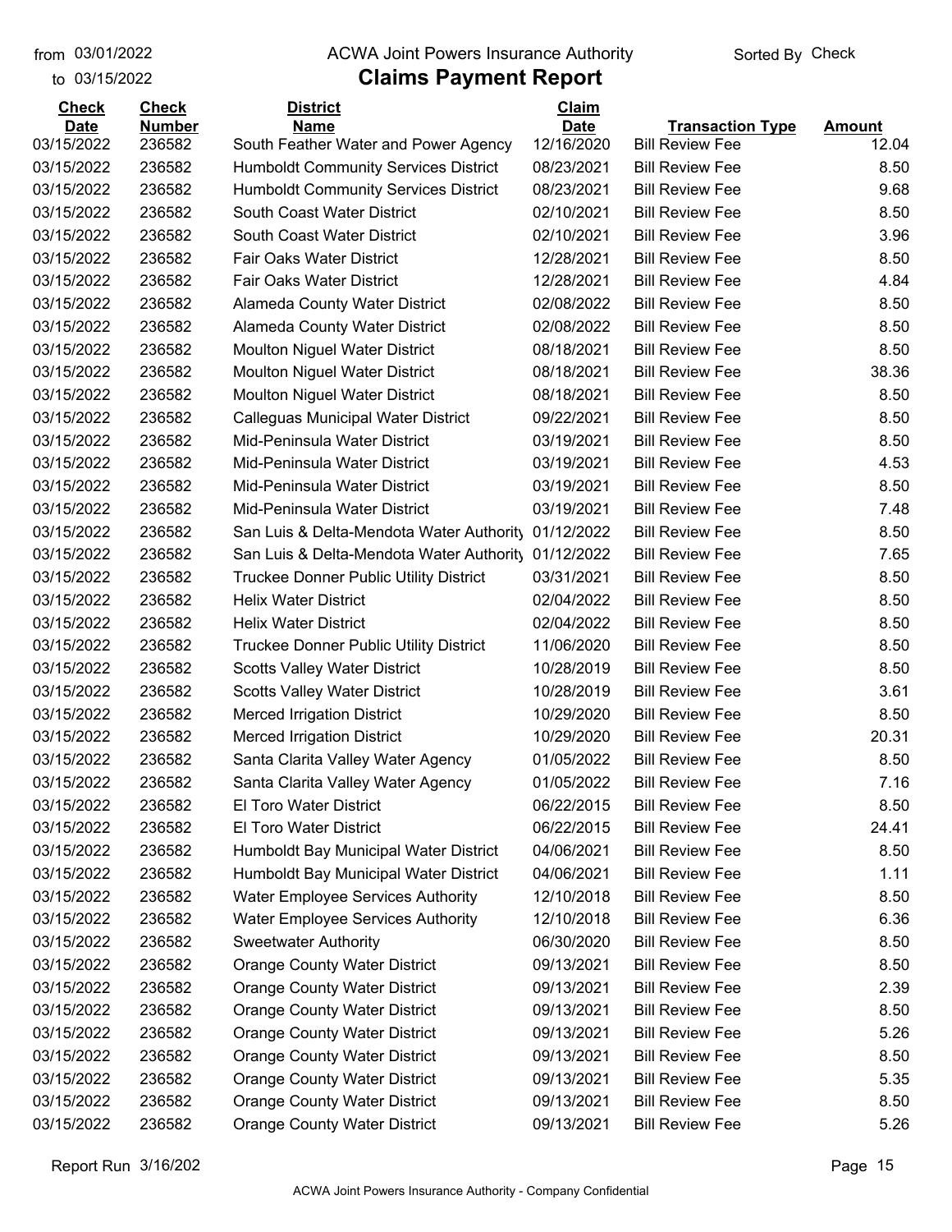from 03/01/2022 to 03/15/2022

# ACWA Joint Powers Insurance Authority

## Claims Payment Report

Sorted By Check

| Check Date | Check Number | District Name | Claim Date | Transaction Type | Amount |
|---|---|---|---|---|---|
| 03/15/2022 | 236582 | South Feather Water and Power Agency | 12/16/2020 | Bill Review Fee | 12.04 |
| 03/15/2022 | 236582 | Humboldt Community Services District | 08/23/2021 | Bill Review Fee | 8.50 |
| 03/15/2022 | 236582 | Humboldt Community Services District | 08/23/2021 | Bill Review Fee | 9.68 |
| 03/15/2022 | 236582 | South Coast Water District | 02/10/2021 | Bill Review Fee | 8.50 |
| 03/15/2022 | 236582 | South Coast Water District | 02/10/2021 | Bill Review Fee | 3.96 |
| 03/15/2022 | 236582 | Fair Oaks Water District | 12/28/2021 | Bill Review Fee | 8.50 |
| 03/15/2022 | 236582 | Fair Oaks Water District | 12/28/2021 | Bill Review Fee | 4.84 |
| 03/15/2022 | 236582 | Alameda County Water District | 02/08/2022 | Bill Review Fee | 8.50 |
| 03/15/2022 | 236582 | Alameda County Water District | 02/08/2022 | Bill Review Fee | 8.50 |
| 03/15/2022 | 236582 | Moulton Niguel Water District | 08/18/2021 | Bill Review Fee | 8.50 |
| 03/15/2022 | 236582 | Moulton Niguel Water District | 08/18/2021 | Bill Review Fee | 38.36 |
| 03/15/2022 | 236582 | Moulton Niguel Water District | 08/18/2021 | Bill Review Fee | 8.50 |
| 03/15/2022 | 236582 | Calleguas Municipal Water District | 09/22/2021 | Bill Review Fee | 8.50 |
| 03/15/2022 | 236582 | Mid-Peninsula Water District | 03/19/2021 | Bill Review Fee | 8.50 |
| 03/15/2022 | 236582 | Mid-Peninsula Water District | 03/19/2021 | Bill Review Fee | 4.53 |
| 03/15/2022 | 236582 | Mid-Peninsula Water District | 03/19/2021 | Bill Review Fee | 8.50 |
| 03/15/2022 | 236582 | Mid-Peninsula Water District | 03/19/2021 | Bill Review Fee | 7.48 |
| 03/15/2022 | 236582 | San Luis & Delta-Mendota Water Authority | 01/12/2022 | Bill Review Fee | 8.50 |
| 03/15/2022 | 236582 | San Luis & Delta-Mendota Water Authority | 01/12/2022 | Bill Review Fee | 7.65 |
| 03/15/2022 | 236582 | Truckee Donner Public Utility District | 03/31/2021 | Bill Review Fee | 8.50 |
| 03/15/2022 | 236582 | Helix Water District | 02/04/2022 | Bill Review Fee | 8.50 |
| 03/15/2022 | 236582 | Helix Water District | 02/04/2022 | Bill Review Fee | 8.50 |
| 03/15/2022 | 236582 | Truckee Donner Public Utility District | 11/06/2020 | Bill Review Fee | 8.50 |
| 03/15/2022 | 236582 | Scotts Valley Water District | 10/28/2019 | Bill Review Fee | 8.50 |
| 03/15/2022 | 236582 | Scotts Valley Water District | 10/28/2019 | Bill Review Fee | 3.61 |
| 03/15/2022 | 236582 | Merced Irrigation District | 10/29/2020 | Bill Review Fee | 8.50 |
| 03/15/2022 | 236582 | Merced Irrigation District | 10/29/2020 | Bill Review Fee | 20.31 |
| 03/15/2022 | 236582 | Santa Clarita Valley Water Agency | 01/05/2022 | Bill Review Fee | 8.50 |
| 03/15/2022 | 236582 | Santa Clarita Valley Water Agency | 01/05/2022 | Bill Review Fee | 7.16 |
| 03/15/2022 | 236582 | El Toro Water District | 06/22/2015 | Bill Review Fee | 8.50 |
| 03/15/2022 | 236582 | El Toro Water District | 06/22/2015 | Bill Review Fee | 24.41 |
| 03/15/2022 | 236582 | Humboldt Bay Municipal Water District | 04/06/2021 | Bill Review Fee | 8.50 |
| 03/15/2022 | 236582 | Humboldt Bay Municipal Water District | 04/06/2021 | Bill Review Fee | 1.11 |
| 03/15/2022 | 236582 | Water Employee Services Authority | 12/10/2018 | Bill Review Fee | 8.50 |
| 03/15/2022 | 236582 | Water Employee Services Authority | 12/10/2018 | Bill Review Fee | 6.36 |
| 03/15/2022 | 236582 | Sweetwater Authority | 06/30/2020 | Bill Review Fee | 8.50 |
| 03/15/2022 | 236582 | Orange County Water District | 09/13/2021 | Bill Review Fee | 8.50 |
| 03/15/2022 | 236582 | Orange County Water District | 09/13/2021 | Bill Review Fee | 2.39 |
| 03/15/2022 | 236582 | Orange County Water District | 09/13/2021 | Bill Review Fee | 8.50 |
| 03/15/2022 | 236582 | Orange County Water District | 09/13/2021 | Bill Review Fee | 5.26 |
| 03/15/2022 | 236582 | Orange County Water District | 09/13/2021 | Bill Review Fee | 8.50 |
| 03/15/2022 | 236582 | Orange County Water District | 09/13/2021 | Bill Review Fee | 5.35 |
| 03/15/2022 | 236582 | Orange County Water District | 09/13/2021 | Bill Review Fee | 8.50 |
| 03/15/2022 | 236582 | Orange County Water District | 09/13/2021 | Bill Review Fee | 5.26 |

Report Run 3/16/202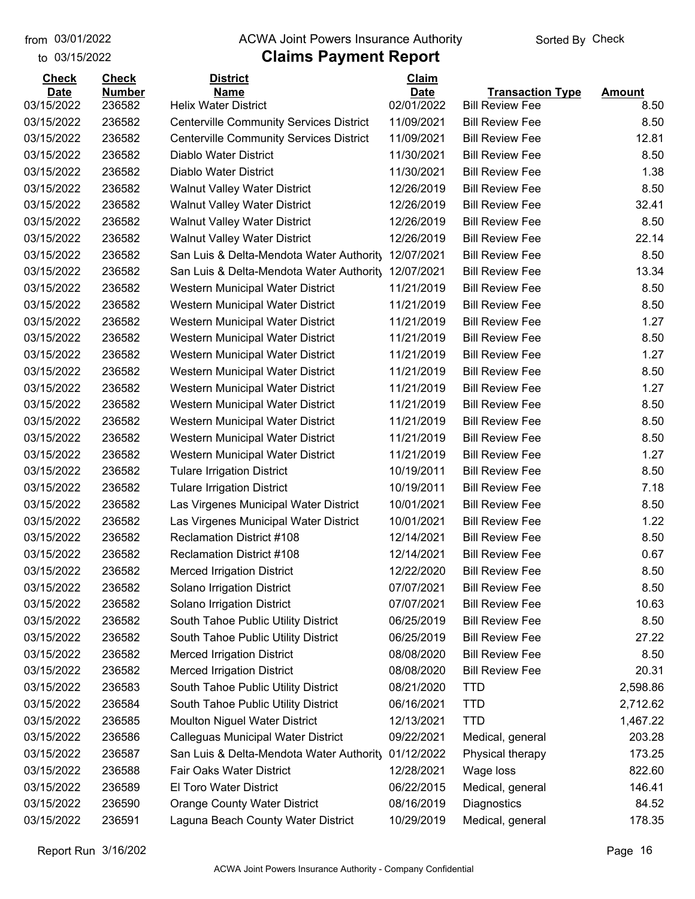from 03/01/2022 to 03/15/2022

ACWA Joint Powers Insurance Authority

# Claims Payment Report

Sorted By Check

| Check Date | Check Number | District Name | Claim Date | Transaction Type | Amount |
|---|---|---|---|---|---|
| 03/15/2022 | 236582 | Helix Water District | 02/01/2022 | Bill Review Fee | 8.50 |
| 03/15/2022 | 236582 | Centerville Community Services District | 11/09/2021 | Bill Review Fee | 8.50 |
| 03/15/2022 | 236582 | Centerville Community Services District | 11/09/2021 | Bill Review Fee | 12.81 |
| 03/15/2022 | 236582 | Diablo Water District | 11/30/2021 | Bill Review Fee | 8.50 |
| 03/15/2022 | 236582 | Diablo Water District | 11/30/2021 | Bill Review Fee | 1.38 |
| 03/15/2022 | 236582 | Walnut Valley Water District | 12/26/2019 | Bill Review Fee | 8.50 |
| 03/15/2022 | 236582 | Walnut Valley Water District | 12/26/2019 | Bill Review Fee | 32.41 |
| 03/15/2022 | 236582 | Walnut Valley Water District | 12/26/2019 | Bill Review Fee | 8.50 |
| 03/15/2022 | 236582 | Walnut Valley Water District | 12/26/2019 | Bill Review Fee | 22.14 |
| 03/15/2022 | 236582 | San Luis & Delta-Mendota Water Authority | 12/07/2021 | Bill Review Fee | 8.50 |
| 03/15/2022 | 236582 | San Luis & Delta-Mendota Water Authority | 12/07/2021 | Bill Review Fee | 13.34 |
| 03/15/2022 | 236582 | Western Municipal Water District | 11/21/2019 | Bill Review Fee | 8.50 |
| 03/15/2022 | 236582 | Western Municipal Water District | 11/21/2019 | Bill Review Fee | 8.50 |
| 03/15/2022 | 236582 | Western Municipal Water District | 11/21/2019 | Bill Review Fee | 1.27 |
| 03/15/2022 | 236582 | Western Municipal Water District | 11/21/2019 | Bill Review Fee | 8.50 |
| 03/15/2022 | 236582 | Western Municipal Water District | 11/21/2019 | Bill Review Fee | 1.27 |
| 03/15/2022 | 236582 | Western Municipal Water District | 11/21/2019 | Bill Review Fee | 8.50 |
| 03/15/2022 | 236582 | Western Municipal Water District | 11/21/2019 | Bill Review Fee | 1.27 |
| 03/15/2022 | 236582 | Western Municipal Water District | 11/21/2019 | Bill Review Fee | 8.50 |
| 03/15/2022 | 236582 | Western Municipal Water District | 11/21/2019 | Bill Review Fee | 8.50 |
| 03/15/2022 | 236582 | Western Municipal Water District | 11/21/2019 | Bill Review Fee | 8.50 |
| 03/15/2022 | 236582 | Western Municipal Water District | 11/21/2019 | Bill Review Fee | 1.27 |
| 03/15/2022 | 236582 | Tulare Irrigation District | 10/19/2011 | Bill Review Fee | 8.50 |
| 03/15/2022 | 236582 | Tulare Irrigation District | 10/19/2011 | Bill Review Fee | 7.18 |
| 03/15/2022 | 236582 | Las Virgenes Municipal Water District | 10/01/2021 | Bill Review Fee | 8.50 |
| 03/15/2022 | 236582 | Las Virgenes Municipal Water District | 10/01/2021 | Bill Review Fee | 1.22 |
| 03/15/2022 | 236582 | Reclamation District #108 | 12/14/2021 | Bill Review Fee | 8.50 |
| 03/15/2022 | 236582 | Reclamation District #108 | 12/14/2021 | Bill Review Fee | 0.67 |
| 03/15/2022 | 236582 | Merced Irrigation District | 12/22/2020 | Bill Review Fee | 8.50 |
| 03/15/2022 | 236582 | Solano Irrigation District | 07/07/2021 | Bill Review Fee | 8.50 |
| 03/15/2022 | 236582 | Solano Irrigation District | 07/07/2021 | Bill Review Fee | 10.63 |
| 03/15/2022 | 236582 | South Tahoe Public Utility District | 06/25/2019 | Bill Review Fee | 8.50 |
| 03/15/2022 | 236582 | South Tahoe Public Utility District | 06/25/2019 | Bill Review Fee | 27.22 |
| 03/15/2022 | 236582 | Merced Irrigation District | 08/08/2020 | Bill Review Fee | 8.50 |
| 03/15/2022 | 236582 | Merced Irrigation District | 08/08/2020 | Bill Review Fee | 20.31 |
| 03/15/2022 | 236583 | South Tahoe Public Utility District | 08/21/2020 | TTD | 2,598.86 |
| 03/15/2022 | 236584 | South Tahoe Public Utility District | 06/16/2021 | TTD | 2,712.62 |
| 03/15/2022 | 236585 | Moulton Niguel Water District | 12/13/2021 | TTD | 1,467.22 |
| 03/15/2022 | 236586 | Calleguas Municipal Water District | 09/22/2021 | Medical, general | 203.28 |
| 03/15/2022 | 236587 | San Luis & Delta-Mendota Water Authority | 01/12/2022 | Physical therapy | 173.25 |
| 03/15/2022 | 236588 | Fair Oaks Water District | 12/28/2021 | Wage loss | 822.60 |
| 03/15/2022 | 236589 | El Toro Water District | 06/22/2015 | Medical, general | 146.41 |
| 03/15/2022 | 236590 | Orange County Water District | 08/16/2019 | Diagnostics | 84.52 |
| 03/15/2022 | 236591 | Laguna Beach County Water District | 10/29/2019 | Medical, general | 178.35 |

Report Run 3/16/202

ACWA Joint Powers Insurance Authority - Company Confidential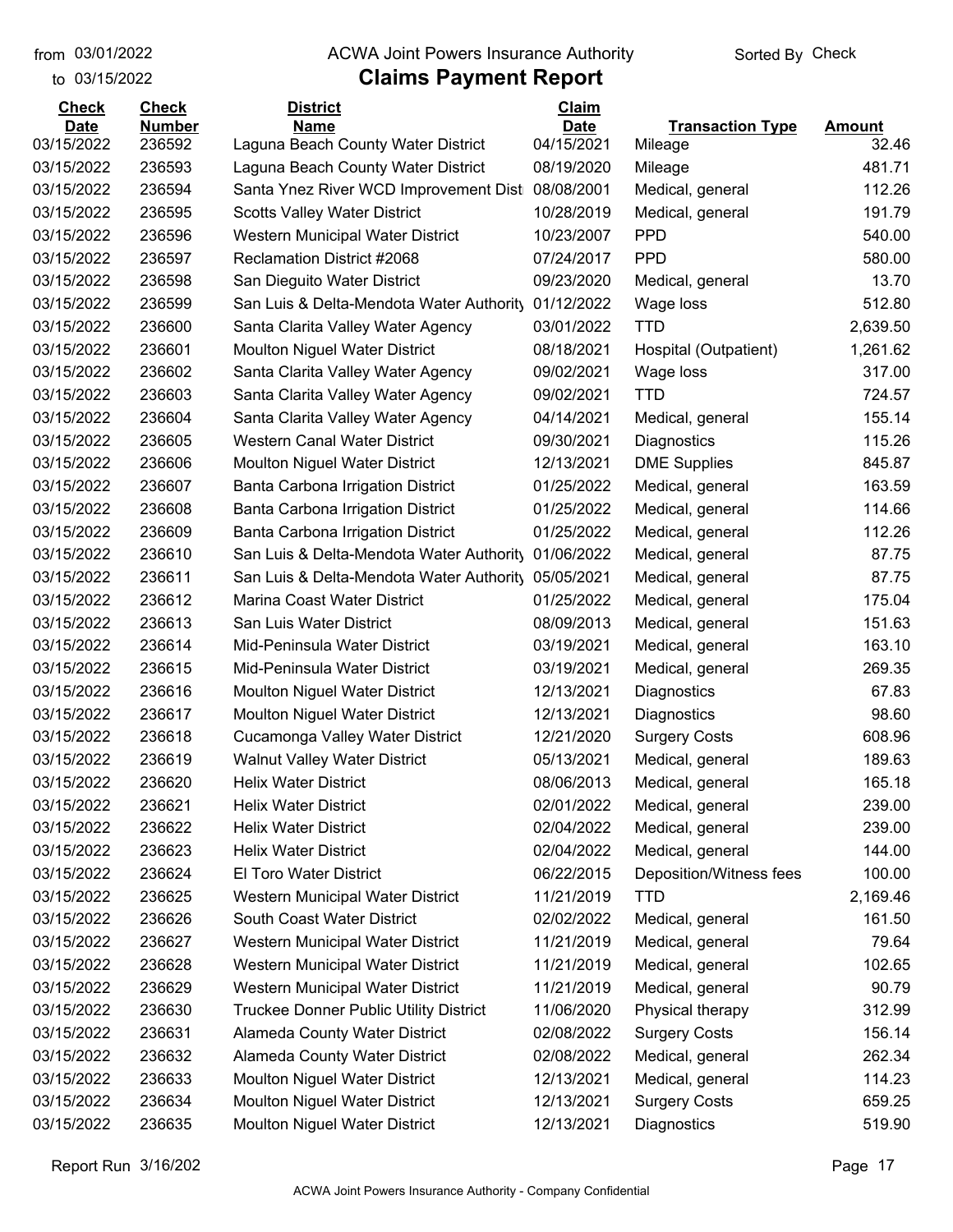# ACWA Joint Powers Insurance Authority

## Claims Payment Report

from 03/01/2022 to 03/15/2022 — Sorted By Check

| Check Date | Check Number | District Name | Claim Date | Transaction Type | Amount |
|---|---|---|---|---|---|
| 03/15/2022 | 236592 | Laguna Beach County Water District | 04/15/2021 | Mileage | 32.46 |
| 03/15/2022 | 236593 | Laguna Beach County Water District | 08/19/2020 | Mileage | 481.71 |
| 03/15/2022 | 236594 | Santa Ynez River WCD Improvement Dist | 08/08/2001 | Medical, general | 112.26 |
| 03/15/2022 | 236595 | Scotts Valley Water District | 10/28/2019 | Medical, general | 191.79 |
| 03/15/2022 | 236596 | Western Municipal Water District | 10/23/2007 | PPD | 540.00 |
| 03/15/2022 | 236597 | Reclamation District #2068 | 07/24/2017 | PPD | 580.00 |
| 03/15/2022 | 236598 | San Dieguito Water District | 09/23/2020 | Medical, general | 13.70 |
| 03/15/2022 | 236599 | San Luis & Delta-Mendota Water Authority | 01/12/2022 | Wage loss | 512.80 |
| 03/15/2022 | 236600 | Santa Clarita Valley Water Agency | 03/01/2022 | TTD | 2,639.50 |
| 03/15/2022 | 236601 | Moulton Niguel Water District | 08/18/2021 | Hospital (Outpatient) | 1,261.62 |
| 03/15/2022 | 236602 | Santa Clarita Valley Water Agency | 09/02/2021 | Wage loss | 317.00 |
| 03/15/2022 | 236603 | Santa Clarita Valley Water Agency | 09/02/2021 | TTD | 724.57 |
| 03/15/2022 | 236604 | Santa Clarita Valley Water Agency | 04/14/2021 | Medical, general | 155.14 |
| 03/15/2022 | 236605 | Western Canal Water District | 09/30/2021 | Diagnostics | 115.26 |
| 03/15/2022 | 236606 | Moulton Niguel Water District | 12/13/2021 | DME Supplies | 845.87 |
| 03/15/2022 | 236607 | Banta Carbona Irrigation District | 01/25/2022 | Medical, general | 163.59 |
| 03/15/2022 | 236608 | Banta Carbona Irrigation District | 01/25/2022 | Medical, general | 114.66 |
| 03/15/2022 | 236609 | Banta Carbona Irrigation District | 01/25/2022 | Medical, general | 112.26 |
| 03/15/2022 | 236610 | San Luis & Delta-Mendota Water Authority | 01/06/2022 | Medical, general | 87.75 |
| 03/15/2022 | 236611 | San Luis & Delta-Mendota Water Authority | 05/05/2021 | Medical, general | 87.75 |
| 03/15/2022 | 236612 | Marina Coast Water District | 01/25/2022 | Medical, general | 175.04 |
| 03/15/2022 | 236613 | San Luis Water District | 08/09/2013 | Medical, general | 151.63 |
| 03/15/2022 | 236614 | Mid-Peninsula Water District | 03/19/2021 | Medical, general | 163.10 |
| 03/15/2022 | 236615 | Mid-Peninsula Water District | 03/19/2021 | Medical, general | 269.35 |
| 03/15/2022 | 236616 | Moulton Niguel Water District | 12/13/2021 | Diagnostics | 67.83 |
| 03/15/2022 | 236617 | Moulton Niguel Water District | 12/13/2021 | Diagnostics | 98.60 |
| 03/15/2022 | 236618 | Cucamonga Valley Water District | 12/21/2020 | Surgery Costs | 608.96 |
| 03/15/2022 | 236619 | Walnut Valley Water District | 05/13/2021 | Medical, general | 189.63 |
| 03/15/2022 | 236620 | Helix Water District | 08/06/2013 | Medical, general | 165.18 |
| 03/15/2022 | 236621 | Helix Water District | 02/01/2022 | Medical, general | 239.00 |
| 03/15/2022 | 236622 | Helix Water District | 02/04/2022 | Medical, general | 239.00 |
| 03/15/2022 | 236623 | Helix Water District | 02/04/2022 | Medical, general | 144.00 |
| 03/15/2022 | 236624 | El Toro Water District | 06/22/2015 | Deposition/Witness fees | 100.00 |
| 03/15/2022 | 236625 | Western Municipal Water District | 11/21/2019 | TTD | 2,169.46 |
| 03/15/2022 | 236626 | South Coast Water District | 02/02/2022 | Medical, general | 161.50 |
| 03/15/2022 | 236627 | Western Municipal Water District | 11/21/2019 | Medical, general | 79.64 |
| 03/15/2022 | 236628 | Western Municipal Water District | 11/21/2019 | Medical, general | 102.65 |
| 03/15/2022 | 236629 | Western Municipal Water District | 11/21/2019 | Medical, general | 90.79 |
| 03/15/2022 | 236630 | Truckee Donner Public Utility District | 11/06/2020 | Physical therapy | 312.99 |
| 03/15/2022 | 236631 | Alameda County Water District | 02/08/2022 | Surgery Costs | 156.14 |
| 03/15/2022 | 236632 | Alameda County Water District | 02/08/2022 | Medical, general | 262.34 |
| 03/15/2022 | 236633 | Moulton Niguel Water District | 12/13/2021 | Medical, general | 114.23 |
| 03/15/2022 | 236634 | Moulton Niguel Water District | 12/13/2021 | Surgery Costs | 659.25 |
| 03/15/2022 | 236635 | Moulton Niguel Water District | 12/13/2021 | Diagnostics | 519.90 |

Report Run 3/16/202

ACWA Joint Powers Insurance Authority - Company Confidential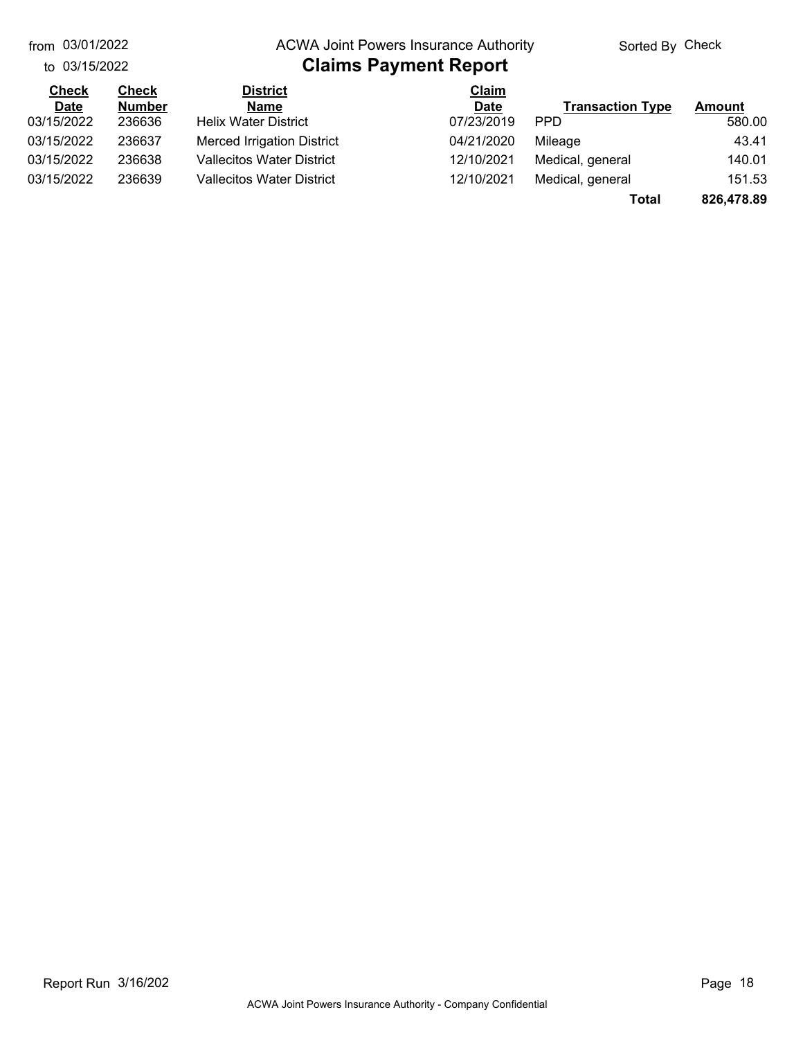from 03/01/2022
to 03/15/2022

ACWA Joint Powers Insurance Authority

# Claims Payment Report

Sorted By Check

| Check Date | Check Number | District Name | Claim Date | Transaction Type | Amount |
|---|---|---|---|---|---|
| 03/15/2022 | 236636 | Helix Water District | 07/23/2019 | PPD | 580.00 |
| 03/15/2022 | 236637 | Merced Irrigation District | 04/21/2020 | Mileage | 43.41 |
| 03/15/2022 | 236638 | Vallecitos Water District | 12/10/2021 | Medical, general | 140.01 |
| 03/15/2022 | 236639 | Vallecitos Water District | 12/10/2021 | Medical, general | 151.53 |
| | | | | **Total** | **826,478.89** |

Report Run 3/16/202

ACWA Joint Powers Insurance Authority - Company Confidential